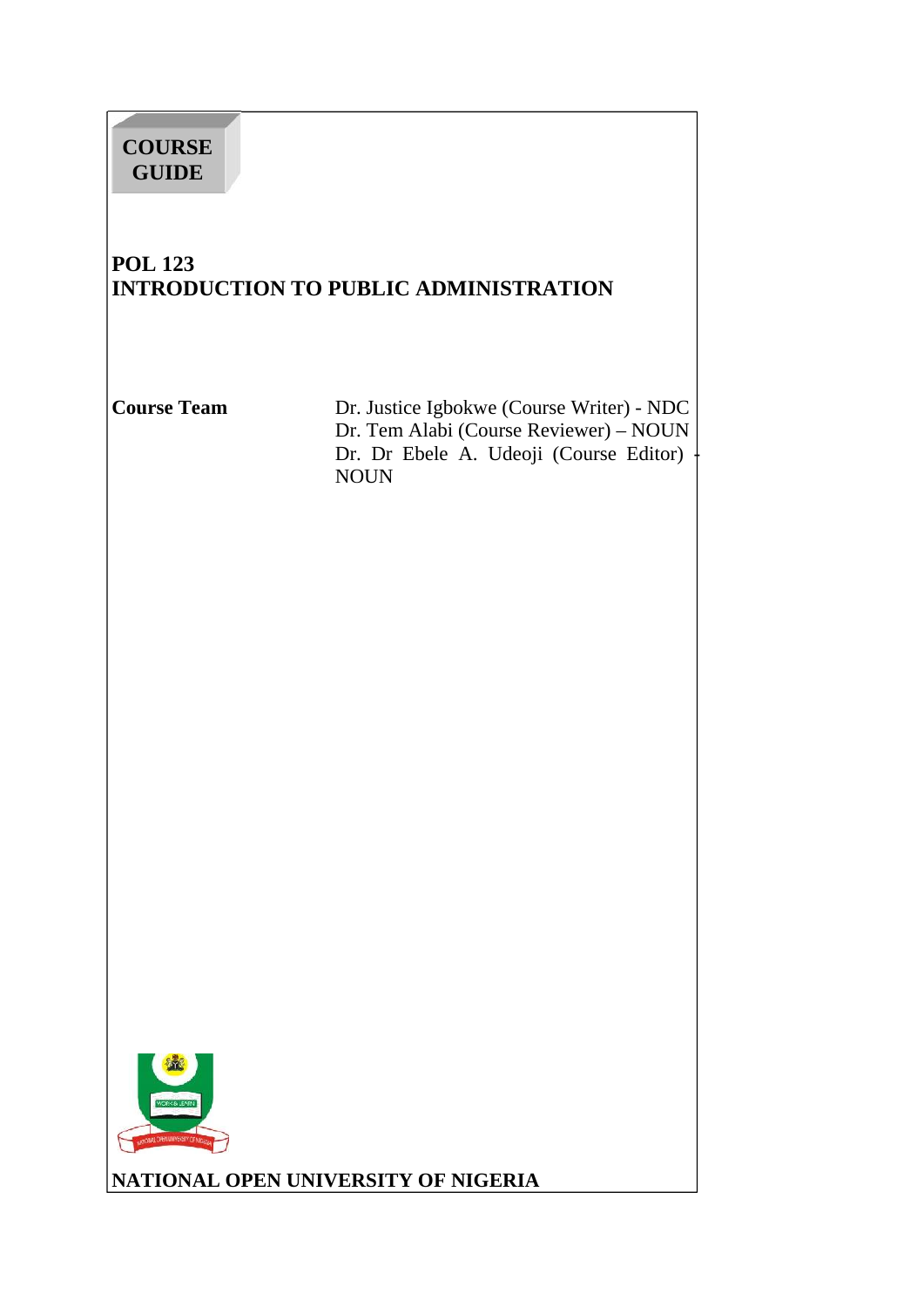**COURSE GUIDE**

# POL 123
# INTRODUCTION TO PUBLIC ADMINISTRATION

**Course Team**

Dr. Justice Igbokwe (Course Writer) - NDC
Dr. Tem Alabi (Course Reviewer) – NOUN
Dr. Dr Ebele A. Udeoji (Course Editor) - NOUN

**NATIONAL OPEN UNIVERSITY OF NIGERIA**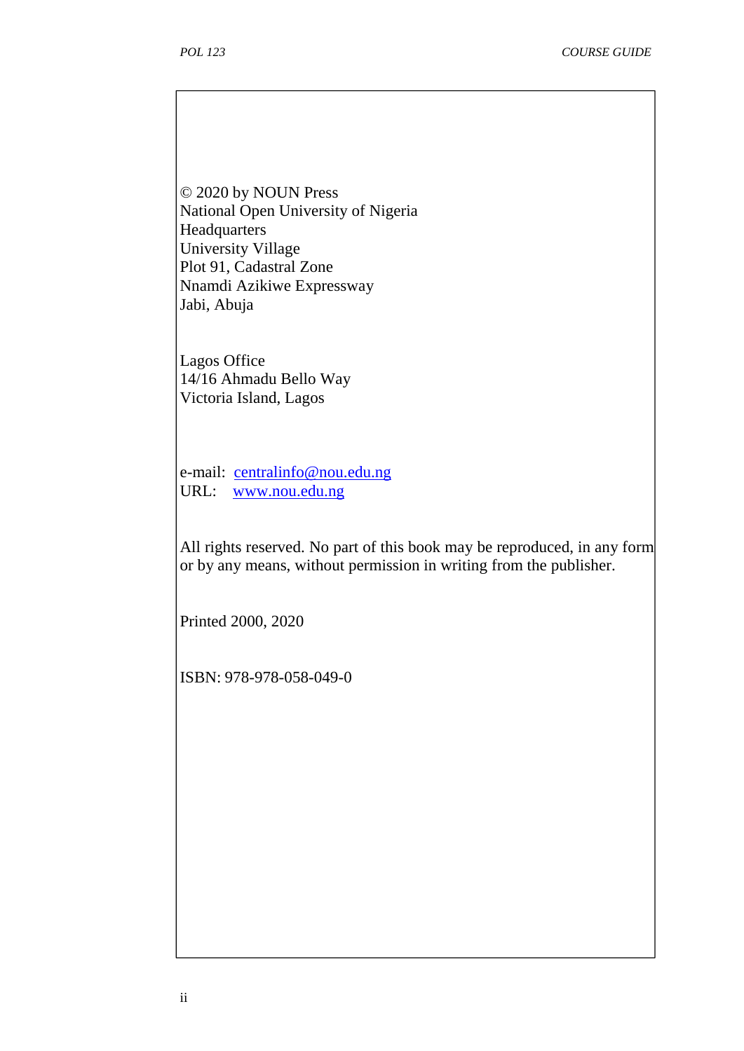© 2020 by NOUN Press
National Open University of Nigeria
Headquarters
University Village
Plot 91, Cadastral Zone
Nnamdi Azikiwe Expressway
Jabi, Abuja

Lagos Office
14/16 Ahmadu Bello Way
Victoria Island, Lagos

e-mail: centralinfo@nou.edu.ng
URL: www.nou.edu.ng

All rights reserved. No part of this book may be reproduced, in any form or by any means, without permission in writing from the publisher.

Printed 2000, 2020

ISBN: 978-978-058-049-0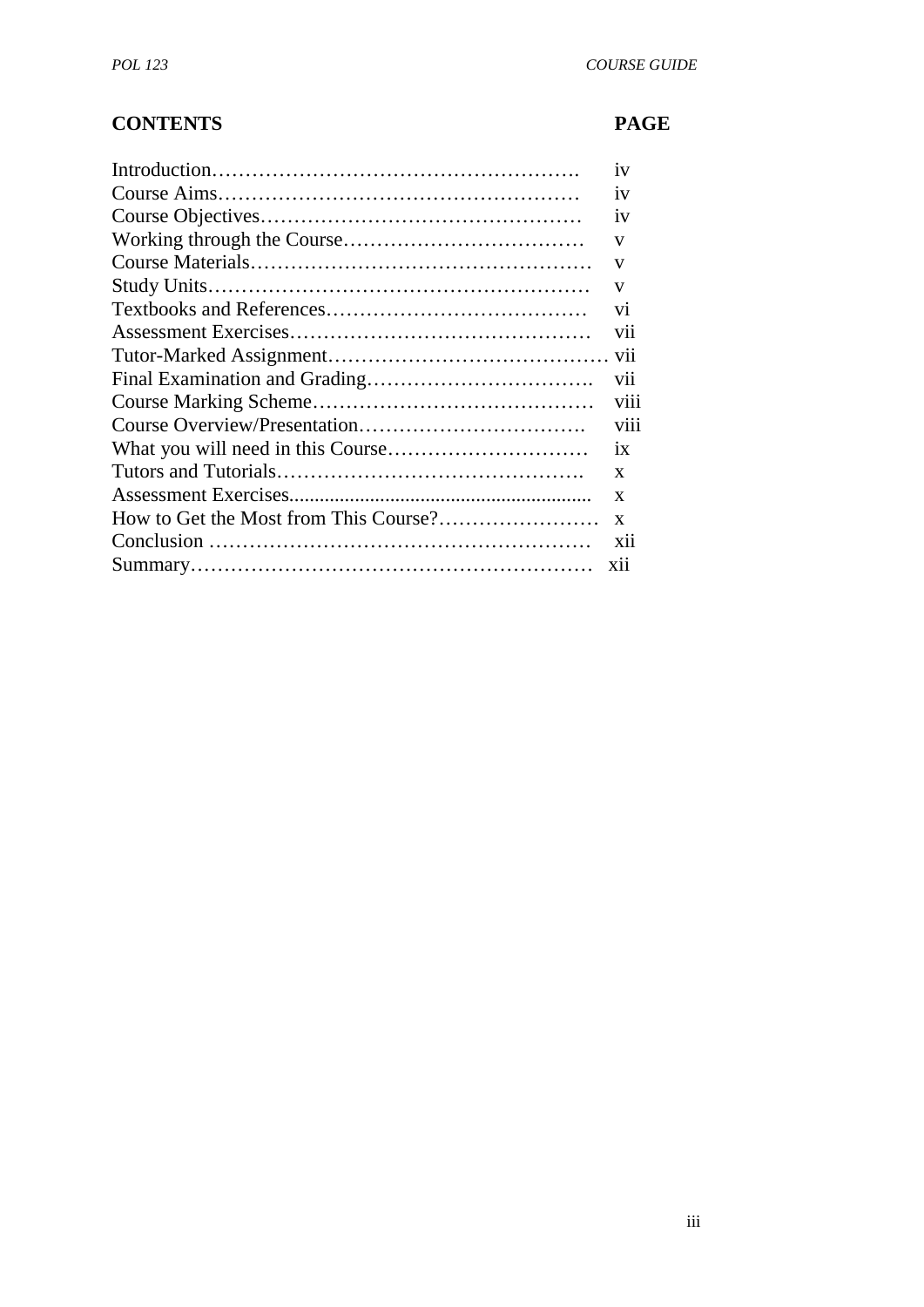| CONTENTS | PAGE |
| --- | --- |
| Introduction………………………………………………. | iv |
| Course Aims……………………………………………… | iv |
| Course Objectives………………………………………… | iv |
| Working through the Course……………………………… | v |
| Course Materials…………………………………………… | v |
| Study Units………………………………………………… | v |
| Textbooks and References………………………………… | vi |
| Assessment Exercises……………………………………… | vii |
| Tutor-Marked Assignment………………………………… | vii |
| Final Examination and Grading……………………………. | vii |
| Course Marking Scheme…………………………………… | viii |
| Course Overview/Presentation……………………………. | viii |
| What you will need in this Course………………………… | ix |
| Tutors and Tutorials………………………………………. | x |
| Assessment Exercises.............................................................. | x |
| How to Get the Most from This Course?…………………… | x |
| Conclusion ………………………………………………… | xii |
| Summary…………………………………………………… | xii |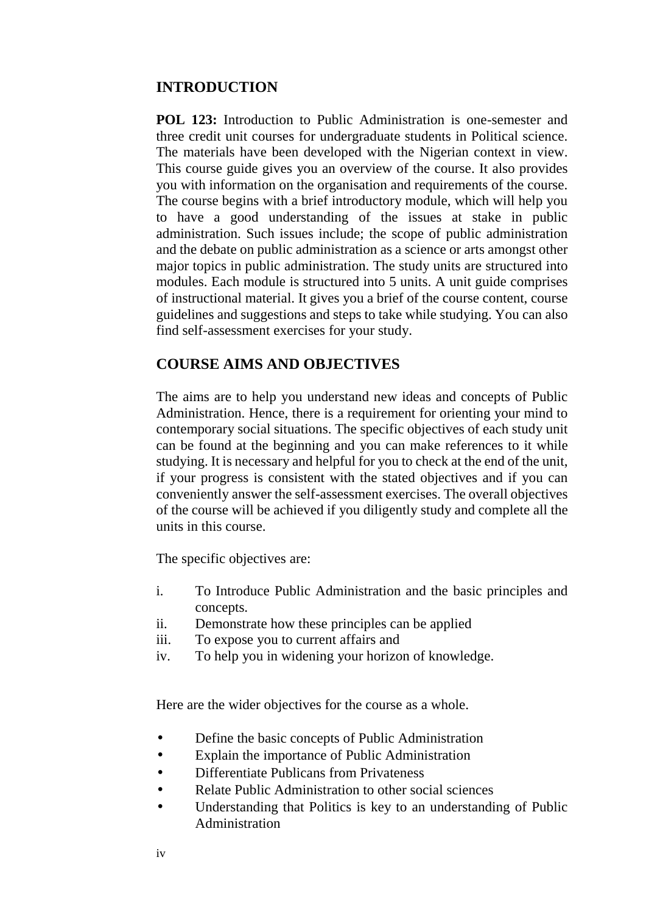## INTRODUCTION

**POL 123:** Introduction to Public Administration is one-semester and three credit unit courses for undergraduate students in Political science. The materials have been developed with the Nigerian context in view. This course guide gives you an overview of the course. It also provides you with information on the organisation and requirements of the course. The course begins with a brief introductory module, which will help you to have a good understanding of the issues at stake in public administration. Such issues include; the scope of public administration and the debate on public administration as a science or arts amongst other major topics in public administration. The study units are structured into modules. Each module is structured into 5 units. A unit guide comprises of instructional material. It gives you a brief of the course content, course guidelines and suggestions and steps to take while studying. You can also find self-assessment exercises for your study.

## COURSE AIMS AND OBJECTIVES

The aims are to help you understand new ideas and concepts of Public Administration. Hence, there is a requirement for orienting your mind to contemporary social situations. The specific objectives of each study unit can be found at the beginning and you can make references to it while studying. It is necessary and helpful for you to check at the end of the unit, if your progress is consistent with the stated objectives and if you can conveniently answer the self-assessment exercises. The overall objectives of the course will be achieved if you diligently study and complete all the units in this course.

The specific objectives are:

i. To Introduce Public Administration and the basic principles and concepts.
ii. Demonstrate how these principles can be applied
iii. To expose you to current affairs and
iv. To help you in widening your horizon of knowledge.

Here are the wider objectives for the course as a whole.

- Define the basic concepts of Public Administration
- Explain the importance of Public Administration
- Differentiate Publicans from Privateness
- Relate Public Administration to other social sciences
- Understanding that Politics is key to an understanding of Public Administration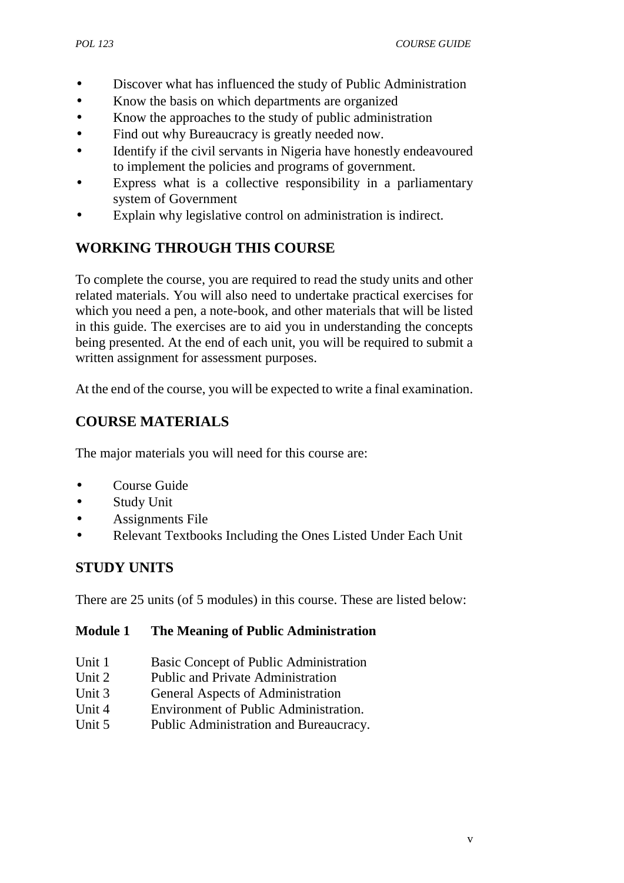- Discover what has influenced the study of Public Administration
- Know the basis on which departments are organized
- Know the approaches to the study of public administration
- Find out why Bureaucracy is greatly needed now.
- Identify if the civil servants in Nigeria have honestly endeavoured to implement the policies and programs of government.
- Express what is a collective responsibility in a parliamentary system of Government
- Explain why legislative control on administration is indirect.

## WORKING THROUGH THIS COURSE

To complete the course, you are required to read the study units and other related materials. You will also need to undertake practical exercises for which you need a pen, a note-book, and other materials that will be listed in this guide. The exercises are to aid you in understanding the concepts being presented. At the end of each unit, you will be required to submit a written assignment for assessment purposes.

At the end of the course, you will be expected to write a final examination.

## COURSE MATERIALS

The major materials you will need for this course are:

- Course Guide
- Study Unit
- Assignments File
- Relevant Textbooks Including the Ones Listed Under Each Unit

## STUDY UNITS

There are 25 units (of 5 modules) in this course. These are listed below:

**Module 1 The Meaning of Public Administration**

Unit 1 Basic Concept of Public Administration
Unit 2 Public and Private Administration
Unit 3 General Aspects of Administration
Unit 4 Environment of Public Administration.
Unit 5 Public Administration and Bureaucracy.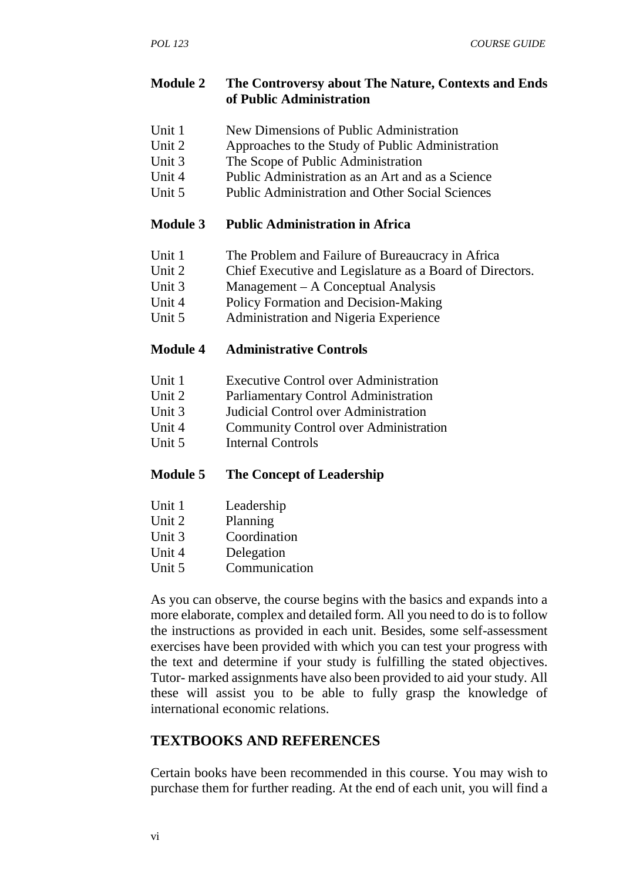**Module 2 The Controversy about The Nature, Contexts and Ends of Public Administration**

Unit 1 New Dimensions of Public Administration
Unit 2 Approaches to the Study of Public Administration
Unit 3 The Scope of Public Administration
Unit 4 Public Administration as an Art and as a Science
Unit 5 Public Administration and Other Social Sciences

**Module 3 Public Administration in Africa**

Unit 1 The Problem and Failure of Bureaucracy in Africa
Unit 2 Chief Executive and Legislature as a Board of Directors.
Unit 3 Management – A Conceptual Analysis
Unit 4 Policy Formation and Decision-Making
Unit 5 Administration and Nigeria Experience

**Module 4 Administrative Controls**

Unit 1 Executive Control over Administration
Unit 2 Parliamentary Control Administration
Unit 3 Judicial Control over Administration
Unit 4 Community Control over Administration
Unit 5 Internal Controls

**Module 5 The Concept of Leadership**

Unit 1 Leadership
Unit 2 Planning
Unit 3 Coordination
Unit 4 Delegation
Unit 5 Communication

As you can observe, the course begins with the basics and expands into a more elaborate, complex and detailed form. All you need to do is to follow the instructions as provided in each unit. Besides, some self-assessment exercises have been provided with which you can test your progress with the text and determine if your study is fulfilling the stated objectives. Tutor- marked assignments have also been provided to aid your study. All these will assist you to be able to fully grasp the knowledge of international economic relations.

## TEXTBOOKS AND REFERENCES

Certain books have been recommended in this course. You may wish to purchase them for further reading. At the end of each unit, you will find a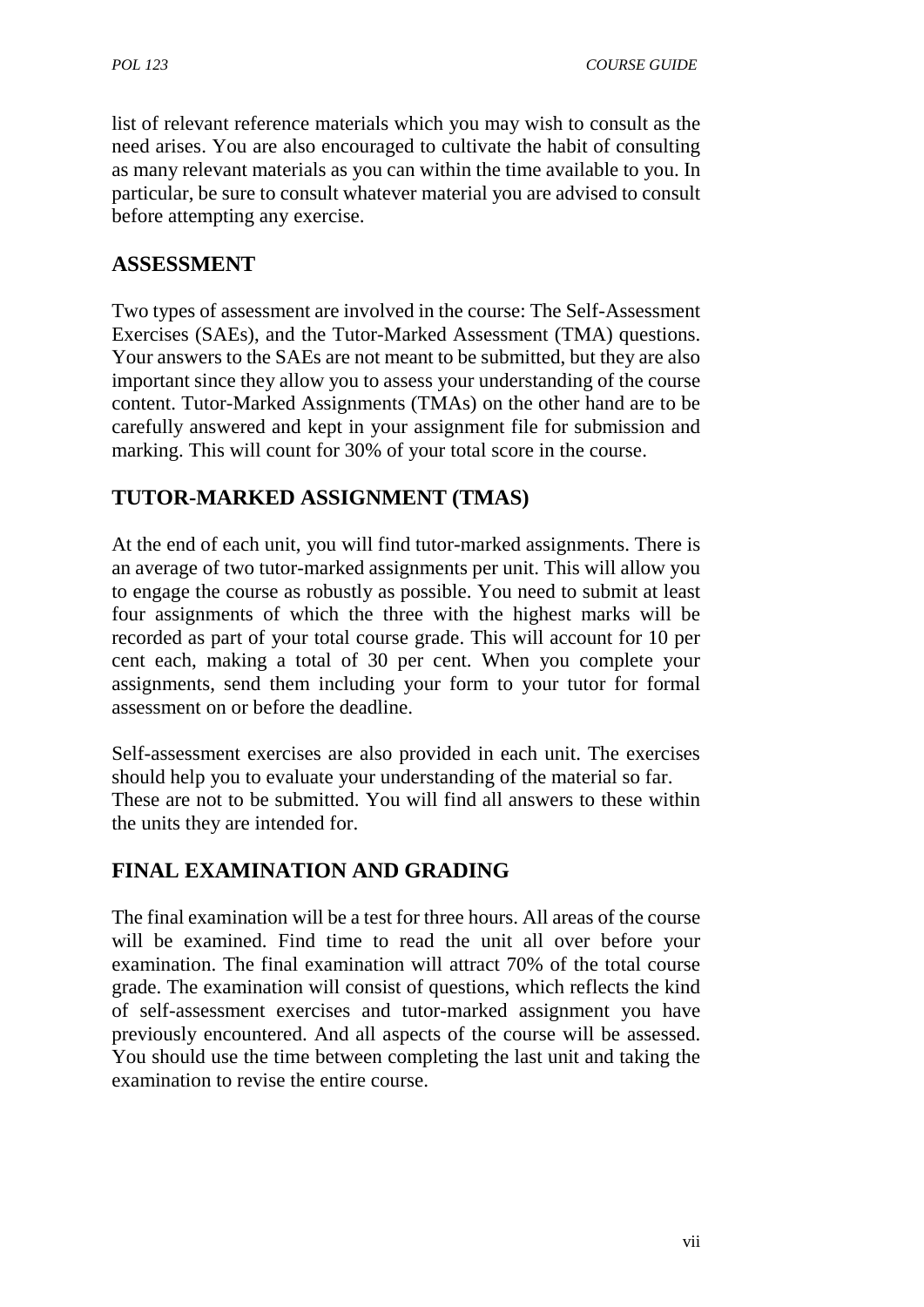list of relevant reference materials which you may wish to consult as the need arises. You are also encouraged to cultivate the habit of consulting as many relevant materials as you can within the time available to you. In particular, be sure to consult whatever material you are advised to consult before attempting any exercise.

## ASSESSMENT

Two types of assessment are involved in the course: The Self-Assessment Exercises (SAEs), and the Tutor-Marked Assessment (TMA) questions. Your answers to the SAEs are not meant to be submitted, but they are also important since they allow you to assess your understanding of the course content. Tutor-Marked Assignments (TMAs) on the other hand are to be carefully answered and kept in your assignment file for submission and marking. This will count for 30% of your total score in the course.

## TUTOR-MARKED ASSIGNMENT (TMAS)

At the end of each unit, you will find tutor-marked assignments. There is an average of two tutor-marked assignments per unit. This will allow you to engage the course as robustly as possible. You need to submit at least four assignments of which the three with the highest marks will be recorded as part of your total course grade. This will account for 10 per cent each, making a total of 30 per cent. When you complete your assignments, send them including your form to your tutor for formal assessment on or before the deadline.

Self-assessment exercises are also provided in each unit. The exercises should help you to evaluate your understanding of the material so far. These are not to be submitted. You will find all answers to these within the units they are intended for.

## FINAL EXAMINATION AND GRADING

The final examination will be a test for three hours. All areas of the course will be examined. Find time to read the unit all over before your examination. The final examination will attract 70% of the total course grade. The examination will consist of questions, which reflects the kind of self-assessment exercises and tutor-marked assignment you have previously encountered. And all aspects of the course will be assessed. You should use the time between completing the last unit and taking the examination to revise the entire course.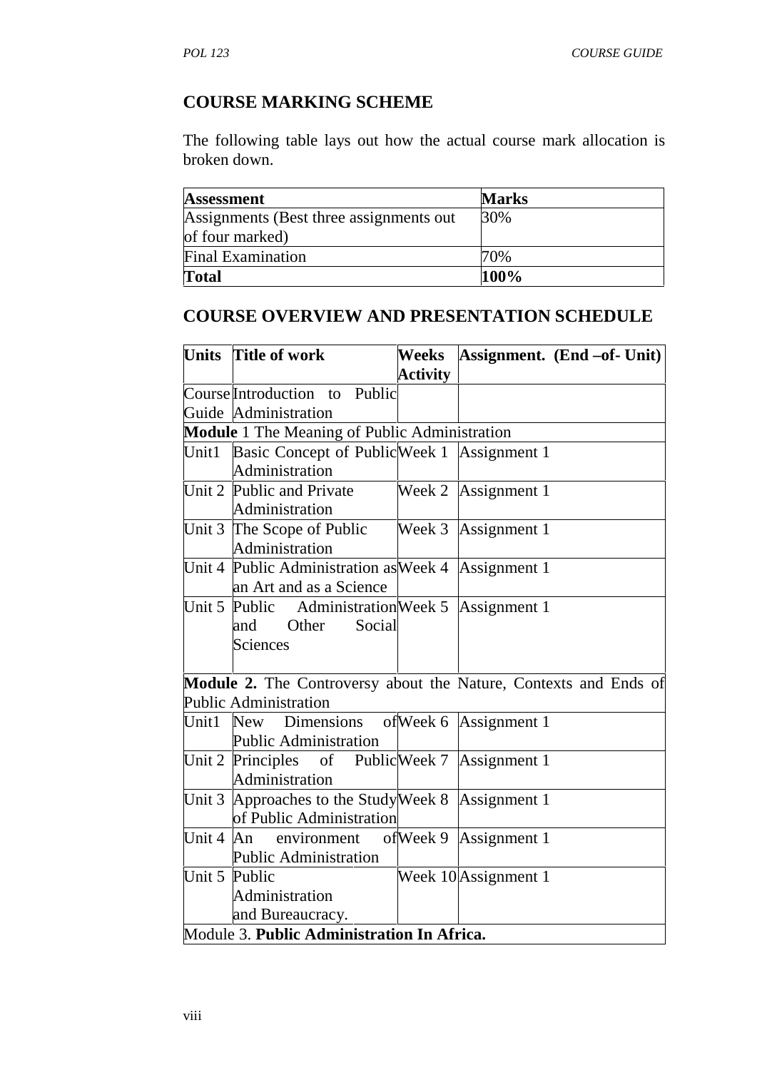## COURSE MARKING SCHEME

The following table lays out how the actual course mark allocation is broken down.

| **Assessment** | **Marks** |
|---|---|
| Assignments (Best three assignments out of four marked) | 30% |
| Final Examination | 70% |
| **Total** | **100%** |

## COURSE OVERVIEW AND PRESENTATION SCHEDULE

| **Units** | **Title of work** | **Weeks Activity** | **Assignment. (End –of- Unit)** |
|---|---|---|---|
| Course Guide | Introduction to Public Administration | | |
| **Module** 1 The Meaning of Public Administration | | | |
| Unit1 | Basic Concept of Public Administration | Week 1 | Assignment 1 |
| Unit 2 | Public and Private Administration | Week 2 | Assignment 1 |
| Unit 3 | The Scope of Public Administration | Week 3 | Assignment 1 |
| Unit 4 | Public Administration as an Art and as a Science | Week 4 | Assignment 1 |
| Unit 5 | Public Administration and Other Social Sciences | Week 5 | Assignment 1 |
| **Module 2.** The Controversy about the Nature, Contexts and Ends of Public Administration | | | |
| Unit1 | New Dimensions of Public Administration | Week 6 | Assignment 1 |
| Unit 2 | Principles of Public Administration | Week 7 | Assignment 1 |
| Unit 3 | Approaches to the Study of Public Administration | Week 8 | Assignment 1 |
| Unit 4 | An environment of Public Administration | Week 9 | Assignment 1 |
| Unit 5 | Public Administration and Bureaucracy. | Week 10 | Assignment 1 |
| Module 3. **Public Administration In Africa.** | | | |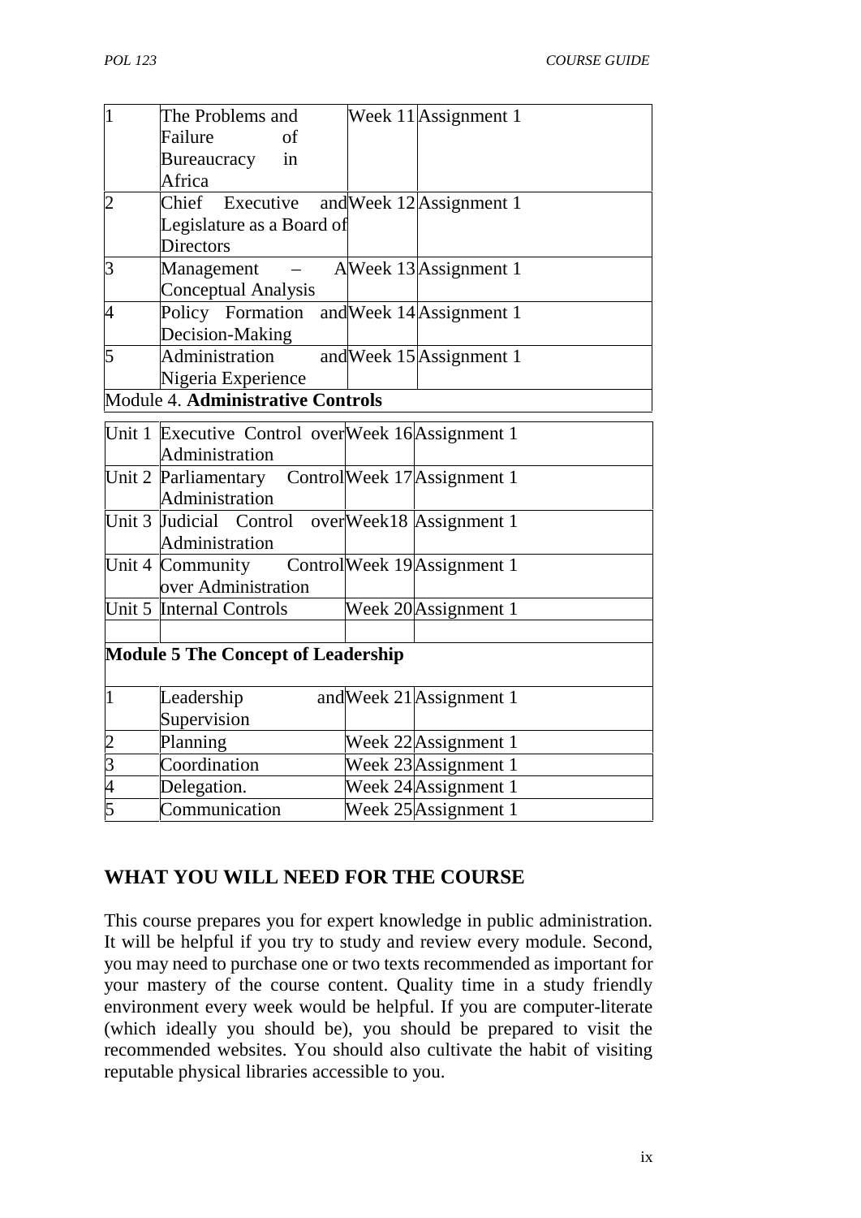| 1 | The Problems and Failure of Bureaucracy in Africa | Week 11 | Assignment 1 |
|---|---|---|---|
| 2 | Chief Executive and Legislature as a Board of Directors | Week 12 | Assignment 1 |
| 3 | Management – A Conceptual Analysis | Week 13 | Assignment 1 |
| 4 | Policy Formation and Decision-Making | Week 14 | Assignment 1 |
| 5 | Administration and Nigeria Experience | Week 15 | Assignment 1 |
| Module 4. **Administrative Controls** | | | |
| Unit 1 | Executive Control over Administration | Week 16 | Assignment 1 |
| Unit 2 | Parliamentary Control Administration | Week 17 | Assignment 1 |
| Unit 3 | Judicial Control over Administration | Week18 | Assignment 1 |
| Unit 4 | Community Control over Administration | Week 19 | Assignment 1 |
| Unit 5 | Internal Controls | Week 20 | Assignment 1 |
| | | | |
| **Module 5 The Concept of Leadership** | | | |
| 1 | Leadership and Supervision | Week 21 | Assignment 1 |
| 2 | Planning | Week 22 | Assignment 1 |
| 3 | Coordination | Week 23 | Assignment 1 |
| 4 | Delegation. | Week 24 | Assignment 1 |
| 5 | Communication | Week 25 | Assignment 1 |

## WHAT YOU WILL NEED FOR THE COURSE

This course prepares you for expert knowledge in public administration. It will be helpful if you try to study and review every module. Second, you may need to purchase one or two texts recommended as important for your mastery of the course content. Quality time in a study friendly environment every week would be helpful. If you are computer-literate (which ideally you should be), you should be prepared to visit the recommended websites. You should also cultivate the habit of visiting reputable physical libraries accessible to you.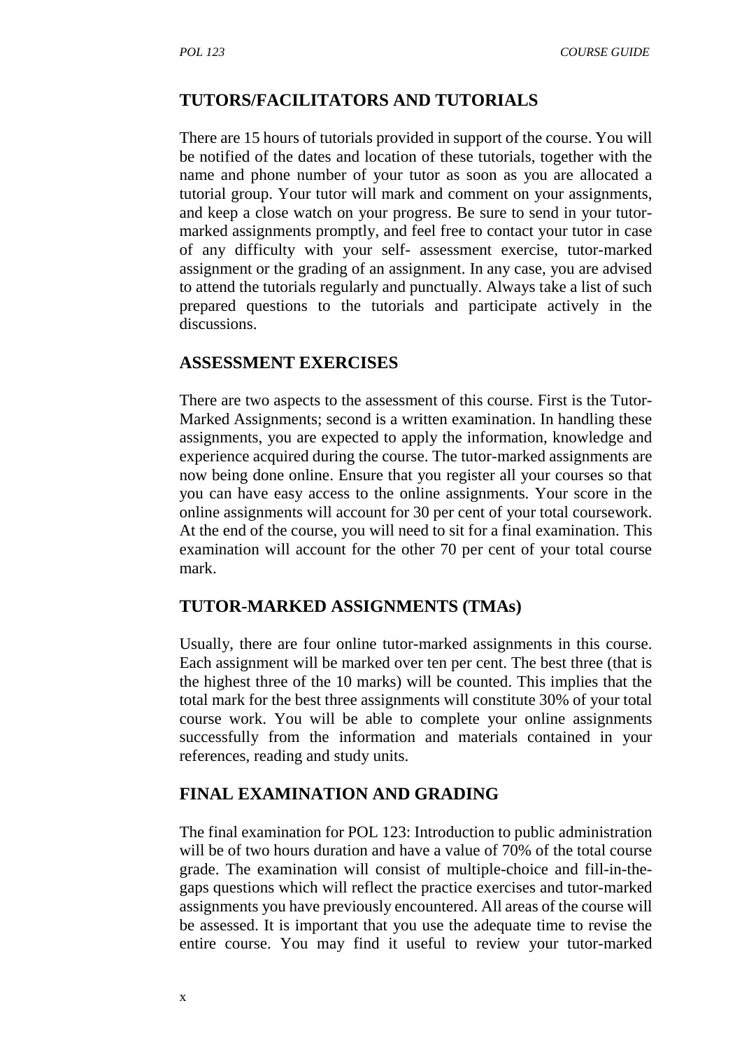## TUTORS/FACILITATORS AND TUTORIALS

There are 15 hours of tutorials provided in support of the course. You will be notified of the dates and location of these tutorials, together with the name and phone number of your tutor as soon as you are allocated a tutorial group. Your tutor will mark and comment on your assignments, and keep a close watch on your progress. Be sure to send in your tutor-marked assignments promptly, and feel free to contact your tutor in case of any difficulty with your self- assessment exercise, tutor-marked assignment or the grading of an assignment. In any case, you are advised to attend the tutorials regularly and punctually. Always take a list of such prepared questions to the tutorials and participate actively in the discussions.

## ASSESSMENT EXERCISES

There are two aspects to the assessment of this course. First is the Tutor-Marked Assignments; second is a written examination. In handling these assignments, you are expected to apply the information, knowledge and experience acquired during the course. The tutor-marked assignments are now being done online. Ensure that you register all your courses so that you can have easy access to the online assignments. Your score in the online assignments will account for 30 per cent of your total coursework. At the end of the course, you will need to sit for a final examination. This examination will account for the other 70 per cent of your total course mark.

## TUTOR-MARKED ASSIGNMENTS (TMAs)

Usually, there are four online tutor-marked assignments in this course. Each assignment will be marked over ten per cent. The best three (that is the highest three of the 10 marks) will be counted. This implies that the total mark for the best three assignments will constitute 30% of your total course work. You will be able to complete your online assignments successfully from the information and materials contained in your references, reading and study units.

## FINAL EXAMINATION AND GRADING

The final examination for POL 123: Introduction to public administration will be of two hours duration and have a value of 70% of the total course grade. The examination will consist of multiple-choice and fill-in-the-gaps questions which will reflect the practice exercises and tutor-marked assignments you have previously encountered. All areas of the course will be assessed. It is important that you use the adequate time to revise the entire course. You may find it useful to review your tutor-marked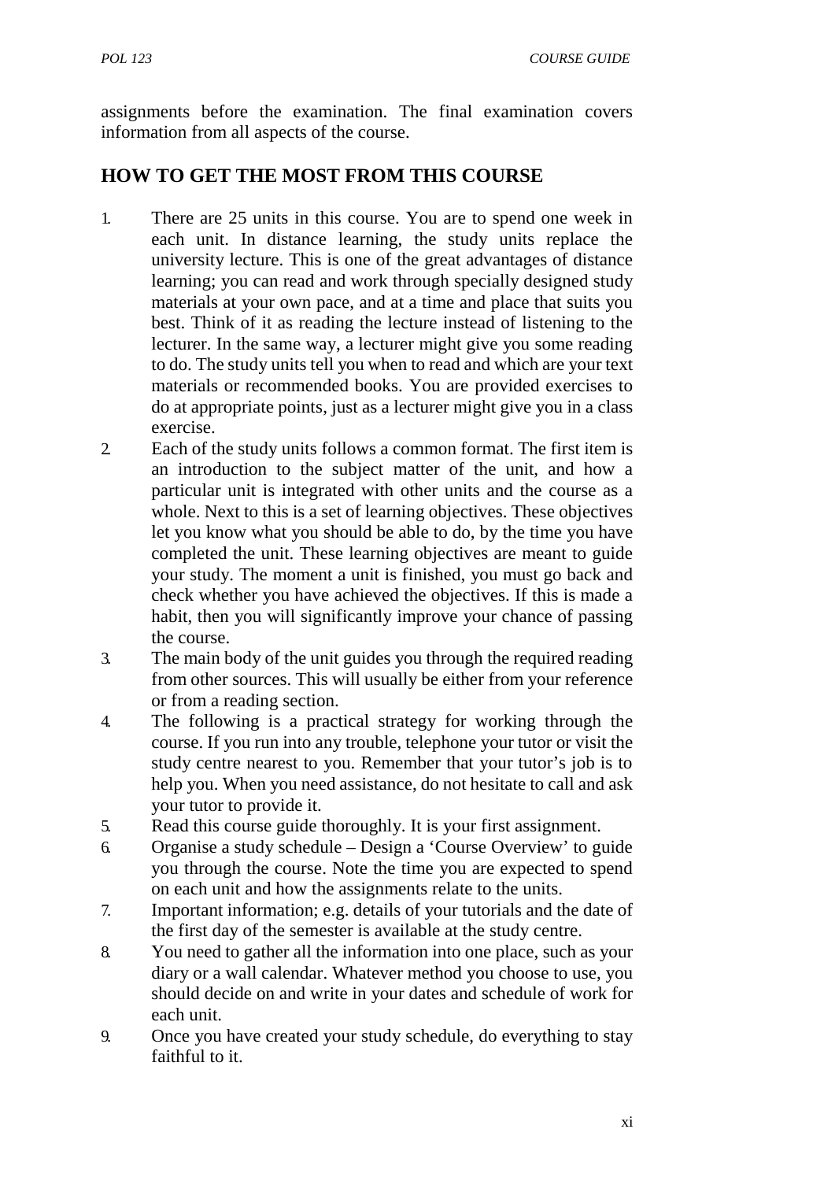assignments before the examination. The final examination covers information from all aspects of the course.

## HOW TO GET THE MOST FROM THIS COURSE

1. There are 25 units in this course. You are to spend one week in each unit. In distance learning, the study units replace the university lecture. This is one of the great advantages of distance learning; you can read and work through specially designed study materials at your own pace, and at a time and place that suits you best. Think of it as reading the lecture instead of listening to the lecturer. In the same way, a lecturer might give you some reading to do. The study units tell you when to read and which are your text materials or recommended books. You are provided exercises to do at appropriate points, just as a lecturer might give you in a class exercise.
2. Each of the study units follows a common format. The first item is an introduction to the subject matter of the unit, and how a particular unit is integrated with other units and the course as a whole. Next to this is a set of learning objectives. These objectives let you know what you should be able to do, by the time you have completed the unit. These learning objectives are meant to guide your study. The moment a unit is finished, you must go back and check whether you have achieved the objectives. If this is made a habit, then you will significantly improve your chance of passing the course.
3. The main body of the unit guides you through the required reading from other sources. This will usually be either from your reference or from a reading section.
4. The following is a practical strategy for working through the course. If you run into any trouble, telephone your tutor or visit the study centre nearest to you. Remember that your tutor's job is to help you. When you need assistance, do not hesitate to call and ask your tutor to provide it.
5. Read this course guide thoroughly. It is your first assignment.
6. Organise a study schedule – Design a 'Course Overview' to guide you through the course. Note the time you are expected to spend on each unit and how the assignments relate to the units.
7. Important information; e.g. details of your tutorials and the date of the first day of the semester is available at the study centre.
8. You need to gather all the information into one place, such as your diary or a wall calendar. Whatever method you choose to use, you should decide on and write in your dates and schedule of work for each unit.
9. Once you have created your study schedule, do everything to stay faithful to it.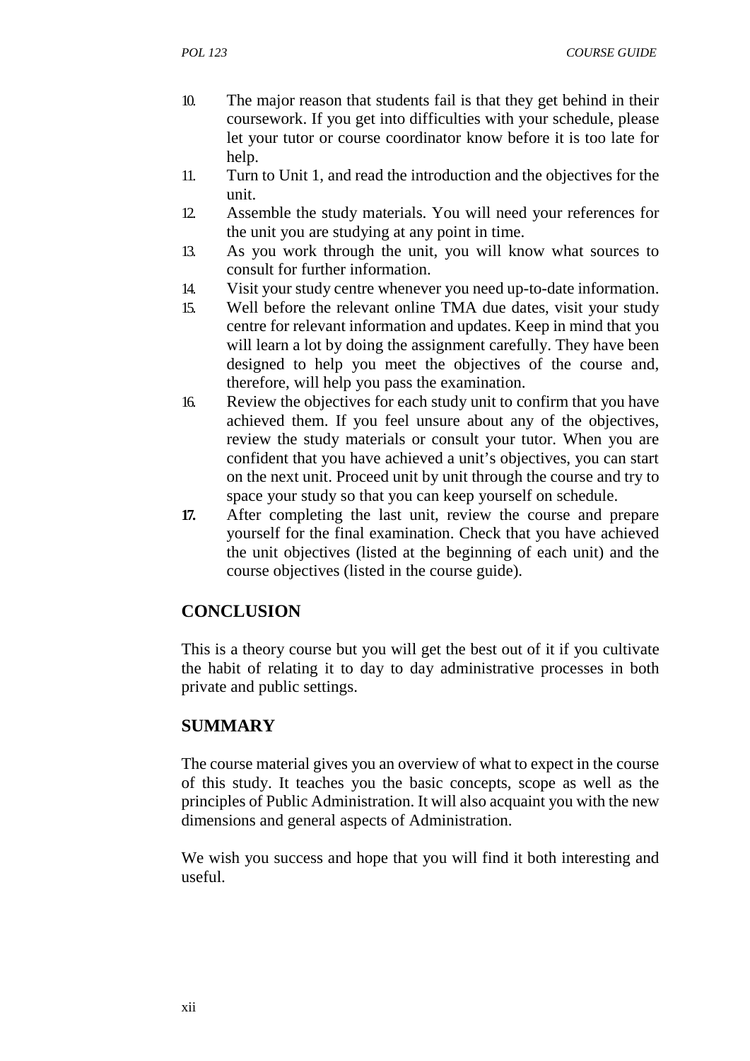10. The major reason that students fail is that they get behind in their coursework. If you get into difficulties with your schedule, please let your tutor or course coordinator know before it is too late for help.
11. Turn to Unit 1, and read the introduction and the objectives for the unit.
12. Assemble the study materials. You will need your references for the unit you are studying at any point in time.
13. As you work through the unit, you will know what sources to consult for further information.
14. Visit your study centre whenever you need up-to-date information.
15. Well before the relevant online TMA due dates, visit your study centre for relevant information and updates. Keep in mind that you will learn a lot by doing the assignment carefully. They have been designed to help you meet the objectives of the course and, therefore, will help you pass the examination.
16. Review the objectives for each study unit to confirm that you have achieved them. If you feel unsure about any of the objectives, review the study materials or consult your tutor. When you are confident that you have achieved a unit's objectives, you can start on the next unit. Proceed unit by unit through the course and try to space your study so that you can keep yourself on schedule.
17. After completing the last unit, review the course and prepare yourself for the final examination. Check that you have achieved the unit objectives (listed at the beginning of each unit) and the course objectives (listed in the course guide).

## CONCLUSION

This is a theory course but you will get the best out of it if you cultivate the habit of relating it to day to day administrative processes in both private and public settings.

## SUMMARY

The course material gives you an overview of what to expect in the course of this study. It teaches you the basic concepts, scope as well as the principles of Public Administration. It will also acquaint you with the new dimensions and general aspects of Administration.

We wish you success and hope that you will find it both interesting and useful.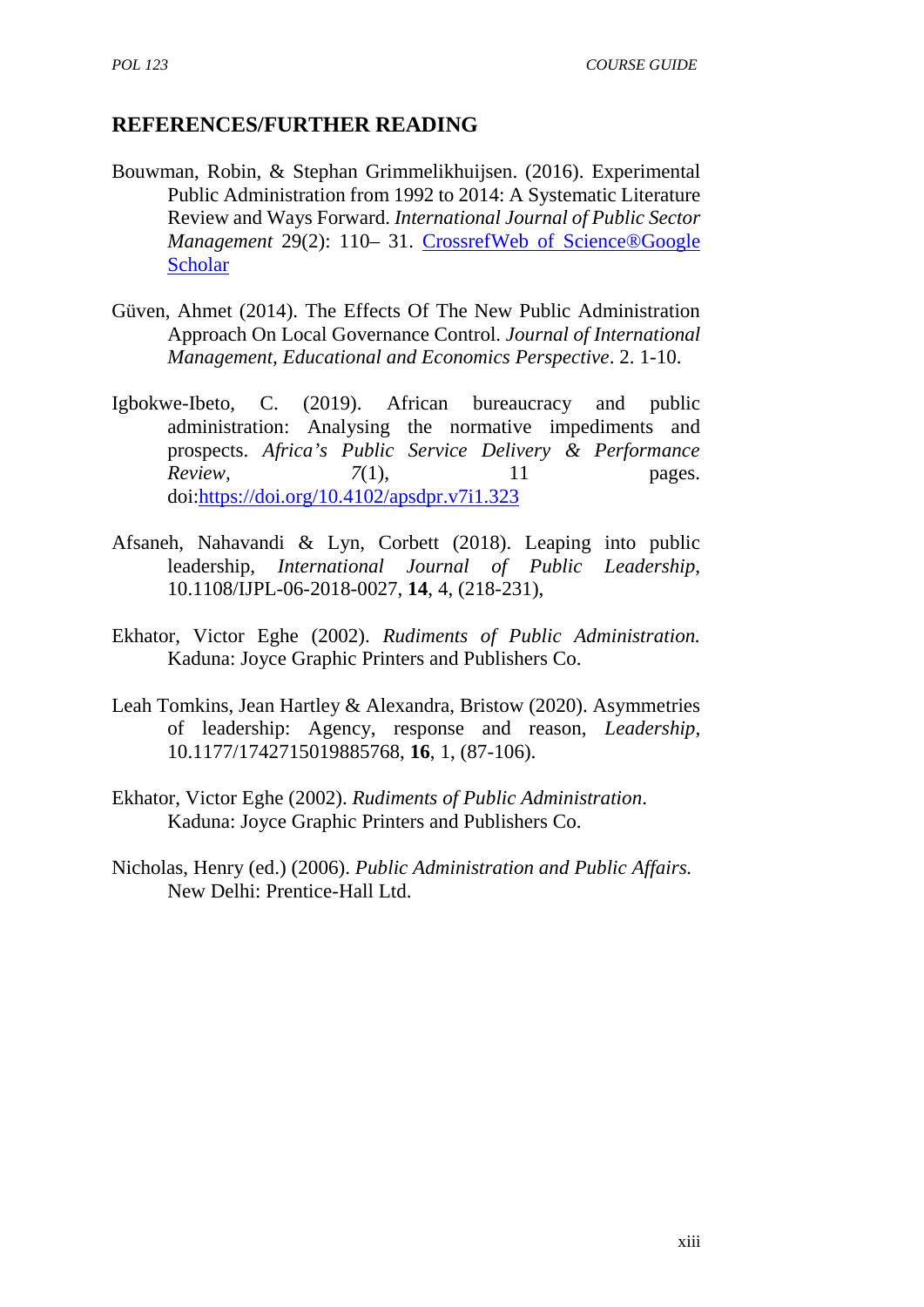## REFERENCES/FURTHER READING

Bouwman, Robin, & Stephan Grimmelikhuijsen. (2016). Experimental Public Administration from 1992 to 2014: A Systematic Literature Review and Ways Forward. *International Journal of Public Sector Management* 29(2): 110– 31. CrossrefWeb of Science®Google Scholar

Güven, Ahmet (2014). The Effects Of The New Public Administration Approach On Local Governance Control. *Journal of International Management, Educational and Economics Perspective*. 2. 1-10.

Igbokwe-Ibeto, C. (2019). African bureaucracy and public administration: Analysing the normative impediments and prospects. *Africa's Public Service Delivery & Performance Review*, *7*(1), 11 pages. doi:https://doi.org/10.4102/apsdpr.v7i1.323

Afsaneh, Nahavandi & Lyn, Corbett (2018). Leaping into public leadership, *International Journal of Public Leadership*, 10.1108/IJPL-06-2018-0027, **14**, 4, (218-231),

Ekhator, Victor Eghe (2002). *Rudiments of Public Administration.* Kaduna: Joyce Graphic Printers and Publishers Co.

Leah Tomkins, Jean Hartley & Alexandra, Bristow (2020). Asymmetries of leadership: Agency, response and reason, *Leadership*, 10.1177/1742715019885768, **16**, 1, (87-106).

Ekhator, Victor Eghe (2002). *Rudiments of Public Administration*. Kaduna: Joyce Graphic Printers and Publishers Co.

Nicholas, Henry (ed.) (2006). *Public Administration and Public Affairs.* New Delhi: Prentice-Hall Ltd.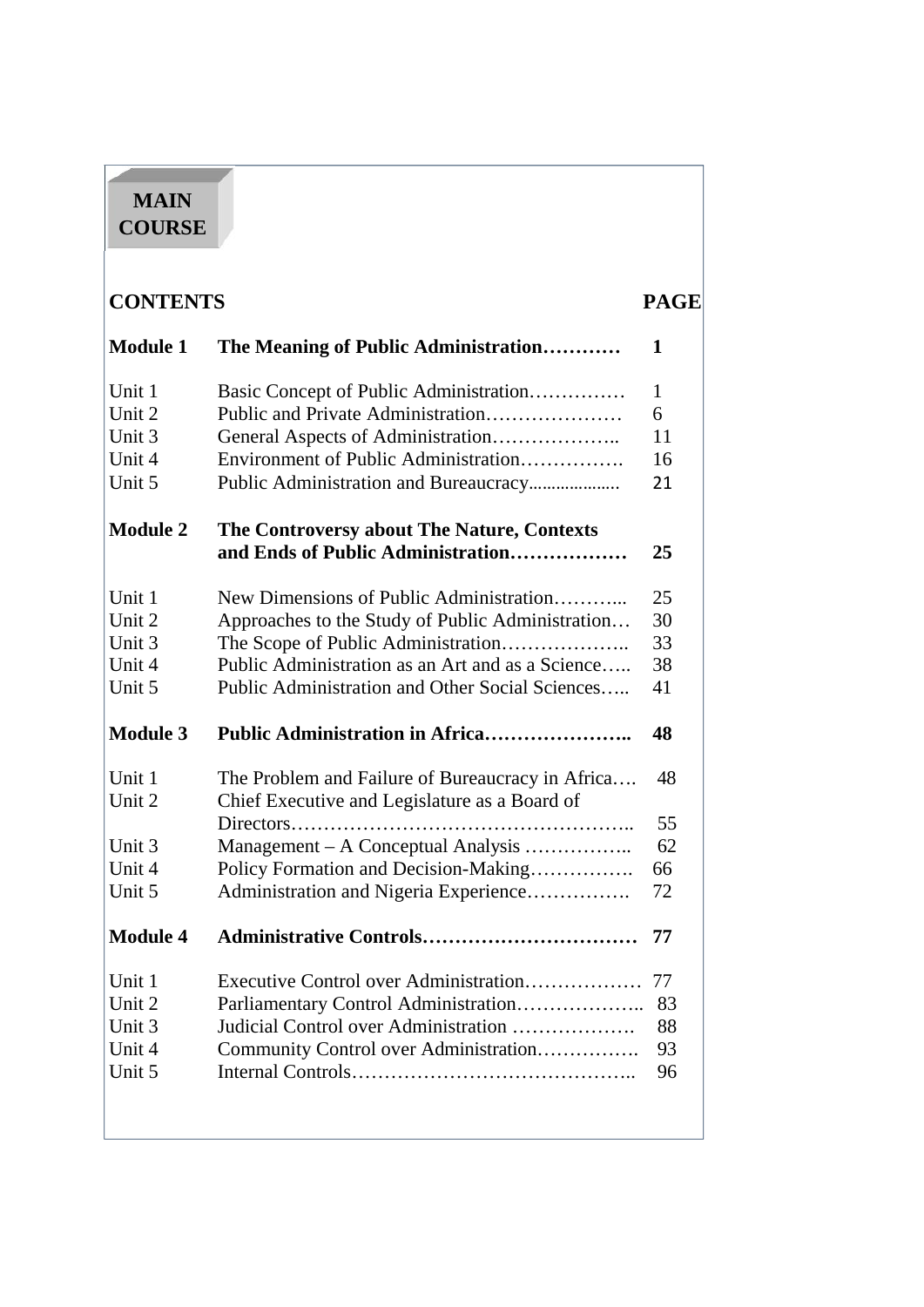# MAIN COURSE

| CONTENTS | | PAGE |
|---|---|---|
| **Module 1** | **The Meaning of Public Administration…………** | **1** |
| Unit 1 | Basic Concept of Public Administration…………… | 1 |
| Unit 2 | Public and Private Administration………………… | 6 |
| Unit 3 | General Aspects of Administration……………….. | 11 |
| Unit 4 | Environment of Public Administration……………. | 16 |
| Unit 5 | Public Administration and Bureaucracy.................... | 21 |
| **Module 2** | **The Controversy about The Nature, Contexts and Ends of Public Administration………………** | **25** |
| Unit 1 | New Dimensions of Public Administration………... | 25 |
| Unit 2 | Approaches to the Study of Public Administration… | 30 |
| Unit 3 | The Scope of Public Administration……………….. | 33 |
| Unit 4 | Public Administration as an Art and as a Science….. | 38 |
| Unit 5 | Public Administration and Other Social Sciences….. | 41 |
| **Module 3** | **Public Administration in Africa…………………..** | **48** |
| Unit 1 | The Problem and Failure of Bureaucracy in Africa…. | 48 |
| Unit 2 | Chief Executive and Legislature as a Board of Directors…………………………………………….. | 55 |
| Unit 3 | Management – A Conceptual Analysis …………….. | 62 |
| Unit 4 | Policy Formation and Decision-Making……………. | 66 |
| Unit 5 | Administration and Nigeria Experience……………. | 72 |
| **Module 4** | **Administrative Controls……………………………** | **77** |
| Unit 1 | Executive Control over Administration……………… | 77 |
| Unit 2 | Parliamentary Control Administration……………….. | 83 |
| Unit 3 | Judicial Control over Administration ………………. | 88 |
| Unit 4 | Community Control over Administration……………. | 93 |
| Unit 5 | Internal Controls…………………………………….. | 96 |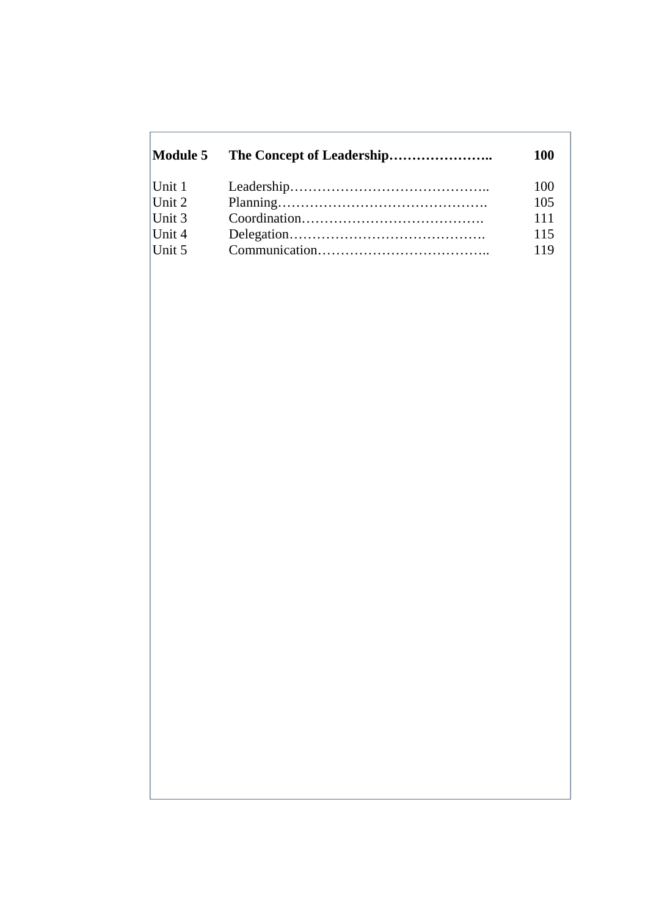| **Module 5** | **The Concept of Leadership…………………..** | **100** |
|---|---|---|
| Unit 1 | Leadership…………………………………….. | 100 |
| Unit 2 | Planning………………………………………. | 105 |
| Unit 3 | Coordination…………………………………. | 111 |
| Unit 4 | Delegation……………………………………. | 115 |
| Unit 5 | Communication……………………………….. | 119 |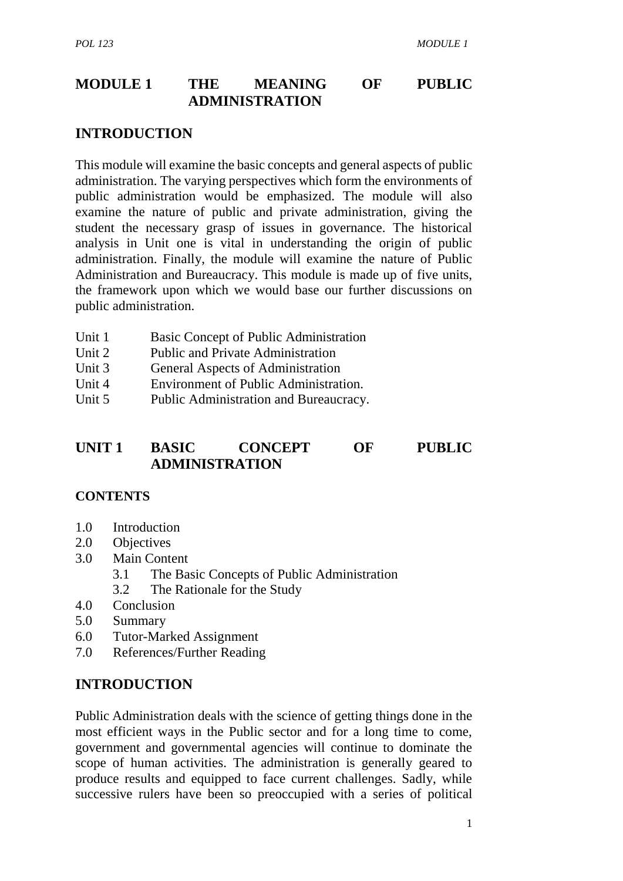# MODULE 1 THE MEANING OF PUBLIC ADMINISTRATION

## INTRODUCTION

This module will examine the basic concepts and general aspects of public administration. The varying perspectives which form the environments of public administration would be emphasized. The module will also examine the nature of public and private administration, giving the student the necessary grasp of issues in governance. The historical analysis in Unit one is vital in understanding the origin of public administration. Finally, the module will examine the nature of Public Administration and Bureaucracy. This module is made up of five units, the framework upon which we would base our further discussions on public administration.

- Unit 1 Basic Concept of Public Administration
- Unit 2 Public and Private Administration
- Unit 3 General Aspects of Administration
- Unit 4 Environment of Public Administration.
- Unit 5 Public Administration and Bureaucracy.

# UNIT 1 BASIC CONCEPT OF PUBLIC ADMINISTRATION

**CONTENTS**

- 1.0 Introduction
- 2.0 Objectives
- 3.0 Main Content
  - 3.1 The Basic Concepts of Public Administration
  - 3.2 The Rationale for the Study
- 4.0 Conclusion
- 5.0 Summary
- 6.0 Tutor-Marked Assignment
- 7.0 References/Further Reading

## INTRODUCTION

Public Administration deals with the science of getting things done in the most efficient ways in the Public sector and for a long time to come, government and governmental agencies will continue to dominate the scope of human activities. The administration is generally geared to produce results and equipped to face current challenges. Sadly, while successive rulers have been so preoccupied with a series of political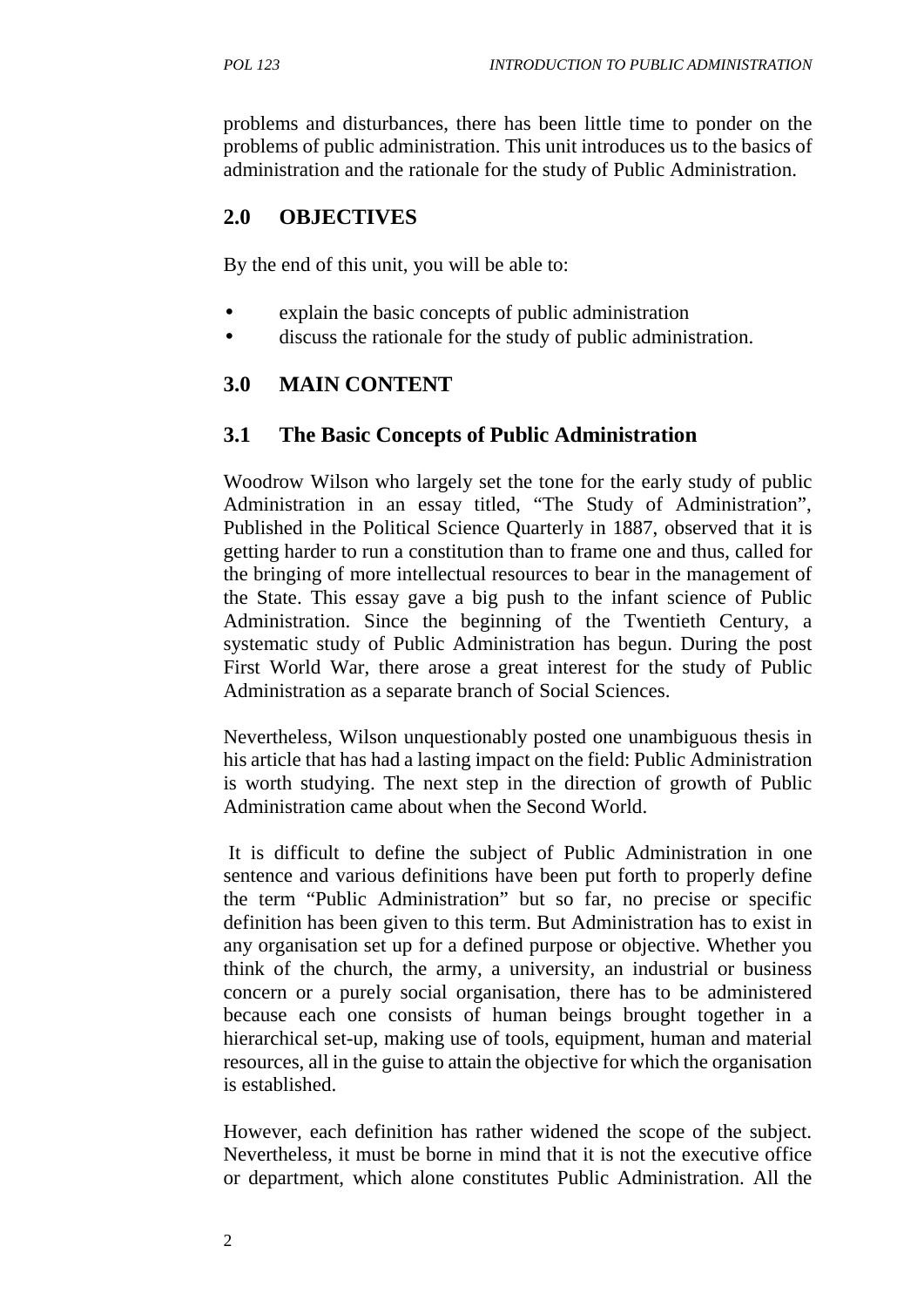problems and disturbances, there has been little time to ponder on the problems of public administration. This unit introduces us to the basics of administration and the rationale for the study of Public Administration.

## 2.0 OBJECTIVES

By the end of this unit, you will be able to:

- explain the basic concepts of public administration
- discuss the rationale for the study of public administration.

## 3.0 MAIN CONTENT

### 3.1 The Basic Concepts of Public Administration

Woodrow Wilson who largely set the tone for the early study of public Administration in an essay titled, "The Study of Administration", Published in the Political Science Quarterly in 1887, observed that it is getting harder to run a constitution than to frame one and thus, called for the bringing of more intellectual resources to bear in the management of the State. This essay gave a big push to the infant science of Public Administration. Since the beginning of the Twentieth Century, a systematic study of Public Administration has begun. During the post First World War, there arose a great interest for the study of Public Administration as a separate branch of Social Sciences.

Nevertheless, Wilson unquestionably posted one unambiguous thesis in his article that has had a lasting impact on the field: Public Administration is worth studying. The next step in the direction of growth of Public Administration came about when the Second World.

It is difficult to define the subject of Public Administration in one sentence and various definitions have been put forth to properly define the term "Public Administration" but so far, no precise or specific definition has been given to this term. But Administration has to exist in any organisation set up for a defined purpose or objective. Whether you think of the church, the army, a university, an industrial or business concern or a purely social organisation, there has to be administered because each one consists of human beings brought together in a hierarchical set-up, making use of tools, equipment, human and material resources, all in the guise to attain the objective for which the organisation is established.

However, each definition has rather widened the scope of the subject. Nevertheless, it must be borne in mind that it is not the executive office or department, which alone constitutes Public Administration. All the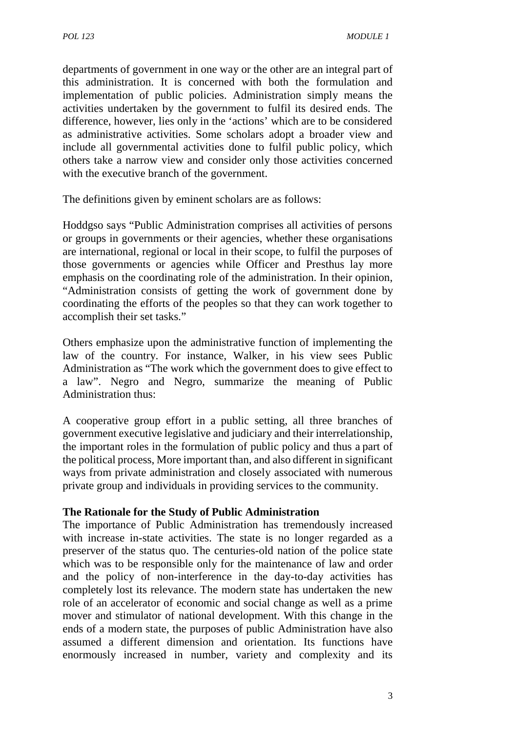departments of government in one way or the other are an integral part of this administration. It is concerned with both the formulation and implementation of public policies. Administration simply means the activities undertaken by the government to fulfil its desired ends. The difference, however, lies only in the 'actions' which are to be considered as administrative activities. Some scholars adopt a broader view and include all governmental activities done to fulfil public policy, which others take a narrow view and consider only those activities concerned with the executive branch of the government.

The definitions given by eminent scholars are as follows:

Hoddgso says "Public Administration comprises all activities of persons or groups in governments or their agencies, whether these organisations are international, regional or local in their scope, to fulfil the purposes of those governments or agencies while Officer and Presthus lay more emphasis on the coordinating role of the administration. In their opinion, "Administration consists of getting the work of government done by coordinating the efforts of the peoples so that they can work together to accomplish their set tasks."

Others emphasize upon the administrative function of implementing the law of the country. For instance, Walker, in his view sees Public Administration as "The work which the government does to give effect to a law". Negro and Negro, summarize the meaning of Public Administration thus:

A cooperative group effort in a public setting, all three branches of government executive legislative and judiciary and their interrelationship, the important roles in the formulation of public policy and thus a part of the political process, More important than, and also different in significant ways from private administration and closely associated with numerous private group and individuals in providing services to the community.

**The Rationale for the Study of Public Administration**

The importance of Public Administration has tremendously increased with increase in-state activities. The state is no longer regarded as a preserver of the status quo. The centuries-old nation of the police state which was to be responsible only for the maintenance of law and order and the policy of non-interference in the day-to-day activities has completely lost its relevance. The modern state has undertaken the new role of an accelerator of economic and social change as well as a prime mover and stimulator of national development. With this change in the ends of a modern state, the purposes of public Administration have also assumed a different dimension and orientation. Its functions have enormously increased in number, variety and complexity and its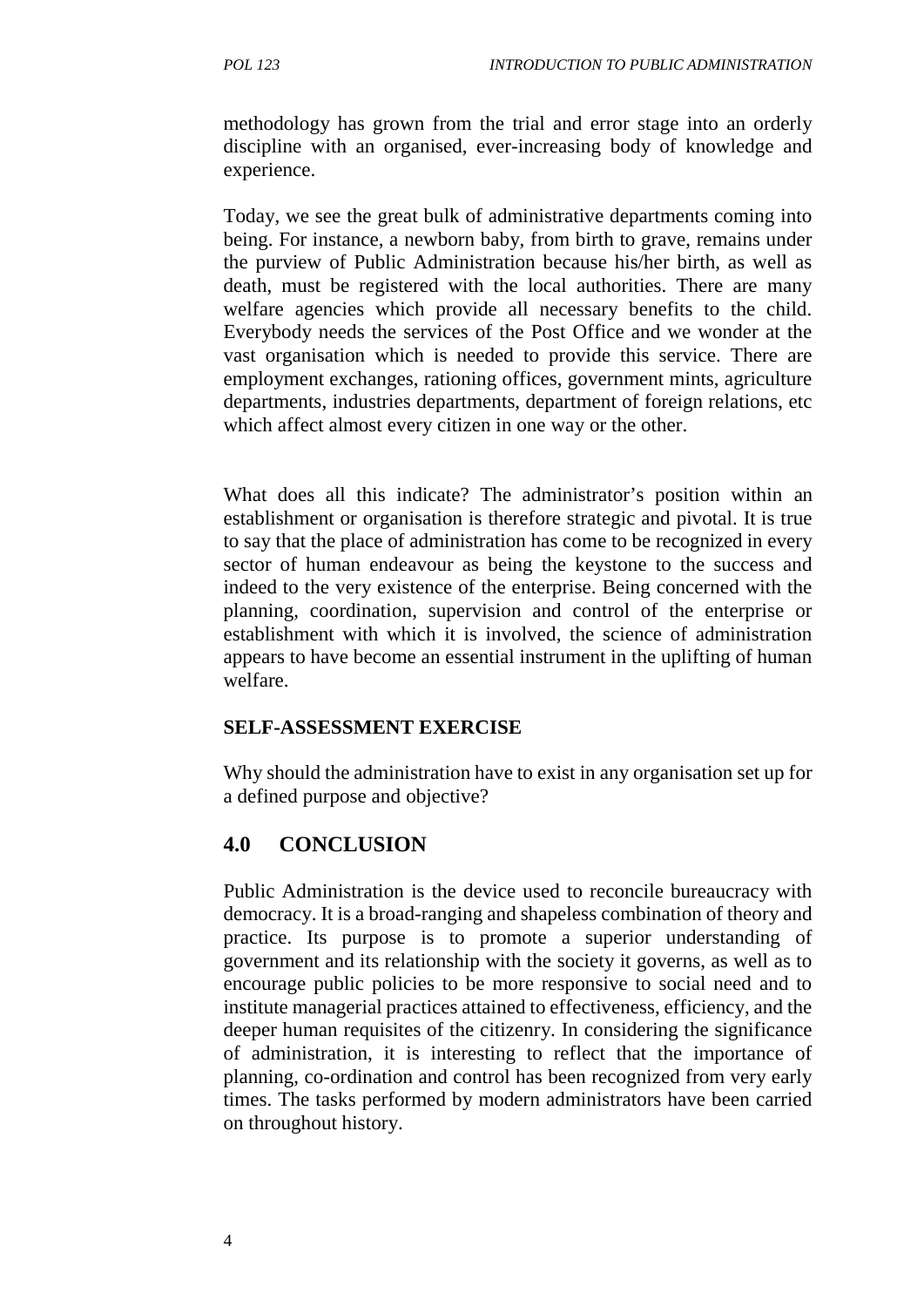methodology has grown from the trial and error stage into an orderly discipline with an organised, ever-increasing body of knowledge and experience.

Today, we see the great bulk of administrative departments coming into being. For instance, a newborn baby, from birth to grave, remains under the purview of Public Administration because his/her birth, as well as death, must be registered with the local authorities. There are many welfare agencies which provide all necessary benefits to the child. Everybody needs the services of the Post Office and we wonder at the vast organisation which is needed to provide this service. There are employment exchanges, rationing offices, government mints, agriculture departments, industries departments, department of foreign relations, etc which affect almost every citizen in one way or the other.

What does all this indicate? The administrator's position within an establishment or organisation is therefore strategic and pivotal. It is true to say that the place of administration has come to be recognized in every sector of human endeavour as being the keystone to the success and indeed to the very existence of the enterprise. Being concerned with the planning, coordination, supervision and control of the enterprise or establishment with which it is involved, the science of administration appears to have become an essential instrument in the uplifting of human welfare.

**SELF-ASSESSMENT EXERCISE**

Why should the administration have to exist in any organisation set up for a defined purpose and objective?

## 4.0 CONCLUSION

Public Administration is the device used to reconcile bureaucracy with democracy. It is a broad-ranging and shapeless combination of theory and practice. Its purpose is to promote a superior understanding of government and its relationship with the society it governs, as well as to encourage public policies to be more responsive to social need and to institute managerial practices attained to effectiveness, efficiency, and the deeper human requisites of the citizenry. In considering the significance of administration, it is interesting to reflect that the importance of planning, co-ordination and control has been recognized from very early times. The tasks performed by modern administrators have been carried on throughout history.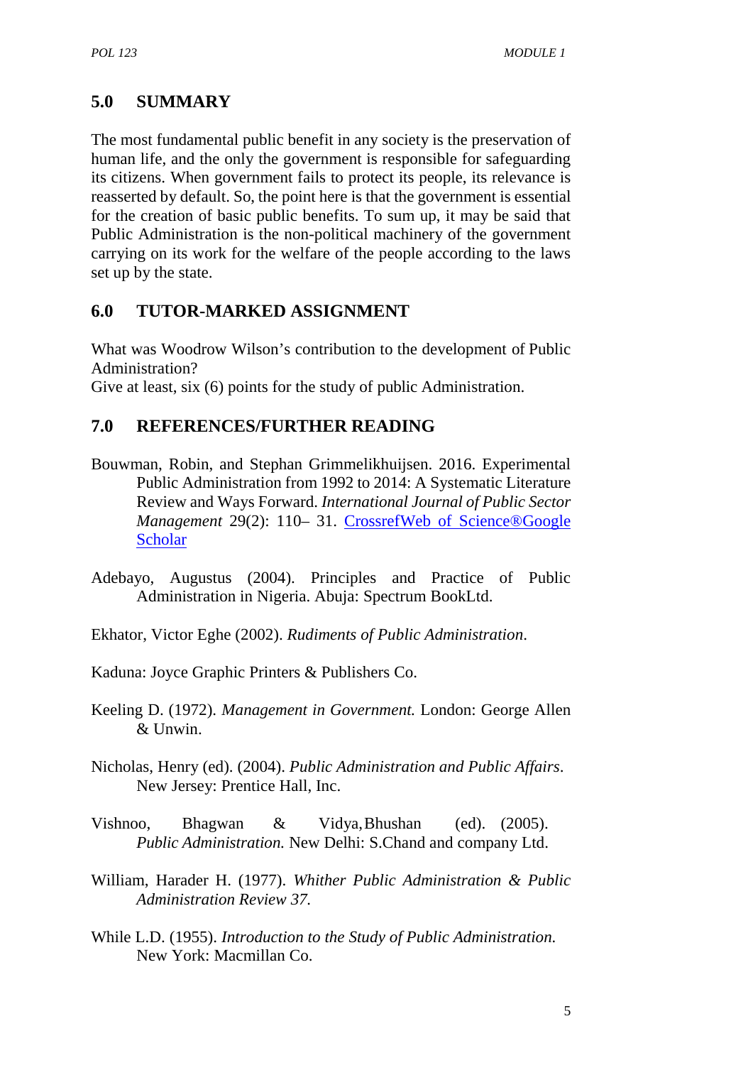## 5.0 SUMMARY

The most fundamental public benefit in any society is the preservation of human life, and the only the government is responsible for safeguarding its citizens. When government fails to protect its people, its relevance is reasserted by default. So, the point here is that the government is essential for the creation of basic public benefits. To sum up, it may be said that Public Administration is the non-political machinery of the government carrying on its work for the welfare of the people according to the laws set up by the state.

## 6.0 TUTOR-MARKED ASSIGNMENT

What was Woodrow Wilson's contribution to the development of Public Administration?
Give at least, six (6) points for the study of public Administration.

## 7.0 REFERENCES/FURTHER READING

Bouwman, Robin, and Stephan Grimmelikhuijsen. 2016. Experimental Public Administration from 1992 to 2014: A Systematic Literature Review and Ways Forward. *International Journal of Public Sector Management* 29(2): 110– 31. CrossrefWeb of Science®Google Scholar

Adebayo, Augustus (2004). Principles and Practice of Public Administration in Nigeria. Abuja: Spectrum BookLtd.

Ekhator, Victor Eghe (2002). *Rudiments of Public Administration*.

Kaduna: Joyce Graphic Printers & Publishers Co.

Keeling D. (1972). *Management in Government.* London: George Allen & Unwin.

Nicholas, Henry (ed). (2004). *Public Administration and Public Affairs*. New Jersey: Prentice Hall, Inc.

Vishnoo, Bhagwan & Vidya, Bhushan (ed). (2005). *Public Administration.* New Delhi: S.Chand and company Ltd.

William, Harader H. (1977). *Whither Public Administration & Public Administration Review 37.*

While L.D. (1955). *Introduction to the Study of Public Administration.* New York: Macmillan Co.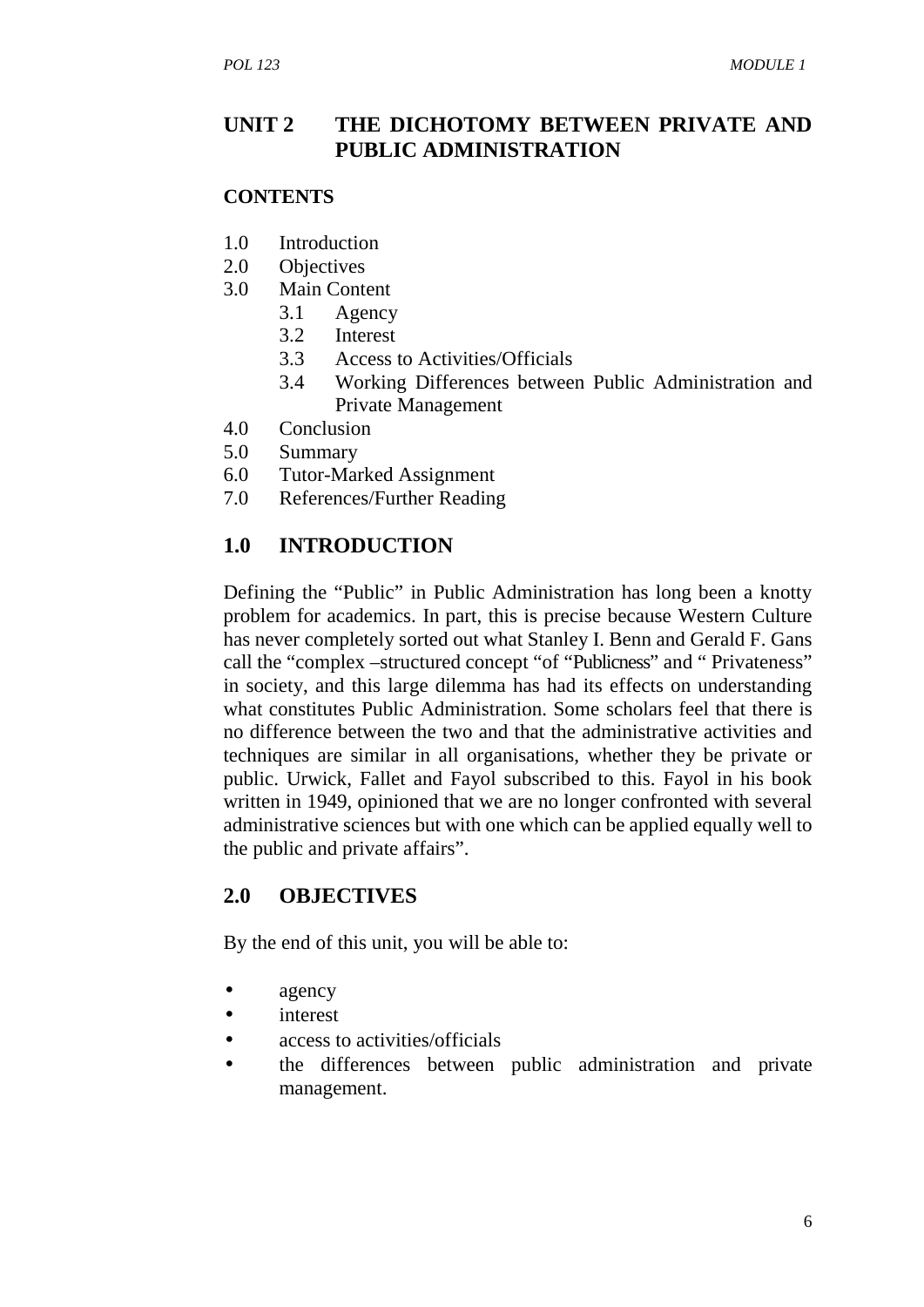## UNIT 2 THE DICHOTOMY BETWEEN PRIVATE AND PUBLIC ADMINISTRATION

### CONTENTS

1.0 Introduction
2.0 Objectives
3.0 Main Content
  3.1 Agency
  3.2 Interest
  3.3 Access to Activities/Officials
  3.4 Working Differences between Public Administration and Private Management
4.0 Conclusion
5.0 Summary
6.0 Tutor-Marked Assignment
7.0 References/Further Reading

### 1.0 INTRODUCTION

Defining the "Public" in Public Administration has long been a knotty problem for academics. In part, this is precise because Western Culture has never completely sorted out what Stanley I. Benn and Gerald F. Gans call the "complex –structured concept "of "Publicness" and " Privateness" in society, and this large dilemma has had its effects on understanding what constitutes Public Administration. Some scholars feel that there is no difference between the two and that the administrative activities and techniques are similar in all organisations, whether they be private or public. Urwick, Fallet and Fayol subscribed to this. Fayol in his book written in 1949, opinioned that we are no longer confronted with several administrative sciences but with one which can be applied equally well to the public and private affairs".

### 2.0 OBJECTIVES

By the end of this unit, you will be able to:

- agency
- interest
- access to activities/officials
- the differences between public administration and private management.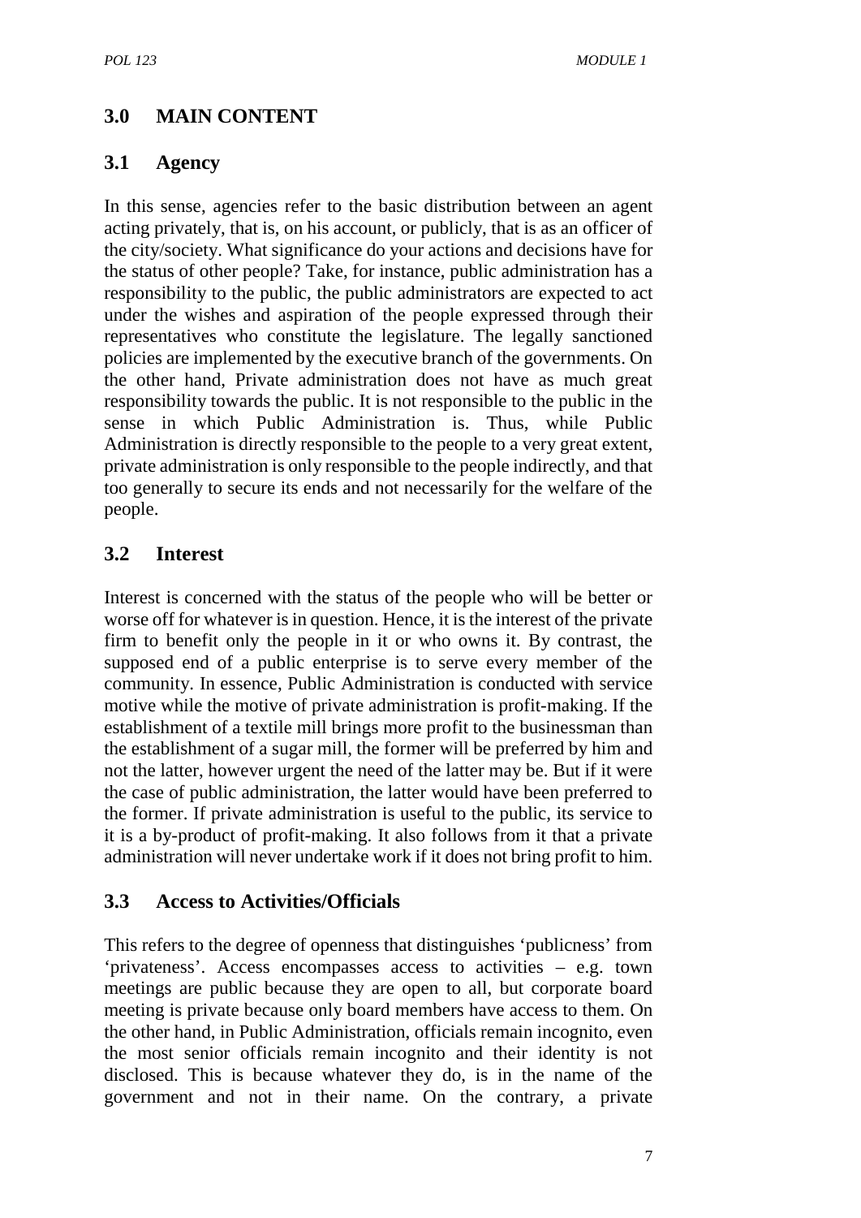## 3.0 MAIN CONTENT

### 3.1 Agency

In this sense, agencies refer to the basic distribution between an agent acting privately, that is, on his account, or publicly, that is as an officer of the city/society. What significance do your actions and decisions have for the status of other people? Take, for instance, public administration has a responsibility to the public, the public administrators are expected to act under the wishes and aspiration of the people expressed through their representatives who constitute the legislature. The legally sanctioned policies are implemented by the executive branch of the governments. On the other hand, Private administration does not have as much great responsibility towards the public. It is not responsible to the public in the sense in which Public Administration is. Thus, while Public Administration is directly responsible to the people to a very great extent, private administration is only responsible to the people indirectly, and that too generally to secure its ends and not necessarily for the welfare of the people.

### 3.2 Interest

Interest is concerned with the status of the people who will be better or worse off for whatever is in question. Hence, it is the interest of the private firm to benefit only the people in it or who owns it. By contrast, the supposed end of a public enterprise is to serve every member of the community. In essence, Public Administration is conducted with service motive while the motive of private administration is profit-making. If the establishment of a textile mill brings more profit to the businessman than the establishment of a sugar mill, the former will be preferred by him and not the latter, however urgent the need of the latter may be. But if it were the case of public administration, the latter would have been preferred to the former. If private administration is useful to the public, its service to it is a by-product of profit-making. It also follows from it that a private administration will never undertake work if it does not bring profit to him.

### 3.3 Access to Activities/Officials

This refers to the degree of openness that distinguishes 'publicness' from 'privateness'. Access encompasses access to activities – e.g. town meetings are public because they are open to all, but corporate board meeting is private because only board members have access to them. On the other hand, in Public Administration, officials remain incognito, even the most senior officials remain incognito and their identity is not disclosed. This is because whatever they do, is in the name of the government and not in their name. On the contrary, a private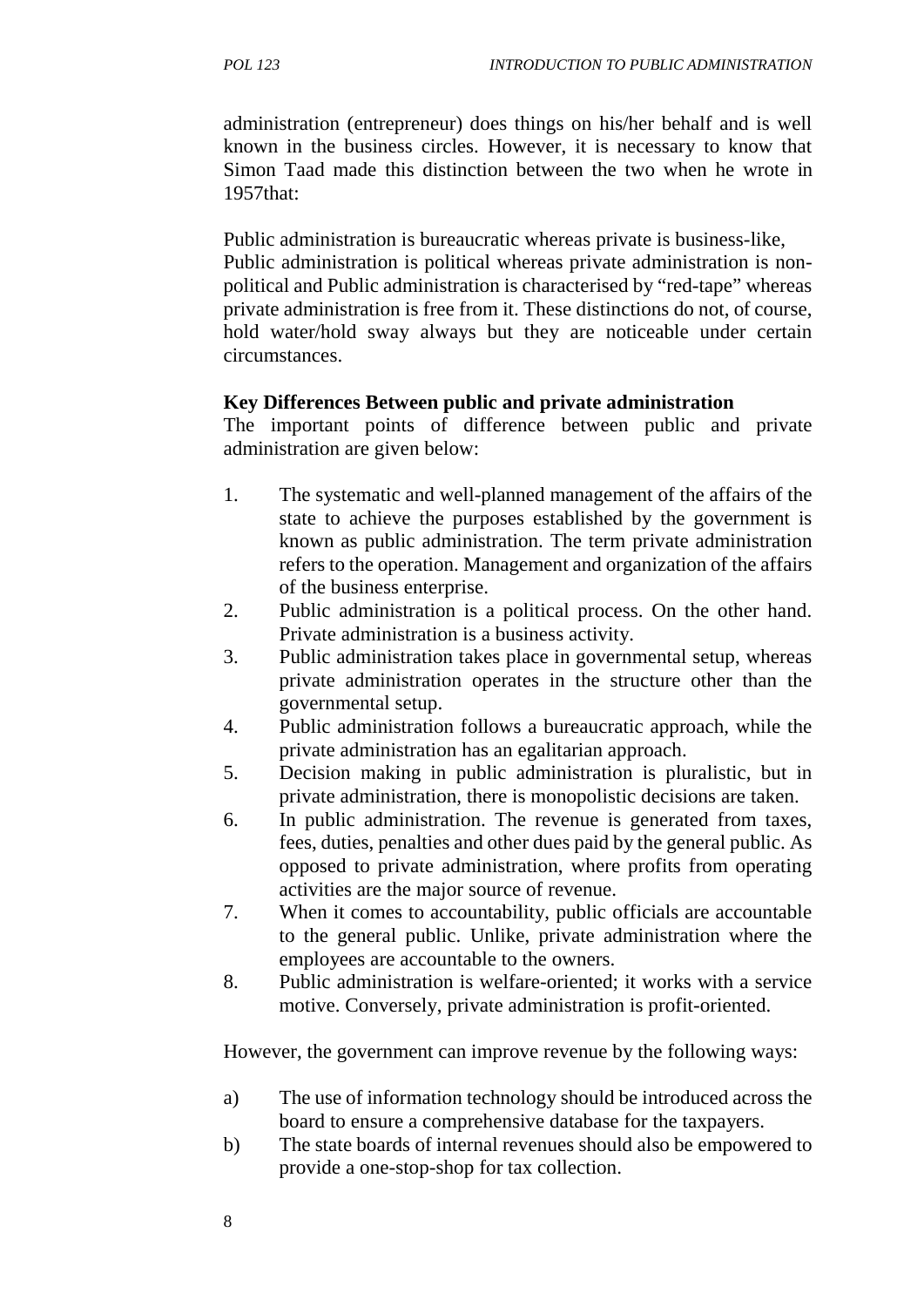administration (entrepreneur) does things on his/her behalf and is well known in the business circles. However, it is necessary to know that Simon Taad made this distinction between the two when he wrote in 1957that:

Public administration is bureaucratic whereas private is business-like, Public administration is political whereas private administration is non-political and Public administration is characterised by "red-tape" whereas private administration is free from it. These distinctions do not, of course, hold water/hold sway always but they are noticeable under certain circumstances.

**Key Differences Between public and private administration**

The important points of difference between public and private administration are given below:

1. The systematic and well-planned management of the affairs of the state to achieve the purposes established by the government is known as public administration. The term private administration refers to the operation. Management and organization of the affairs of the business enterprise.
2. Public administration is a political process. On the other hand. Private administration is a business activity.
3. Public administration takes place in governmental setup, whereas private administration operates in the structure other than the governmental setup.
4. Public administration follows a bureaucratic approach, while the private administration has an egalitarian approach.
5. Decision making in public administration is pluralistic, but in private administration, there is monopolistic decisions are taken.
6. In public administration. The revenue is generated from taxes, fees, duties, penalties and other dues paid by the general public. As opposed to private administration, where profits from operating activities are the major source of revenue.
7. When it comes to accountability, public officials are accountable to the general public. Unlike, private administration where the employees are accountable to the owners.
8. Public administration is welfare-oriented; it works with a service motive. Conversely, private administration is profit-oriented.

However, the government can improve revenue by the following ways:

a) The use of information technology should be introduced across the board to ensure a comprehensive database for the taxpayers.
b) The state boards of internal revenues should also be empowered to provide a one-stop-shop for tax collection.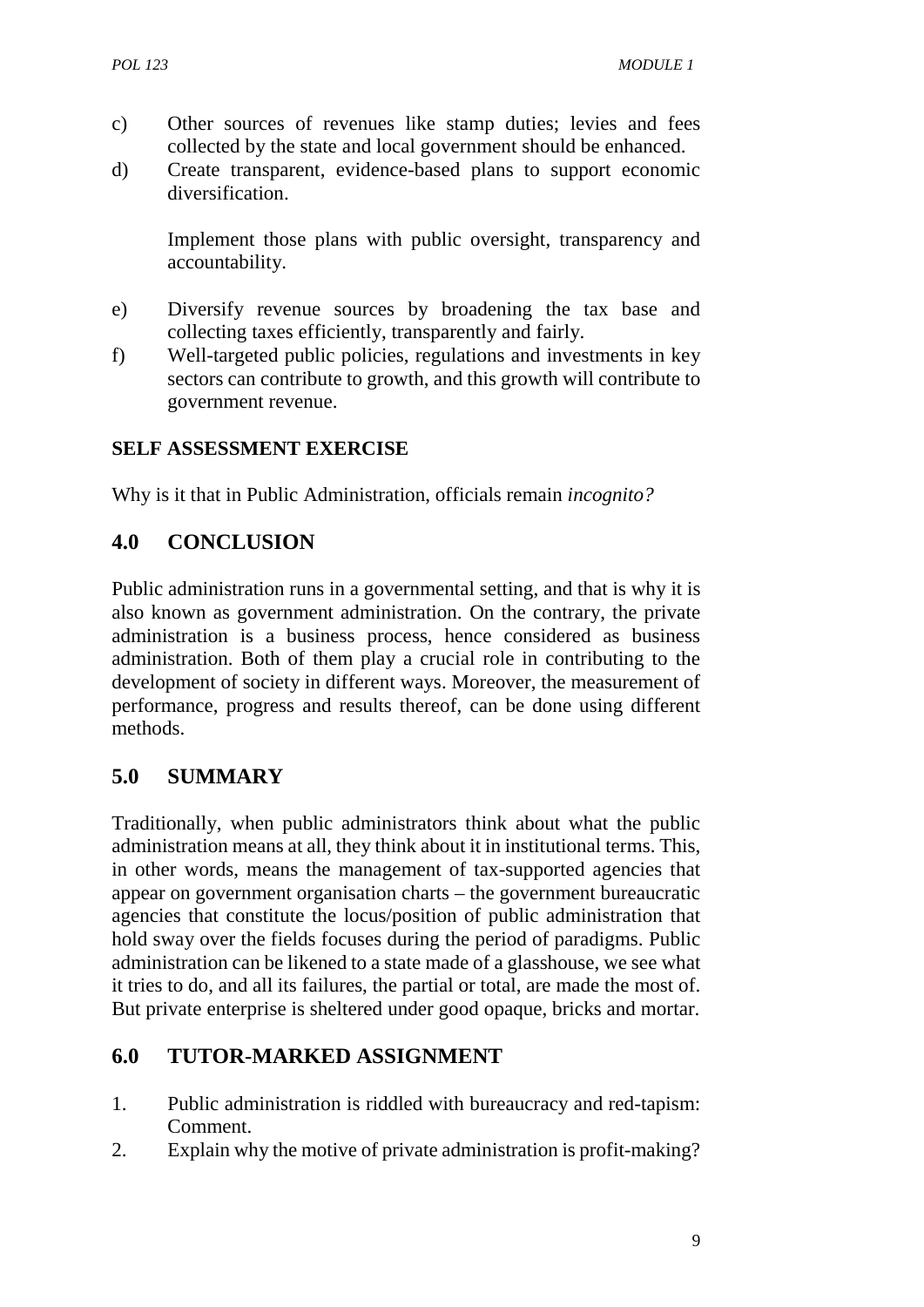c) Other sources of revenues like stamp duties; levies and fees collected by the state and local government should be enhanced.
d) Create transparent, evidence-based plans to support economic diversification.

   Implement those plans with public oversight, transparency and accountability.

e) Diversify revenue sources by broadening the tax base and collecting taxes efficiently, transparently and fairly.
f) Well-targeted public policies, regulations and investments in key sectors can contribute to growth, and this growth will contribute to government revenue.

**SELF ASSESSMENT EXERCISE**

Why is it that in Public Administration, officials remain *incognito?*

## 4.0 CONCLUSION

Public administration runs in a governmental setting, and that is why it is also known as government administration. On the contrary, the private administration is a business process, hence considered as business administration. Both of them play a crucial role in contributing to the development of society in different ways. Moreover, the measurement of performance, progress and results thereof, can be done using different methods.

## 5.0 SUMMARY

Traditionally, when public administrators think about what the public administration means at all, they think about it in institutional terms. This, in other words, means the management of tax-supported agencies that appear on government organisation charts – the government bureaucratic agencies that constitute the locus/position of public administration that hold sway over the fields focuses during the period of paradigms. Public administration can be likened to a state made of a glasshouse, we see what it tries to do, and all its failures, the partial or total, are made the most of. But private enterprise is sheltered under good opaque, bricks and mortar.

## 6.0 TUTOR-MARKED ASSIGNMENT

1. Public administration is riddled with bureaucracy and red-tapism: Comment.
2. Explain why the motive of private administration is profit-making?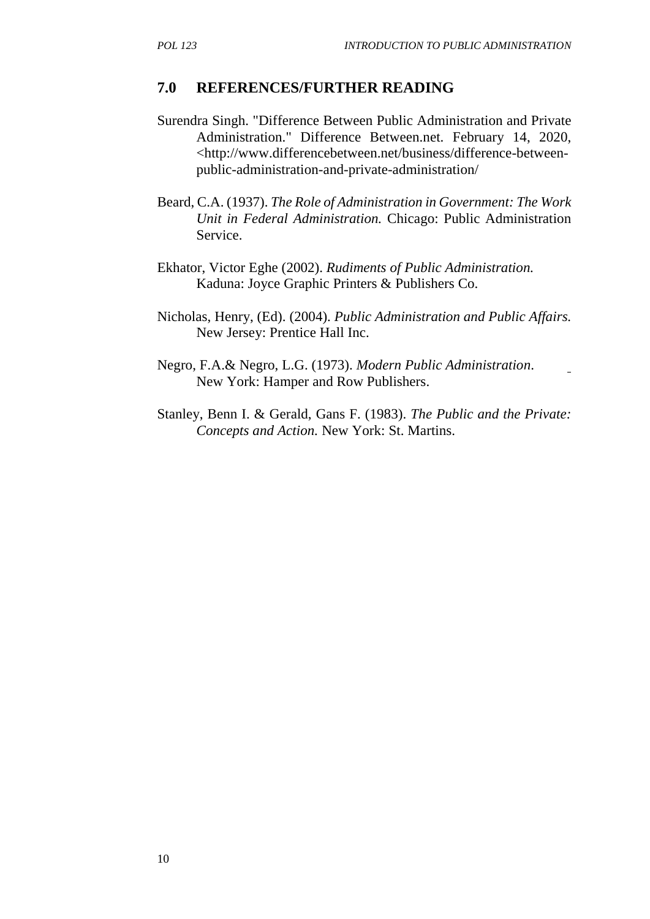## 7.0 REFERENCES/FURTHER READING

Surendra Singh. "Difference Between Public Administration and Private Administration." Difference Between.net. February 14, 2020, <http://www.differencebetween.net/business/difference-between-public-administration-and-private-administration/

Beard, C.A. (1937). *The Role of Administration in Government: The Work Unit in Federal Administration.* Chicago: Public Administration Service.

Ekhator, Victor Eghe (2002). *Rudiments of Public Administration.* Kaduna: Joyce Graphic Printers & Publishers Co.

Nicholas, Henry, (Ed). (2004). *Public Administration and Public Affairs.* New Jersey: Prentice Hall Inc.

Negro, F.A.& Negro, L.G. (1973). *Modern Public Administration.* New York: Hamper and Row Publishers.

Stanley, Benn I. & Gerald, Gans F. (1983). *The Public and the Private: Concepts and Action.* New York: St. Martins.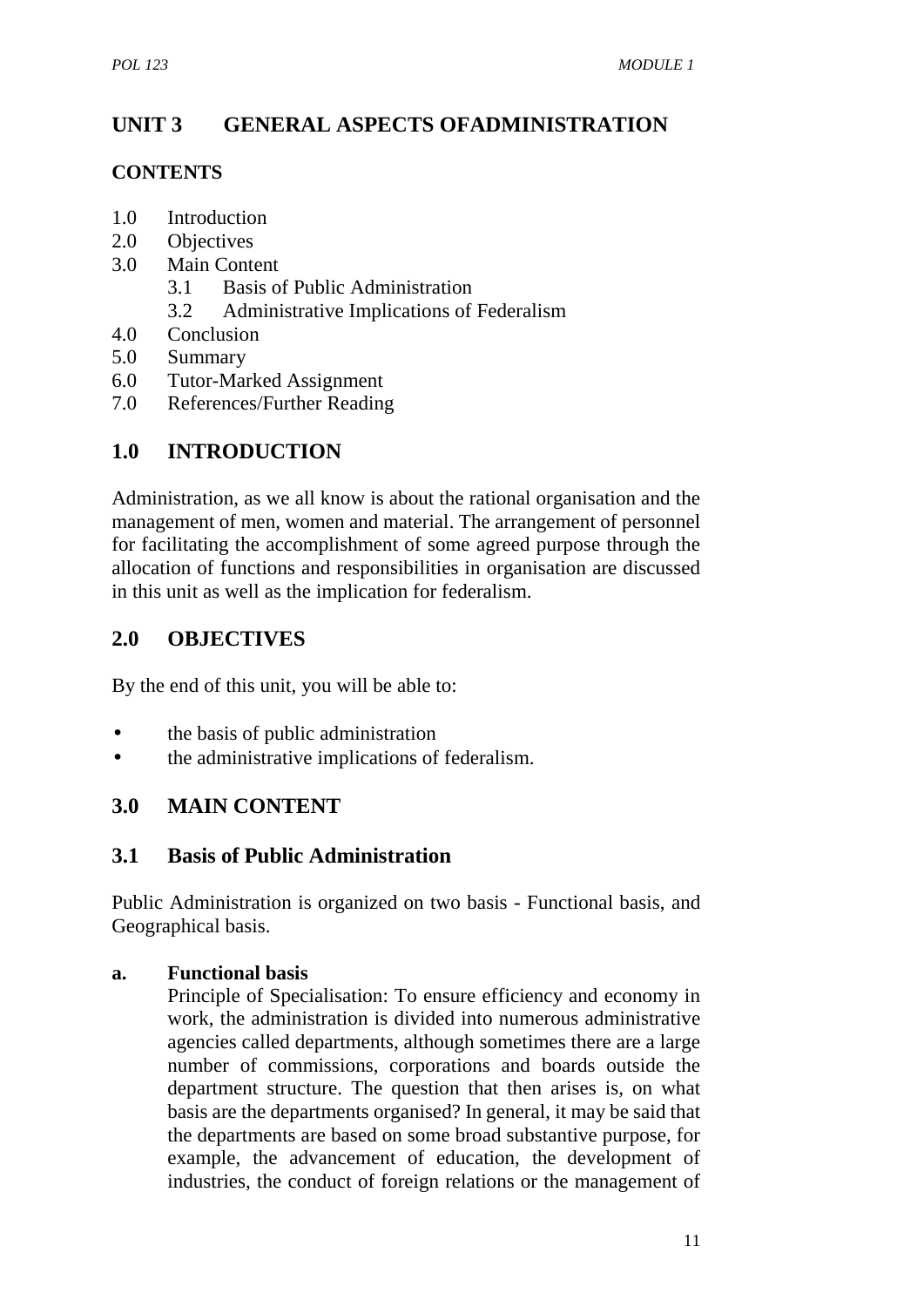## UNIT 3 GENERAL ASPECTS OFADMINISTRATION

**CONTENTS**

1.0 Introduction
2.0 Objectives
3.0 Main Content
 3.1 Basis of Public Administration
 3.2 Administrative Implications of Federalism
4.0 Conclusion
5.0 Summary
6.0 Tutor-Marked Assignment
7.0 References/Further Reading

## 1.0 INTRODUCTION

Administration, as we all know is about the rational organisation and the management of men, women and material. The arrangement of personnel for facilitating the accomplishment of some agreed purpose through the allocation of functions and responsibilities in organisation are discussed in this unit as well as the implication for federalism.

## 2.0 OBJECTIVES

By the end of this unit, you will be able to:

- the basis of public administration
- the administrative implications of federalism.

## 3.0 MAIN CONTENT

### 3.1 Basis of Public Administration

Public Administration is organized on two basis - Functional basis, and Geographical basis.

**a. Functional basis**

Principle of Specialisation: To ensure efficiency and economy in work, the administration is divided into numerous administrative agencies called departments, although sometimes there are a large number of commissions, corporations and boards outside the department structure. The question that then arises is, on what basis are the departments organised? In general, it may be said that the departments are based on some broad substantive purpose, for example, the advancement of education, the development of industries, the conduct of foreign relations or the management of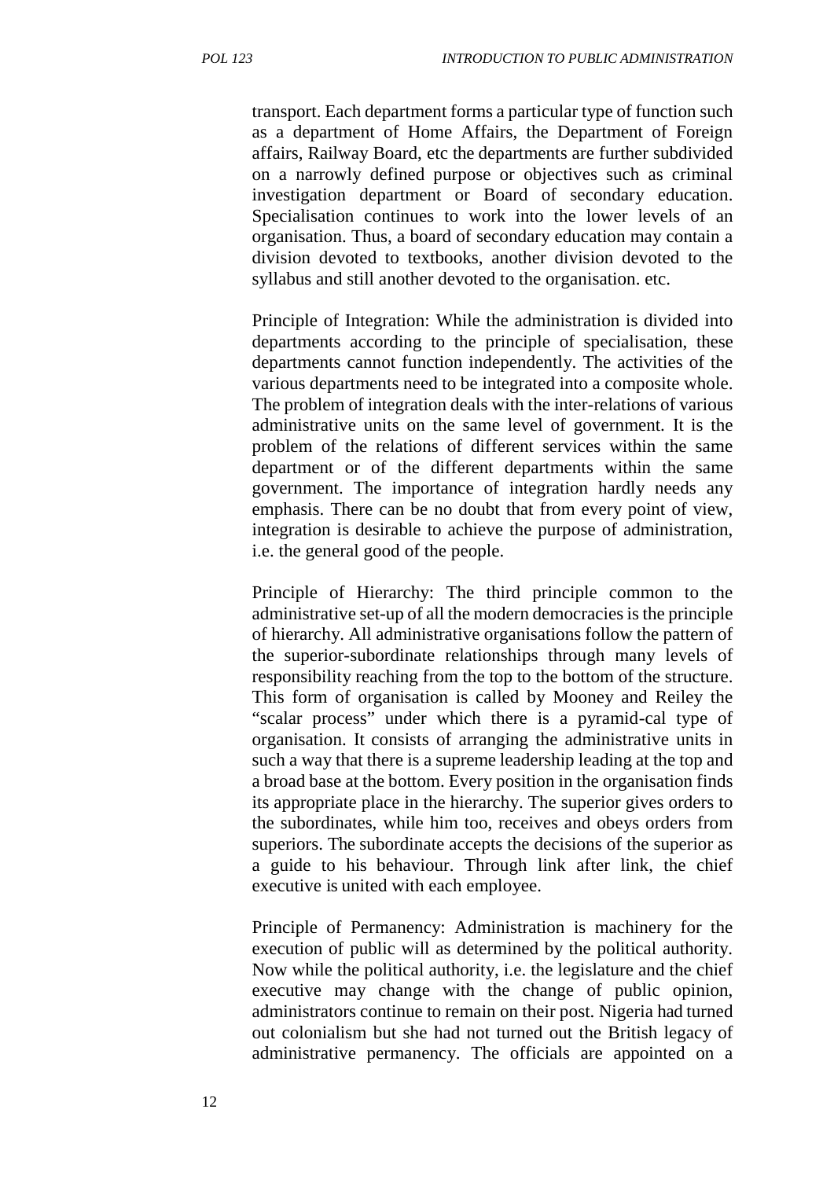transport. Each department forms a particular type of function such as a department of Home Affairs, the Department of Foreign affairs, Railway Board, etc the departments are further subdivided on a narrowly defined purpose or objectives such as criminal investigation department or Board of secondary education. Specialisation continues to work into the lower levels of an organisation. Thus, a board of secondary education may contain a division devoted to textbooks, another division devoted to the syllabus and still another devoted to the organisation. etc.

Principle of Integration: While the administration is divided into departments according to the principle of specialisation, these departments cannot function independently. The activities of the various departments need to be integrated into a composite whole. The problem of integration deals with the inter-relations of various administrative units on the same level of government. It is the problem of the relations of different services within the same department or of the different departments within the same government. The importance of integration hardly needs any emphasis. There can be no doubt that from every point of view, integration is desirable to achieve the purpose of administration, i.e. the general good of the people.

Principle of Hierarchy: The third principle common to the administrative set-up of all the modern democracies is the principle of hierarchy. All administrative organisations follow the pattern of the superior-subordinate relationships through many levels of responsibility reaching from the top to the bottom of the structure. This form of organisation is called by Mooney and Reiley the "scalar process" under which there is a pyramid-cal type of organisation. It consists of arranging the administrative units in such a way that there is a supreme leadership leading at the top and a broad base at the bottom. Every position in the organisation finds its appropriate place in the hierarchy. The superior gives orders to the subordinates, while him too, receives and obeys orders from superiors. The subordinate accepts the decisions of the superior as a guide to his behaviour. Through link after link, the chief executive is united with each employee.

Principle of Permanency: Administration is machinery for the execution of public will as determined by the political authority. Now while the political authority, i.e. the legislature and the chief executive may change with the change of public opinion, administrators continue to remain on their post. Nigeria had turned out colonialism but she had not turned out the British legacy of administrative permanency. The officials are appointed on a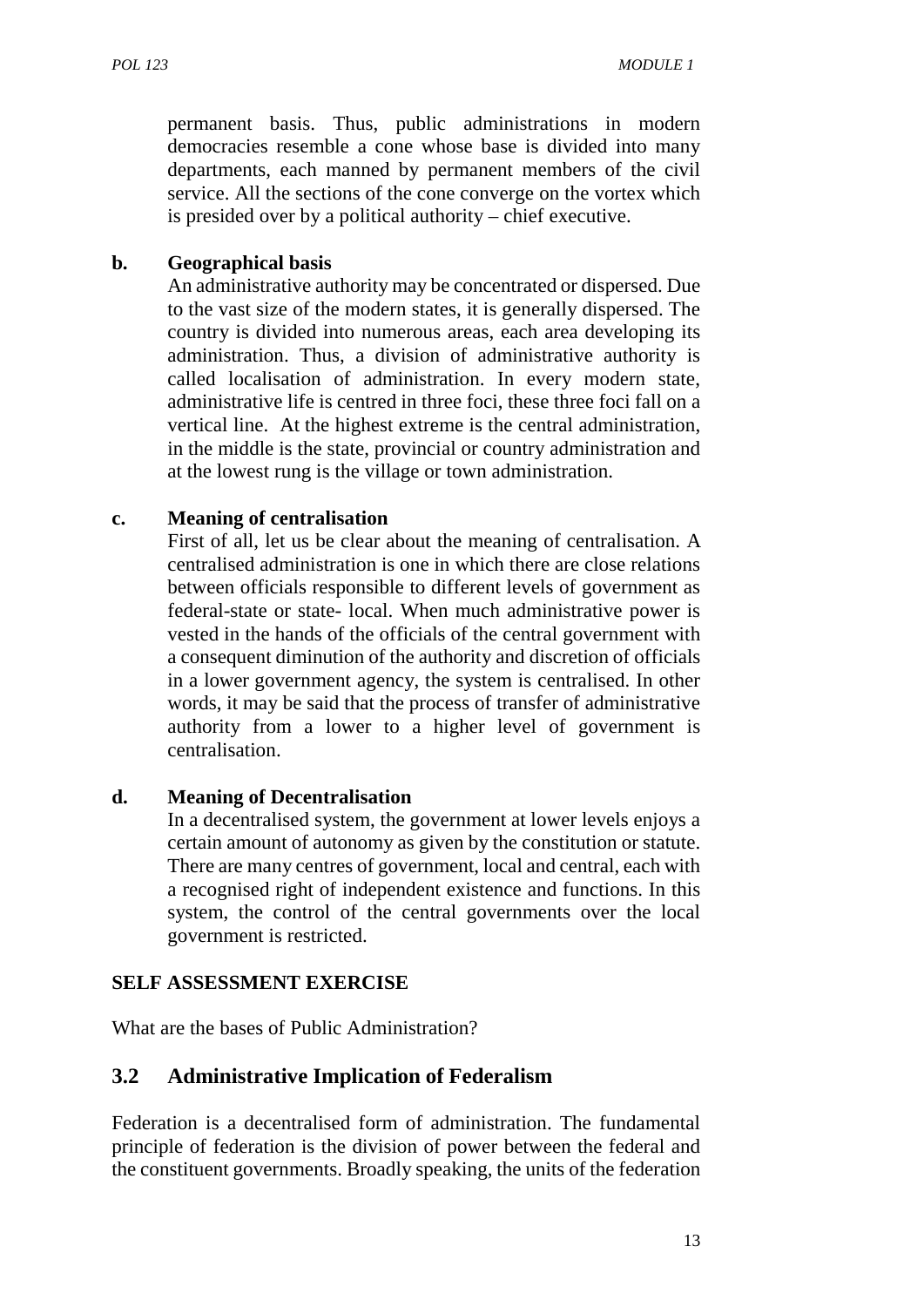permanent basis. Thus, public administrations in modern democracies resemble a cone whose base is divided into many departments, each manned by permanent members of the civil service. All the sections of the cone converge on the vortex which is presided over by a political authority – chief executive.

**b. Geographical basis**

An administrative authority may be concentrated or dispersed. Due to the vast size of the modern states, it is generally dispersed. The country is divided into numerous areas, each area developing its administration. Thus, a division of administrative authority is called localisation of administration. In every modern state, administrative life is centred in three foci, these three foci fall on a vertical line. At the highest extreme is the central administration, in the middle is the state, provincial or country administration and at the lowest rung is the village or town administration.

**c. Meaning of centralisation**

First of all, let us be clear about the meaning of centralisation. A centralised administration is one in which there are close relations between officials responsible to different levels of government as federal-state or state- local. When much administrative power is vested in the hands of the officials of the central government with a consequent diminution of the authority and discretion of officials in a lower government agency, the system is centralised. In other words, it may be said that the process of transfer of administrative authority from a lower to a higher level of government is centralisation.

**d. Meaning of Decentralisation**

In a decentralised system, the government at lower levels enjoys a certain amount of autonomy as given by the constitution or statute. There are many centres of government, local and central, each with a recognised right of independent existence and functions. In this system, the control of the central governments over the local government is restricted.

**SELF ASSESSMENT EXERCISE**

What are the bases of Public Administration?

## 3.2 Administrative Implication of Federalism

Federation is a decentralised form of administration. The fundamental principle of federation is the division of power between the federal and the constituent governments. Broadly speaking, the units of the federation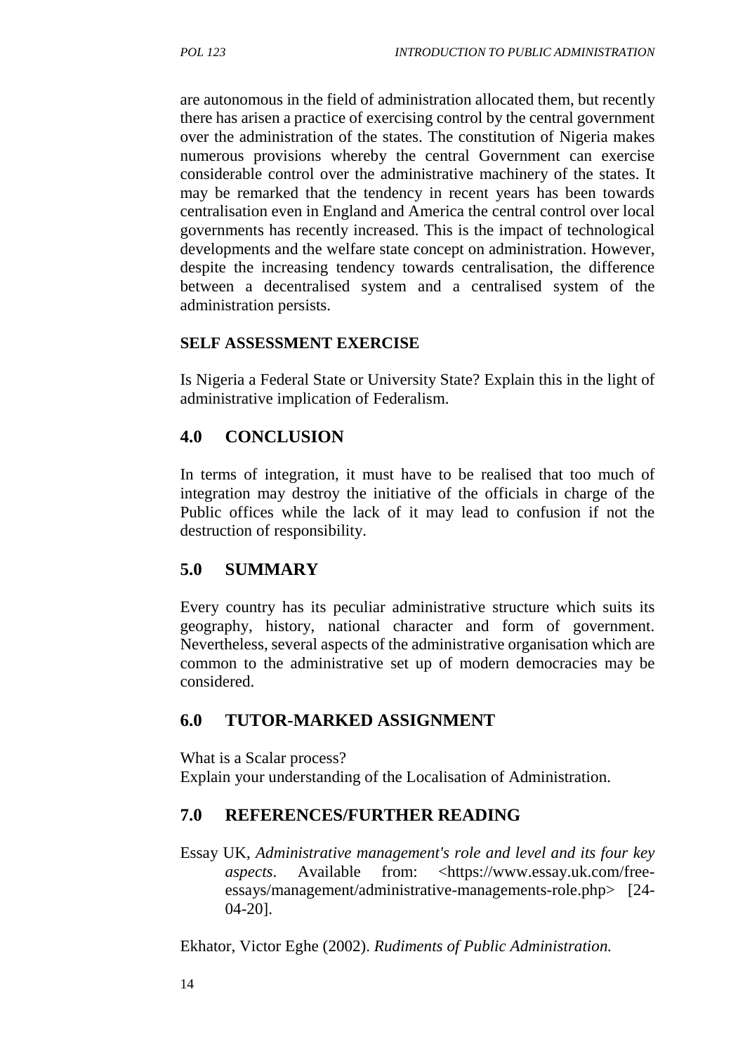are autonomous in the field of administration allocated them, but recently there has arisen a practice of exercising control by the central government over the administration of the states. The constitution of Nigeria makes numerous provisions whereby the central Government can exercise considerable control over the administrative machinery of the states. It may be remarked that the tendency in recent years has been towards centralisation even in England and America the central control over local governments has recently increased. This is the impact of technological developments and the welfare state concept on administration. However, despite the increasing tendency towards centralisation, the difference between a decentralised system and a centralised system of the administration persists.

**SELF ASSESSMENT EXERCISE**

Is Nigeria a Federal State or University State? Explain this in the light of administrative implication of Federalism.

## 4.0 CONCLUSION

In terms of integration, it must have to be realised that too much of integration may destroy the initiative of the officials in charge of the Public offices while the lack of it may lead to confusion if not the destruction of responsibility.

## 5.0 SUMMARY

Every country has its peculiar administrative structure which suits its geography, history, national character and form of government. Nevertheless, several aspects of the administrative organisation which are common to the administrative set up of modern democracies may be considered.

## 6.0 TUTOR-MARKED ASSIGNMENT

What is a Scalar process?
Explain your understanding of the Localisation of Administration.

## 7.0 REFERENCES/FURTHER READING

Essay UK, *Administrative management's role and level and its four key aspects*. Available from: <https://www.essay.uk.com/free-essays/management/administrative-managements-role.php> [24-04-20].

Ekhator, Victor Eghe (2002). *Rudiments of Public Administration.*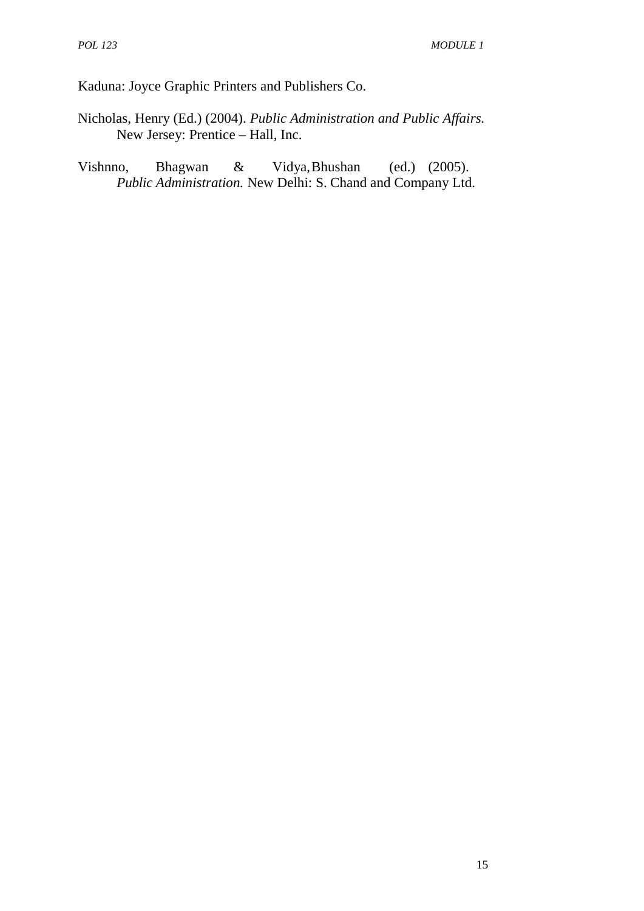Kaduna: Joyce Graphic Printers and Publishers Co.

Nicholas, Henry (Ed.) (2004). *Public Administration and Public Affairs.* New Jersey: Prentice – Hall, Inc.

Vishnno, Bhagwan & Vidya, Bhushan (ed.) (2005). *Public Administration.* New Delhi: S. Chand and Company Ltd.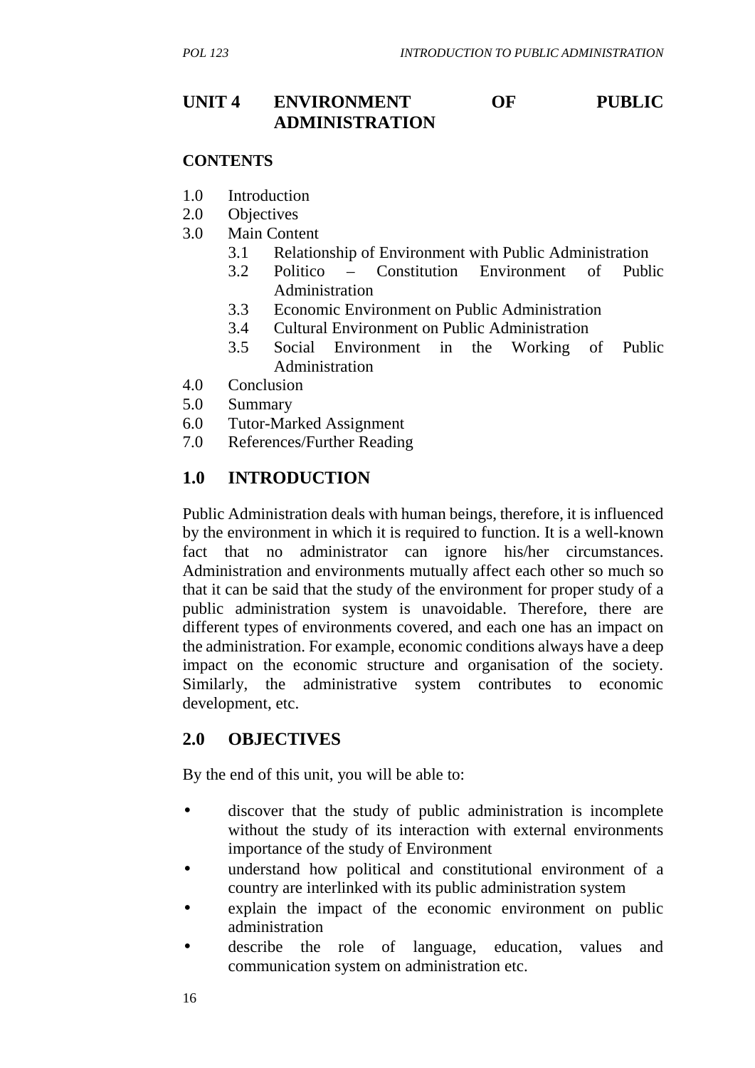# UNIT 4 ENVIRONMENT OF PUBLIC ADMINISTRATION

**CONTENTS**

1.0 Introduction
2.0 Objectives
3.0 Main Content
  3.1 Relationship of Environment with Public Administration
  3.2 Politico – Constitution Environment of Public Administration
  3.3 Economic Environment on Public Administration
  3.4 Cultural Environment on Public Administration
  3.5 Social Environment in the Working of Public Administration
4.0 Conclusion
5.0 Summary
6.0 Tutor-Marked Assignment
7.0 References/Further Reading

## 1.0 INTRODUCTION

Public Administration deals with human beings, therefore, it is influenced by the environment in which it is required to function. It is a well-known fact that no administrator can ignore his/her circumstances. Administration and environments mutually affect each other so much so that it can be said that the study of the environment for proper study of a public administration system is unavoidable. Therefore, there are different types of environments covered, and each one has an impact on the administration. For example, economic conditions always have a deep impact on the economic structure and organisation of the society. Similarly, the administrative system contributes to economic development, etc.

## 2.0 OBJECTIVES

By the end of this unit, you will be able to:

- discover that the study of public administration is incomplete without the study of its interaction with external environments importance of the study of Environment
- understand how political and constitutional environment of a country are interlinked with its public administration system
- explain the impact of the economic environment on public administration
- describe the role of language, education, values and communication system on administration etc.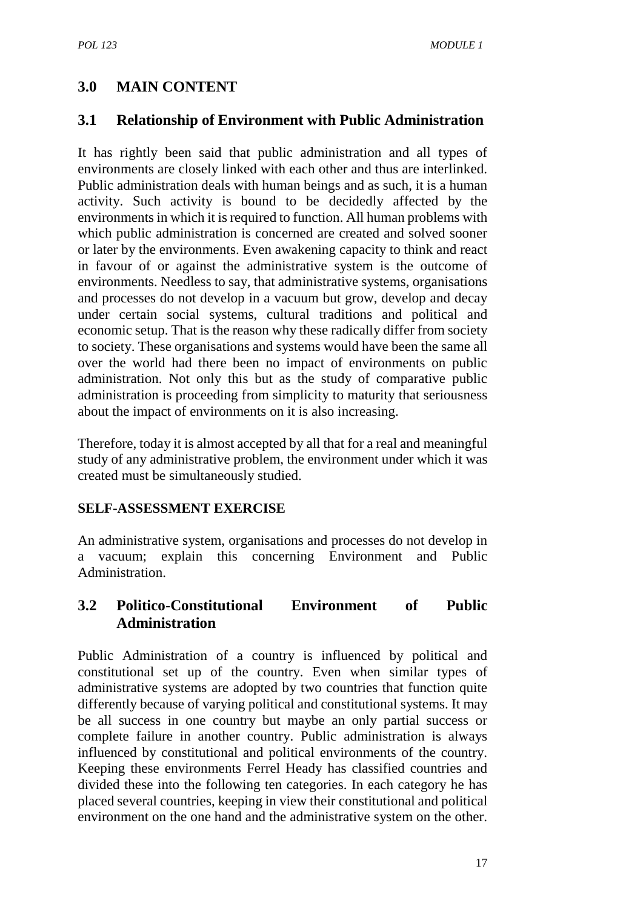## 3.0 MAIN CONTENT

### 3.1 Relationship of Environment with Public Administration

It has rightly been said that public administration and all types of environments are closely linked with each other and thus are interlinked. Public administration deals with human beings and as such, it is a human activity. Such activity is bound to be decidedly affected by the environments in which it is required to function. All human problems with which public administration is concerned are created and solved sooner or later by the environments. Even awakening capacity to think and react in favour of or against the administrative system is the outcome of environments. Needless to say, that administrative systems, organisations and processes do not develop in a vacuum but grow, develop and decay under certain social systems, cultural traditions and political and economic setup. That is the reason why these radically differ from society to society. These organisations and systems would have been the same all over the world had there been no impact of environments on public administration. Not only this but as the study of comparative public administration is proceeding from simplicity to maturity that seriousness about the impact of environments on it is also increasing.

Therefore, today it is almost accepted by all that for a real and meaningful study of any administrative problem, the environment under which it was created must be simultaneously studied.

**SELF-ASSESSMENT EXERCISE**

An administrative system, organisations and processes do not develop in a vacuum; explain this concerning Environment and Public Administration.

### 3.2 Politico-Constitutional Environment of Public Administration

Public Administration of a country is influenced by political and constitutional set up of the country. Even when similar types of administrative systems are adopted by two countries that function quite differently because of varying political and constitutional systems. It may be all success in one country but maybe an only partial success or complete failure in another country. Public administration is always influenced by constitutional and political environments of the country. Keeping these environments Ferrel Heady has classified countries and divided these into the following ten categories. In each category he has placed several countries, keeping in view their constitutional and political environment on the one hand and the administrative system on the other.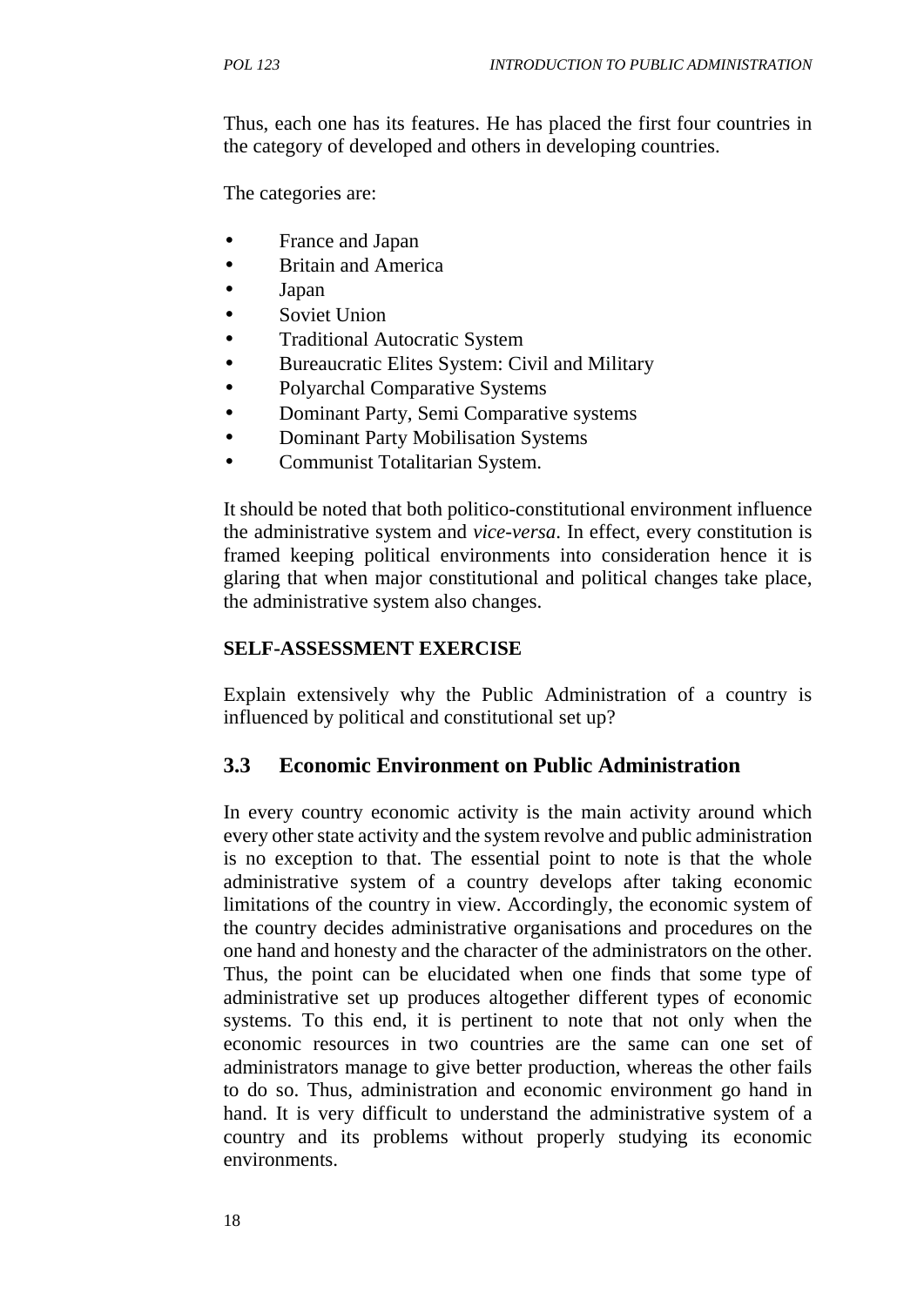Thus, each one has its features. He has placed the first four countries in the category of developed and others in developing countries.

The categories are:

- France and Japan
- Britain and America
- Japan
- Soviet Union
- Traditional Autocratic System
- Bureaucratic Elites System: Civil and Military
- Polyarchal Comparative Systems
- Dominant Party, Semi Comparative systems
- Dominant Party Mobilisation Systems
- Communist Totalitarian System.

It should be noted that both politico-constitutional environment influence the administrative system and *vice-versa*. In effect, every constitution is framed keeping political environments into consideration hence it is glaring that when major constitutional and political changes take place, the administrative system also changes.

**SELF-ASSESSMENT EXERCISE**

Explain extensively why the Public Administration of a country is influenced by political and constitutional set up?

## 3.3 Economic Environment on Public Administration

In every country economic activity is the main activity around which every other state activity and the system revolve and public administration is no exception to that. The essential point to note is that the whole administrative system of a country develops after taking economic limitations of the country in view. Accordingly, the economic system of the country decides administrative organisations and procedures on the one hand and honesty and the character of the administrators on the other. Thus, the point can be elucidated when one finds that some type of administrative set up produces altogether different types of economic systems. To this end, it is pertinent to note that not only when the economic resources in two countries are the same can one set of administrators manage to give better production, whereas the other fails to do so. Thus, administration and economic environment go hand in hand. It is very difficult to understand the administrative system of a country and its problems without properly studying its economic environments.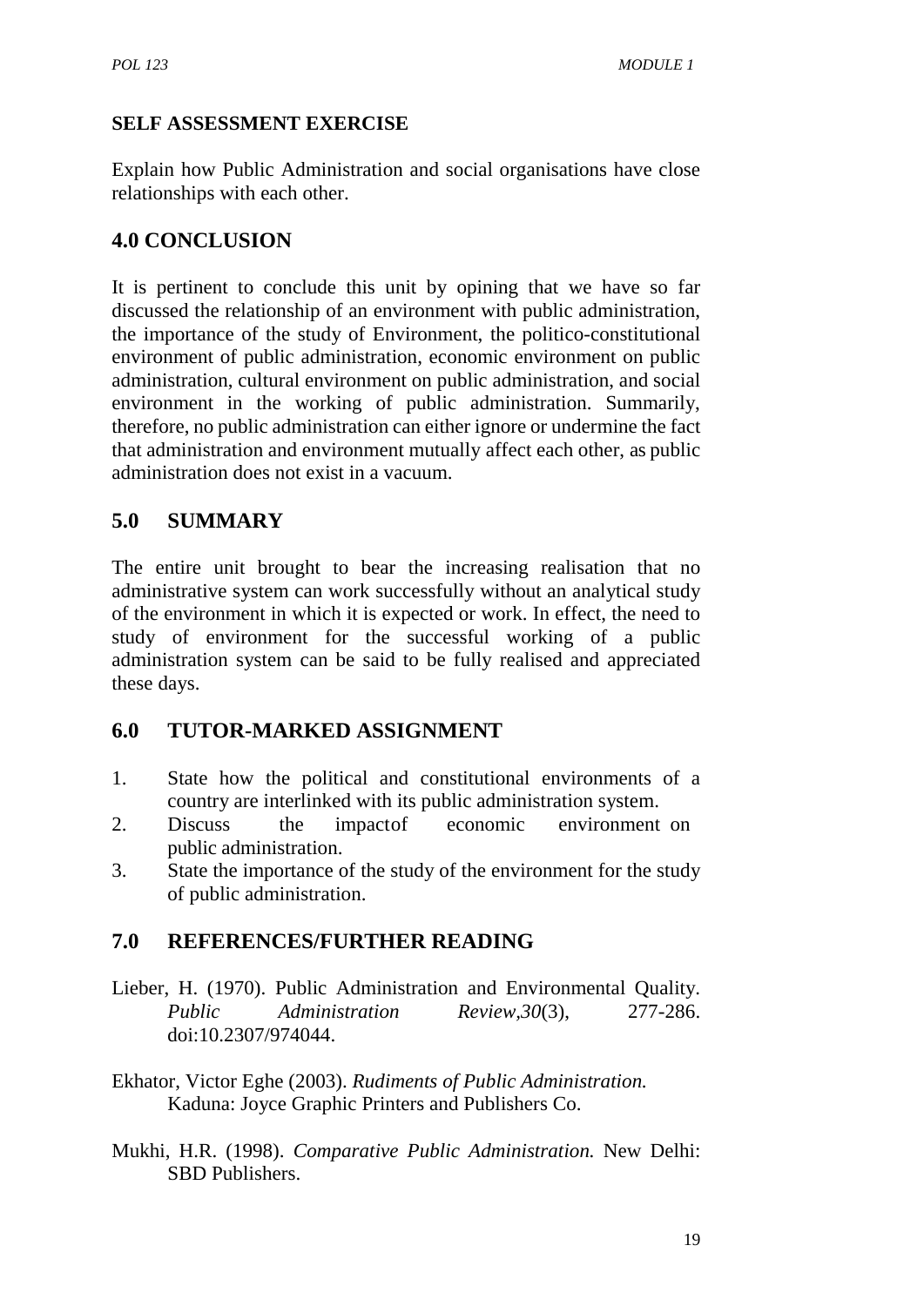**SELF ASSESSMENT EXERCISE**

Explain how Public Administration and social organisations have close relationships with each other.

## 4.0 CONCLUSION

It is pertinent to conclude this unit by opining that we have so far discussed the relationship of an environment with public administration, the importance of the study of Environment, the politico-constitutional environment of public administration, economic environment on public administration, cultural environment on public administration, and social environment in the working of public administration. Summarily, therefore, no public administration can either ignore or undermine the fact that administration and environment mutually affect each other, as public administration does not exist in a vacuum.

## 5.0 SUMMARY

The entire unit brought to bear the increasing realisation that no administrative system can work successfully without an analytical study of the environment in which it is expected or work. In effect, the need to study of environment for the successful working of a public administration system can be said to be fully realised and appreciated these days.

## 6.0 TUTOR-MARKED ASSIGNMENT

1. State how the political and constitutional environments of a country are interlinked with its public administration system.
2. Discuss the impactof economic environment on public administration.
3. State the importance of the study of the environment for the study of public administration.

## 7.0 REFERENCES/FURTHER READING

Lieber, H. (1970). Public Administration and Environmental Quality. *Public Administration Review,30*(3), 277-286. doi:10.2307/974044.

Ekhator, Victor Eghe (2003). *Rudiments of Public Administration.* Kaduna: Joyce Graphic Printers and Publishers Co.

Mukhi, H.R. (1998). *Comparative Public Administration.* New Delhi: SBD Publishers.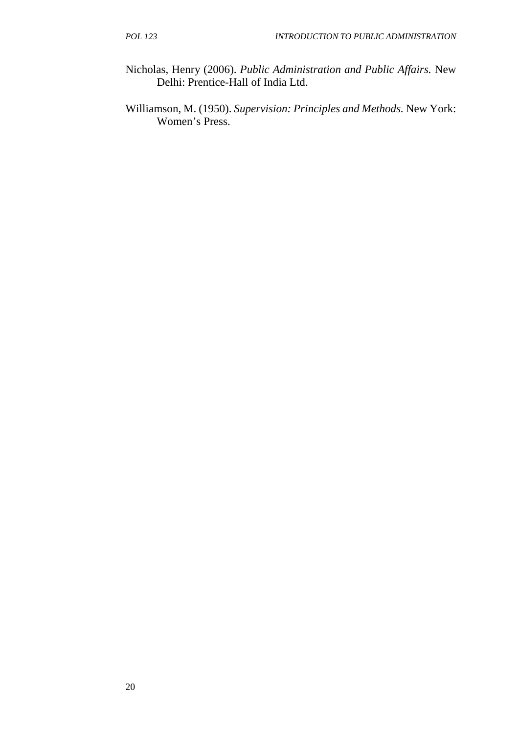Nicholas, Henry (2006). *Public Administration and Public Affairs.* New Delhi: Prentice-Hall of India Ltd.

Williamson, M. (1950). *Supervision: Principles and Methods.* New York: Women's Press.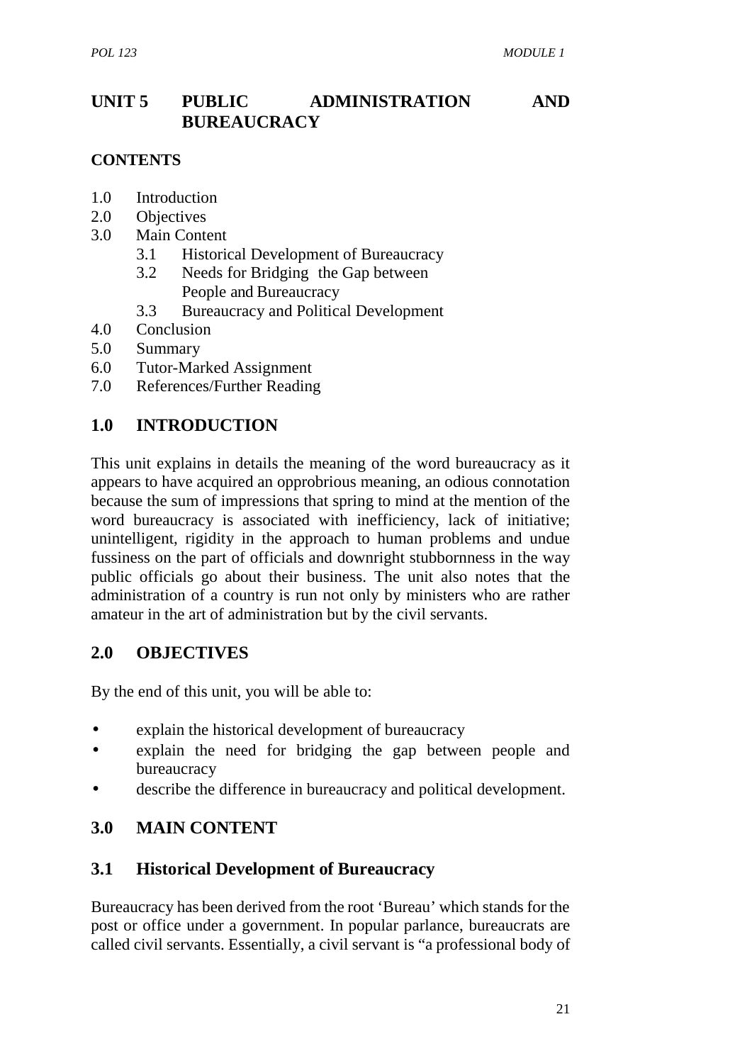# UNIT 5 PUBLIC ADMINISTRATION AND BUREAUCRACY

## CONTENTS

1.0 Introduction
2.0 Objectives
3.0 Main Content
 3.1 Historical Development of Bureaucracy
 3.2 Needs for Bridging the Gap between People and Bureaucracy
 3.3 Bureaucracy and Political Development
4.0 Conclusion
5.0 Summary
6.0 Tutor-Marked Assignment
7.0 References/Further Reading

## 1.0 INTRODUCTION

This unit explains in details the meaning of the word bureaucracy as it appears to have acquired an opprobrious meaning, an odious connotation because the sum of impressions that spring to mind at the mention of the word bureaucracy is associated with inefficiency, lack of initiative; unintelligent, rigidity in the approach to human problems and undue fussiness on the part of officials and downright stubbornness in the way public officials go about their business. The unit also notes that the administration of a country is run not only by ministers who are rather amateur in the art of administration but by the civil servants.

## 2.0 OBJECTIVES

By the end of this unit, you will be able to:

- explain the historical development of bureaucracy
- explain the need for bridging the gap between people and bureaucracy
- describe the difference in bureaucracy and political development.

## 3.0 MAIN CONTENT

### 3.1 Historical Development of Bureaucracy

Bureaucracy has been derived from the root 'Bureau' which stands for the post or office under a government. In popular parlance, bureaucrats are called civil servants. Essentially, a civil servant is "a professional body of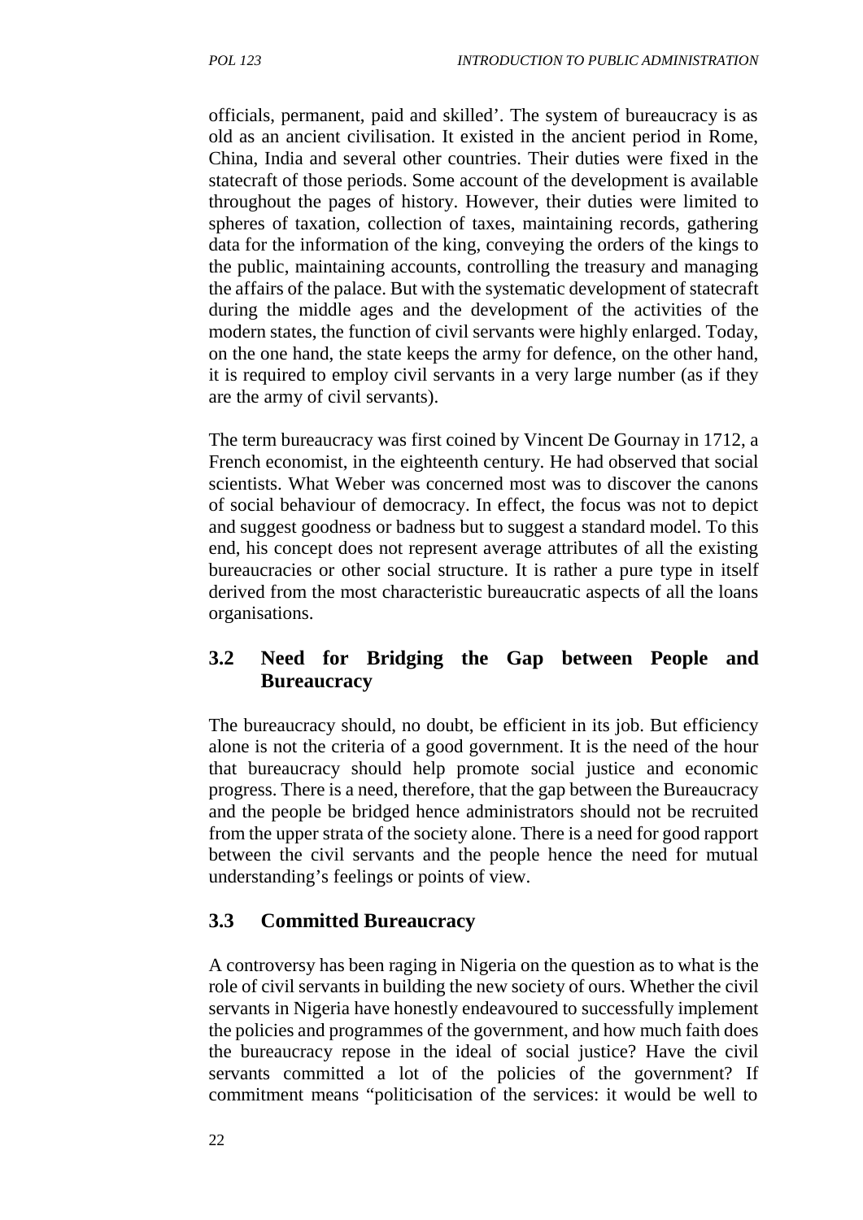officials, permanent, paid and skilled'. The system of bureaucracy is as old as an ancient civilisation. It existed in the ancient period in Rome, China, India and several other countries. Their duties were fixed in the statecraft of those periods. Some account of the development is available throughout the pages of history. However, their duties were limited to spheres of taxation, collection of taxes, maintaining records, gathering data for the information of the king, conveying the orders of the kings to the public, maintaining accounts, controlling the treasury and managing the affairs of the palace. But with the systematic development of statecraft during the middle ages and the development of the activities of the modern states, the function of civil servants were highly enlarged. Today, on the one hand, the state keeps the army for defence, on the other hand, it is required to employ civil servants in a very large number (as if they are the army of civil servants).

The term bureaucracy was first coined by Vincent De Gournay in 1712, a French economist, in the eighteenth century. He had observed that social scientists. What Weber was concerned most was to discover the canons of social behaviour of democracy. In effect, the focus was not to depict and suggest goodness or badness but to suggest a standard model. To this end, his concept does not represent average attributes of all the existing bureaucracies or other social structure. It is rather a pure type in itself derived from the most characteristic bureaucratic aspects of all the loans organisations.

## 3.2 Need for Bridging the Gap between People and Bureaucracy

The bureaucracy should, no doubt, be efficient in its job. But efficiency alone is not the criteria of a good government. It is the need of the hour that bureaucracy should help promote social justice and economic progress. There is a need, therefore, that the gap between the Bureaucracy and the people be bridged hence administrators should not be recruited from the upper strata of the society alone. There is a need for good rapport between the civil servants and the people hence the need for mutual understanding's feelings or points of view.

## 3.3 Committed Bureaucracy

A controversy has been raging in Nigeria on the question as to what is the role of civil servants in building the new society of ours. Whether the civil servants in Nigeria have honestly endeavoured to successfully implement the policies and programmes of the government, and how much faith does the bureaucracy repose in the ideal of social justice? Have the civil servants committed a lot of the policies of the government? If commitment means "politicisation of the services: it would be well to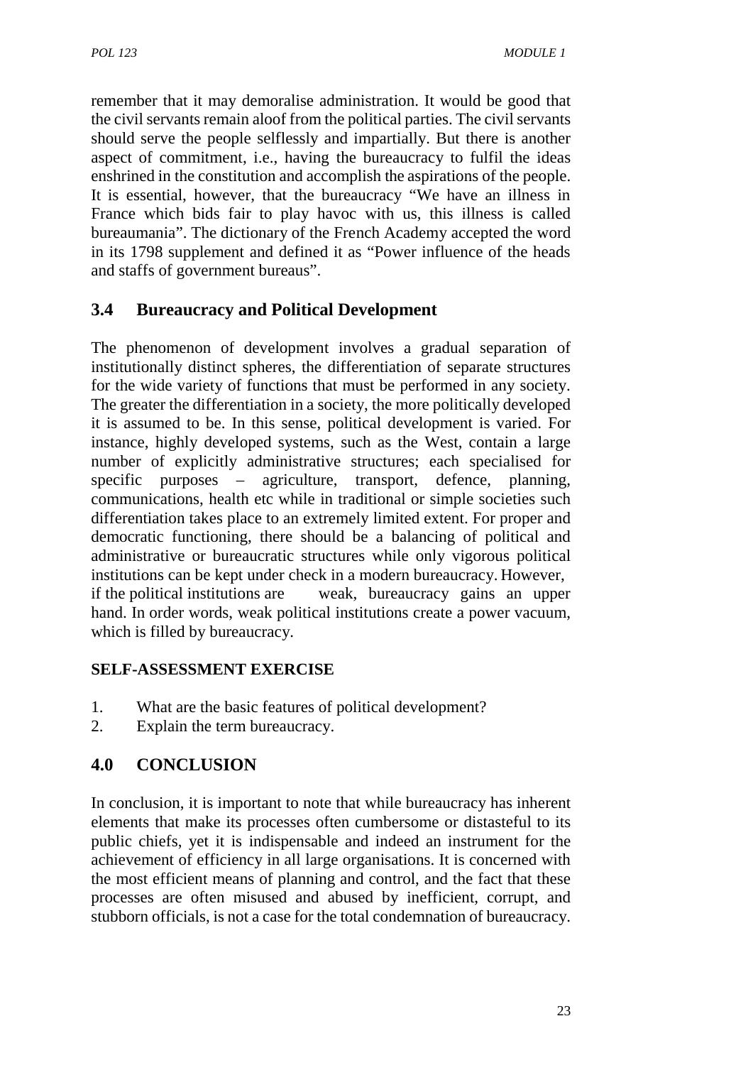remember that it may demoralise administration. It would be good that the civil servants remain aloof from the political parties. The civil servants should serve the people selflessly and impartially. But there is another aspect of commitment, i.e., having the bureaucracy to fulfil the ideas enshrined in the constitution and accomplish the aspirations of the people. It is essential, however, that the bureaucracy "We have an illness in France which bids fair to play havoc with us, this illness is called bureaumania". The dictionary of the French Academy accepted the word in its 1798 supplement and defined it as "Power influence of the heads and staffs of government bureaus".

## 3.4 Bureaucracy and Political Development

The phenomenon of development involves a gradual separation of institutionally distinct spheres, the differentiation of separate structures for the wide variety of functions that must be performed in any society. The greater the differentiation in a society, the more politically developed it is assumed to be. In this sense, political development is varied. For instance, highly developed systems, such as the West, contain a large number of explicitly administrative structures; each specialised for specific purposes – agriculture, transport, defence, planning, communications, health etc while in traditional or simple societies such differentiation takes place to an extremely limited extent. For proper and democratic functioning, there should be a balancing of political and administrative or bureaucratic structures while only vigorous political institutions can be kept under check in a modern bureaucracy. However, if the political institutions are weak, bureaucracy gains an upper hand. In order words, weak political institutions create a power vacuum, which is filled by bureaucracy.

**SELF-ASSESSMENT EXERCISE**

1. What are the basic features of political development?
2. Explain the term bureaucracy.

## 4.0 CONCLUSION

In conclusion, it is important to note that while bureaucracy has inherent elements that make its processes often cumbersome or distasteful to its public chiefs, yet it is indispensable and indeed an instrument for the achievement of efficiency in all large organisations. It is concerned with the most efficient means of planning and control, and the fact that these processes are often misused and abused by inefficient, corrupt, and stubborn officials, is not a case for the total condemnation of bureaucracy.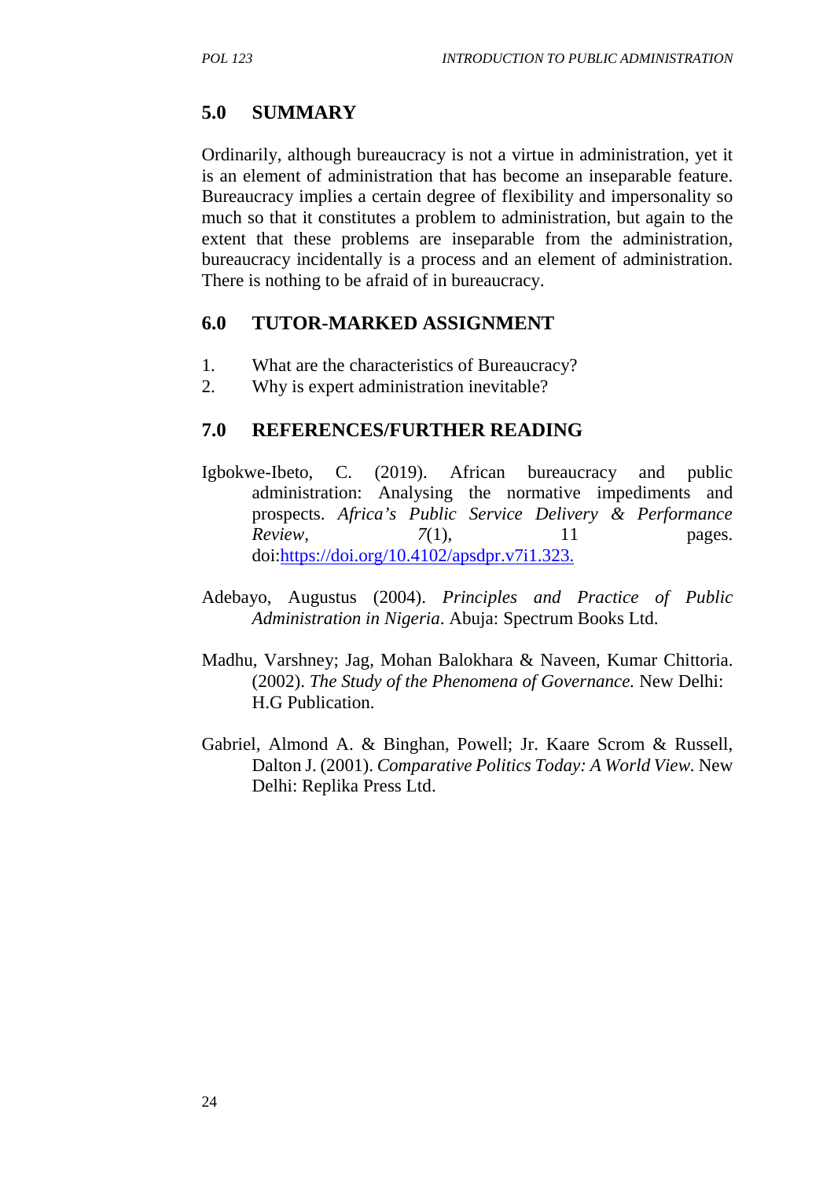## 5.0 SUMMARY

Ordinarily, although bureaucracy is not a virtue in administration, yet it is an element of administration that has become an inseparable feature. Bureaucracy implies a certain degree of flexibility and impersonality so much so that it constitutes a problem to administration, but again to the extent that these problems are inseparable from the administration, bureaucracy incidentally is a process and an element of administration. There is nothing to be afraid of in bureaucracy.

## 6.0 TUTOR-MARKED ASSIGNMENT

1. What are the characteristics of Bureaucracy?
2. Why is expert administration inevitable?

## 7.0 REFERENCES/FURTHER READING

Igbokwe-Ibeto, C. (2019). African bureaucracy and public administration: Analysing the normative impediments and prospects. *Africa's Public Service Delivery & Performance Review*, *7*(1), 11 pages. doi:https://doi.org/10.4102/apsdpr.v7i1.323.

Adebayo, Augustus (2004). *Principles and Practice of Public Administration in Nigeria*. Abuja: Spectrum Books Ltd.

Madhu, Varshney; Jag, Mohan Balokhara & Naveen, Kumar Chittoria. (2002). *The Study of the Phenomena of Governance.* New Delhi: H.G Publication.

Gabriel, Almond A. & Binghan, Powell; Jr. Kaare Scrom & Russell, Dalton J. (2001). *Comparative Politics Today: A World View*. New Delhi: Replika Press Ltd.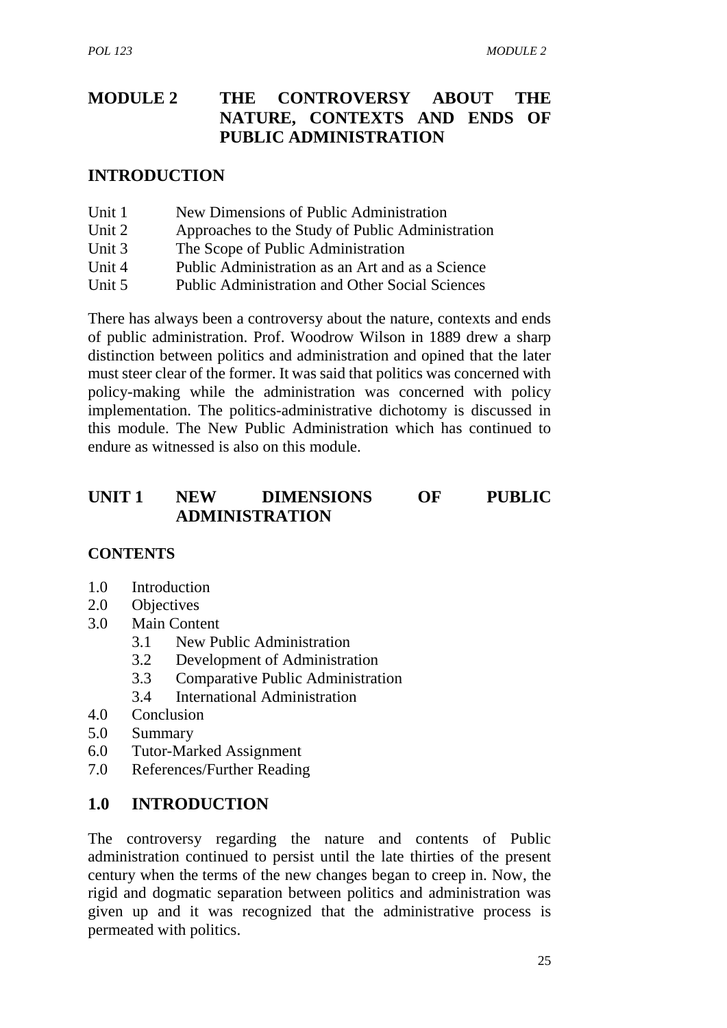# MODULE 2 THE CONTROVERSY ABOUT THE NATURE, CONTEXTS AND ENDS OF PUBLIC ADMINISTRATION

## INTRODUCTION

Unit 1 New Dimensions of Public Administration
Unit 2 Approaches to the Study of Public Administration
Unit 3 The Scope of Public Administration
Unit 4 Public Administration as an Art and as a Science
Unit 5 Public Administration and Other Social Sciences

There has always been a controversy about the nature, contexts and ends of public administration. Prof. Woodrow Wilson in 1889 drew a sharp distinction between politics and administration and opined that the later must steer clear of the former. It was said that politics was concerned with policy-making while the administration was concerned with policy implementation. The politics-administrative dichotomy is discussed in this module. The New Public Administration which has continued to endure as witnessed is also on this module.

## UNIT 1 NEW DIMENSIONS OF PUBLIC ADMINISTRATION

### CONTENTS

- 1.0 Introduction
- 2.0 Objectives
- 3.0 Main Content
  - 3.1 New Public Administration
  - 3.2 Development of Administration
  - 3.3 Comparative Public Administration
  - 3.4 International Administration
- 4.0 Conclusion
- 5.0 Summary
- 6.0 Tutor-Marked Assignment
- 7.0 References/Further Reading

## 1.0 INTRODUCTION

The controversy regarding the nature and contents of Public administration continued to persist until the late thirties of the present century when the terms of the new changes began to creep in. Now, the rigid and dogmatic separation between politics and administration was given up and it was recognized that the administrative process is permeated with politics.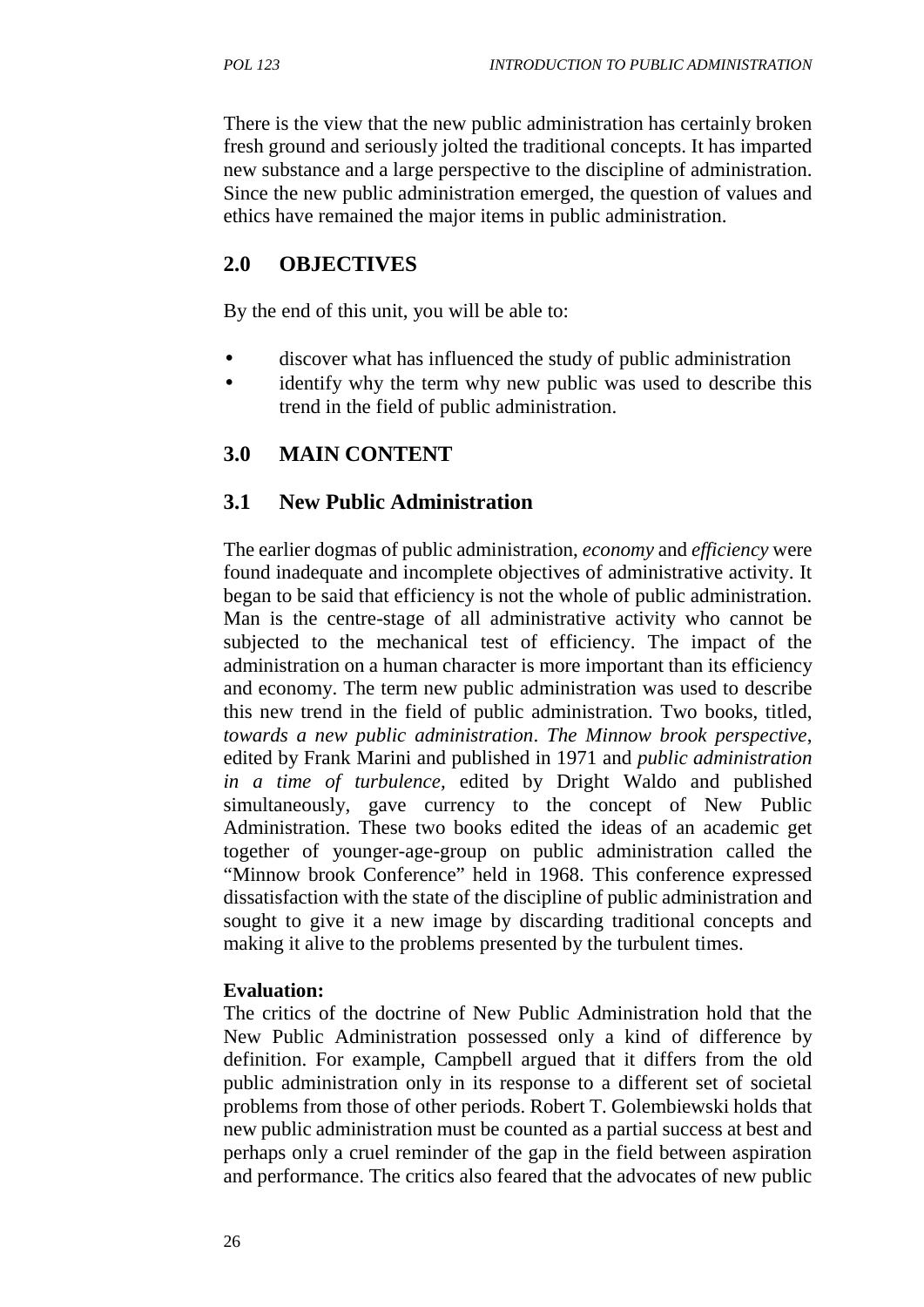There is the view that the new public administration has certainly broken fresh ground and seriously jolted the traditional concepts. It has imparted new substance and a large perspective to the discipline of administration. Since the new public administration emerged, the question of values and ethics have remained the major items in public administration.

## 2.0 OBJECTIVES

By the end of this unit, you will be able to:

- discover what has influenced the study of public administration
- identify why the term why new public was used to describe this trend in the field of public administration.

## 3.0 MAIN CONTENT

### 3.1 New Public Administration

The earlier dogmas of public administration, *economy* and *efficiency* were found inadequate and incomplete objectives of administrative activity. It began to be said that efficiency is not the whole of public administration. Man is the centre-stage of all administrative activity who cannot be subjected to the mechanical test of efficiency. The impact of the administration on a human character is more important than its efficiency and economy. The term new public administration was used to describe this new trend in the field of public administration. Two books, titled, *towards a new public administration*. *The Minnow brook perspective*, edited by Frank Marini and published in 1971 and *public administration in a time of turbulence,* edited by Dright Waldo and published simultaneously, gave currency to the concept of New Public Administration. These two books edited the ideas of an academic get together of younger-age-group on public administration called the "Minnow brook Conference" held in 1968. This conference expressed dissatisfaction with the state of the discipline of public administration and sought to give it a new image by discarding traditional concepts and making it alive to the problems presented by the turbulent times.

**Evaluation:**
The critics of the doctrine of New Public Administration hold that the New Public Administration possessed only a kind of difference by definition. For example, Campbell argued that it differs from the old public administration only in its response to a different set of societal problems from those of other periods. Robert T. Golembiewski holds that new public administration must be counted as a partial success at best and perhaps only a cruel reminder of the gap in the field between aspiration and performance. The critics also feared that the advocates of new public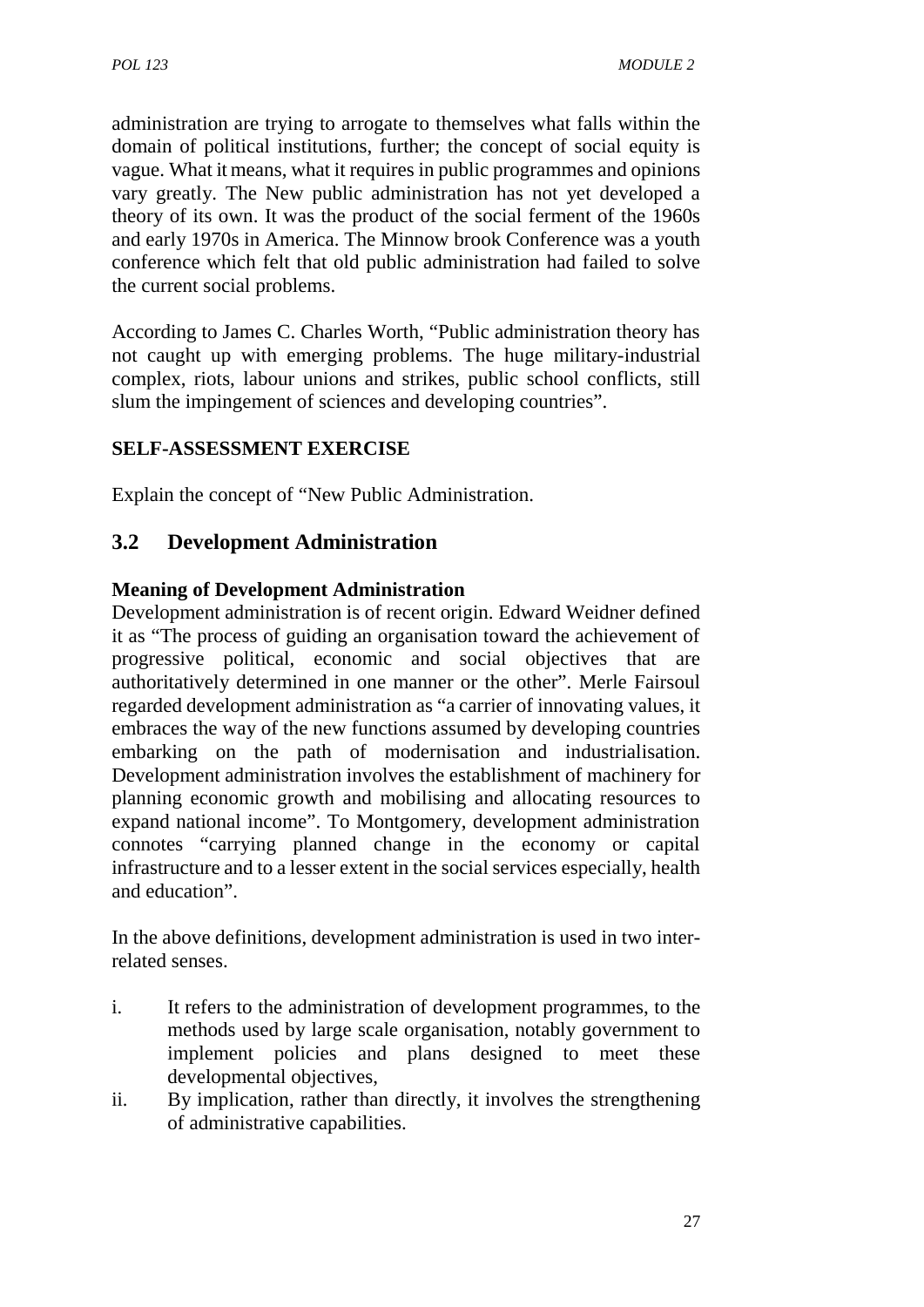administration are trying to arrogate to themselves what falls within the domain of political institutions, further; the concept of social equity is vague. What it means, what it requires in public programmes and opinions vary greatly. The New public administration has not yet developed a theory of its own. It was the product of the social ferment of the 1960s and early 1970s in America. The Minnow brook Conference was a youth conference which felt that old public administration had failed to solve the current social problems.

According to James C. Charles Worth, "Public administration theory has not caught up with emerging problems. The huge military-industrial complex, riots, labour unions and strikes, public school conflicts, still slum the impingement of sciences and developing countries".

**SELF-ASSESSMENT EXERCISE**

Explain the concept of "New Public Administration.

## 3.2 Development Administration

**Meaning of Development Administration**

Development administration is of recent origin. Edward Weidner defined it as "The process of guiding an organisation toward the achievement of progressive political, economic and social objectives that are authoritatively determined in one manner or the other". Merle Fairsoul regarded development administration as "a carrier of innovating values, it embraces the way of the new functions assumed by developing countries embarking on the path of modernisation and industrialisation. Development administration involves the establishment of machinery for planning economic growth and mobilising and allocating resources to expand national income". To Montgomery, development administration connotes "carrying planned change in the economy or capital infrastructure and to a lesser extent in the social services especially, health and education".

In the above definitions, development administration is used in two inter-related senses.

i. It refers to the administration of development programmes, to the methods used by large scale organisation, notably government to implement policies and plans designed to meet these developmental objectives,
ii. By implication, rather than directly, it involves the strengthening of administrative capabilities.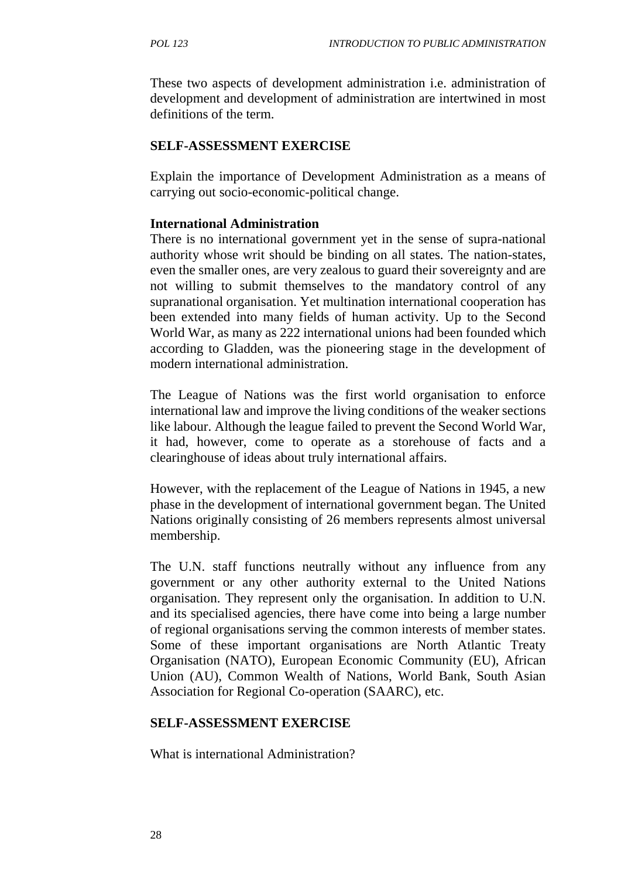These two aspects of development administration i.e. administration of development and development of administration are intertwined in most definitions of the term.

**SELF-ASSESSMENT EXERCISE**

Explain the importance of Development Administration as a means of carrying out socio-economic-political change.

**International Administration**

There is no international government yet in the sense of supra-national authority whose writ should be binding on all states. The nation-states, even the smaller ones, are very zealous to guard their sovereignty and are not willing to submit themselves to the mandatory control of any supranational organisation. Yet multination international cooperation has been extended into many fields of human activity. Up to the Second World War, as many as 222 international unions had been founded which according to Gladden, was the pioneering stage in the development of modern international administration.

The League of Nations was the first world organisation to enforce international law and improve the living conditions of the weaker sections like labour. Although the league failed to prevent the Second World War, it had, however, come to operate as a storehouse of facts and a clearinghouse of ideas about truly international affairs.

However, with the replacement of the League of Nations in 1945, a new phase in the development of international government began. The United Nations originally consisting of 26 members represents almost universal membership.

The U.N. staff functions neutrally without any influence from any government or any other authority external to the United Nations organisation. They represent only the organisation. In addition to U.N. and its specialised agencies, there have come into being a large number of regional organisations serving the common interests of member states. Some of these important organisations are North Atlantic Treaty Organisation (NATO), European Economic Community (EU), African Union (AU), Common Wealth of Nations, World Bank, South Asian Association for Regional Co-operation (SAARC), etc.

**SELF-ASSESSMENT EXERCISE**

What is international Administration?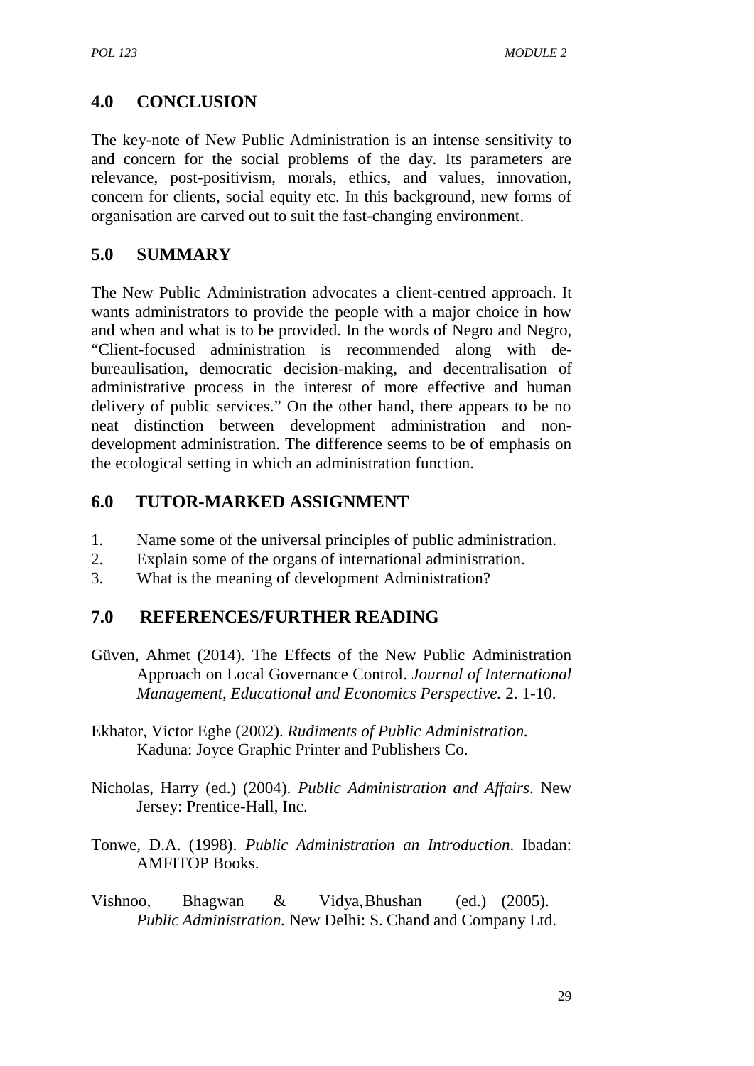## 4.0 CONCLUSION

The key-note of New Public Administration is an intense sensitivity to and concern for the social problems of the day. Its parameters are relevance, post-positivism, morals, ethics, and values, innovation, concern for clients, social equity etc. In this background, new forms of organisation are carved out to suit the fast-changing environment.

## 5.0 SUMMARY

The New Public Administration advocates a client-centred approach. It wants administrators to provide the people with a major choice in how and when and what is to be provided. In the words of Negro and Negro, "Client-focused administration is recommended along with de-bureaulisation, democratic decision-making, and decentralisation of administrative process in the interest of more effective and human delivery of public services." On the other hand, there appears to be no neat distinction between development administration and non-development administration. The difference seems to be of emphasis on the ecological setting in which an administration function.

## 6.0 TUTOR-MARKED ASSIGNMENT

1. Name some of the universal principles of public administration.
2. Explain some of the organs of international administration.
3. What is the meaning of development Administration?

## 7.0 REFERENCES/FURTHER READING

Güven, Ahmet (2014). The Effects of the New Public Administration Approach on Local Governance Control. *Journal of International Management, Educational and Economics Perspective.* 2. 1-10.

Ekhator, Victor Eghe (2002). *Rudiments of Public Administration.* Kaduna: Joyce Graphic Printer and Publishers Co.

Nicholas, Harry (ed.) (2004). *Public Administration and Affairs*. New Jersey: Prentice-Hall, Inc.

Tonwe, D.A. (1998). *Public Administration an Introduction*. Ibadan: AMFITOP Books.

Vishnoo, Bhagwan & Vidya, Bhushan (ed.) (2005). *Public Administration.* New Delhi: S. Chand and Company Ltd.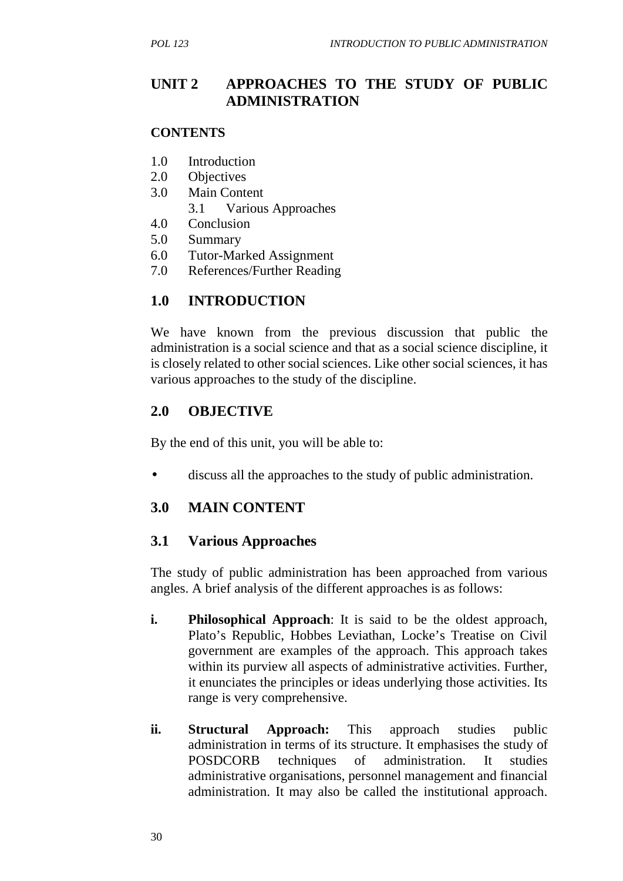# UNIT 2 APPROACHES TO THE STUDY OF PUBLIC ADMINISTRATION

**CONTENTS**

1.0 Introduction
2.0 Objectives
3.0 Main Content
 3.1 Various Approaches
4.0 Conclusion
5.0 Summary
6.0 Tutor-Marked Assignment
7.0 References/Further Reading

## 1.0 INTRODUCTION

We have known from the previous discussion that public the administration is a social science and that as a social science discipline, it is closely related to other social sciences. Like other social sciences, it has various approaches to the study of the discipline.

## 2.0 OBJECTIVE

By the end of this unit, you will be able to:

- discuss all the approaches to the study of public administration.

## 3.0 MAIN CONTENT

### 3.1 Various Approaches

The study of public administration has been approached from various angles. A brief analysis of the different approaches is as follows:

**i.** **Philosophical Approach**: It is said to be the oldest approach, Plato's Republic, Hobbes Leviathan, Locke's Treatise on Civil government are examples of the approach. This approach takes within its purview all aspects of administrative activities. Further, it enunciates the principles or ideas underlying those activities. Its range is very comprehensive.

**ii.** **Structural Approach:** This approach studies public administration in terms of its structure. It emphasises the study of POSDCORB techniques of administration. It studies administrative organisations, personnel management and financial administration. It may also be called the institutional approach.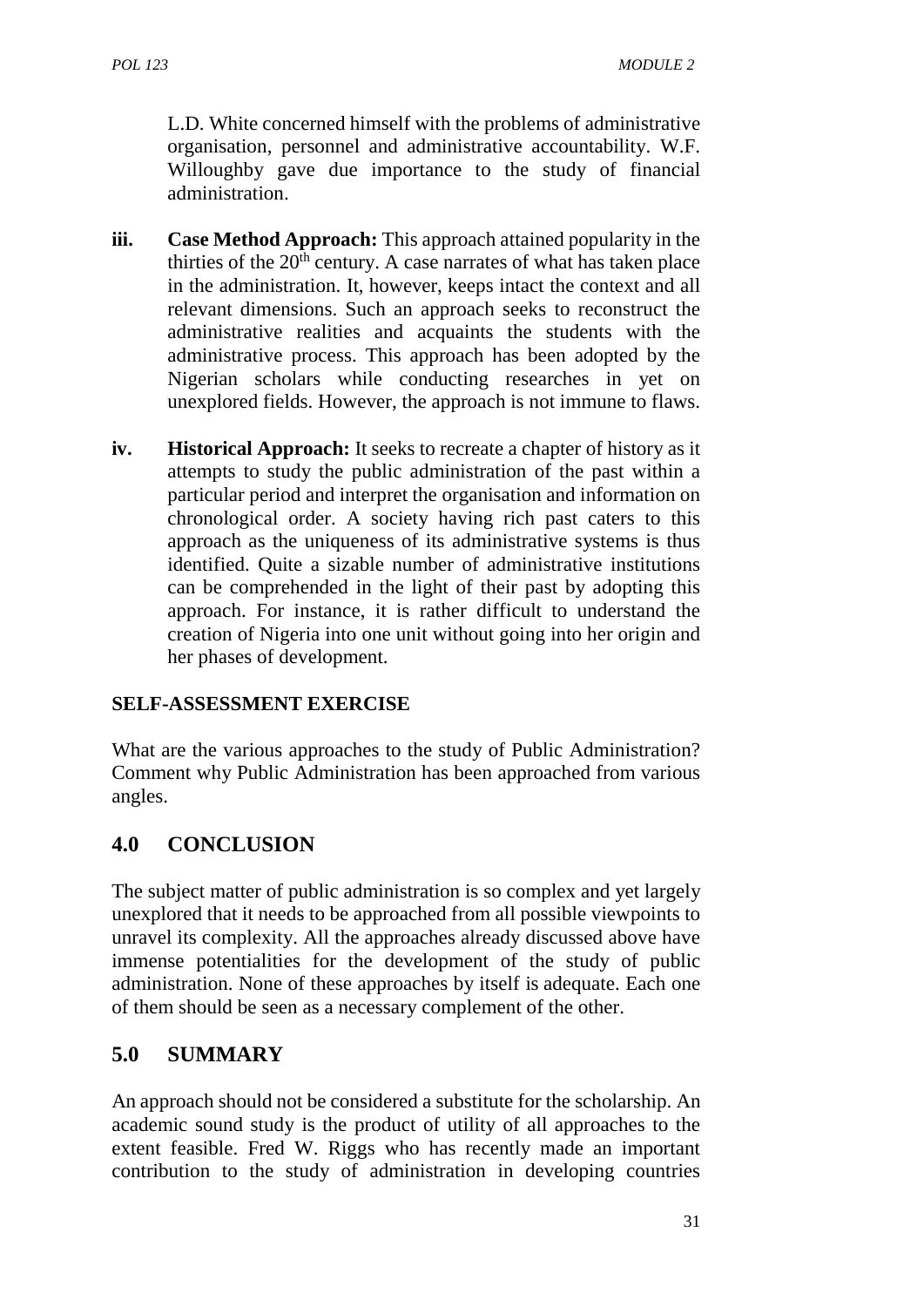L.D. White concerned himself with the problems of administrative organisation, personnel and administrative accountability. W.F. Willoughby gave due importance to the study of financial administration.

**iii. Case Method Approach:** This approach attained popularity in the thirties of the 20th century. A case narrates of what has taken place in the administration. It, however, keeps intact the context and all relevant dimensions. Such an approach seeks to reconstruct the administrative realities and acquaints the students with the administrative process. This approach has been adopted by the Nigerian scholars while conducting researches in yet on unexplored fields. However, the approach is not immune to flaws.

**iv. Historical Approach:** It seeks to recreate a chapter of history as it attempts to study the public administration of the past within a particular period and interpret the organisation and information on chronological order. A society having rich past caters to this approach as the uniqueness of its administrative systems is thus identified. Quite a sizable number of administrative institutions can be comprehended in the light of their past by adopting this approach. For instance, it is rather difficult to understand the creation of Nigeria into one unit without going into her origin and her phases of development.

**SELF-ASSESSMENT EXERCISE**

What are the various approaches to the study of Public Administration? Comment why Public Administration has been approached from various angles.

## 4.0 CONCLUSION

The subject matter of public administration is so complex and yet largely unexplored that it needs to be approached from all possible viewpoints to unravel its complexity. All the approaches already discussed above have immense potentialities for the development of the study of public administration. None of these approaches by itself is adequate. Each one of them should be seen as a necessary complement of the other.

## 5.0 SUMMARY

An approach should not be considered a substitute for the scholarship. An academic sound study is the product of utility of all approaches to the extent feasible. Fred W. Riggs who has recently made an important contribution to the study of administration in developing countries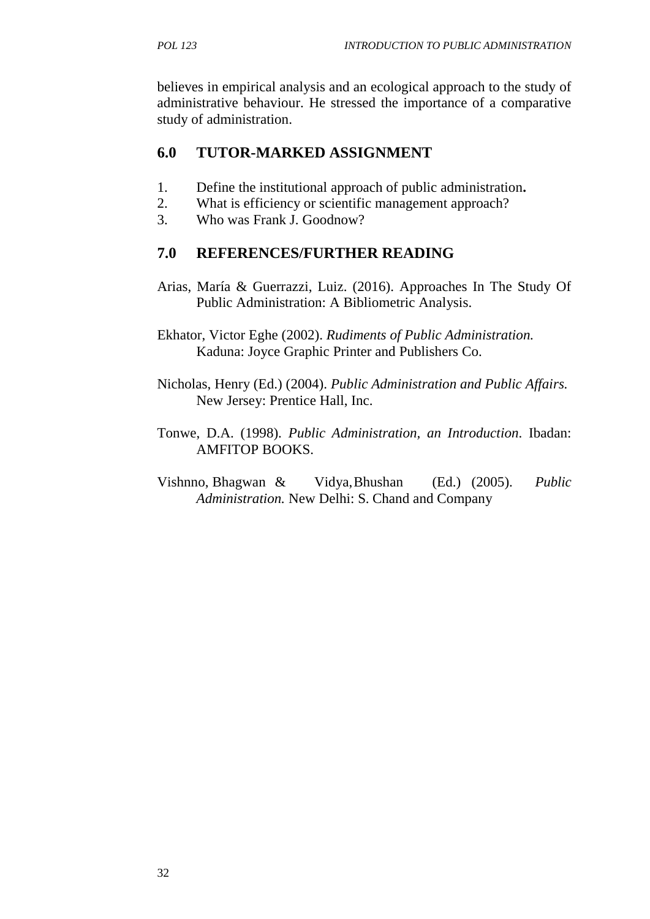believes in empirical analysis and an ecological approach to the study of administrative behaviour. He stressed the importance of a comparative study of administration.

## 6.0 TUTOR-MARKED ASSIGNMENT

1. Define the institutional approach of public administration**.**
2. What is efficiency or scientific management approach?
3. Who was Frank J. Goodnow?

## 7.0 REFERENCES/FURTHER READING

Arias, María & Guerrazzi, Luiz. (2016). Approaches In The Study Of Public Administration: A Bibliometric Analysis.

Ekhator, Victor Eghe (2002). *Rudiments of Public Administration.* Kaduna: Joyce Graphic Printer and Publishers Co.

Nicholas, Henry (Ed.) (2004). *Public Administration and Public Affairs.* New Jersey: Prentice Hall, Inc.

Tonwe, D.A. (1998). *Public Administration, an Introduction*. Ibadan: AMFITOP BOOKS.

Vishnno, Bhagwan & Vidya, Bhushan (Ed.) (2005). *Public Administration.* New Delhi: S. Chand and Company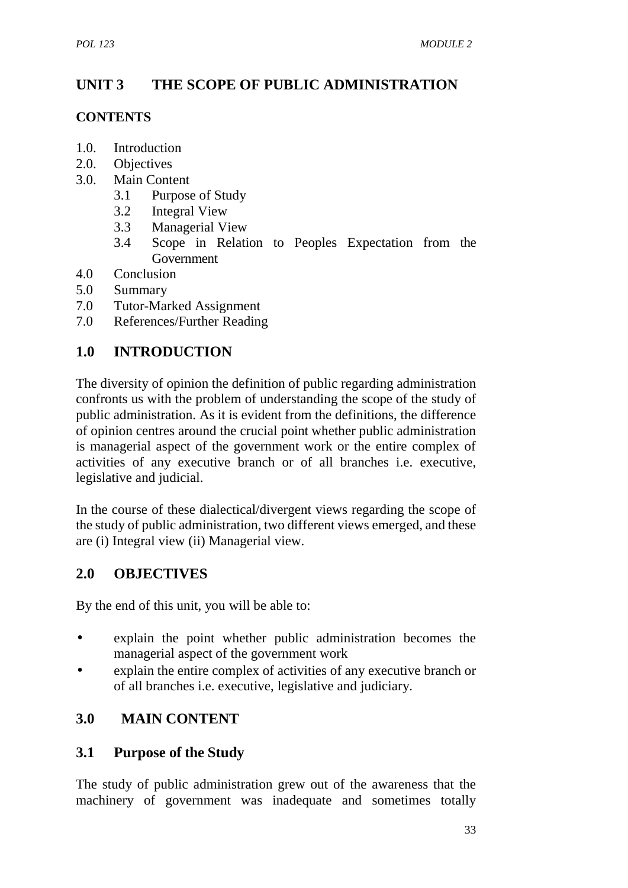# UNIT 3 THE SCOPE OF PUBLIC ADMINISTRATION

**CONTENTS**

1.0. Introduction
2.0. Objectives
3.0. Main Content
    3.1 Purpose of Study
    3.2 Integral View
    3.3 Managerial View
    3.4 Scope in Relation to Peoples Expectation from the Government
4.0 Conclusion
5.0 Summary
7.0 Tutor-Marked Assignment
7.0 References/Further Reading

## 1.0 INTRODUCTION

The diversity of opinion the definition of public regarding administration confronts us with the problem of understanding the scope of the study of public administration. As it is evident from the definitions, the difference of opinion centres around the crucial point whether public administration is managerial aspect of the government work or the entire complex of activities of any executive branch or of all branches i.e. executive, legislative and judicial.

In the course of these dialectical/divergent views regarding the scope of the study of public administration, two different views emerged, and these are (i) Integral view (ii) Managerial view.

## 2.0 OBJECTIVES

By the end of this unit, you will be able to:

- explain the point whether public administration becomes the managerial aspect of the government work
- explain the entire complex of activities of any executive branch or of all branches i.e. executive, legislative and judiciary.

## 3.0 MAIN CONTENT

### 3.1 Purpose of the Study

The study of public administration grew out of the awareness that the machinery of government was inadequate and sometimes totally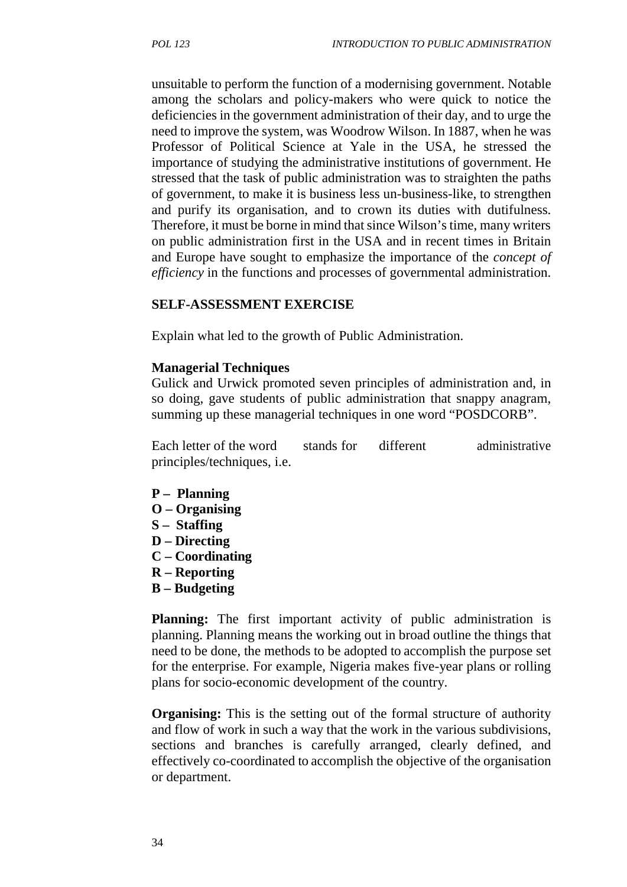unsuitable to perform the function of a modernising government. Notable among the scholars and policy-makers who were quick to notice the deficiencies in the government administration of their day, and to urge the need to improve the system, was Woodrow Wilson. In 1887, when he was Professor of Political Science at Yale in the USA, he stressed the importance of studying the administrative institutions of government. He stressed that the task of public administration was to straighten the paths of government, to make it is business less un-business-like, to strengthen and purify its organisation, and to crown its duties with dutifulness. Therefore, it must be borne in mind that since Wilson's time, many writers on public administration first in the USA and in recent times in Britain and Europe have sought to emphasize the importance of the *concept of efficiency* in the functions and processes of governmental administration.

**SELF-ASSESSMENT EXERCISE**

Explain what led to the growth of Public Administration.

**Managerial Techniques**

Gulick and Urwick promoted seven principles of administration and, in so doing, gave students of public administration that snappy anagram, summing up these managerial techniques in one word "POSDCORB".

Each letter of the word stands for different administrative principles/techniques, i.e.

**P – Planning**
**O – Organising**
**S – Staffing**
**D – Directing**
**C – Coordinating**
**R – Reporting**
**B – Budgeting**

**Planning:** The first important activity of public administration is planning. Planning means the working out in broad outline the things that need to be done, the methods to be adopted to accomplish the purpose set for the enterprise. For example, Nigeria makes five-year plans or rolling plans for socio-economic development of the country.

**Organising:** This is the setting out of the formal structure of authority and flow of work in such a way that the work in the various subdivisions, sections and branches is carefully arranged, clearly defined, and effectively co-coordinated to accomplish the objective of the organisation or department.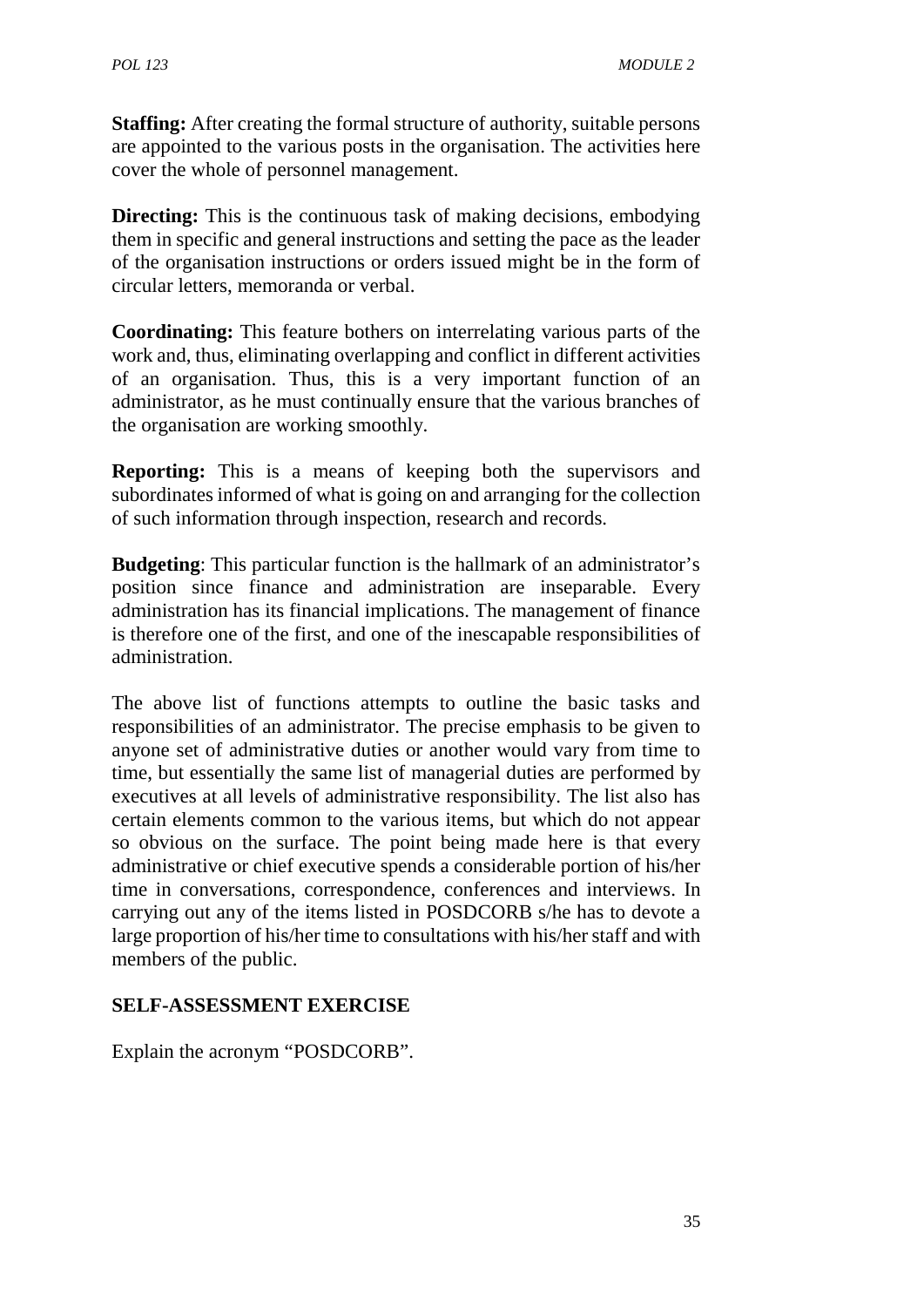**Staffing:** After creating the formal structure of authority, suitable persons are appointed to the various posts in the organisation. The activities here cover the whole of personnel management.

**Directing:** This is the continuous task of making decisions, embodying them in specific and general instructions and setting the pace as the leader of the organisation instructions or orders issued might be in the form of circular letters, memoranda or verbal.

**Coordinating:** This feature bothers on interrelating various parts of the work and, thus, eliminating overlapping and conflict in different activities of an organisation. Thus, this is a very important function of an administrator, as he must continually ensure that the various branches of the organisation are working smoothly.

**Reporting:** This is a means of keeping both the supervisors and subordinates informed of what is going on and arranging for the collection of such information through inspection, research and records.

**Budgeting**: This particular function is the hallmark of an administrator's position since finance and administration are inseparable. Every administration has its financial implications. The management of finance is therefore one of the first, and one of the inescapable responsibilities of administration.

The above list of functions attempts to outline the basic tasks and responsibilities of an administrator. The precise emphasis to be given to anyone set of administrative duties or another would vary from time to time, but essentially the same list of managerial duties are performed by executives at all levels of administrative responsibility. The list also has certain elements common to the various items, but which do not appear so obvious on the surface. The point being made here is that every administrative or chief executive spends a considerable portion of his/her time in conversations, correspondence, conferences and interviews. In carrying out any of the items listed in POSDCORB s/he has to devote a large proportion of his/her time to consultations with his/her staff and with members of the public.

## SELF-ASSESSMENT EXERCISE

Explain the acronym "POSDCORB".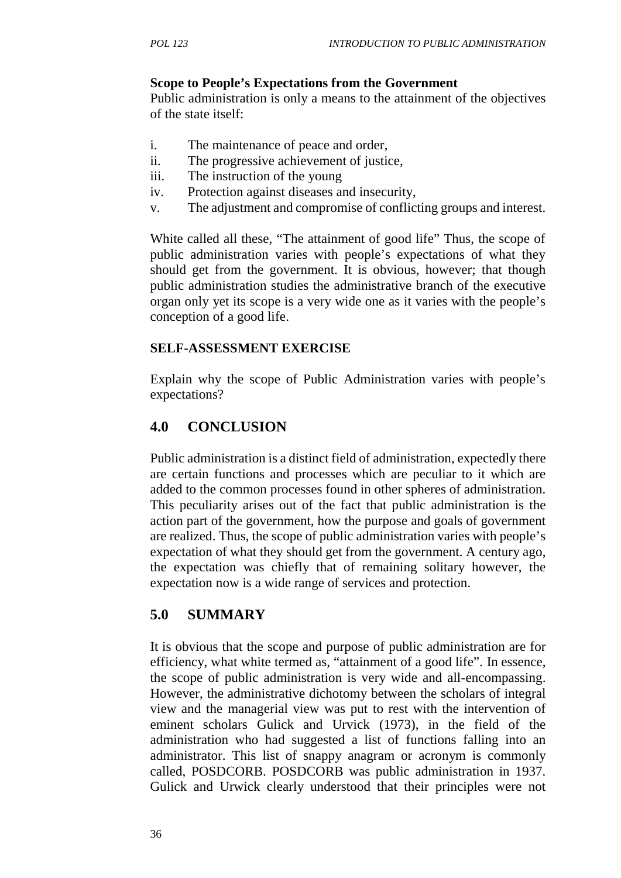**Scope to People's Expectations from the Government**

Public administration is only a means to the attainment of the objectives of the state itself:

i. The maintenance of peace and order,
ii. The progressive achievement of justice,
iii. The instruction of the young
iv. Protection against diseases and insecurity,
v. The adjustment and compromise of conflicting groups and interest.

White called all these, "The attainment of good life" Thus, the scope of public administration varies with people's expectations of what they should get from the government. It is obvious, however; that though public administration studies the administrative branch of the executive organ only yet its scope is a very wide one as it varies with the people's conception of a good life.

**SELF-ASSESSMENT EXERCISE**

Explain why the scope of Public Administration varies with people's expectations?

## 4.0 CONCLUSION

Public administration is a distinct field of administration, expectedly there are certain functions and processes which are peculiar to it which are added to the common processes found in other spheres of administration. This peculiarity arises out of the fact that public administration is the action part of the government, how the purpose and goals of government are realized. Thus, the scope of public administration varies with people's expectation of what they should get from the government. A century ago, the expectation was chiefly that of remaining solitary however, the expectation now is a wide range of services and protection.

## 5.0 SUMMARY

It is obvious that the scope and purpose of public administration are for efficiency, what white termed as, "attainment of a good life". In essence, the scope of public administration is very wide and all-encompassing. However, the administrative dichotomy between the scholars of integral view and the managerial view was put to rest with the intervention of eminent scholars Gulick and Urvick (1973), in the field of the administration who had suggested a list of functions falling into an administrator. This list of snappy anagram or acronym is commonly called, POSDCORB. POSDCORB was public administration in 1937. Gulick and Urwick clearly understood that their principles were not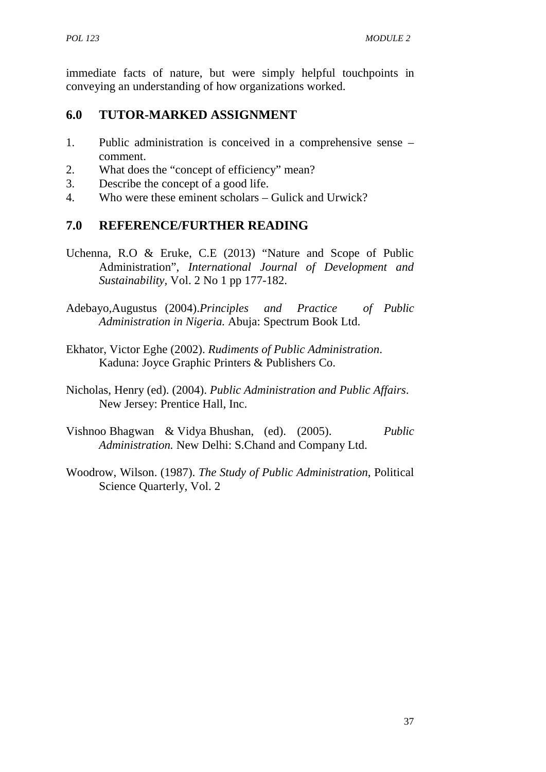immediate facts of nature, but were simply helpful touchpoints in conveying an understanding of how organizations worked.

## 6.0 TUTOR-MARKED ASSIGNMENT

1. Public administration is conceived in a comprehensive sense – comment.
2. What does the "concept of efficiency" mean?
3. Describe the concept of a good life.
4. Who were these eminent scholars – Gulick and Urwick?

## 7.0 REFERENCE/FURTHER READING

Uchenna, R.O & Eruke, C.E (2013) "Nature and Scope of Public Administration", *International Journal of Development and Sustainability*, Vol. 2 No 1 pp 177-182.

Adebayo,Augustus (2004).*Principles and Practice of Public Administration in Nigeria.* Abuja: Spectrum Book Ltd.

Ekhator, Victor Eghe (2002). *Rudiments of Public Administration*. Kaduna: Joyce Graphic Printers & Publishers Co.

Nicholas, Henry (ed). (2004). *Public Administration and Public Affairs*. New Jersey: Prentice Hall, Inc.

Vishnoo Bhagwan & Vidya Bhushan, (ed). (2005). *Public Administration.* New Delhi: S.Chand and Company Ltd.

Woodrow, Wilson. (1987). *The Study of Public Administration*, Political Science Quarterly, Vol. 2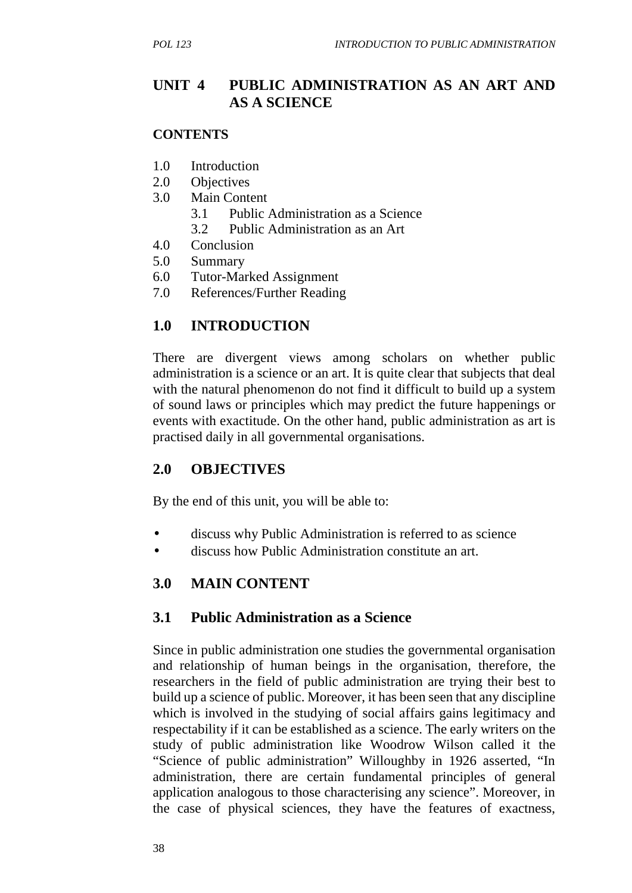# UNIT 4 PUBLIC ADMINISTRATION AS AN ART AND AS A SCIENCE

**CONTENTS**

1.0 Introduction
2.0 Objectives
3.0 Main Content
  3.1 Public Administration as a Science
  3.2 Public Administration as an Art
4.0 Conclusion
5.0 Summary
6.0 Tutor-Marked Assignment
7.0 References/Further Reading

## 1.0 INTRODUCTION

There are divergent views among scholars on whether public administration is a science or an art. It is quite clear that subjects that deal with the natural phenomenon do not find it difficult to build up a system of sound laws or principles which may predict the future happenings or events with exactitude. On the other hand, public administration as art is practised daily in all governmental organisations.

## 2.0 OBJECTIVES

By the end of this unit, you will be able to:

- discuss why Public Administration is referred to as science
- discuss how Public Administration constitute an art.

## 3.0 MAIN CONTENT

### 3.1 Public Administration as a Science

Since in public administration one studies the governmental organisation and relationship of human beings in the organisation, therefore, the researchers in the field of public administration are trying their best to build up a science of public. Moreover, it has been seen that any discipline which is involved in the studying of social affairs gains legitimacy and respectability if it can be established as a science. The early writers on the study of public administration like Woodrow Wilson called it the "Science of public administration" Willoughby in 1926 asserted, "In administration, there are certain fundamental principles of general application analogous to those characterising any science". Moreover, in the case of physical sciences, they have the features of exactness,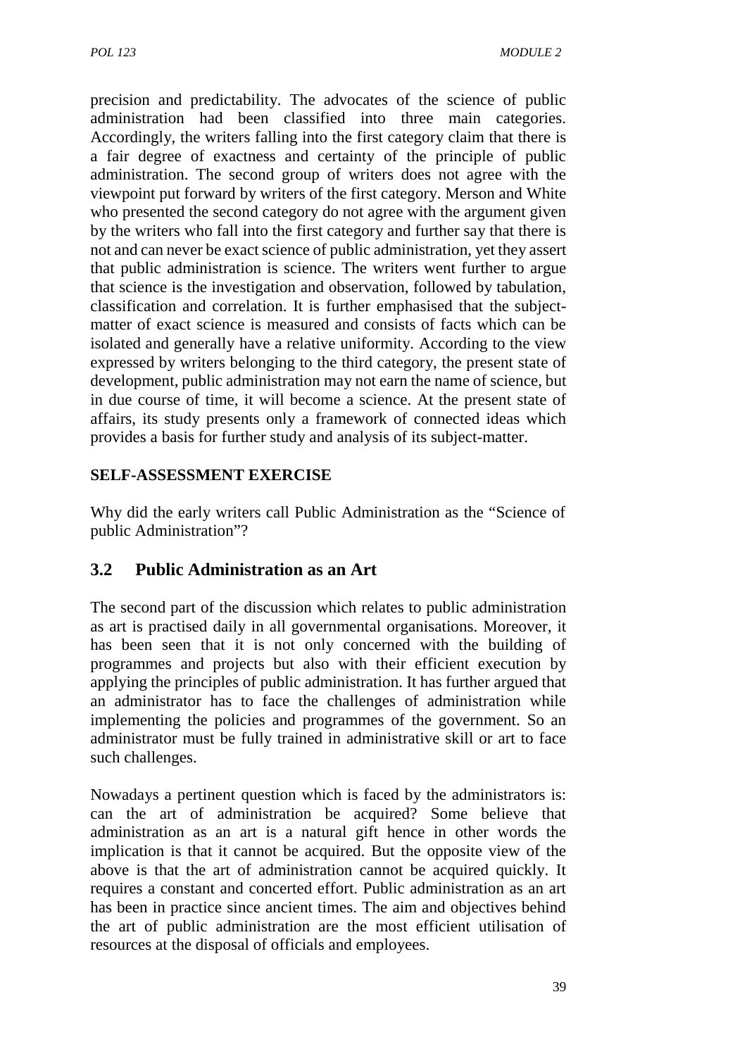precision and predictability. The advocates of the science of public administration had been classified into three main categories. Accordingly, the writers falling into the first category claim that there is a fair degree of exactness and certainty of the principle of public administration. The second group of writers does not agree with the viewpoint put forward by writers of the first category. Merson and White who presented the second category do not agree with the argument given by the writers who fall into the first category and further say that there is not and can never be exact science of public administration, yet they assert that public administration is science. The writers went further to argue that science is the investigation and observation, followed by tabulation, classification and correlation. It is further emphasised that the subject-matter of exact science is measured and consists of facts which can be isolated and generally have a relative uniformity. According to the view expressed by writers belonging to the third category, the present state of development, public administration may not earn the name of science, but in due course of time, it will become a science. At the present state of affairs, its study presents only a framework of connected ideas which provides a basis for further study and analysis of its subject-matter.

**SELF-ASSESSMENT EXERCISE**

Why did the early writers call Public Administration as the "Science of public Administration"?

## 3.2 Public Administration as an Art

The second part of the discussion which relates to public administration as art is practised daily in all governmental organisations. Moreover, it has been seen that it is not only concerned with the building of programmes and projects but also with their efficient execution by applying the principles of public administration. It has further argued that an administrator has to face the challenges of administration while implementing the policies and programmes of the government. So an administrator must be fully trained in administrative skill or art to face such challenges.

Nowadays a pertinent question which is faced by the administrators is: can the art of administration be acquired? Some believe that administration as an art is a natural gift hence in other words the implication is that it cannot be acquired. But the opposite view of the above is that the art of administration cannot be acquired quickly. It requires a constant and concerted effort. Public administration as an art has been in practice since ancient times. The aim and objectives behind the art of public administration are the most efficient utilisation of resources at the disposal of officials and employees.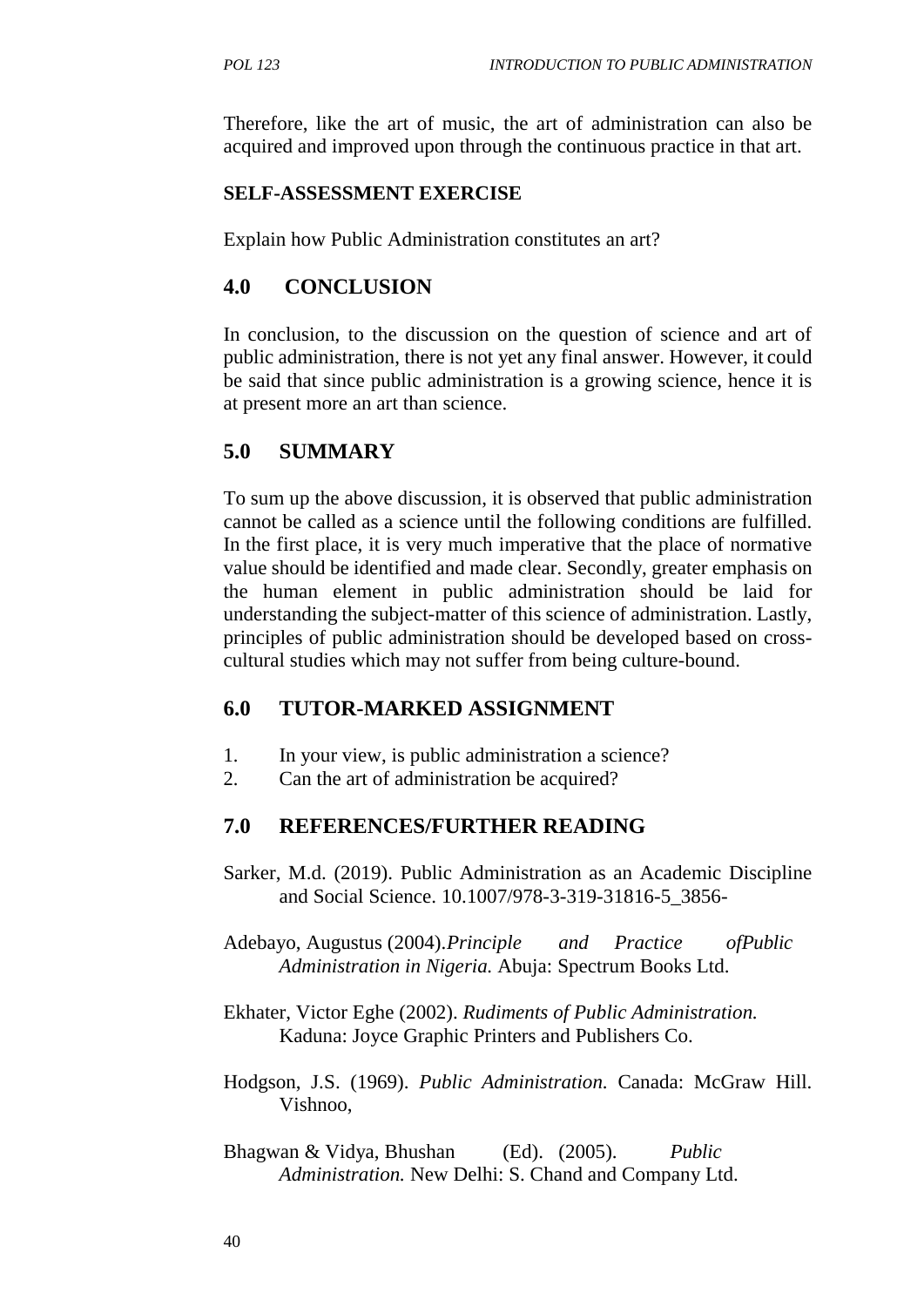Therefore, like the art of music, the art of administration can also be acquired and improved upon through the continuous practice in that art.

**SELF-ASSESSMENT EXERCISE**

Explain how Public Administration constitutes an art?

## 4.0 CONCLUSION

In conclusion, to the discussion on the question of science and art of public administration, there is not yet any final answer. However, it could be said that since public administration is a growing science, hence it is at present more an art than science.

## 5.0 SUMMARY

To sum up the above discussion, it is observed that public administration cannot be called as a science until the following conditions are fulfilled. In the first place, it is very much imperative that the place of normative value should be identified and made clear. Secondly, greater emphasis on the human element in public administration should be laid for understanding the subject-matter of this science of administration. Lastly, principles of public administration should be developed based on cross-cultural studies which may not suffer from being culture-bound.

## 6.0 TUTOR-MARKED ASSIGNMENT

1. In your view, is public administration a science?
2. Can the art of administration be acquired?

## 7.0 REFERENCES/FURTHER READING

Sarker, M.d. (2019). Public Administration as an Academic Discipline and Social Science. 10.1007/978-3-319-31816-5_3856-

Adebayo, Augustus (2004).*Principle and Practice ofPublic Administration in Nigeria.* Abuja: Spectrum Books Ltd.

Ekhater, Victor Eghe (2002). *Rudiments of Public Administration.* Kaduna: Joyce Graphic Printers and Publishers Co.

Hodgson, J.S. (1969). *Public Administration.* Canada: McGraw Hill. Vishnoo,

Bhagwan & Vidya, Bhushan (Ed). (2005). *Public Administration.* New Delhi: S. Chand and Company Ltd.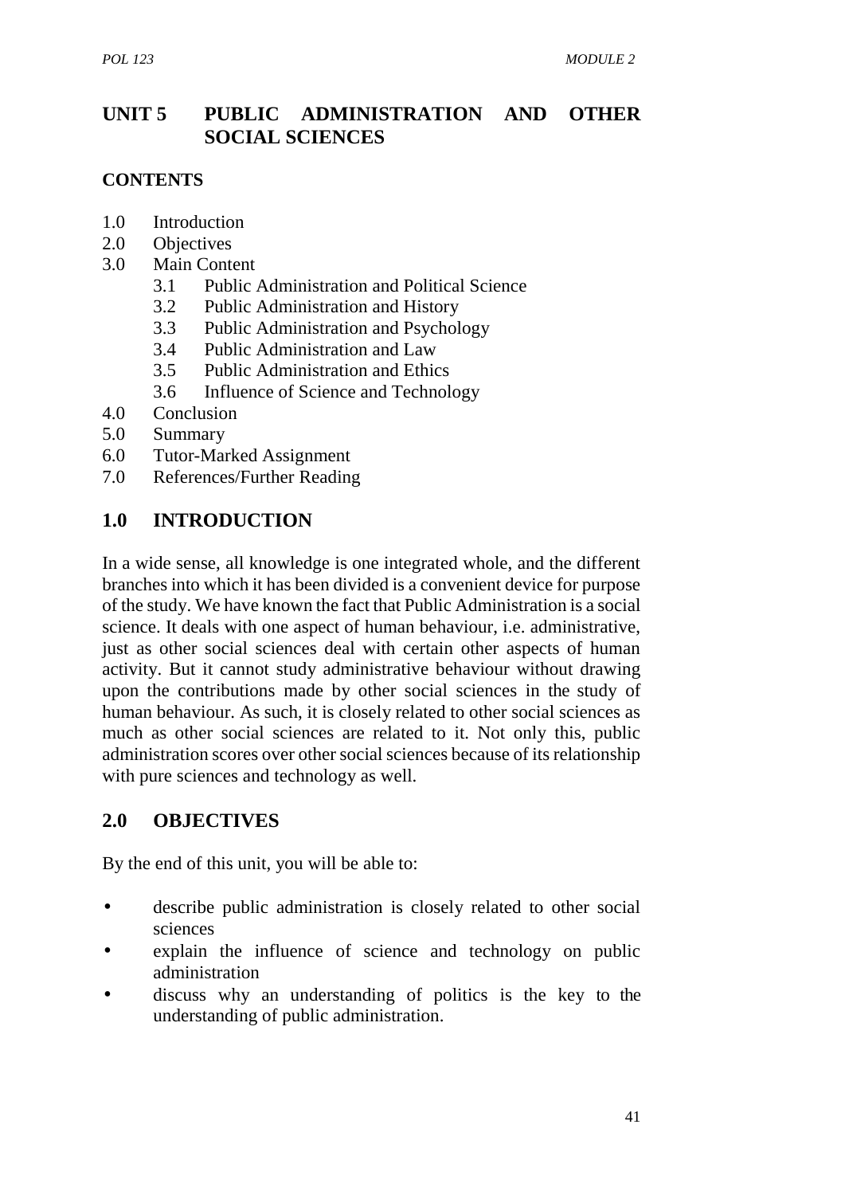# UNIT 5 PUBLIC ADMINISTRATION AND OTHER SOCIAL SCIENCES

## CONTENTS

1.0 Introduction
2.0 Objectives
3.0 Main Content
  3.1 Public Administration and Political Science
  3.2 Public Administration and History
  3.3 Public Administration and Psychology
  3.4 Public Administration and Law
  3.5 Public Administration and Ethics
  3.6 Influence of Science and Technology
4.0 Conclusion
5.0 Summary
6.0 Tutor-Marked Assignment
7.0 References/Further Reading

## 1.0 INTRODUCTION

In a wide sense, all knowledge is one integrated whole, and the different branches into which it has been divided is a convenient device for purpose of the study. We have known the fact that Public Administration is a social science. It deals with one aspect of human behaviour, i.e. administrative, just as other social sciences deal with certain other aspects of human activity. But it cannot study administrative behaviour without drawing upon the contributions made by other social sciences in the study of human behaviour. As such, it is closely related to other social sciences as much as other social sciences are related to it. Not only this, public administration scores over other social sciences because of its relationship with pure sciences and technology as well.

## 2.0 OBJECTIVES

By the end of this unit, you will be able to:

- describe public administration is closely related to other social sciences
- explain the influence of science and technology on public administration
- discuss why an understanding of politics is the key to the understanding of public administration.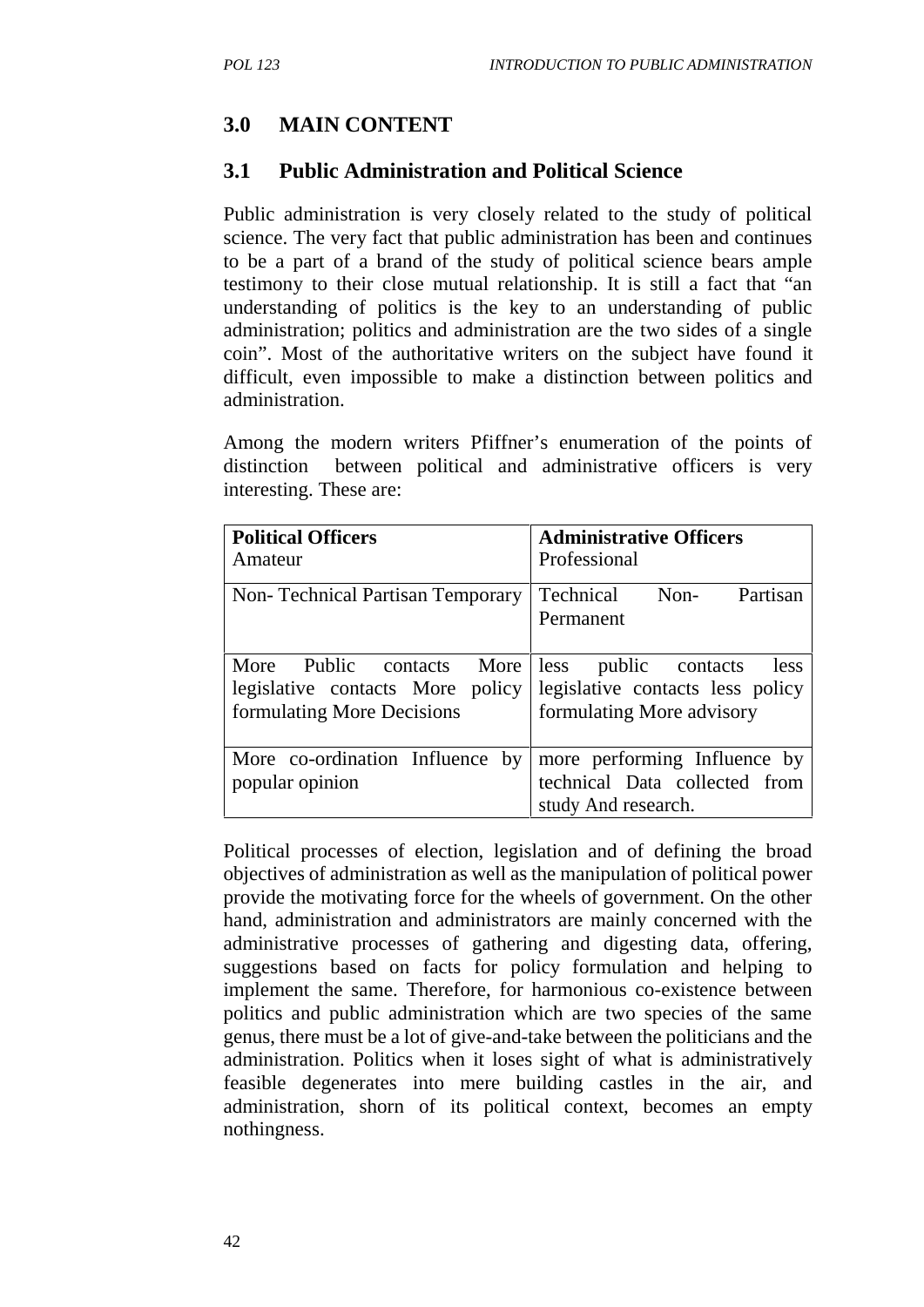## 3.0 MAIN CONTENT

### 3.1 Public Administration and Political Science

Public administration is very closely related to the study of political science. The very fact that public administration has been and continues to be a part of a brand of the study of political science bears ample testimony to their close mutual relationship. It is still a fact that "an understanding of politics is the key to an understanding of public administration; politics and administration are the two sides of a single coin". Most of the authoritative writers on the subject have found it difficult, even impossible to make a distinction between politics and administration.

Among the modern writers Pfiffner's enumeration of the points of distinction between political and administrative officers is very interesting. These are:

| **Political Officers** Amateur | **Administrative Officers** Professional |
|---|---|
| Non- Technical Partisan Temporary | Technical Non- Partisan Permanent |
| More Public contacts More legislative contacts More policy formulating More Decisions | less public contacts less legislative contacts less policy formulating More advisory |
| More co-ordination Influence by popular opinion | more performing Influence by technical Data collected from study And research. |

Political processes of election, legislation and of defining the broad objectives of administration as well as the manipulation of political power provide the motivating force for the wheels of government. On the other hand, administration and administrators are mainly concerned with the administrative processes of gathering and digesting data, offering, suggestions based on facts for policy formulation and helping to implement the same. Therefore, for harmonious co-existence between politics and public administration which are two species of the same genus, there must be a lot of give-and-take between the politicians and the administration. Politics when it loses sight of what is administratively feasible degenerates into mere building castles in the air, and administration, shorn of its political context, becomes an empty nothingness.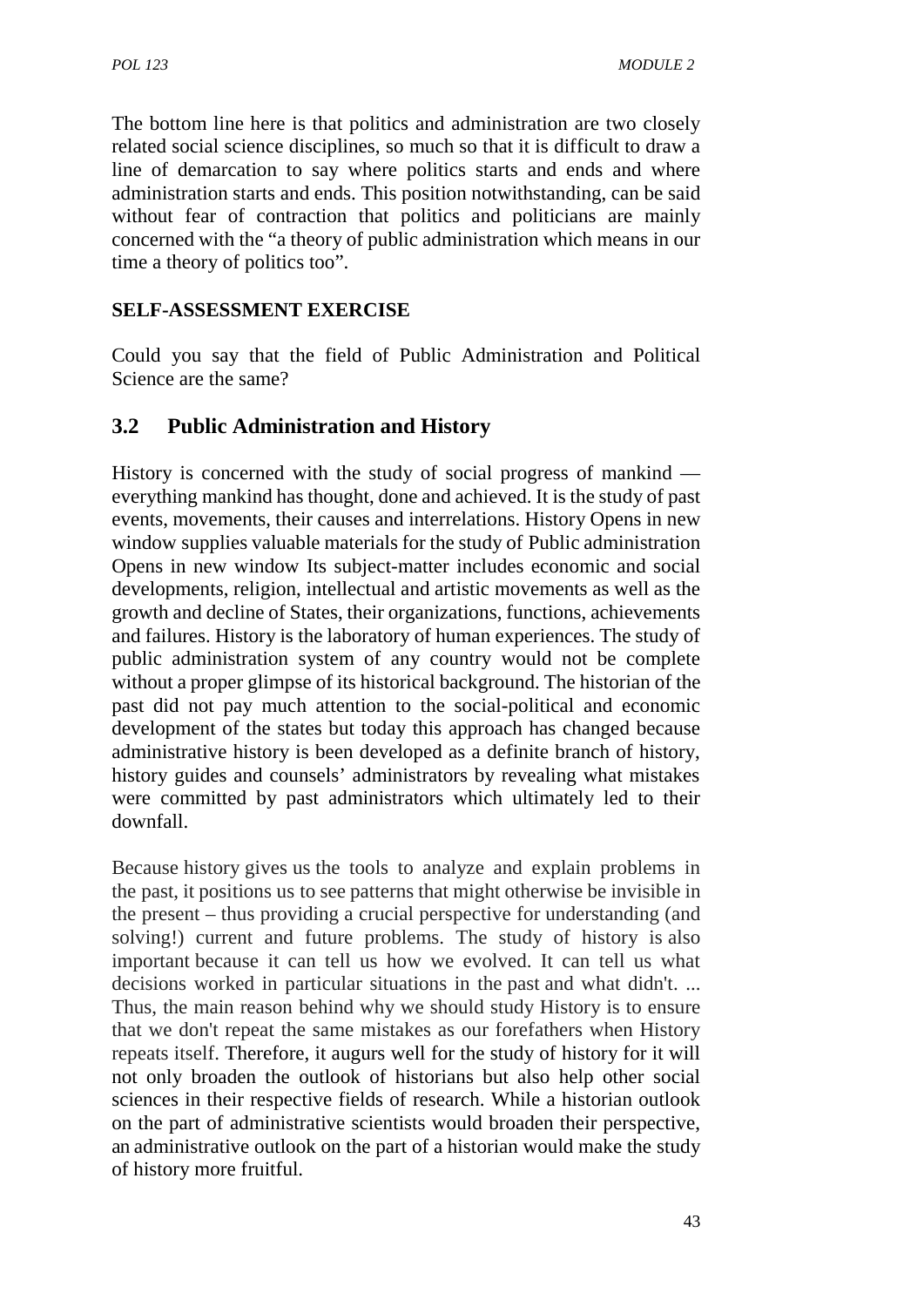The bottom line here is that politics and administration are two closely related social science disciplines, so much so that it is difficult to draw a line of demarcation to say where politics starts and ends and where administration starts and ends. This position notwithstanding, can be said without fear of contraction that politics and politicians are mainly concerned with the "a theory of public administration which means in our time a theory of politics too".

**SELF-ASSESSMENT EXERCISE**

Could you say that the field of Public Administration and Political Science are the same?

## 3.2 Public Administration and History

History is concerned with the study of social progress of mankind — everything mankind has thought, done and achieved. It is the study of past events, movements, their causes and interrelations. History Opens in new window supplies valuable materials for the study of Public administration Opens in new window Its subject-matter includes economic and social developments, religion, intellectual and artistic movements as well as the growth and decline of States, their organizations, functions, achievements and failures. History is the laboratory of human experiences. The study of public administration system of any country would not be complete without a proper glimpse of its historical background. The historian of the past did not pay much attention to the social-political and economic development of the states but today this approach has changed because administrative history is been developed as a definite branch of history, history guides and counsels' administrators by revealing what mistakes were committed by past administrators which ultimately led to their downfall.

Because history gives us the tools to analyze and explain problems in the past, it positions us to see patterns that might otherwise be invisible in the present – thus providing a crucial perspective for understanding (and solving!) current and future problems. The study of history is also important because it can tell us how we evolved. It can tell us what decisions worked in particular situations in the past and what didn't. ... Thus, the main reason behind why we should study History is to ensure that we don't repeat the same mistakes as our forefathers when History repeats itself. Therefore, it augurs well for the study of history for it will not only broaden the outlook of historians but also help other social sciences in their respective fields of research. While a historian outlook on the part of administrative scientists would broaden their perspective, an administrative outlook on the part of a historian would make the study of history more fruitful.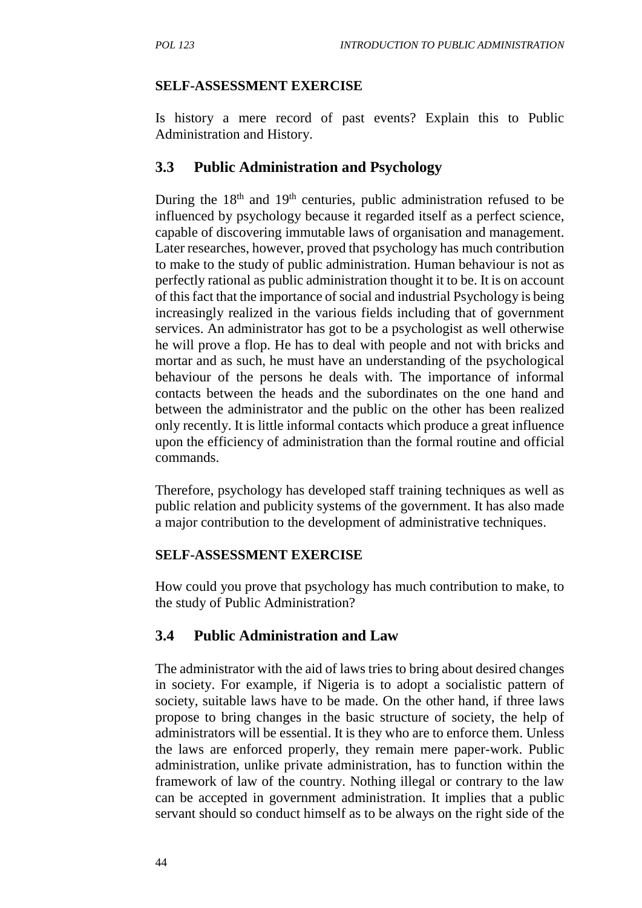**SELF-ASSESSMENT EXERCISE**

Is history a mere record of past events? Explain this to Public Administration and History.

## 3.3 Public Administration and Psychology

During the 18th and 19th centuries, public administration refused to be influenced by psychology because it regarded itself as a perfect science, capable of discovering immutable laws of organisation and management. Later researches, however, proved that psychology has much contribution to make to the study of public administration. Human behaviour is not as perfectly rational as public administration thought it to be. It is on account of this fact that the importance of social and industrial Psychology is being increasingly realized in the various fields including that of government services. An administrator has got to be a psychologist as well otherwise he will prove a flop. He has to deal with people and not with bricks and mortar and as such, he must have an understanding of the psychological behaviour of the persons he deals with. The importance of informal contacts between the heads and the subordinates on the one hand and between the administrator and the public on the other has been realized only recently. It is little informal contacts which produce a great influence upon the efficiency of administration than the formal routine and official commands.

Therefore, psychology has developed staff training techniques as well as public relation and publicity systems of the government. It has also made a major contribution to the development of administrative techniques.

**SELF-ASSESSMENT EXERCISE**

How could you prove that psychology has much contribution to make, to the study of Public Administration?

## 3.4 Public Administration and Law

The administrator with the aid of laws tries to bring about desired changes in society. For example, if Nigeria is to adopt a socialistic pattern of society, suitable laws have to be made. On the other hand, if three laws propose to bring changes in the basic structure of society, the help of administrators will be essential. It is they who are to enforce them. Unless the laws are enforced properly, they remain mere paper-work. Public administration, unlike private administration, has to function within the framework of law of the country. Nothing illegal or contrary to the law can be accepted in government administration. It implies that a public servant should so conduct himself as to be always on the right side of the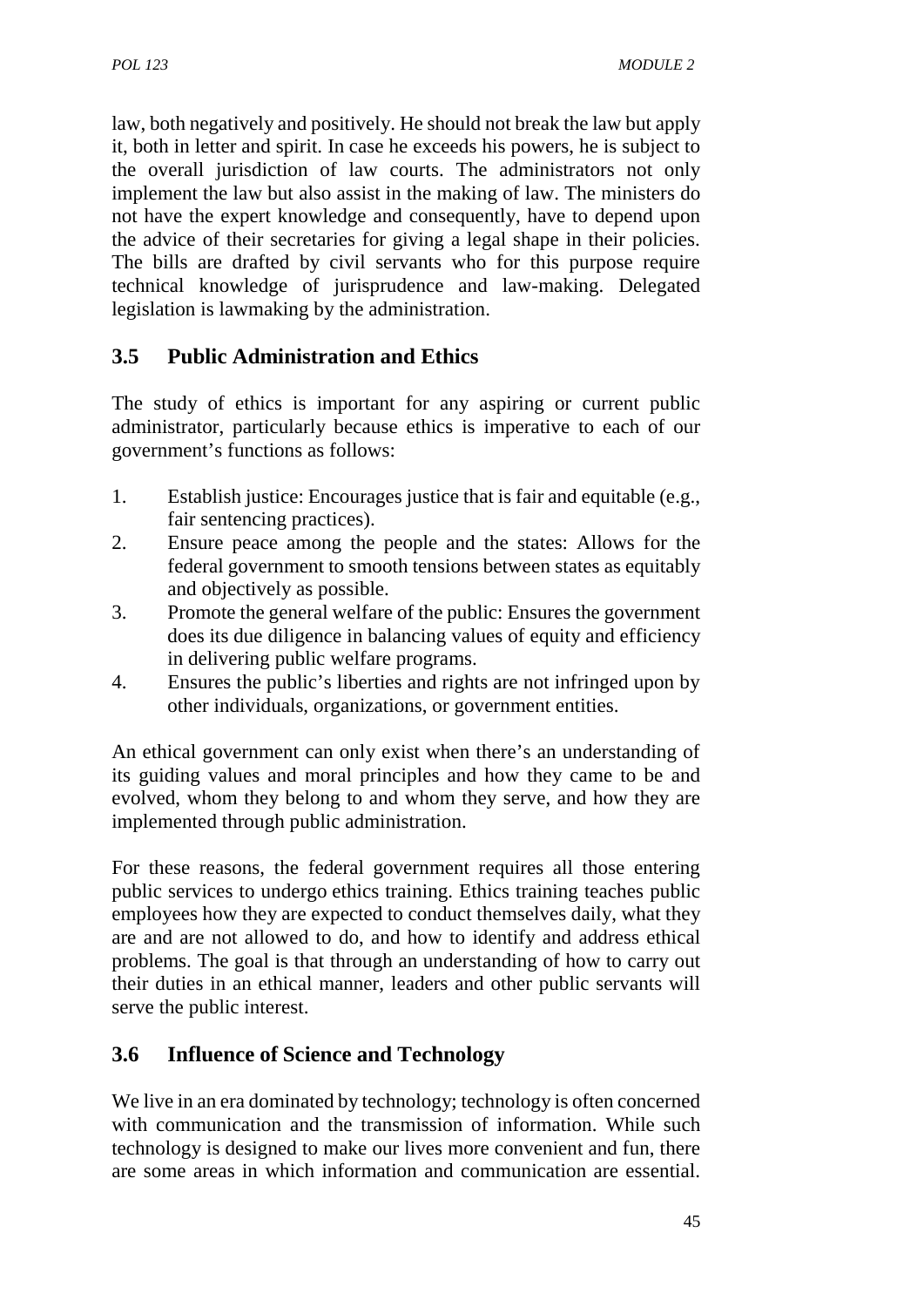law, both negatively and positively. He should not break the law but apply it, both in letter and spirit. In case he exceeds his powers, he is subject to the overall jurisdiction of law courts. The administrators not only implement the law but also assist in the making of law. The ministers do not have the expert knowledge and consequently, have to depend upon the advice of their secretaries for giving a legal shape in their policies. The bills are drafted by civil servants who for this purpose require technical knowledge of jurisprudence and law-making. Delegated legislation is lawmaking by the administration.

## 3.5 Public Administration and Ethics

The study of ethics is important for any aspiring or current public administrator, particularly because ethics is imperative to each of our government's functions as follows:

1. Establish justice: Encourages justice that is fair and equitable (e.g., fair sentencing practices).
2. Ensure peace among the people and the states: Allows for the federal government to smooth tensions between states as equitably and objectively as possible.
3. Promote the general welfare of the public: Ensures the government does its due diligence in balancing values of equity and efficiency in delivering public welfare programs.
4. Ensures the public's liberties and rights are not infringed upon by other individuals, organizations, or government entities.

An ethical government can only exist when there's an understanding of its guiding values and moral principles and how they came to be and evolved, whom they belong to and whom they serve, and how they are implemented through public administration.

For these reasons, the federal government requires all those entering public services to undergo ethics training. Ethics training teaches public employees how they are expected to conduct themselves daily, what they are and are not allowed to do, and how to identify and address ethical problems. The goal is that through an understanding of how to carry out their duties in an ethical manner, leaders and other public servants will serve the public interest.

## 3.6 Influence of Science and Technology

We live in an era dominated by technology; technology is often concerned with communication and the transmission of information. While such technology is designed to make our lives more convenient and fun, there are some areas in which information and communication are essential.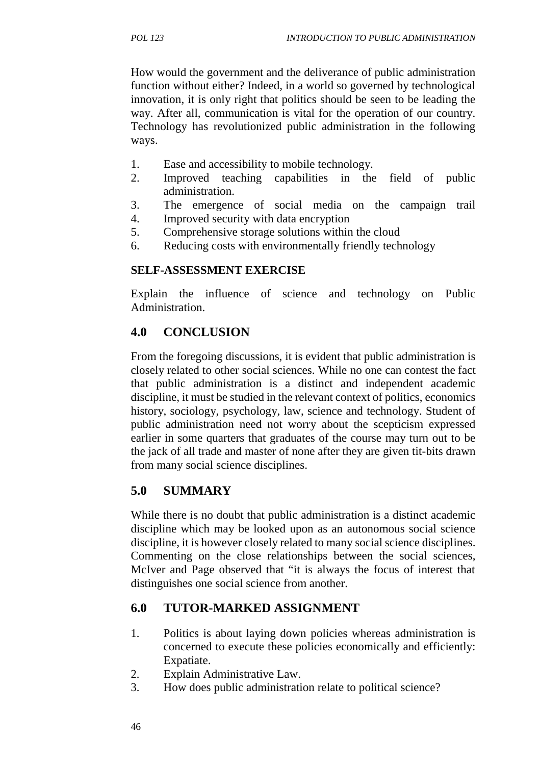How would the government and the deliverance of public administration function without either? Indeed, in a world so governed by technological innovation, it is only right that politics should be seen to be leading the way. After all, communication is vital for the operation of our country. Technology has revolutionized public administration in the following ways.

1. Ease and accessibility to mobile technology.
2. Improved teaching capabilities in the field of public administration.
3. The emergence of social media on the campaign trail
4. Improved security with data encryption
5. Comprehensive storage solutions within the cloud
6. Reducing costs with environmentally friendly technology

**SELF-ASSESSMENT EXERCISE**

Explain the influence of science and technology on Public Administration.

## 4.0 CONCLUSION

From the foregoing discussions, it is evident that public administration is closely related to other social sciences. While no one can contest the fact that public administration is a distinct and independent academic discipline, it must be studied in the relevant context of politics, economics history, sociology, psychology, law, science and technology. Student of public administration need not worry about the scepticism expressed earlier in some quarters that graduates of the course may turn out to be the jack of all trade and master of none after they are given tit-bits drawn from many social science disciplines.

## 5.0 SUMMARY

While there is no doubt that public administration is a distinct academic discipline which may be looked upon as an autonomous social science discipline, it is however closely related to many social science disciplines. Commenting on the close relationships between the social sciences, McIver and Page observed that "it is always the focus of interest that distinguishes one social science from another.

## 6.0 TUTOR-MARKED ASSIGNMENT

1. Politics is about laying down policies whereas administration is concerned to execute these policies economically and efficiently: Expatiate.
2. Explain Administrative Law.
3. How does public administration relate to political science?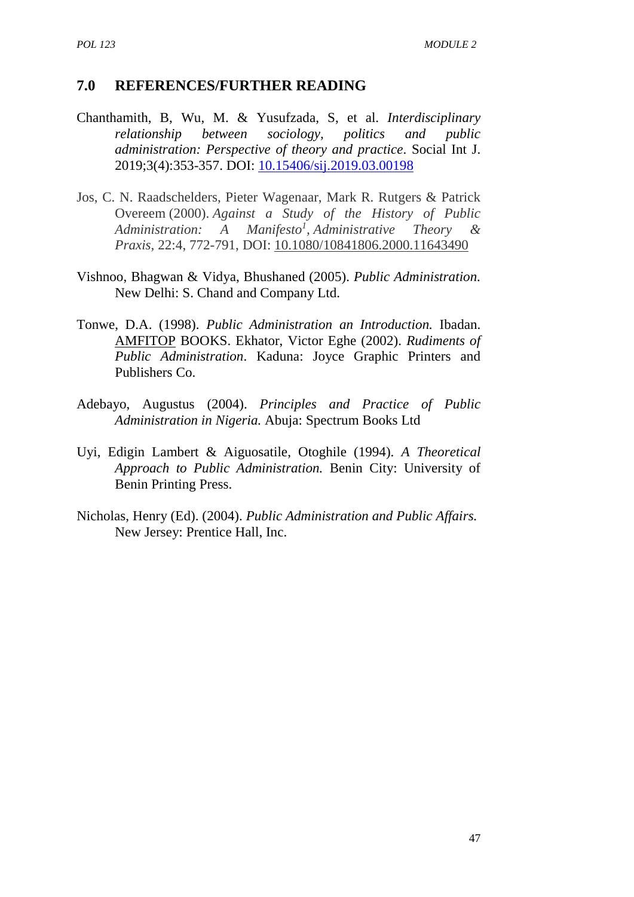## 7.0 REFERENCES/FURTHER READING

Chanthamith, B, Wu, M. & Yusufzada, S, et al. *Interdisciplinary relationship between sociology, politics and public administration: Perspective of theory and practice*. Social Int J. 2019;3(4):353-357. DOI: 10.15406/sij.2019.03.00198

Jos, C. N. Raadschelders, Pieter Wagenaar, Mark R. Rutgers & Patrick Overeem (2000). *Against a Study of the History of Public Administration: A Manifesto*[1], *Administrative Theory & Praxis*, 22:4, 772-791, DOI: 10.1080/10841806.2000.11643490

Vishnoo, Bhagwan & Vidya, Bhushaned (2005). *Public Administration.* New Delhi: S. Chand and Company Ltd.

Tonwe, D.A. (1998). *Public Administration an Introduction.* Ibadan. AMFITOP BOOKS. Ekhator, Victor Eghe (2002). *Rudiments of Public Administration*. Kaduna: Joyce Graphic Printers and Publishers Co.

Adebayo, Augustus (2004). *Principles and Practice of Public Administration in Nigeria.* Abuja: Spectrum Books Ltd

Uyi, Edigin Lambert & Aiguosatile, Otoghile (1994). *A Theoretical Approach to Public Administration.* Benin City: University of Benin Printing Press.

Nicholas, Henry (Ed). (2004). *Public Administration and Public Affairs.* New Jersey: Prentice Hall, Inc.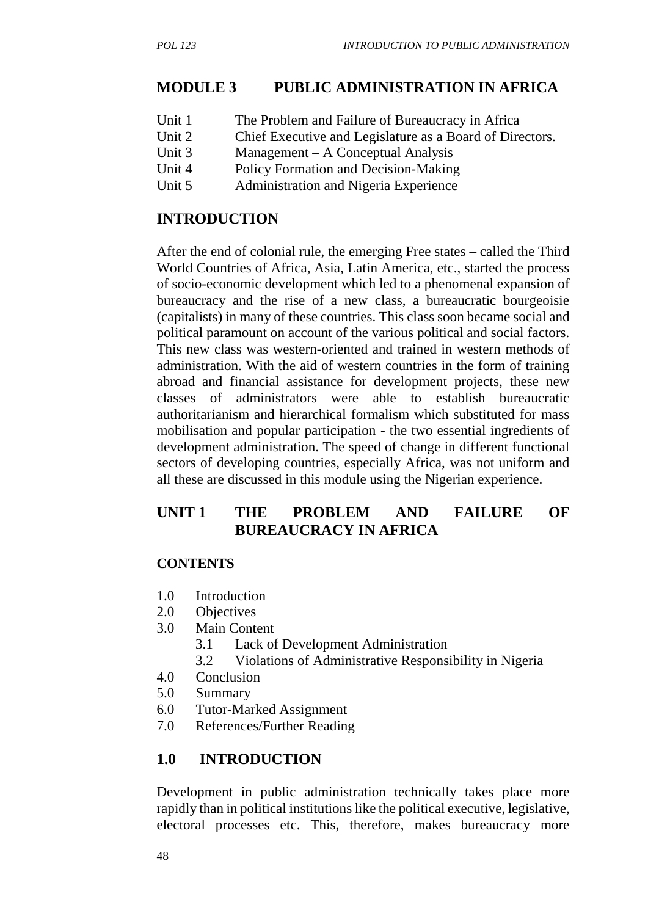# MODULE 3 PUBLIC ADMINISTRATION IN AFRICA

- Unit 1 The Problem and Failure of Bureaucracy in Africa
- Unit 2 Chief Executive and Legislature as a Board of Directors.
- Unit 3 Management – A Conceptual Analysis
- Unit 4 Policy Formation and Decision-Making
- Unit 5 Administration and Nigeria Experience

## INTRODUCTION

After the end of colonial rule, the emerging Free states – called the Third World Countries of Africa, Asia, Latin America, etc., started the process of socio-economic development which led to a phenomenal expansion of bureaucracy and the rise of a new class, a bureaucratic bourgeoisie (capitalists) in many of these countries. This class soon became social and political paramount on account of the various political and social factors. This new class was western-oriented and trained in western methods of administration. With the aid of western countries in the form of training abroad and financial assistance for development projects, these new classes of administrators were able to establish bureaucratic authoritarianism and hierarchical formalism which substituted for mass mobilisation and popular participation - the two essential ingredients of development administration. The speed of change in different functional sectors of developing countries, especially Africa, was not uniform and all these are discussed in this module using the Nigerian experience.

## UNIT 1 THE PROBLEM AND FAILURE OF BUREAUCRACY IN AFRICA

### CONTENTS

- 1.0 Introduction
- 2.0 Objectives
- 3.0 Main Content
    - 3.1 Lack of Development Administration
    - 3.2 Violations of Administrative Responsibility in Nigeria
- 4.0 Conclusion
- 5.0 Summary
- 6.0 Tutor-Marked Assignment
- 7.0 References/Further Reading

## 1.0 INTRODUCTION

Development in public administration technically takes place more rapidly than in political institutions like the political executive, legislative, electoral processes etc. This, therefore, makes bureaucracy more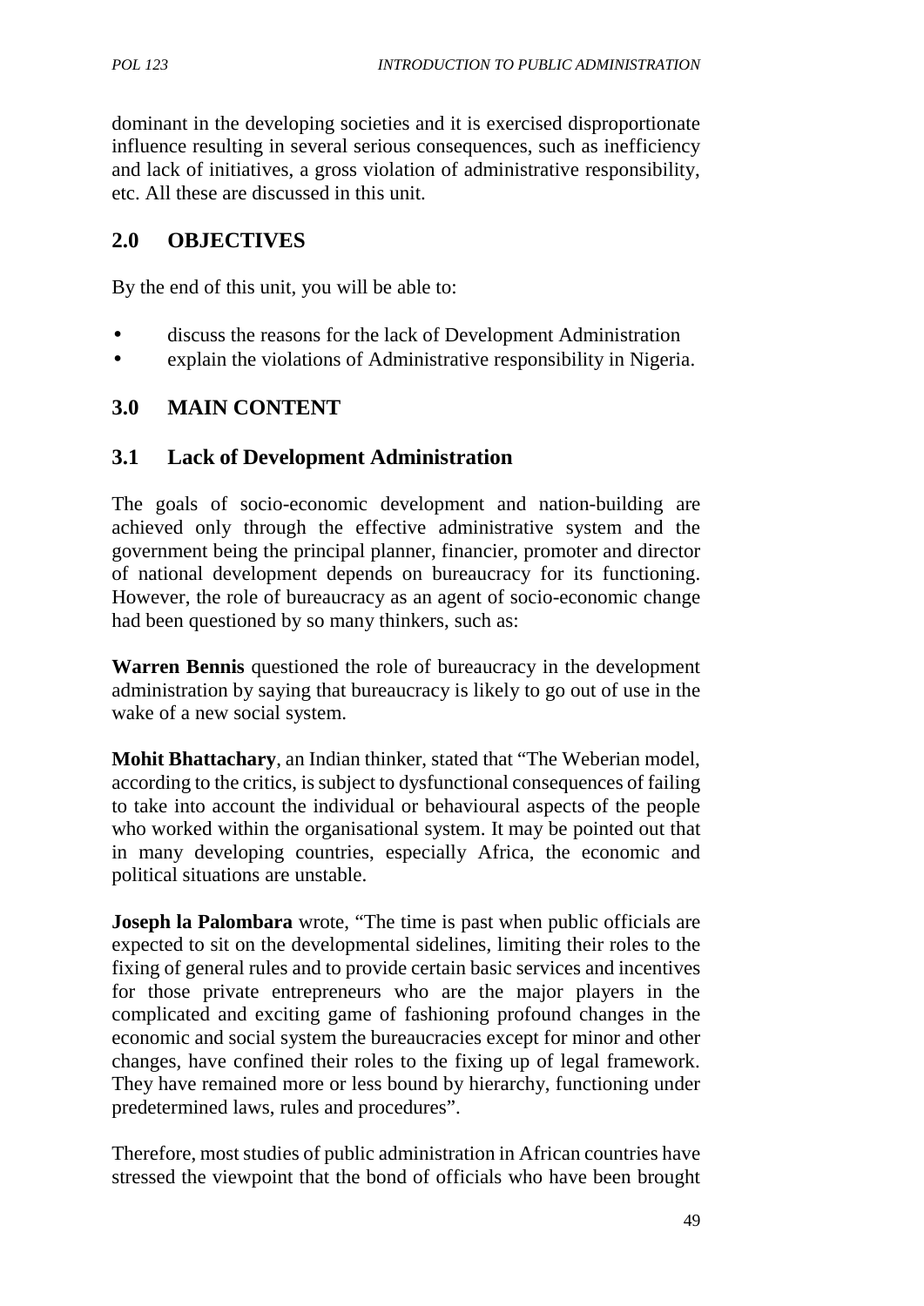dominant in the developing societies and it is exercised disproportionate influence resulting in several serious consequences, such as inefficiency and lack of initiatives, a gross violation of administrative responsibility, etc. All these are discussed in this unit.

## 2.0 OBJECTIVES

By the end of this unit, you will be able to:

- discuss the reasons for the lack of Development Administration
- explain the violations of Administrative responsibility in Nigeria.

## 3.0 MAIN CONTENT

### 3.1 Lack of Development Administration

The goals of socio-economic development and nation-building are achieved only through the effective administrative system and the government being the principal planner, financier, promoter and director of national development depends on bureaucracy for its functioning. However, the role of bureaucracy as an agent of socio-economic change had been questioned by so many thinkers, such as:

**Warren Bennis** questioned the role of bureaucracy in the development administration by saying that bureaucracy is likely to go out of use in the wake of a new social system.

**Mohit Bhattachary**, an Indian thinker, stated that "The Weberian model, according to the critics, is subject to dysfunctional consequences of failing to take into account the individual or behavioural aspects of the people who worked within the organisational system. It may be pointed out that in many developing countries, especially Africa, the economic and political situations are unstable.

**Joseph la Palombara** wrote, "The time is past when public officials are expected to sit on the developmental sidelines, limiting their roles to the fixing of general rules and to provide certain basic services and incentives for those private entrepreneurs who are the major players in the complicated and exciting game of fashioning profound changes in the economic and social system the bureaucracies except for minor and other changes, have confined their roles to the fixing up of legal framework. They have remained more or less bound by hierarchy, functioning under predetermined laws, rules and procedures".

Therefore, most studies of public administration in African countries have stressed the viewpoint that the bond of officials who have been brought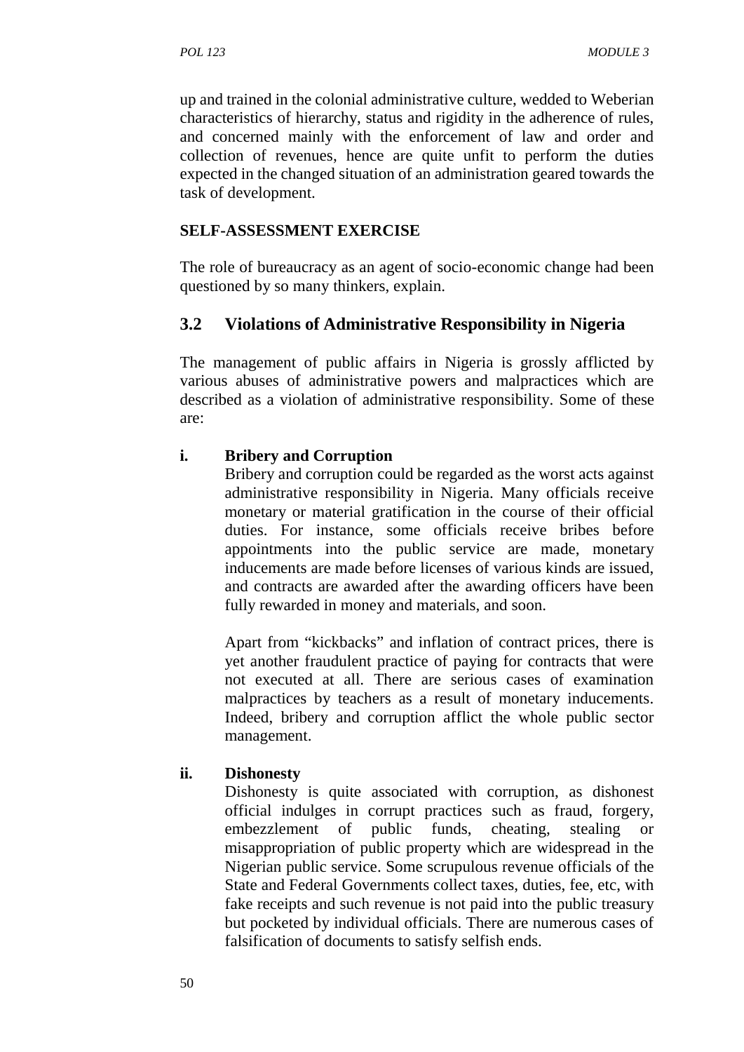up and trained in the colonial administrative culture, wedded to Weberian characteristics of hierarchy, status and rigidity in the adherence of rules, and concerned mainly with the enforcement of law and order and collection of revenues, hence are quite unfit to perform the duties expected in the changed situation of an administration geared towards the task of development.

**SELF-ASSESSMENT EXERCISE**

The role of bureaucracy as an agent of socio-economic change had been questioned by so many thinkers, explain.

## 3.2 Violations of Administrative Responsibility in Nigeria

The management of public affairs in Nigeria is grossly afflicted by various abuses of administrative powers and malpractices which are described as a violation of administrative responsibility. Some of these are:

**i. Bribery and Corruption**

Bribery and corruption could be regarded as the worst acts against administrative responsibility in Nigeria. Many officials receive monetary or material gratification in the course of their official duties. For instance, some officials receive bribes before appointments into the public service are made, monetary inducements are made before licenses of various kinds are issued, and contracts are awarded after the awarding officers have been fully rewarded in money and materials, and soon.

Apart from "kickbacks" and inflation of contract prices, there is yet another fraudulent practice of paying for contracts that were not executed at all. There are serious cases of examination malpractices by teachers as a result of monetary inducements. Indeed, bribery and corruption afflict the whole public sector management.

**ii. Dishonesty**

Dishonesty is quite associated with corruption, as dishonest official indulges in corrupt practices such as fraud, forgery, embezzlement of public funds, cheating, stealing or misappropriation of public property which are widespread in the Nigerian public service. Some scrupulous revenue officials of the State and Federal Governments collect taxes, duties, fee, etc, with fake receipts and such revenue is not paid into the public treasury but pocketed by individual officials. There are numerous cases of falsification of documents to satisfy selfish ends.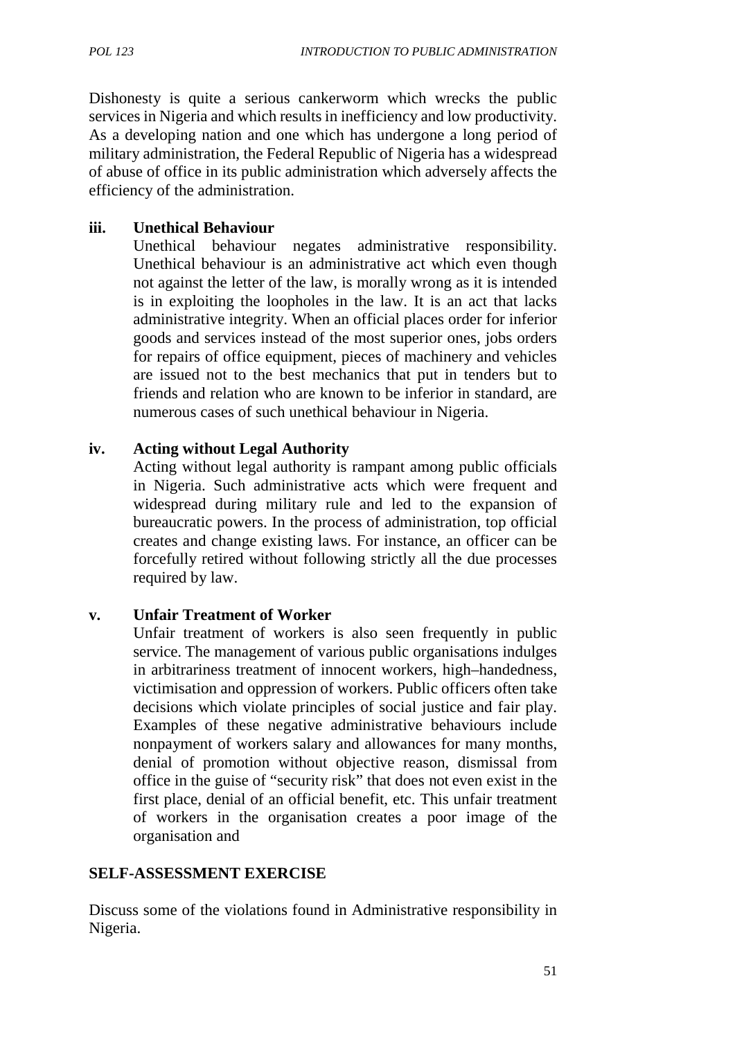Dishonesty is quite a serious cankerworm which wrecks the public services in Nigeria and which results in inefficiency and low productivity. As a developing nation and one which has undergone a long period of military administration, the Federal Republic of Nigeria has a widespread of abuse of office in its public administration which adversely affects the efficiency of the administration.

### iii. Unethical Behaviour

Unethical behaviour negates administrative responsibility. Unethical behaviour is an administrative act which even though not against the letter of the law, is morally wrong as it is intended is in exploiting the loopholes in the law. It is an act that lacks administrative integrity. When an official places order for inferior goods and services instead of the most superior ones, jobs orders for repairs of office equipment, pieces of machinery and vehicles are issued not to the best mechanics that put in tenders but to friends and relation who are known to be inferior in standard, are numerous cases of such unethical behaviour in Nigeria.

### iv. Acting without Legal Authority

Acting without legal authority is rampant among public officials in Nigeria. Such administrative acts which were frequent and widespread during military rule and led to the expansion of bureaucratic powers. In the process of administration, top official creates and change existing laws. For instance, an officer can be forcefully retired without following strictly all the due processes required by law.

### v. Unfair Treatment of Worker

Unfair treatment of workers is also seen frequently in public service. The management of various public organisations indulges in arbitrariness treatment of innocent workers, high–handedness, victimisation and oppression of workers. Public officers often take decisions which violate principles of social justice and fair play. Examples of these negative administrative behaviours include nonpayment of workers salary and allowances for many months, denial of promotion without objective reason, dismissal from office in the guise of "security risk" that does not even exist in the first place, denial of an official benefit, etc. This unfair treatment of workers in the organisation creates a poor image of the organisation and

## SELF-ASSESSMENT EXERCISE

Discuss some of the violations found in Administrative responsibility in Nigeria.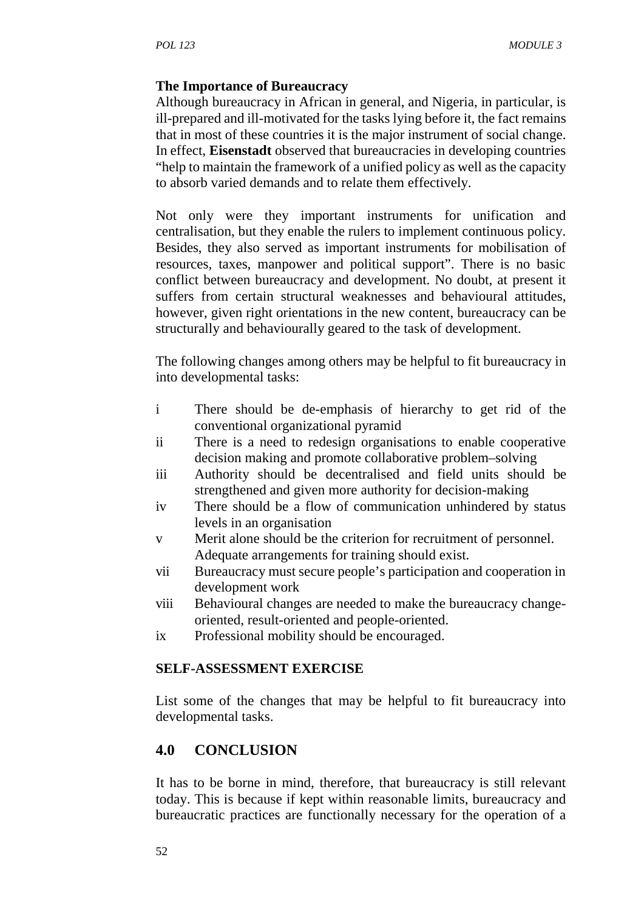**The Importance of Bureaucracy**

Although bureaucracy in African in general, and Nigeria, in particular, is ill-prepared and ill-motivated for the tasks lying before it, the fact remains that in most of these countries it is the major instrument of social change. In effect, **Eisenstadt** observed that bureaucracies in developing countries "help to maintain the framework of a unified policy as well as the capacity to absorb varied demands and to relate them effectively.

Not only were they important instruments for unification and centralisation, but they enable the rulers to implement continuous policy. Besides, they also served as important instruments for mobilisation of resources, taxes, manpower and political support". There is no basic conflict between bureaucracy and development. No doubt, at present it suffers from certain structural weaknesses and behavioural attitudes, however, given right orientations in the new content, bureaucracy can be structurally and behaviourally geared to the task of development.

The following changes among others may be helpful to fit bureaucracy in into developmental tasks:

- i There should be de-emphasis of hierarchy to get rid of the conventional organizational pyramid
- ii There is a need to redesign organisations to enable cooperative decision making and promote collaborative problem–solving
- iii Authority should be decentralised and field units should be strengthened and given more authority for decision-making
- iv There should be a flow of communication unhindered by status levels in an organisation
- v Merit alone should be the criterion for recruitment of personnel. Adequate arrangements for training should exist.
- vii Bureaucracy must secure people's participation and cooperation in development work
- viii Behavioural changes are needed to make the bureaucracy change-oriented, result-oriented and people-oriented.
- ix Professional mobility should be encouraged.

**SELF-ASSESSMENT EXERCISE**

List some of the changes that may be helpful to fit bureaucracy into developmental tasks.

## 4.0 CONCLUSION

It has to be borne in mind, therefore, that bureaucracy is still relevant today. This is because if kept within reasonable limits, bureaucracy and bureaucratic practices are functionally necessary for the operation of a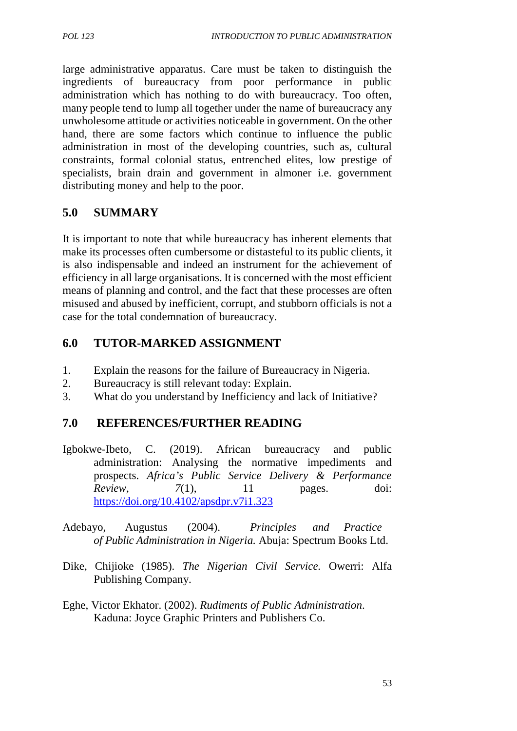large administrative apparatus. Care must be taken to distinguish the ingredients of bureaucracy from poor performance in public administration which has nothing to do with bureaucracy. Too often, many people tend to lump all together under the name of bureaucracy any unwholesome attitude or activities noticeable in government. On the other hand, there are some factors which continue to influence the public administration in most of the developing countries, such as, cultural constraints, formal colonial status, entrenched elites, low prestige of specialists, brain drain and government in almoner i.e. government distributing money and help to the poor.

## 5.0 SUMMARY

It is important to note that while bureaucracy has inherent elements that make its processes often cumbersome or distasteful to its public clients, it is also indispensable and indeed an instrument for the achievement of efficiency in all large organisations. It is concerned with the most efficient means of planning and control, and the fact that these processes are often misused and abused by inefficient, corrupt, and stubborn officials is not a case for the total condemnation of bureaucracy.

## 6.0 TUTOR-MARKED ASSIGNMENT

1. Explain the reasons for the failure of Bureaucracy in Nigeria.
2. Bureaucracy is still relevant today: Explain.
3. What do you understand by Inefficiency and lack of Initiative?

## 7.0 REFERENCES/FURTHER READING

Igbokwe-Ibeto, C. (2019). African bureaucracy and public administration: Analysing the normative impediments and prospects. *Africa's Public Service Delivery & Performance Review*, *7*(1), 11 pages. doi: https://doi.org/10.4102/apsdpr.v7i1.323

Adebayo, Augustus (2004). *Principles and Practice of Public Administration in Nigeria.* Abuja: Spectrum Books Ltd.

Dike, Chijioke (1985). *The Nigerian Civil Service.* Owerri: Alfa Publishing Company.

Eghe, Victor Ekhator. (2002). *Rudiments of Public Administration*. Kaduna: Joyce Graphic Printers and Publishers Co.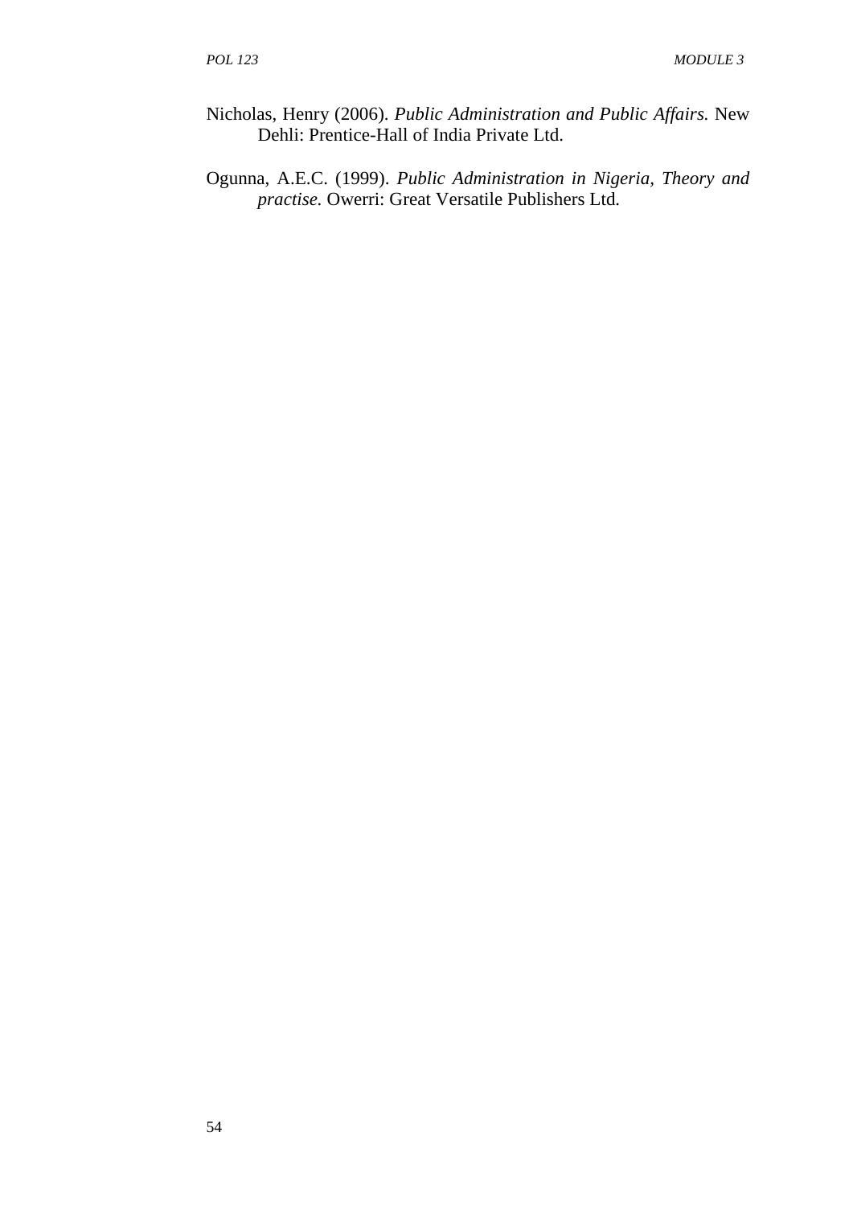Nicholas, Henry (2006). *Public Administration and Public Affairs.* New Dehli: Prentice-Hall of India Private Ltd.

Ogunna, A.E.C. (1999). *Public Administration in Nigeria, Theory and practise.* Owerri: Great Versatile Publishers Ltd.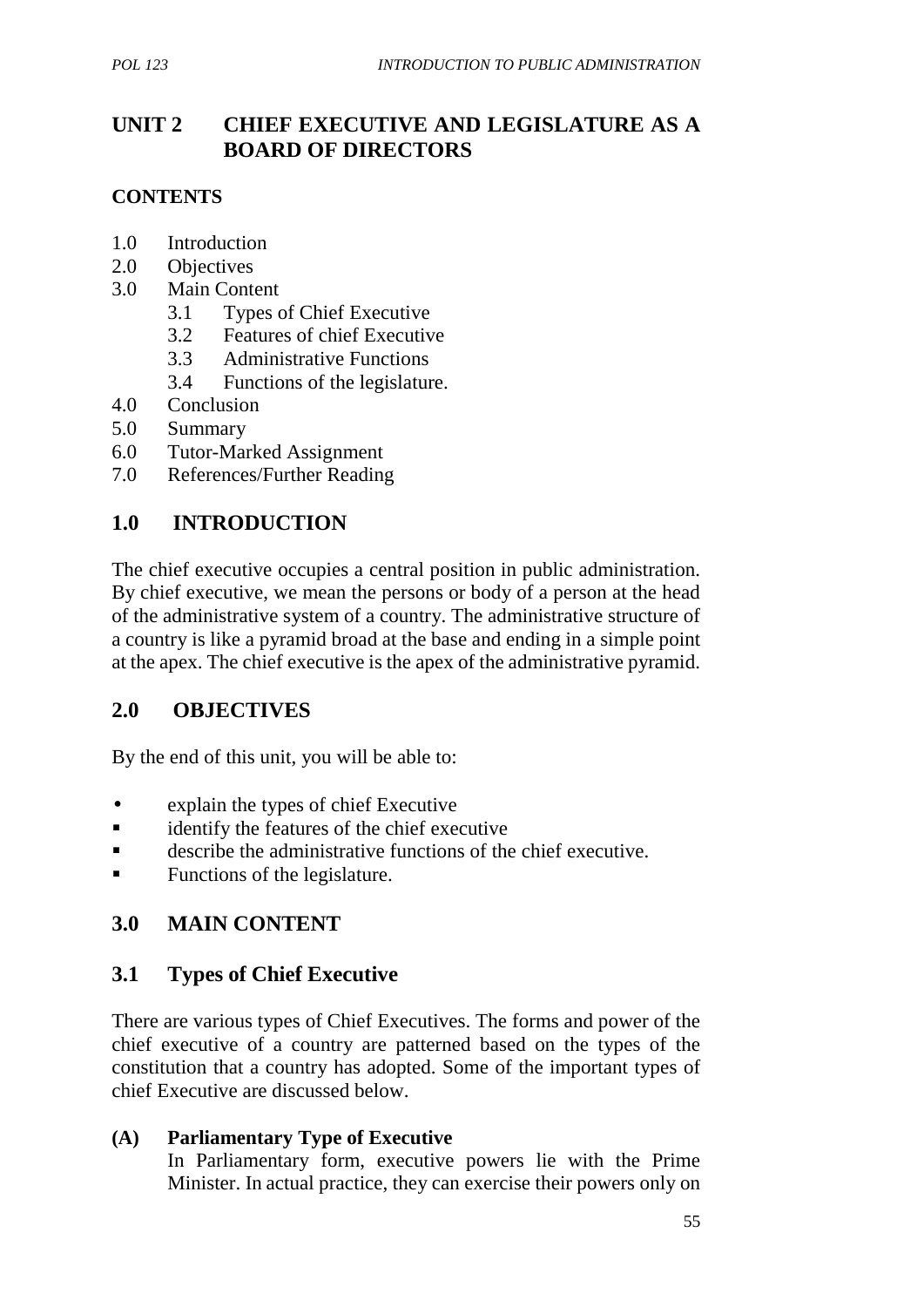## UNIT 2 CHIEF EXECUTIVE AND LEGISLATURE AS A BOARD OF DIRECTORS

### CONTENTS

1.0 Introduction
2.0 Objectives
3.0 Main Content
   3.1 Types of Chief Executive
   3.2 Features of chief Executive
   3.3 Administrative Functions
   3.4 Functions of the legislature.
4.0 Conclusion
5.0 Summary
6.0 Tutor-Marked Assignment
7.0 References/Further Reading

## 1.0 INTRODUCTION

The chief executive occupies a central position in public administration. By chief executive, we mean the persons or body of a person at the head of the administrative system of a country. The administrative structure of a country is like a pyramid broad at the base and ending in a simple point at the apex. The chief executive is the apex of the administrative pyramid.

## 2.0 OBJECTIVES

By the end of this unit, you will be able to:

- explain the types of chief Executive
- identify the features of the chief executive
- describe the administrative functions of the chief executive.
- Functions of the legislature.

## 3.0 MAIN CONTENT

### 3.1 Types of Chief Executive

There are various types of Chief Executives. The forms and power of the chief executive of a country are patterned based on the types of the constitution that a country has adopted. Some of the important types of chief Executive are discussed below.

**(A) Parliamentary Type of Executive**

In Parliamentary form, executive powers lie with the Prime Minister. In actual practice, they can exercise their powers only on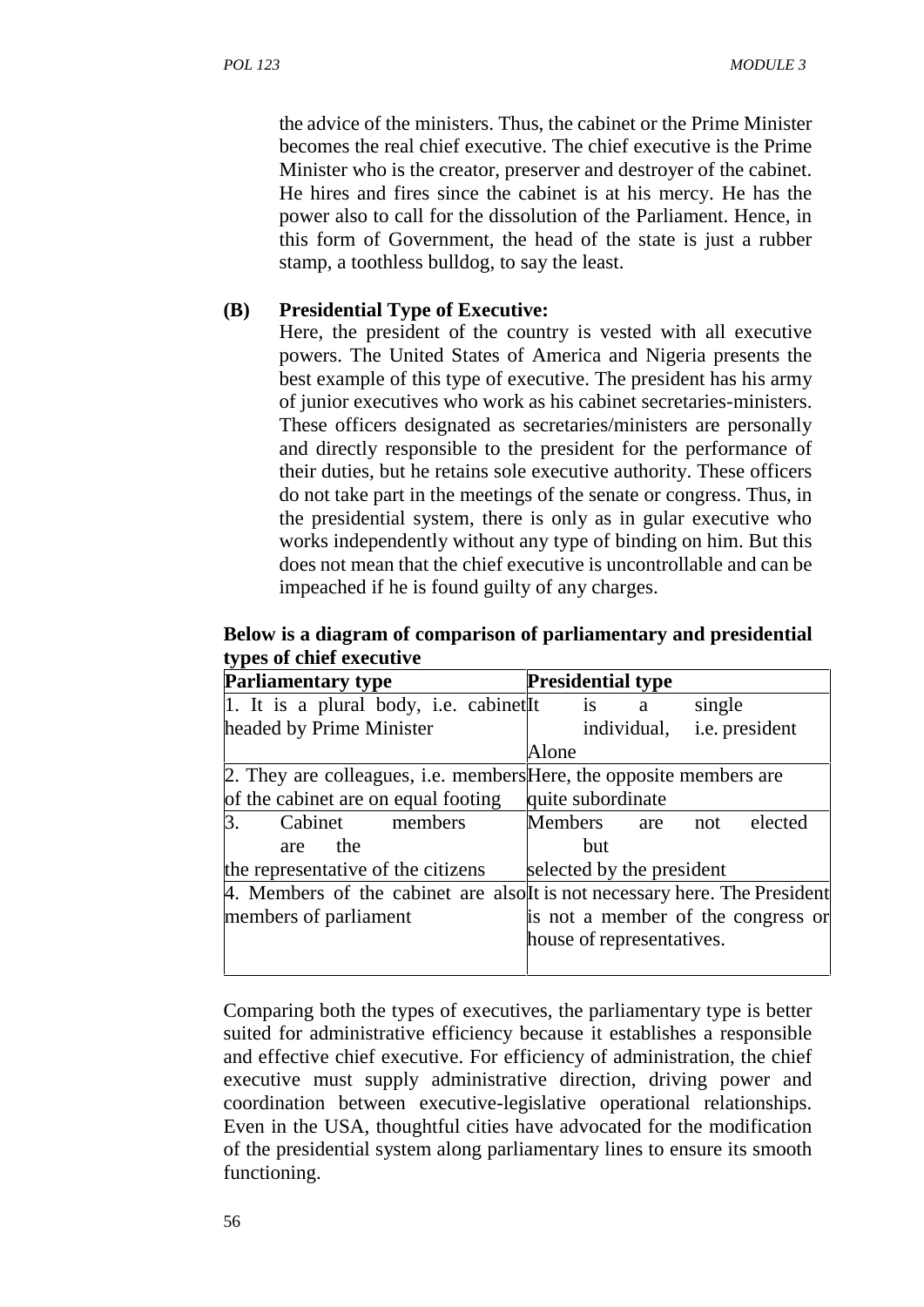the advice of the ministers. Thus, the cabinet or the Prime Minister becomes the real chief executive. The chief executive is the Prime Minister who is the creator, preserver and destroyer of the cabinet. He hires and fires since the cabinet is at his mercy. He has the power also to call for the dissolution of the Parliament. Hence, in this form of Government, the head of the state is just a rubber stamp, a toothless bulldog, to say the least.

**(B) Presidential Type of Executive:**

Here, the president of the country is vested with all executive powers. The United States of America and Nigeria presents the best example of this type of executive. The president has his army of junior executives who work as his cabinet secretaries-ministers. These officers designated as secretaries/ministers are personally and directly responsible to the president for the performance of their duties, but he retains sole executive authority. These officers do not take part in the meetings of the senate or congress. Thus, in the presidential system, there is only as in gular executive who works independently without any type of binding on him. But this does not mean that the chief executive is uncontrollable and can be impeached if he is found guilty of any charges.

**Below is a diagram of comparison of parliamentary and presidential types of chief executive**

| Parliamentary type | Presidential type |
|---|---|
| 1. It is a plural body, i.e. cabinet headed by Prime Minister | It is a single individual, i.e. president Alone |
| 2. They are colleagues, i.e. members of the cabinet are on equal footing | Here, the opposite members are quite subordinate |
| 3. Cabinet members are the the representative of the citizens | Members are not elected but selected by the president |
| 4. Members of the cabinet are also members of parliament | It is not necessary here. The President is not a member of the congress or house of representatives. |

Comparing both the types of executives, the parliamentary type is better suited for administrative efficiency because it establishes a responsible and effective chief executive. For efficiency of administration, the chief executive must supply administrative direction, driving power and coordination between executive-legislative operational relationships. Even in the USA, thoughtful cities have advocated for the modification of the presidential system along parliamentary lines to ensure its smooth functioning.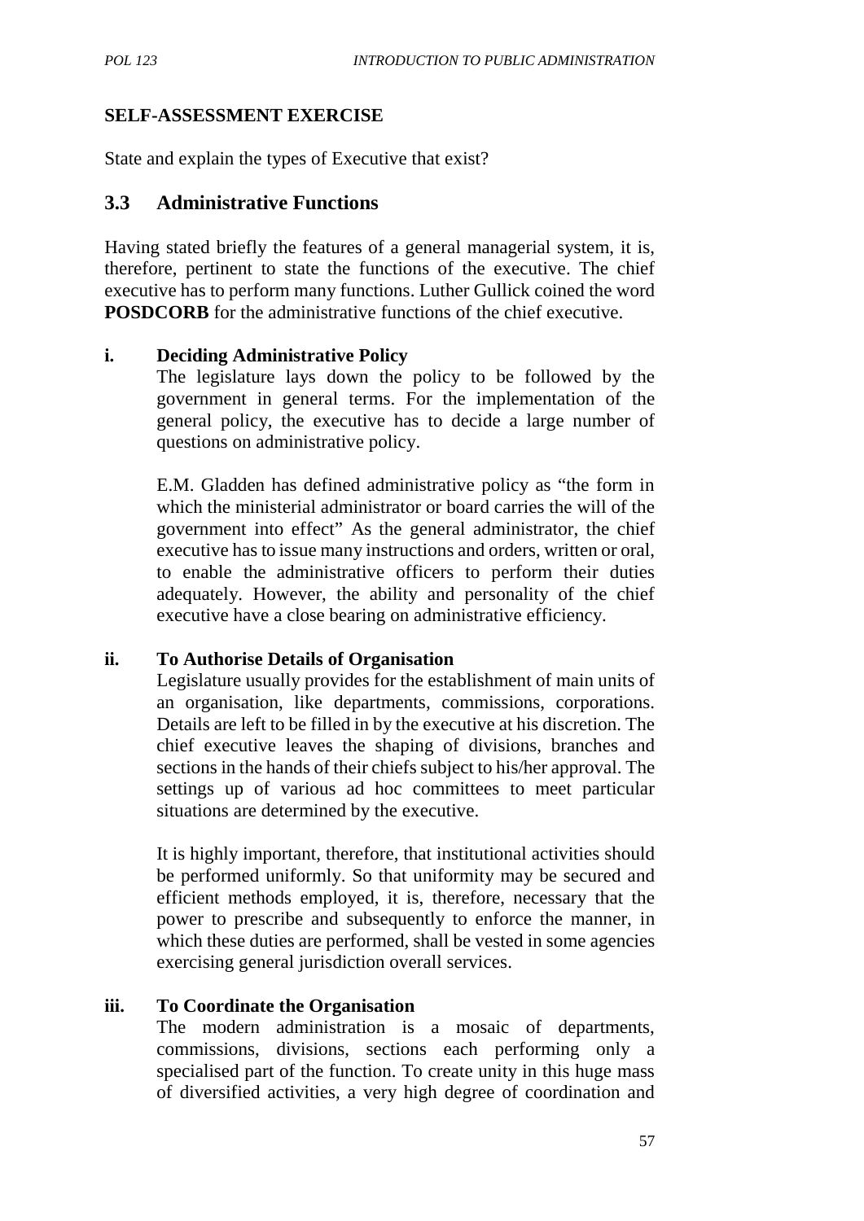**SELF-ASSESSMENT EXERCISE**

State and explain the types of Executive that exist?

## 3.3 Administrative Functions

Having stated briefly the features of a general managerial system, it is, therefore, pertinent to state the functions of the executive. The chief executive has to perform many functions. Luther Gullick coined the word **POSDCORB** for the administrative functions of the chief executive.

**i. Deciding Administrative Policy**

The legislature lays down the policy to be followed by the government in general terms. For the implementation of the general policy, the executive has to decide a large number of questions on administrative policy.

E.M. Gladden has defined administrative policy as "the form in which the ministerial administrator or board carries the will of the government into effect" As the general administrator, the chief executive has to issue many instructions and orders, written or oral, to enable the administrative officers to perform their duties adequately. However, the ability and personality of the chief executive have a close bearing on administrative efficiency.

**ii. To Authorise Details of Organisation**

Legislature usually provides for the establishment of main units of an organisation, like departments, commissions, corporations. Details are left to be filled in by the executive at his discretion. The chief executive leaves the shaping of divisions, branches and sections in the hands of their chiefs subject to his/her approval. The settings up of various ad hoc committees to meet particular situations are determined by the executive.

It is highly important, therefore, that institutional activities should be performed uniformly. So that uniformity may be secured and efficient methods employed, it is, therefore, necessary that the power to prescribe and subsequently to enforce the manner, in which these duties are performed, shall be vested in some agencies exercising general jurisdiction overall services.

**iii. To Coordinate the Organisation**

The modern administration is a mosaic of departments, commissions, divisions, sections each performing only a specialised part of the function. To create unity in this huge mass of diversified activities, a very high degree of coordination and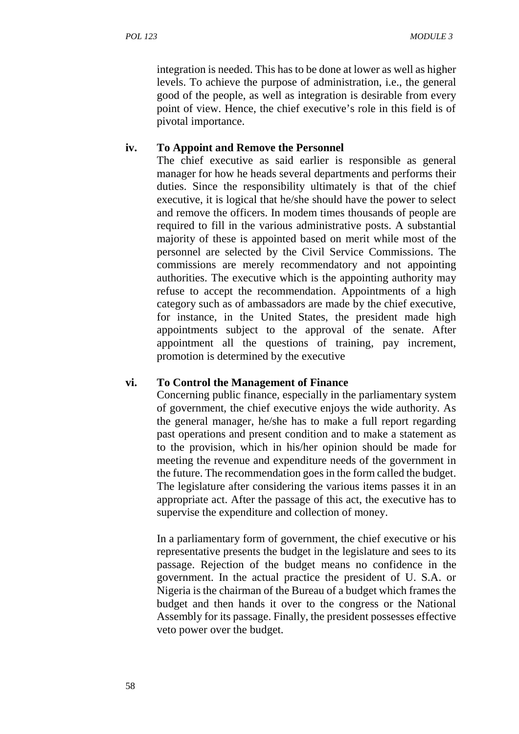integration is needed. This has to be done at lower as well as higher levels. To achieve the purpose of administration, i.e., the general good of the people, as well as integration is desirable from every point of view. Hence, the chief executive's role in this field is of pivotal importance.

**iv. To Appoint and Remove the Personnel**

The chief executive as said earlier is responsible as general manager for how he heads several departments and performs their duties. Since the responsibility ultimately is that of the chief executive, it is logical that he/she should have the power to select and remove the officers. In modem times thousands of people are required to fill in the various administrative posts. A substantial majority of these is appointed based on merit while most of the personnel are selected by the Civil Service Commissions. The commissions are merely recommendatory and not appointing authorities. The executive which is the appointing authority may refuse to accept the recommendation. Appointments of a high category such as of ambassadors are made by the chief executive, for instance, in the United States, the president made high appointments subject to the approval of the senate. After appointment all the questions of training, pay increment, promotion is determined by the executive

**vi. To Control the Management of Finance**

Concerning public finance, especially in the parliamentary system of government, the chief executive enjoys the wide authority. As the general manager, he/she has to make a full report regarding past operations and present condition and to make a statement as to the provision, which in his/her opinion should be made for meeting the revenue and expenditure needs of the government in the future. The recommendation goes in the form called the budget. The legislature after considering the various items passes it in an appropriate act. After the passage of this act, the executive has to supervise the expenditure and collection of money.

In a parliamentary form of government, the chief executive or his representative presents the budget in the legislature and sees to its passage. Rejection of the budget means no confidence in the government. In the actual practice the president of U. S.A. or Nigeria is the chairman of the Bureau of a budget which frames the budget and then hands it over to the congress or the National Assembly for its passage. Finally, the president possesses effective veto power over the budget.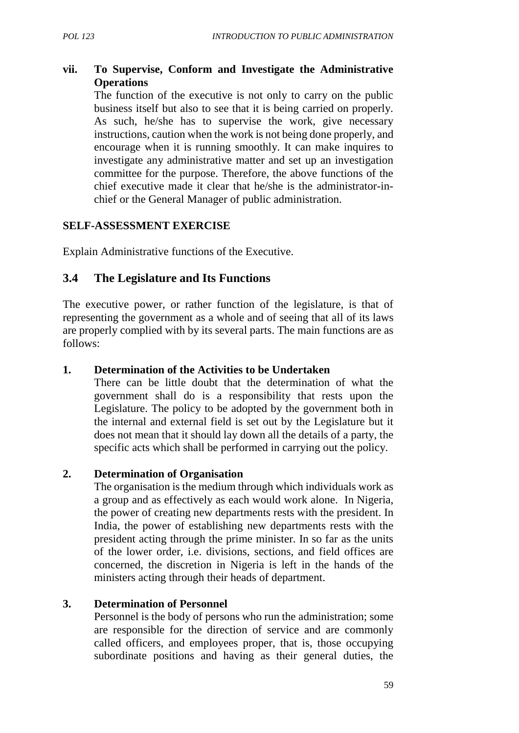**vii. To Supervise, Conform and Investigate the Administrative Operations**

The function of the executive is not only to carry on the public business itself but also to see that it is being carried on properly. As such, he/she has to supervise the work, give necessary instructions, caution when the work is not being done properly, and encourage when it is running smoothly. It can make inquires to investigate any administrative matter and set up an investigation committee for the purpose. Therefore, the above functions of the chief executive made it clear that he/she is the administrator-in-chief or the General Manager of public administration.

**SELF-ASSESSMENT EXERCISE**

Explain Administrative functions of the Executive.

## 3.4 The Legislature and Its Functions

The executive power, or rather function of the legislature, is that of representing the government as a whole and of seeing that all of its laws are properly complied with by its several parts. The main functions are as follows:

**1. Determination of the Activities to be Undertaken**

There can be little doubt that the determination of what the government shall do is a responsibility that rests upon the Legislature. The policy to be adopted by the government both in the internal and external field is set out by the Legislature but it does not mean that it should lay down all the details of a party, the specific acts which shall be performed in carrying out the policy.

**2. Determination of Organisation**

The organisation is the medium through which individuals work as a group and as effectively as each would work alone. In Nigeria, the power of creating new departments rests with the president. In India, the power of establishing new departments rests with the president acting through the prime minister. In so far as the units of the lower order, i.e. divisions, sections, and field offices are concerned, the discretion in Nigeria is left in the hands of the ministers acting through their heads of department.

**3. Determination of Personnel**

Personnel is the body of persons who run the administration; some are responsible for the direction of service and are commonly called officers, and employees proper, that is, those occupying subordinate positions and having as their general duties, the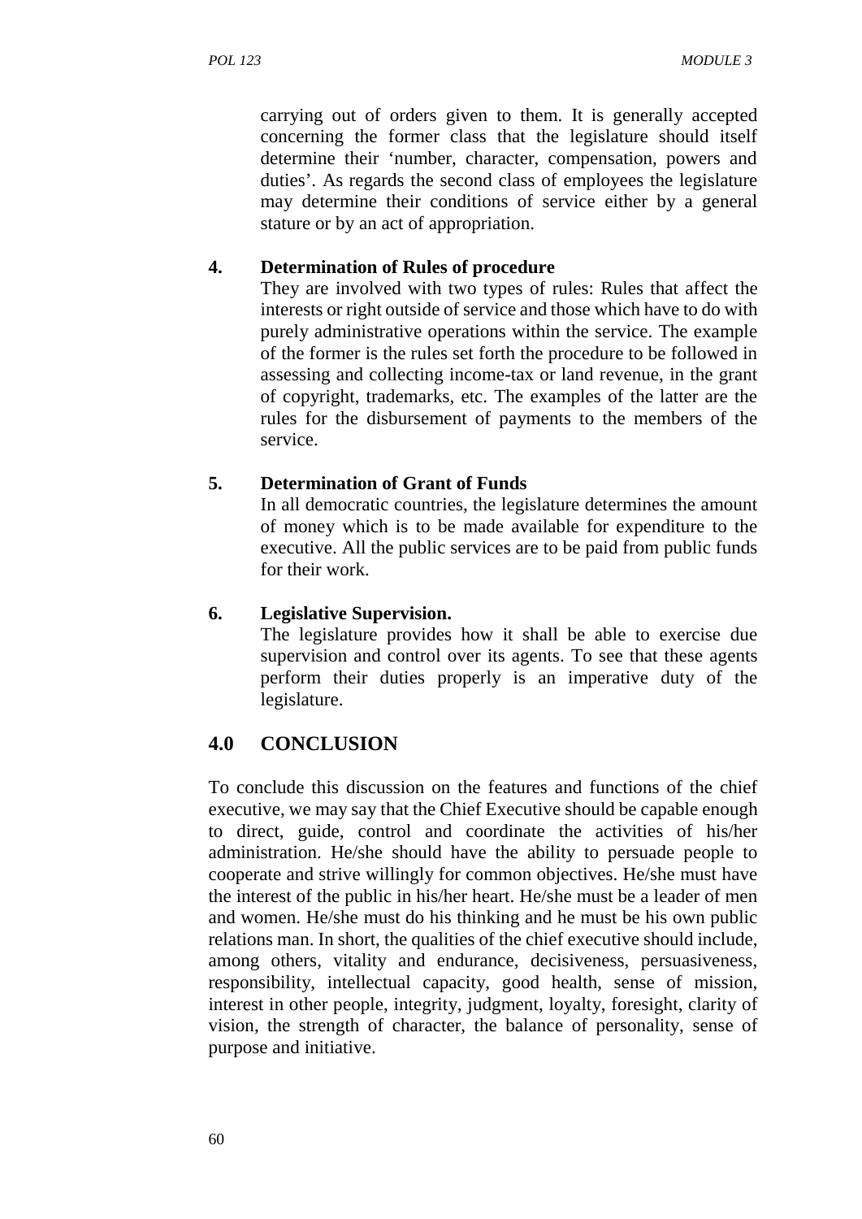carrying out of orders given to them. It is generally accepted concerning the former class that the legislature should itself determine their 'number, character, compensation, powers and duties'. As regards the second class of employees the legislature may determine their conditions of service either by a general stature or by an act of appropriation.

**4. Determination of Rules of procedure**

They are involved with two types of rules: Rules that affect the interests or right outside of service and those which have to do with purely administrative operations within the service. The example of the former is the rules set forth the procedure to be followed in assessing and collecting income-tax or land revenue, in the grant of copyright, trademarks, etc. The examples of the latter are the rules for the disbursement of payments to the members of the service.

**5. Determination of Grant of Funds**

In all democratic countries, the legislature determines the amount of money which is to be made available for expenditure to the executive. All the public services are to be paid from public funds for their work.

**6. Legislative Supervision.**

The legislature provides how it shall be able to exercise due supervision and control over its agents. To see that these agents perform their duties properly is an imperative duty of the legislature.

## 4.0 CONCLUSION

To conclude this discussion on the features and functions of the chief executive, we may say that the Chief Executive should be capable enough to direct, guide, control and coordinate the activities of his/her administration. He/she should have the ability to persuade people to cooperate and strive willingly for common objectives. He/she must have the interest of the public in his/her heart. He/she must be a leader of men and women. He/she must do his thinking and he must be his own public relations man. In short, the qualities of the chief executive should include, among others, vitality and endurance, decisiveness, persuasiveness, responsibility, intellectual capacity, good health, sense of mission, interest in other people, integrity, judgment, loyalty, foresight, clarity of vision, the strength of character, the balance of personality, sense of purpose and initiative.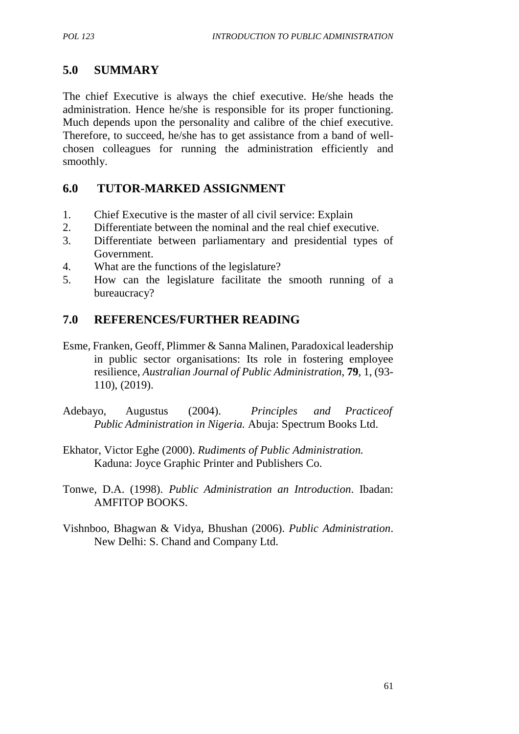## 5.0 SUMMARY

The chief Executive is always the chief executive. He/she heads the administration. Hence he/she is responsible for its proper functioning. Much depends upon the personality and calibre of the chief executive. Therefore, to succeed, he/she has to get assistance from a band of well-chosen colleagues for running the administration efficiently and smoothly.

## 6.0 TUTOR-MARKED ASSIGNMENT

1. Chief Executive is the master of all civil service: Explain
2. Differentiate between the nominal and the real chief executive.
3. Differentiate between parliamentary and presidential types of Government.
4. What are the functions of the legislature?
5. How can the legislature facilitate the smooth running of a bureaucracy?

## 7.0 REFERENCES/FURTHER READING

Esme, Franken, Geoff, Plimmer & Sanna Malinen, Paradoxical leadership in public sector organisations: Its role in fostering employee resilience, *Australian Journal of Public Administration*, **79**, 1, (93-110), (2019).

Adebayo, Augustus (2004). *Principles and Practiceof Public Administration in Nigeria.* Abuja: Spectrum Books Ltd.

Ekhator, Victor Eghe (2000). *Rudiments of Public Administration.* Kaduna: Joyce Graphic Printer and Publishers Co.

Tonwe, D.A. (1998). *Public Administration an Introduction.* Ibadan: AMFITOP BOOKS.

Vishnboo, Bhagwan & Vidya, Bhushan (2006). *Public Administration*. New Delhi: S. Chand and Company Ltd.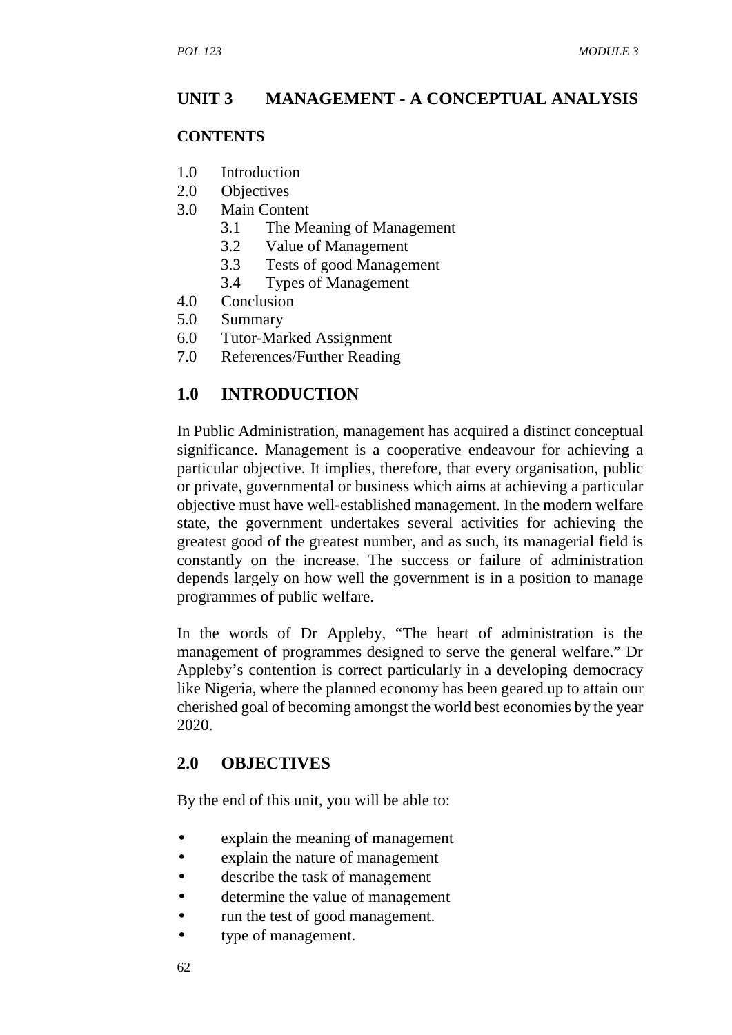# UNIT 3 MANAGEMENT - A CONCEPTUAL ANALYSIS

**CONTENTS**

1.0 Introduction
2.0 Objectives
3.0 Main Content
 3.1 The Meaning of Management
 3.2 Value of Management
 3.3 Tests of good Management
 3.4 Types of Management
4.0 Conclusion
5.0 Summary
6.0 Tutor-Marked Assignment
7.0 References/Further Reading

## 1.0 INTRODUCTION

In Public Administration, management has acquired a distinct conceptual significance. Management is a cooperative endeavour for achieving a particular objective. It implies, therefore, that every organisation, public or private, governmental or business which aims at achieving a particular objective must have well-established management. In the modern welfare state, the government undertakes several activities for achieving the greatest good of the greatest number, and as such, its managerial field is constantly on the increase. The success or failure of administration depends largely on how well the government is in a position to manage programmes of public welfare.

In the words of Dr Appleby, "The heart of administration is the management of programmes designed to serve the general welfare." Dr Appleby's contention is correct particularly in a developing democracy like Nigeria, where the planned economy has been geared up to attain our cherished goal of becoming amongst the world best economies by the year 2020.

## 2.0 OBJECTIVES

By the end of this unit, you will be able to:

- explain the meaning of management
- explain the nature of management
- describe the task of management
- determine the value of management
- run the test of good management.
- type of management.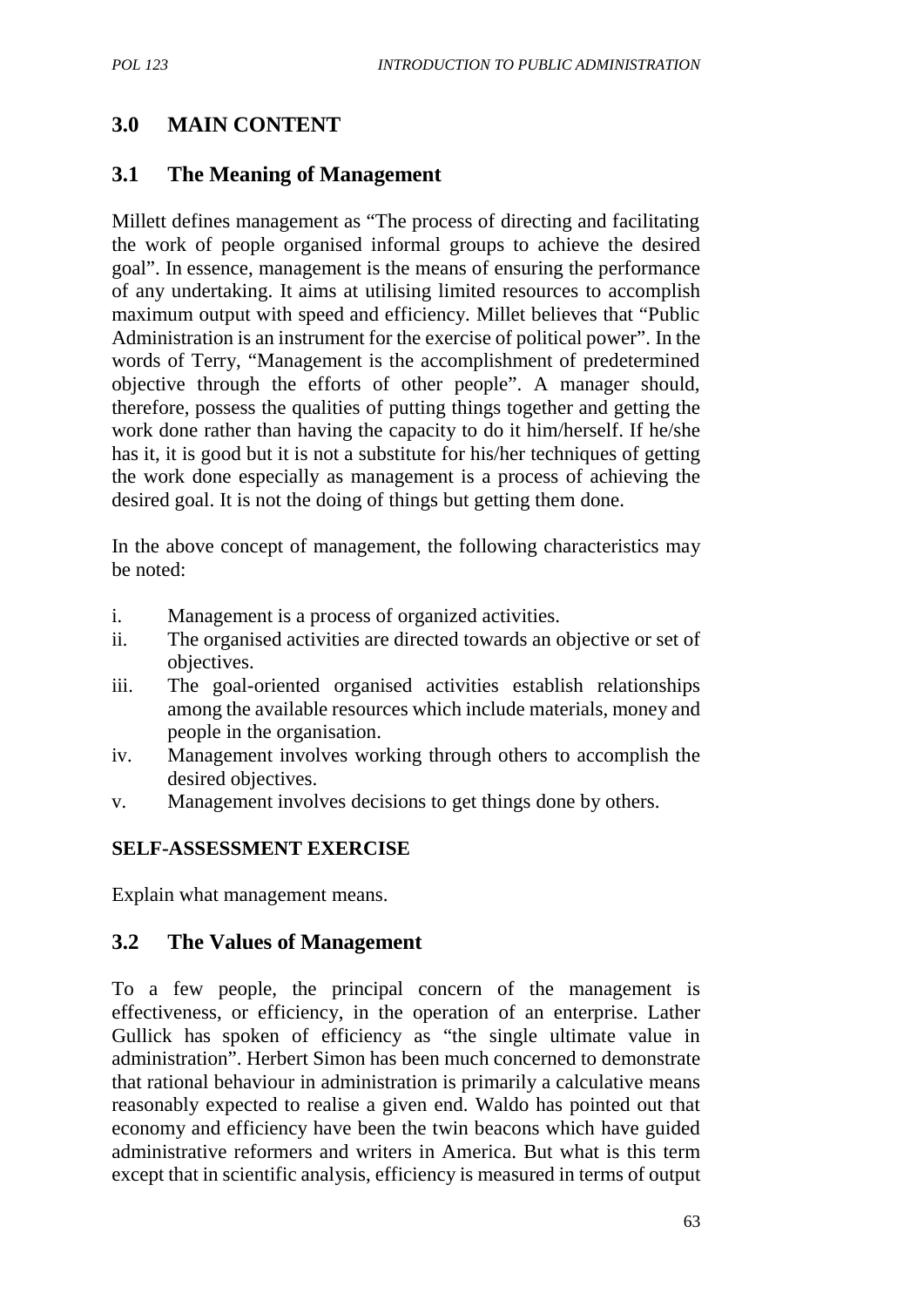## 3.0 MAIN CONTENT

### 3.1 The Meaning of Management

Millett defines management as "The process of directing and facilitating the work of people organised informal groups to achieve the desired goal". In essence, management is the means of ensuring the performance of any undertaking. It aims at utilising limited resources to accomplish maximum output with speed and efficiency. Millet believes that "Public Administration is an instrument for the exercise of political power". In the words of Terry, "Management is the accomplishment of predetermined objective through the efforts of other people". A manager should, therefore, possess the qualities of putting things together and getting the work done rather than having the capacity to do it him/herself. If he/she has it, it is good but it is not a substitute for his/her techniques of getting the work done especially as management is a process of achieving the desired goal. It is not the doing of things but getting them done.

In the above concept of management, the following characteristics may be noted:

i. Management is a process of organized activities.
ii. The organised activities are directed towards an objective or set of objectives.
iii. The goal-oriented organised activities establish relationships among the available resources which include materials, money and people in the organisation.
iv. Management involves working through others to accomplish the desired objectives.
v. Management involves decisions to get things done by others.

**SELF-ASSESSMENT EXERCISE**

Explain what management means.

### 3.2 The Values of Management

To a few people, the principal concern of the management is effectiveness, or efficiency, in the operation of an enterprise. Lather Gullick has spoken of efficiency as "the single ultimate value in administration". Herbert Simon has been much concerned to demonstrate that rational behaviour in administration is primarily a calculative means reasonably expected to realise a given end. Waldo has pointed out that economy and efficiency have been the twin beacons which have guided administrative reformers and writers in America. But what is this term except that in scientific analysis, efficiency is measured in terms of output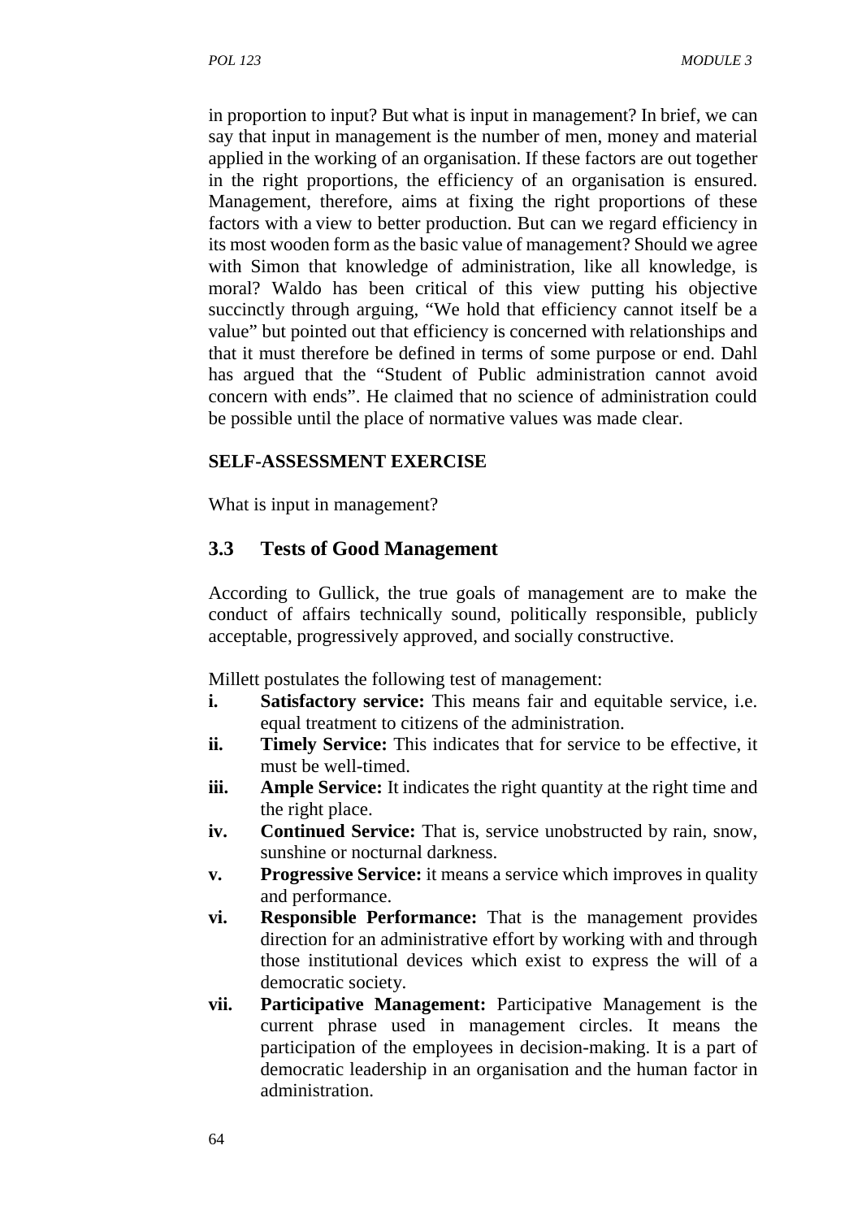in proportion to input? But what is input in management? In brief, we can say that input in management is the number of men, money and material applied in the working of an organisation. If these factors are out together in the right proportions, the efficiency of an organisation is ensured. Management, therefore, aims at fixing the right proportions of these factors with a view to better production. But can we regard efficiency in its most wooden form as the basic value of management? Should we agree with Simon that knowledge of administration, like all knowledge, is moral? Waldo has been critical of this view putting his objective succinctly through arguing, "We hold that efficiency cannot itself be a value" but pointed out that efficiency is concerned with relationships and that it must therefore be defined in terms of some purpose or end. Dahl has argued that the "Student of Public administration cannot avoid concern with ends". He claimed that no science of administration could be possible until the place of normative values was made clear.

**SELF-ASSESSMENT EXERCISE**

What is input in management?

## 3.3 Tests of Good Management

According to Gullick, the true goals of management are to make the conduct of affairs technically sound, politically responsible, publicly acceptable, progressively approved, and socially constructive.

Millett postulates the following test of management:

- **i. Satisfactory service:** This means fair and equitable service, i.e. equal treatment to citizens of the administration.
- **ii. Timely Service:** This indicates that for service to be effective, it must be well-timed.
- **iii. Ample Service:** It indicates the right quantity at the right time and the right place.
- **iv. Continued Service:** That is, service unobstructed by rain, snow, sunshine or nocturnal darkness.
- **v. Progressive Service:** it means a service which improves in quality and performance.
- **vi. Responsible Performance:** That is the management provides direction for an administrative effort by working with and through those institutional devices which exist to express the will of a democratic society.
- **vii. Participative Management:** Participative Management is the current phrase used in management circles. It means the participation of the employees in decision-making. It is a part of democratic leadership in an organisation and the human factor in administration.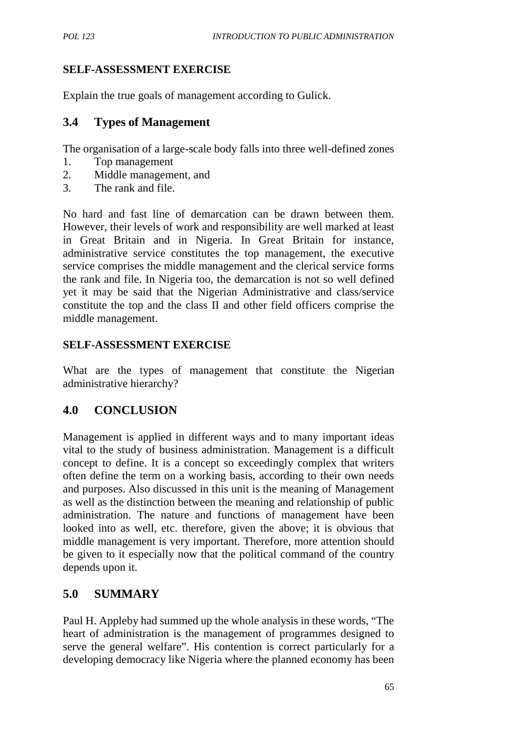**SELF-ASSESSMENT EXERCISE**

Explain the true goals of management according to Gulick.

## 3.4 Types of Management

The organisation of a large-scale body falls into three well-defined zones

1. Top management
2. Middle management, and
3. The rank and file.

No hard and fast line of demarcation can be drawn between them. However, their levels of work and responsibility are well marked at least in Great Britain and in Nigeria. In Great Britain for instance, administrative service constitutes the top management, the executive service comprises the middle management and the clerical service forms the rank and file. In Nigeria too, the demarcation is not so well defined yet it may be said that the Nigerian Administrative and class/service constitute the top and the class II and other field officers comprise the middle management.

**SELF-ASSESSMENT EXERCISE**

What are the types of management that constitute the Nigerian administrative hierarchy?

## 4.0 CONCLUSION

Management is applied in different ways and to many important ideas vital to the study of business administration. Management is a difficult concept to define. It is a concept so exceedingly complex that writers often define the term on a working basis, according to their own needs and purposes. Also discussed in this unit is the meaning of Management as well as the distinction between the meaning and relationship of public administration. The nature and functions of management have been looked into as well, etc. therefore, given the above; it is obvious that middle management is very important. Therefore, more attention should be given to it especially now that the political command of the country depends upon it.

## 5.0 SUMMARY

Paul H. Appleby had summed up the whole analysis in these words, “The heart of administration is the management of programmes designed to serve the general welfare”. His contention is correct particularly for a developing democracy like Nigeria where the planned economy has been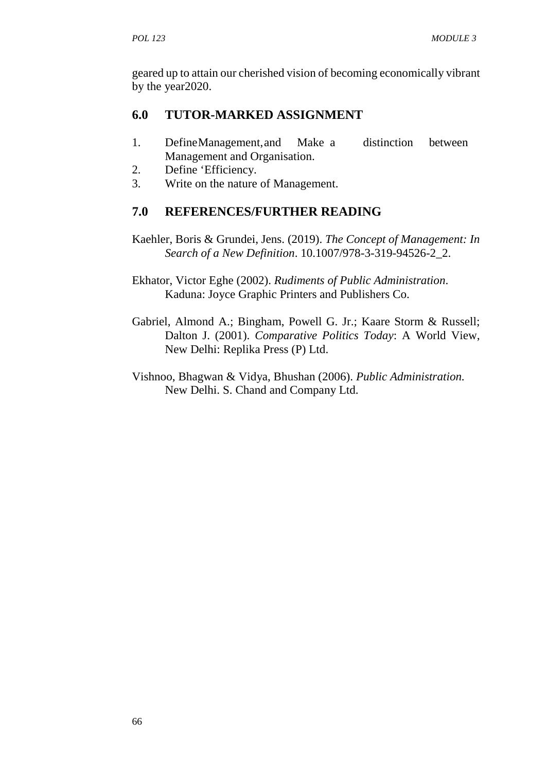geared up to attain our cherished vision of becoming economically vibrant by the year2020.

## 6.0 TUTOR-MARKED ASSIGNMENT

1. DefineManagement, and Make a distinction between Management and Organisation.
2. Define 'Efficiency.
3. Write on the nature of Management.

## 7.0 REFERENCES/FURTHER READING

Kaehler, Boris & Grundei, Jens. (2019). *The Concept of Management: In Search of a New Definition*. 10.1007/978-3-319-94526-2_2.

Ekhator, Victor Eghe (2002). *Rudiments of Public Administration*. Kaduna: Joyce Graphic Printers and Publishers Co.

Gabriel, Almond A.; Bingham, Powell G. Jr.; Kaare Storm & Russell; Dalton J. (2001). *Comparative Politics Today*: A World View, New Delhi: Replika Press (P) Ltd.

Vishnoo, Bhagwan & Vidya, Bhushan (2006). *Public Administration.* New Delhi. S. Chand and Company Ltd.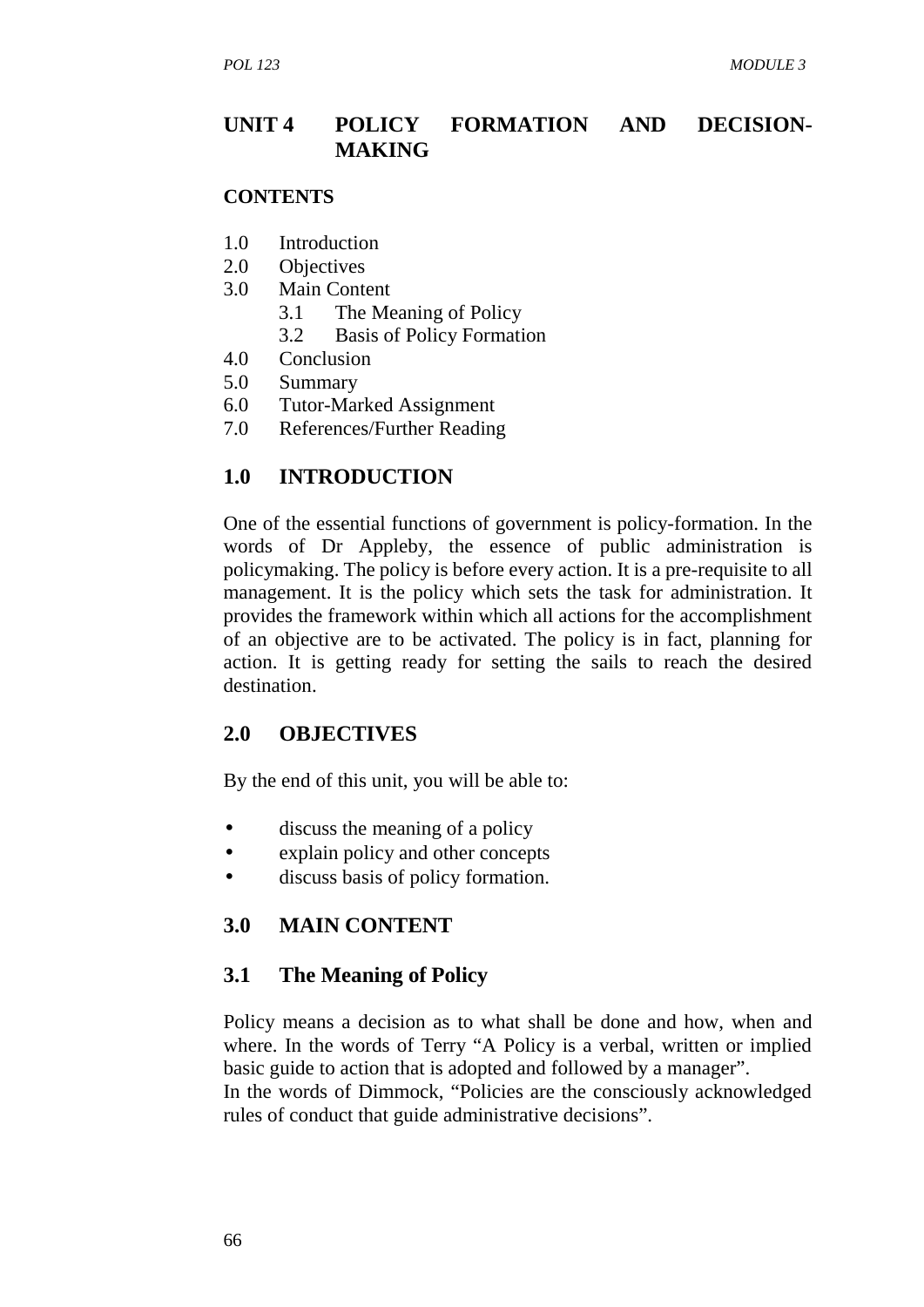# UNIT 4 POLICY FORMATION AND DECISION-MAKING

**CONTENTS**

1.0 Introduction
2.0 Objectives
3.0 Main Content
    3.1 The Meaning of Policy
    3.2 Basis of Policy Formation
4.0 Conclusion
5.0 Summary
6.0 Tutor-Marked Assignment
7.0 References/Further Reading

## 1.0 INTRODUCTION

One of the essential functions of government is policy-formation. In the words of Dr Appleby, the essence of public administration is policymaking. The policy is before every action. It is a pre-requisite to all management. It is the policy which sets the task for administration. It provides the framework within which all actions for the accomplishment of an objective are to be activated. The policy is in fact, planning for action. It is getting ready for setting the sails to reach the desired destination.

## 2.0 OBJECTIVES

By the end of this unit, you will be able to:

- discuss the meaning of a policy
- explain policy and other concepts
- discuss basis of policy formation.

## 3.0 MAIN CONTENT

### 3.1 The Meaning of Policy

Policy means a decision as to what shall be done and how, when and where. In the words of Terry "A Policy is a verbal, written or implied basic guide to action that is adopted and followed by a manager".
In the words of Dimmock, "Policies are the consciously acknowledged rules of conduct that guide administrative decisions".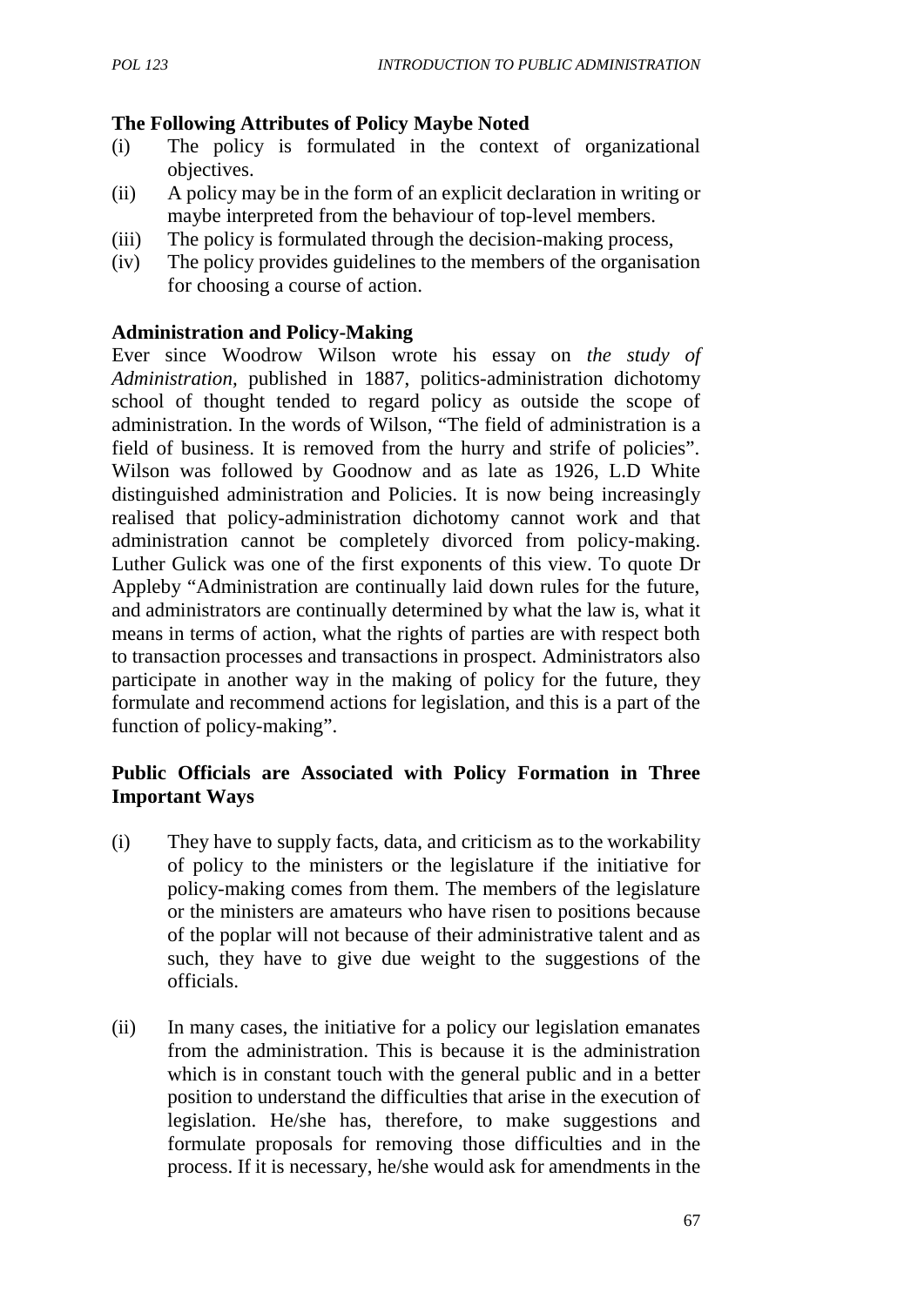**The Following Attributes of Policy Maybe Noted**

(i) The policy is formulated in the context of organizational objectives.
(ii) A policy may be in the form of an explicit declaration in writing or maybe interpreted from the behaviour of top-level members.
(iii) The policy is formulated through the decision-making process,
(iv) The policy provides guidelines to the members of the organisation for choosing a course of action.

**Administration and Policy-Making**

Ever since Woodrow Wilson wrote his essay on *the study of Administration*, published in 1887, politics-administration dichotomy school of thought tended to regard policy as outside the scope of administration. In the words of Wilson, "The field of administration is a field of business. It is removed from the hurry and strife of policies". Wilson was followed by Goodnow and as late as 1926, L.D White distinguished administration and Policies. It is now being increasingly realised that policy-administration dichotomy cannot work and that administration cannot be completely divorced from policy-making. Luther Gulick was one of the first exponents of this view. To quote Dr Appleby "Administration are continually laid down rules for the future, and administrators are continually determined by what the law is, what it means in terms of action, what the rights of parties are with respect both to transaction processes and transactions in prospect. Administrators also participate in another way in the making of policy for the future, they formulate and recommend actions for legislation, and this is a part of the function of policy-making".

**Public Officials are Associated with Policy Formation in Three Important Ways**

(i) They have to supply facts, data, and criticism as to the workability of policy to the ministers or the legislature if the initiative for policy-making comes from them. The members of the legislature or the ministers are amateurs who have risen to positions because of the poplar will not because of their administrative talent and as such, they have to give due weight to the suggestions of the officials.

(ii) In many cases, the initiative for a policy our legislation emanates from the administration. This is because it is the administration which is in constant touch with the general public and in a better position to understand the difficulties that arise in the execution of legislation. He/she has, therefore, to make suggestions and formulate proposals for removing those difficulties and in the process. If it is necessary, he/she would ask for amendments in the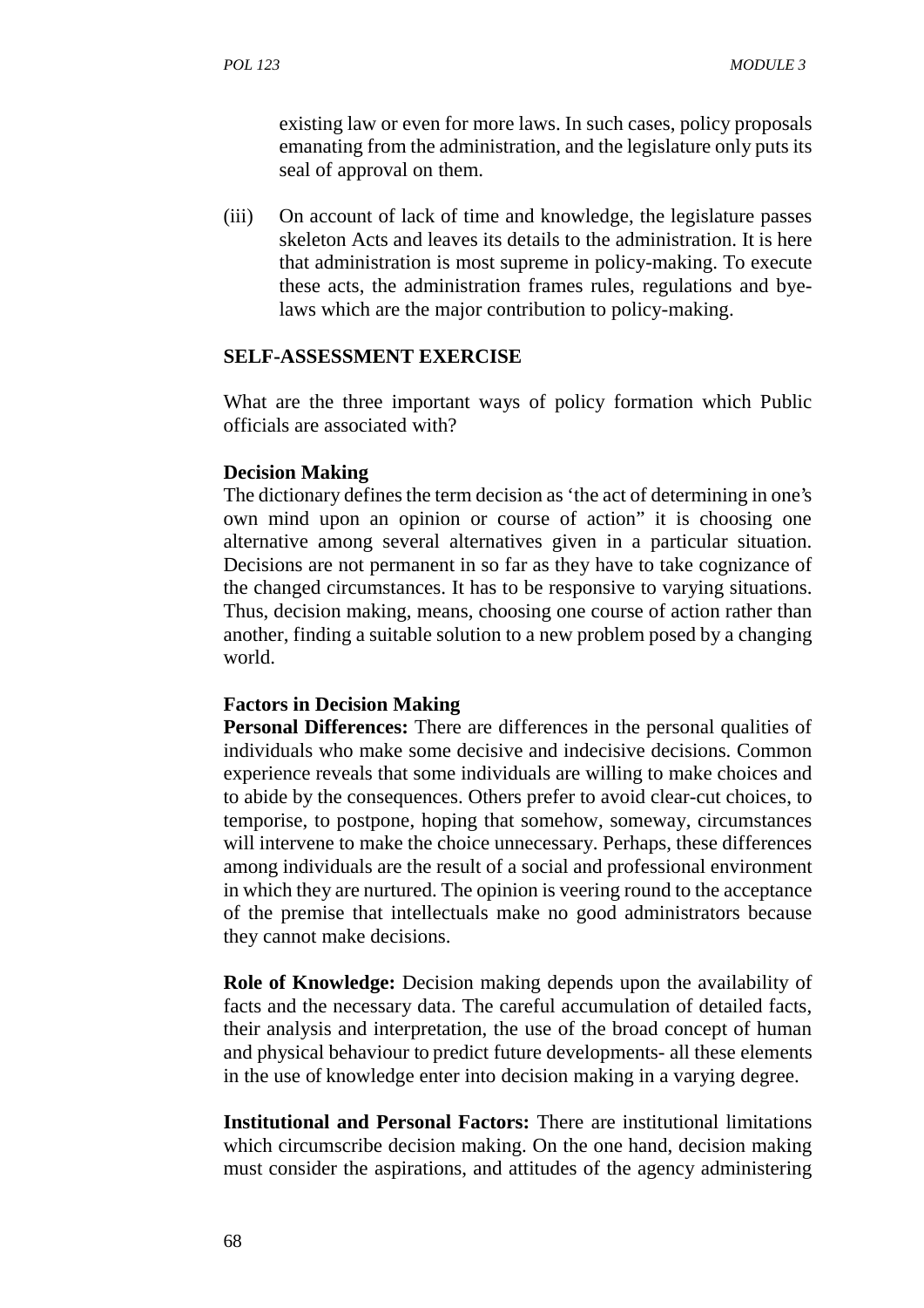existing law or even for more laws. In such cases, policy proposals emanating from the administration, and the legislature only puts its seal of approval on them.

(iii) On account of lack of time and knowledge, the legislature passes skeleton Acts and leaves its details to the administration. It is here that administration is most supreme in policy-making. To execute these acts, the administration frames rules, regulations and bye-laws which are the major contribution to policy-making.

**SELF-ASSESSMENT EXERCISE**

What are the three important ways of policy formation which Public officials are associated with?

**Decision Making**

The dictionary defines the term decision as 'the act of determining in one's own mind upon an opinion or course of action" it is choosing one alternative among several alternatives given in a particular situation. Decisions are not permanent in so far as they have to take cognizance of the changed circumstances. It has to be responsive to varying situations. Thus, decision making, means, choosing one course of action rather than another, finding a suitable solution to a new problem posed by a changing world.

**Factors in Decision Making**

**Personal Differences:** There are differences in the personal qualities of individuals who make some decisive and indecisive decisions. Common experience reveals that some individuals are willing to make choices and to abide by the consequences. Others prefer to avoid clear-cut choices, to temporise, to postpone, hoping that somehow, someway, circumstances will intervene to make the choice unnecessary. Perhaps, these differences among individuals are the result of a social and professional environment in which they are nurtured. The opinion is veering round to the acceptance of the premise that intellectuals make no good administrators because they cannot make decisions.

**Role of Knowledge:** Decision making depends upon the availability of facts and the necessary data. The careful accumulation of detailed facts, their analysis and interpretation, the use of the broad concept of human and physical behaviour to predict future developments- all these elements in the use of knowledge enter into decision making in a varying degree.

**Institutional and Personal Factors:** There are institutional limitations which circumscribe decision making. On the one hand, decision making must consider the aspirations, and attitudes of the agency administering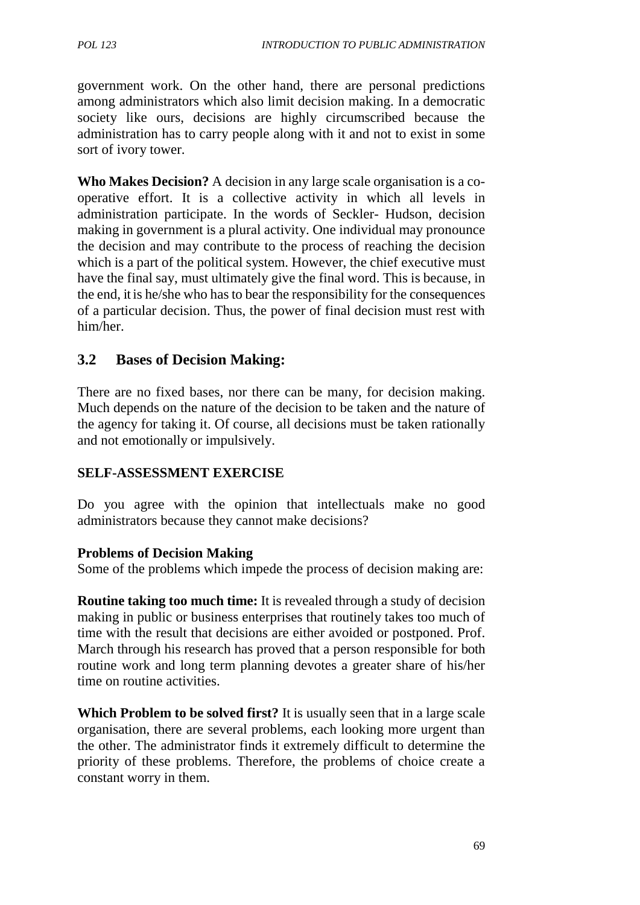government work. On the other hand, there are personal predictions among administrators which also limit decision making. In a democratic society like ours, decisions are highly circumscribed because the administration has to carry people along with it and not to exist in some sort of ivory tower.

**Who Makes Decision?** A decision in any large scale organisation is a co-operative effort. It is a collective activity in which all levels in administration participate. In the words of Seckler- Hudson, decision making in government is a plural activity. One individual may pronounce the decision and may contribute to the process of reaching the decision which is a part of the political system. However, the chief executive must have the final say, must ultimately give the final word. This is because, in the end, it is he/she who has to bear the responsibility for the consequences of a particular decision. Thus, the power of final decision must rest with him/her.

## 3.2 Bases of Decision Making:

There are no fixed bases, nor there can be many, for decision making. Much depends on the nature of the decision to be taken and the nature of the agency for taking it. Of course, all decisions must be taken rationally and not emotionally or impulsively.

**SELF-ASSESSMENT EXERCISE**

Do you agree with the opinion that intellectuals make no good administrators because they cannot make decisions?

**Problems of Decision Making**

Some of the problems which impede the process of decision making are:

**Routine taking too much time:** It is revealed through a study of decision making in public or business enterprises that routinely takes too much of time with the result that decisions are either avoided or postponed. Prof. March through his research has proved that a person responsible for both routine work and long term planning devotes a greater share of his/her time on routine activities.

**Which Problem to be solved first?** It is usually seen that in a large scale organisation, there are several problems, each looking more urgent than the other. The administrator finds it extremely difficult to determine the priority of these problems. Therefore, the problems of choice create a constant worry in them.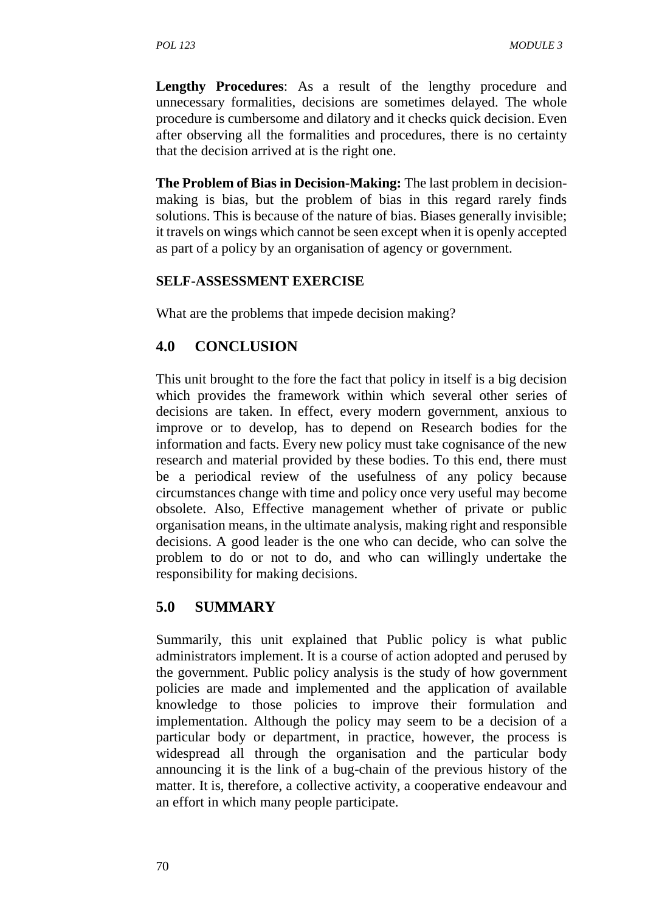**Lengthy Procedures**: As a result of the lengthy procedure and unnecessary formalities, decisions are sometimes delayed. The whole procedure is cumbersome and dilatory and it checks quick decision. Even after observing all the formalities and procedures, there is no certainty that the decision arrived at is the right one.

**The Problem of Bias in Decision-Making:** The last problem in decision-making is bias, but the problem of bias in this regard rarely finds solutions. This is because of the nature of bias. Biases generally invisible; it travels on wings which cannot be seen except when it is openly accepted as part of a policy by an organisation of agency or government.

**SELF-ASSESSMENT EXERCISE**

What are the problems that impede decision making?

## 4.0 CONCLUSION

This unit brought to the fore the fact that policy in itself is a big decision which provides the framework within which several other series of decisions are taken. In effect, every modern government, anxious to improve or to develop, has to depend on Research bodies for the information and facts. Every new policy must take cognisance of the new research and material provided by these bodies. To this end, there must be a periodical review of the usefulness of any policy because circumstances change with time and policy once very useful may become obsolete. Also, Effective management whether of private or public organisation means, in the ultimate analysis, making right and responsible decisions. A good leader is the one who can decide, who can solve the problem to do or not to do, and who can willingly undertake the responsibility for making decisions.

## 5.0 SUMMARY

Summarily, this unit explained that Public policy is what public administrators implement. It is a course of action adopted and perused by the government. Public policy analysis is the study of how government policies are made and implemented and the application of available knowledge to those policies to improve their formulation and implementation. Although the policy may seem to be a decision of a particular body or department, in practice, however, the process is widespread all through the organisation and the particular body announcing it is the link of a bug-chain of the previous history of the matter. It is, therefore, a collective activity, a cooperative endeavour and an effort in which many people participate.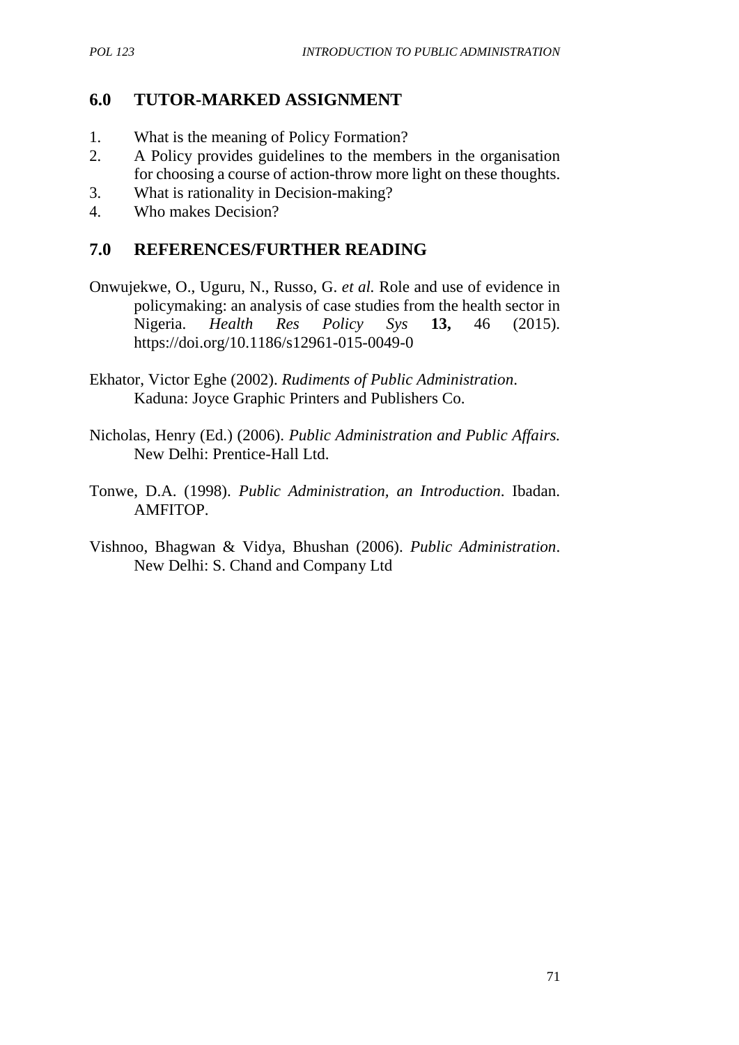## 6.0 TUTOR-MARKED ASSIGNMENT

1. What is the meaning of Policy Formation?
2. A Policy provides guidelines to the members in the organisation for choosing a course of action-throw more light on these thoughts.
3. What is rationality in Decision-making?
4. Who makes Decision?

## 7.0 REFERENCES/FURTHER READING

Onwujekwe, O., Uguru, N., Russo, G. *et al.* Role and use of evidence in policymaking: an analysis of case studies from the health sector in Nigeria. *Health Res Policy Sys* **13,** 46 (2015). https://doi.org/10.1186/s12961-015-0049-0

Ekhator, Victor Eghe (2002). *Rudiments of Public Administration*. Kaduna: Joyce Graphic Printers and Publishers Co.

Nicholas, Henry (Ed.) (2006). *Public Administration and Public Affairs.* New Delhi: Prentice-Hall Ltd.

Tonwe, D.A. (1998). *Public Administration, an Introduction*. Ibadan. AMFITOP.

Vishnoo, Bhagwan & Vidya, Bhushan (2006). *Public Administration*. New Delhi: S. Chand and Company Ltd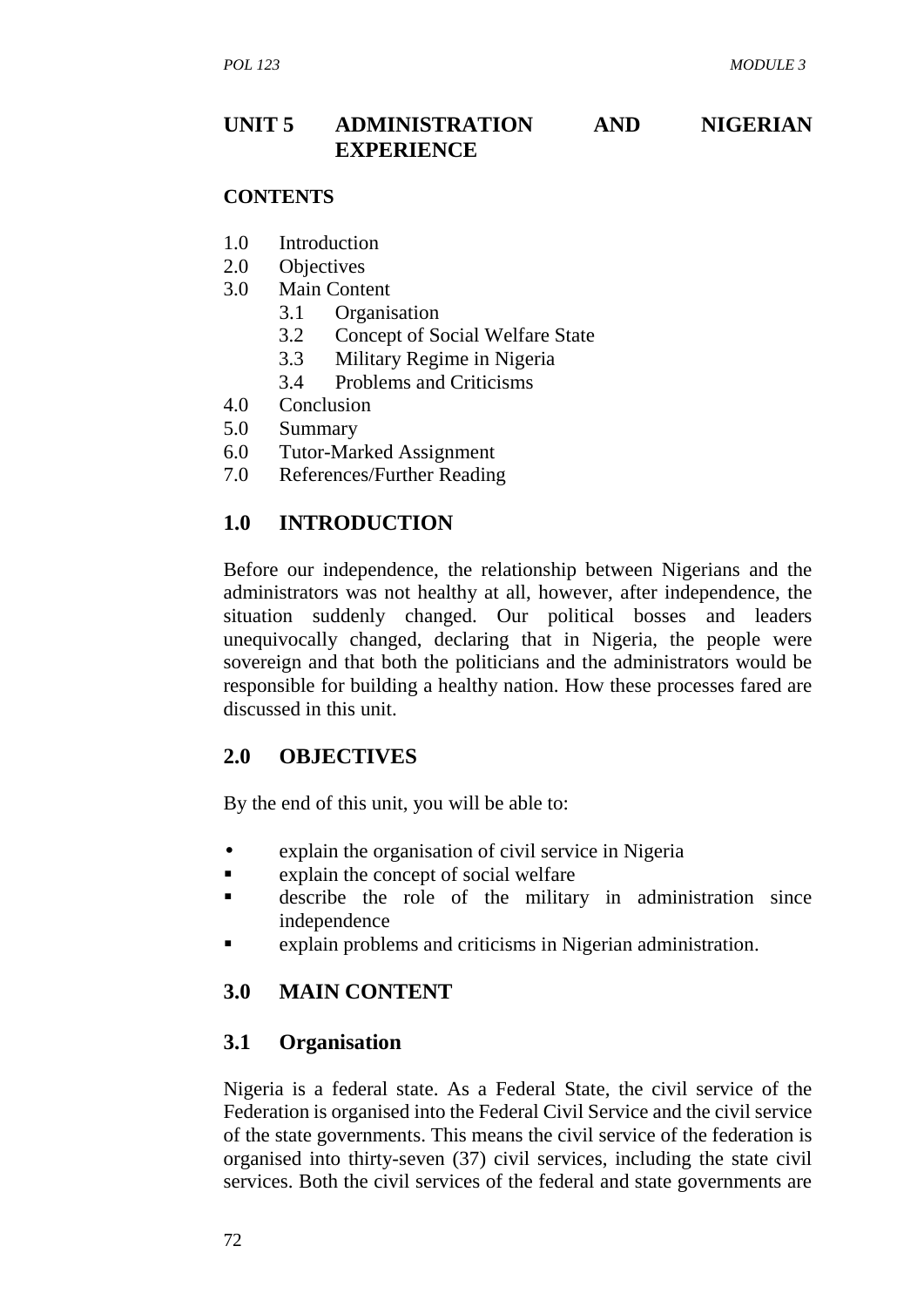## UNIT 5 ADMINISTRATION AND NIGERIAN EXPERIENCE

**CONTENTS**

1.0 Introduction
2.0 Objectives
3.0 Main Content
   3.1 Organisation
   3.2 Concept of Social Welfare State
   3.3 Military Regime in Nigeria
   3.4 Problems and Criticisms
4.0 Conclusion
5.0 Summary
6.0 Tutor-Marked Assignment
7.0 References/Further Reading

## 1.0 INTRODUCTION

Before our independence, the relationship between Nigerians and the administrators was not healthy at all, however, after independence, the situation suddenly changed. Our political bosses and leaders unequivocally changed, declaring that in Nigeria, the people were sovereign and that both the politicians and the administrators would be responsible for building a healthy nation. How these processes fared are discussed in this unit.

## 2.0 OBJECTIVES

By the end of this unit, you will be able to:

- explain the organisation of civil service in Nigeria
- explain the concept of social welfare
- describe the role of the military in administration since independence
- explain problems and criticisms in Nigerian administration.

## 3.0 MAIN CONTENT

### 3.1 Organisation

Nigeria is a federal state. As a Federal State, the civil service of the Federation is organised into the Federal Civil Service and the civil service of the state governments. This means the civil service of the federation is organised into thirty-seven (37) civil services, including the state civil services. Both the civil services of the federal and state governments are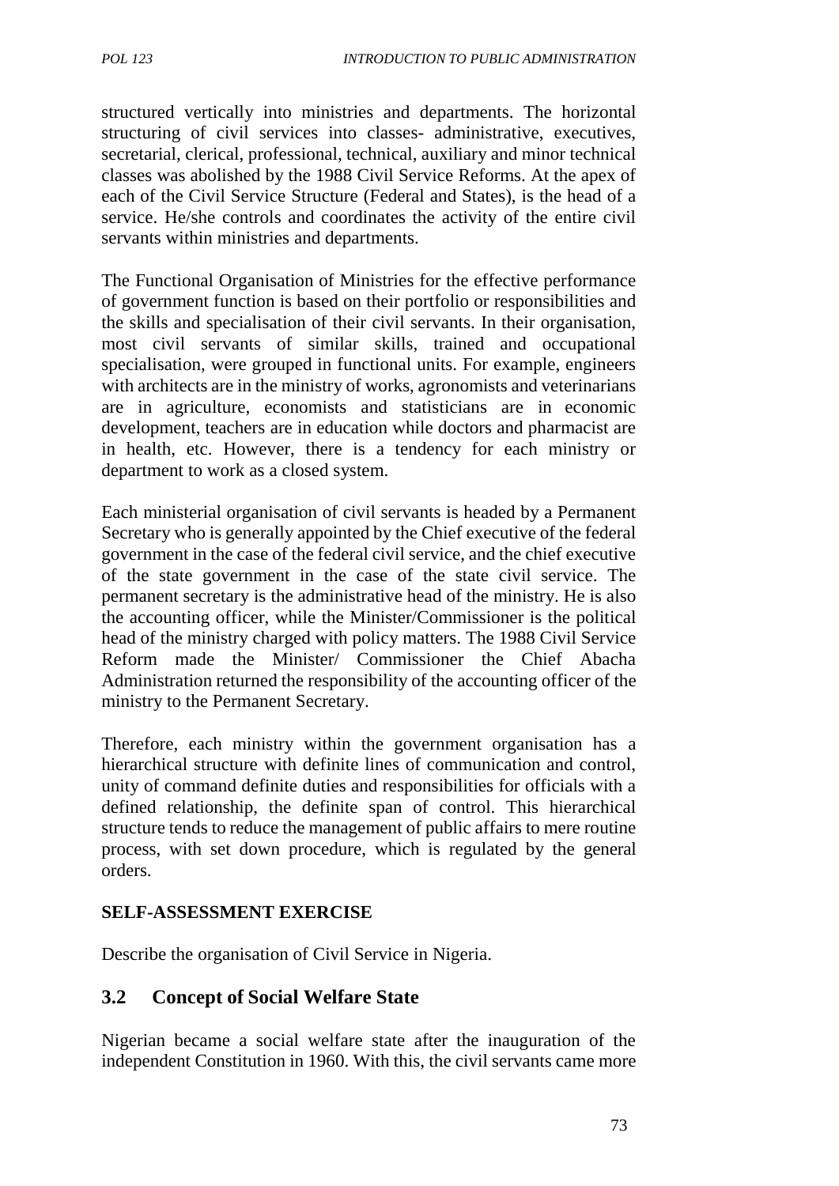structured vertically into ministries and departments. The horizontal structuring of civil services into classes- administrative, executives, secretarial, clerical, professional, technical, auxiliary and minor technical classes was abolished by the 1988 Civil Service Reforms. At the apex of each of the Civil Service Structure (Federal and States), is the head of a service. He/she controls and coordinates the activity of the entire civil servants within ministries and departments.

The Functional Organisation of Ministries for the effective performance of government function is based on their portfolio or responsibilities and the skills and specialisation of their civil servants. In their organisation, most civil servants of similar skills, trained and occupational specialisation, were grouped in functional units. For example, engineers with architects are in the ministry of works, agronomists and veterinarians are in agriculture, economists and statisticians are in economic development, teachers are in education while doctors and pharmacist are in health, etc. However, there is a tendency for each ministry or department to work as a closed system.

Each ministerial organisation of civil servants is headed by a Permanent Secretary who is generally appointed by the Chief executive of the federal government in the case of the federal civil service, and the chief executive of the state government in the case of the state civil service. The permanent secretary is the administrative head of the ministry. He is also the accounting officer, while the Minister/Commissioner is the political head of the ministry charged with policy matters. The 1988 Civil Service Reform made the Minister/ Commissioner the Chief Abacha Administration returned the responsibility of the accounting officer of the ministry to the Permanent Secretary.

Therefore, each ministry within the government organisation has a hierarchical structure with definite lines of communication and control, unity of command definite duties and responsibilities for officials with a defined relationship, the definite span of control. This hierarchical structure tends to reduce the management of public affairs to mere routine process, with set down procedure, which is regulated by the general orders.

**SELF-ASSESSMENT EXERCISE**

Describe the organisation of Civil Service in Nigeria.

## 3.2 Concept of Social Welfare State

Nigerian became a social welfare state after the inauguration of the independent Constitution in 1960. With this, the civil servants came more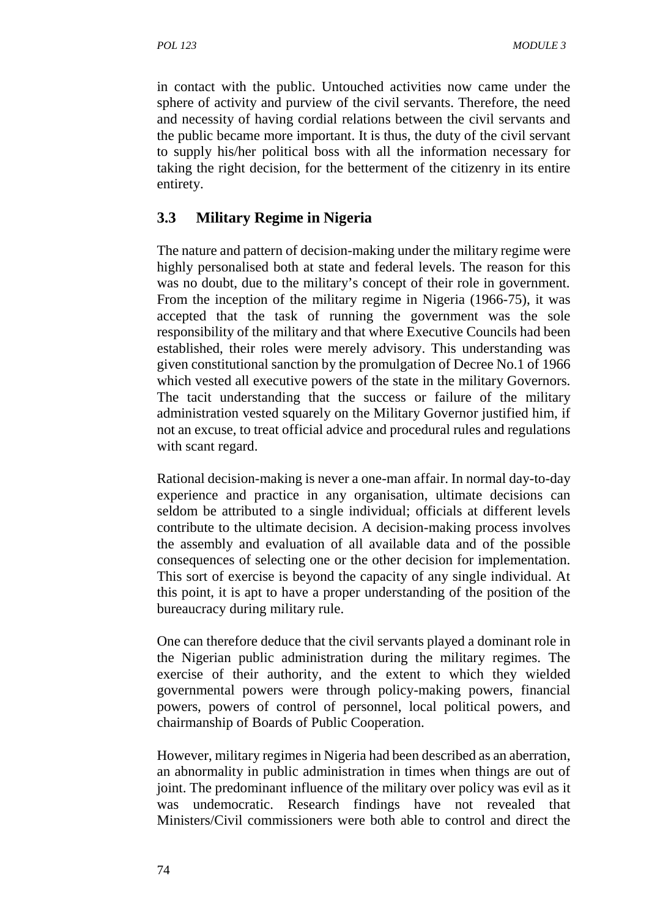in contact with the public. Untouched activities now came under the sphere of activity and purview of the civil servants. Therefore, the need and necessity of having cordial relations between the civil servants and the public became more important. It is thus, the duty of the civil servant to supply his/her political boss with all the information necessary for taking the right decision, for the betterment of the citizenry in its entire entirety.

### 3.3 Military Regime in Nigeria

The nature and pattern of decision-making under the military regime were highly personalised both at state and federal levels. The reason for this was no doubt, due to the military's concept of their role in government. From the inception of the military regime in Nigeria (1966-75), it was accepted that the task of running the government was the sole responsibility of the military and that where Executive Councils had been established, their roles were merely advisory. This understanding was given constitutional sanction by the promulgation of Decree No.1 of 1966 which vested all executive powers of the state in the military Governors. The tacit understanding that the success or failure of the military administration vested squarely on the Military Governor justified him, if not an excuse, to treat official advice and procedural rules and regulations with scant regard.

Rational decision-making is never a one-man affair. In normal day-to-day experience and practice in any organisation, ultimate decisions can seldom be attributed to a single individual; officials at different levels contribute to the ultimate decision. A decision-making process involves the assembly and evaluation of all available data and of the possible consequences of selecting one or the other decision for implementation. This sort of exercise is beyond the capacity of any single individual. At this point, it is apt to have a proper understanding of the position of the bureaucracy during military rule.

One can therefore deduce that the civil servants played a dominant role in the Nigerian public administration during the military regimes. The exercise of their authority, and the extent to which they wielded governmental powers were through policy-making powers, financial powers, powers of control of personnel, local political powers, and chairmanship of Boards of Public Cooperation.

However, military regimes in Nigeria had been described as an aberration, an abnormality in public administration in times when things are out of joint. The predominant influence of the military over policy was evil as it was undemocratic. Research findings have not revealed that Ministers/Civil commissioners were both able to control and direct the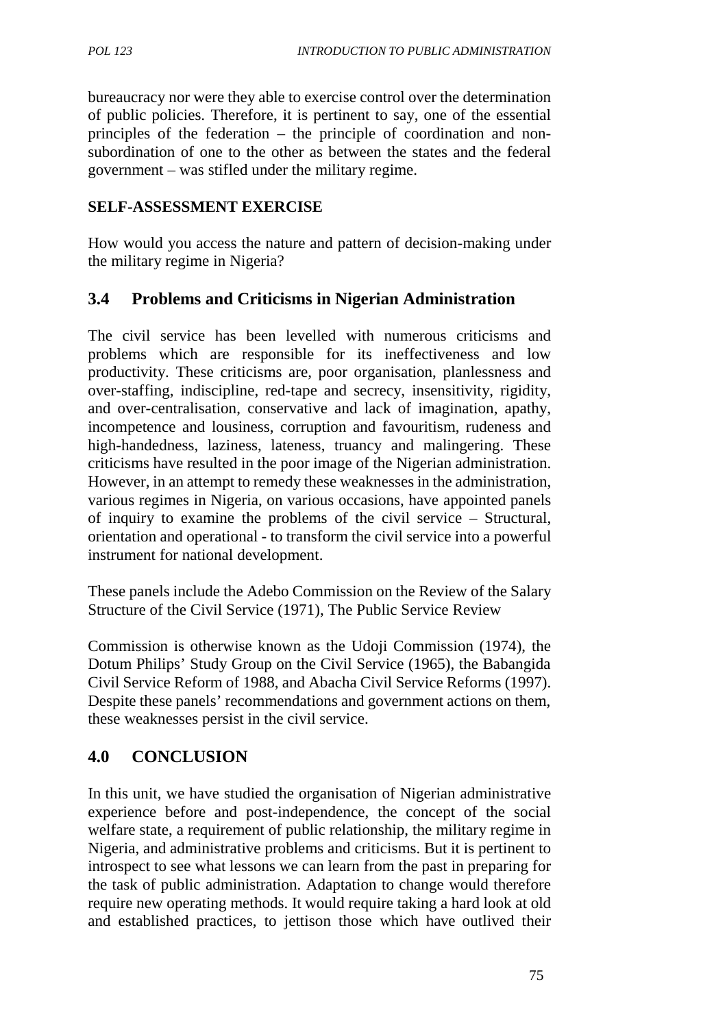bureaucracy nor were they able to exercise control over the determination of public policies. Therefore, it is pertinent to say, one of the essential principles of the federation – the principle of coordination and non-subordination of one to the other as between the states and the federal government – was stifled under the military regime.

**SELF-ASSESSMENT EXERCISE**

How would you access the nature and pattern of decision-making under the military regime in Nigeria?

## 3.4 Problems and Criticisms in Nigerian Administration

The civil service has been levelled with numerous criticisms and problems which are responsible for its ineffectiveness and low productivity. These criticisms are, poor organisation, planlessness and over-staffing, indiscipline, red-tape and secrecy, insensitivity, rigidity, and over-centralisation, conservative and lack of imagination, apathy, incompetence and lousiness, corruption and favouritism, rudeness and high-handedness, laziness, lateness, truancy and malingering. These criticisms have resulted in the poor image of the Nigerian administration. However, in an attempt to remedy these weaknesses in the administration, various regimes in Nigeria, on various occasions, have appointed panels of inquiry to examine the problems of the civil service – Structural, orientation and operational - to transform the civil service into a powerful instrument for national development.

These panels include the Adebo Commission on the Review of the Salary Structure of the Civil Service (1971), The Public Service Review

Commission is otherwise known as the Udoji Commission (1974), the Dotum Philips' Study Group on the Civil Service (1965), the Babangida Civil Service Reform of 1988, and Abacha Civil Service Reforms (1997). Despite these panels' recommendations and government actions on them, these weaknesses persist in the civil service.

## 4.0 CONCLUSION

In this unit, we have studied the organisation of Nigerian administrative experience before and post-independence, the concept of the social welfare state, a requirement of public relationship, the military regime in Nigeria, and administrative problems and criticisms. But it is pertinent to introspect to see what lessons we can learn from the past in preparing for the task of public administration. Adaptation to change would therefore require new operating methods. It would require taking a hard look at old and established practices, to jettison those which have outlived their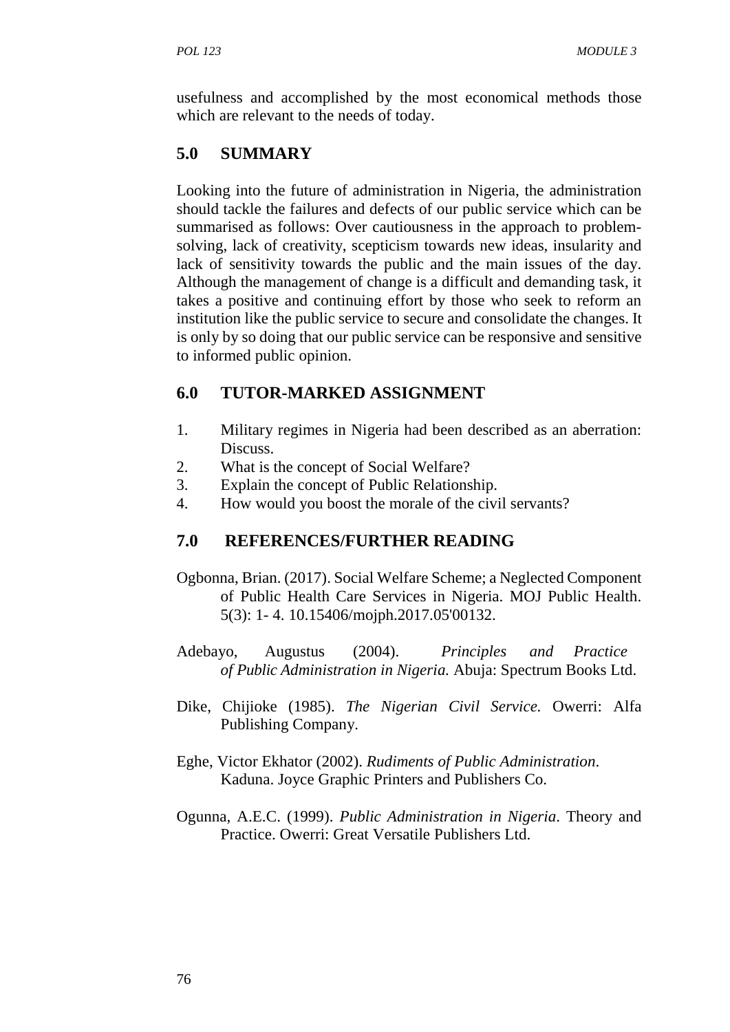usefulness and accomplished by the most economical methods those which are relevant to the needs of today.

## 5.0 SUMMARY

Looking into the future of administration in Nigeria, the administration should tackle the failures and defects of our public service which can be summarised as follows: Over cautiousness in the approach to problem-solving, lack of creativity, scepticism towards new ideas, insularity and lack of sensitivity towards the public and the main issues of the day. Although the management of change is a difficult and demanding task, it takes a positive and continuing effort by those who seek to reform an institution like the public service to secure and consolidate the changes. It is only by so doing that our public service can be responsive and sensitive to informed public opinion.

## 6.0 TUTOR-MARKED ASSIGNMENT

1. Military regimes in Nigeria had been described as an aberration: Discuss.
2. What is the concept of Social Welfare?
3. Explain the concept of Public Relationship.
4. How would you boost the morale of the civil servants?

## 7.0 REFERENCES/FURTHER READING

Ogbonna, Brian. (2017). Social Welfare Scheme; a Neglected Component of Public Health Care Services in Nigeria. MOJ Public Health. 5(3): 1- 4. 10.15406/mojph.2017.05'00132.

Adebayo, Augustus (2004). *Principles and Practice of Public Administration in Nigeria.* Abuja: Spectrum Books Ltd.

Dike, Chijioke (1985). *The Nigerian Civil Service.* Owerri: Alfa Publishing Company.

Eghe, Victor Ekhator (2002). *Rudiments of Public Administration*. Kaduna. Joyce Graphic Printers and Publishers Co.

Ogunna, A.E.C. (1999). *Public Administration in Nigeria*. Theory and Practice. Owerri: Great Versatile Publishers Ltd.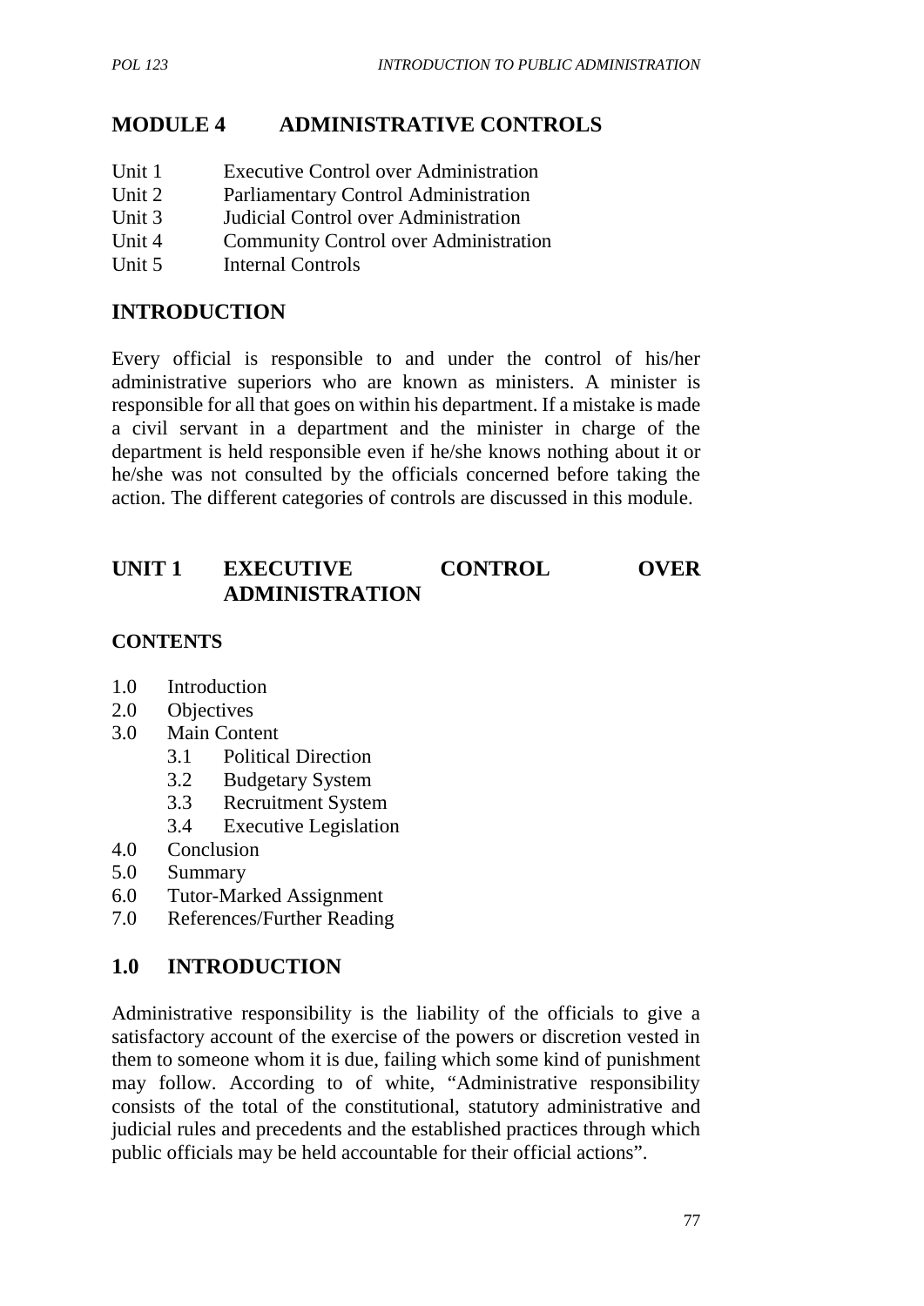# MODULE 4 ADMINISTRATIVE CONTROLS

Unit 1 Executive Control over Administration
Unit 2 Parliamentary Control Administration
Unit 3 Judicial Control over Administration
Unit 4 Community Control over Administration
Unit 5 Internal Controls

## INTRODUCTION

Every official is responsible to and under the control of his/her administrative superiors who are known as ministers. A minister is responsible for all that goes on within his department. If a mistake is made a civil servant in a department and the minister in charge of the department is held responsible even if he/she knows nothing about it or he/she was not consulted by the officials concerned before taking the action. The different categories of controls are discussed in this module.

## UNIT 1 EXECUTIVE CONTROL OVER ADMINISTRATION

### CONTENTS

- 1.0 Introduction
- 2.0 Objectives
- 3.0 Main Content
  - 3.1 Political Direction
  - 3.2 Budgetary System
  - 3.3 Recruitment System
  - 3.4 Executive Legislation
- 4.0 Conclusion
- 5.0 Summary
- 6.0 Tutor-Marked Assignment
- 7.0 References/Further Reading

## 1.0 INTRODUCTION

Administrative responsibility is the liability of the officials to give a satisfactory account of the exercise of the powers or discretion vested in them to someone whom it is due, failing which some kind of punishment may follow. According to of white, "Administrative responsibility consists of the total of the constitutional, statutory administrative and judicial rules and precedents and the established practices through which public officials may be held accountable for their official actions".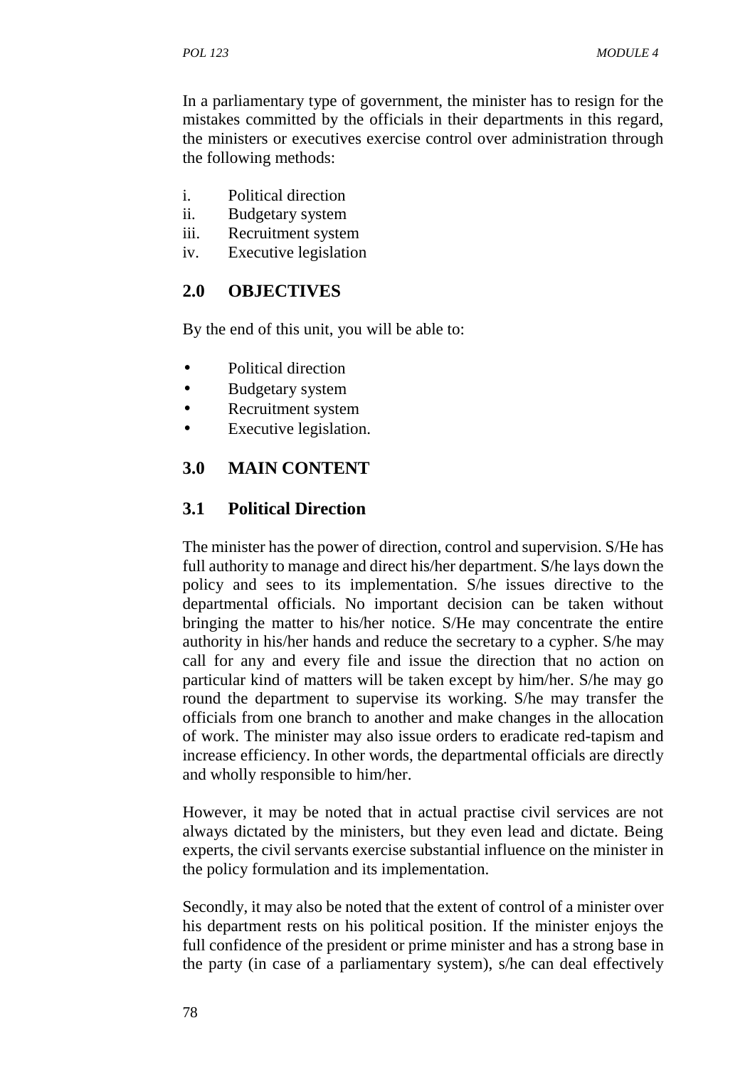In a parliamentary type of government, the minister has to resign for the mistakes committed by the officials in their departments in this regard, the ministers or executives exercise control over administration through the following methods:

i. Political direction
ii. Budgetary system
iii. Recruitment system
iv. Executive legislation

## 2.0 OBJECTIVES

By the end of this unit, you will be able to:

- Political direction
- Budgetary system
- Recruitment system
- Executive legislation.

## 3.0 MAIN CONTENT

### 3.1 Political Direction

The minister has the power of direction, control and supervision. S/He has full authority to manage and direct his/her department. S/he lays down the policy and sees to its implementation. S/he issues directive to the departmental officials. No important decision can be taken without bringing the matter to his/her notice. S/He may concentrate the entire authority in his/her hands and reduce the secretary to a cypher. S/he may call for any and every file and issue the direction that no action on particular kind of matters will be taken except by him/her. S/he may go round the department to supervise its working. S/he may transfer the officials from one branch to another and make changes in the allocation of work. The minister may also issue orders to eradicate red-tapism and increase efficiency. In other words, the departmental officials are directly and wholly responsible to him/her.

However, it may be noted that in actual practise civil services are not always dictated by the ministers, but they even lead and dictate. Being experts, the civil servants exercise substantial influence on the minister in the policy formulation and its implementation.

Secondly, it may also be noted that the extent of control of a minister over his department rests on his political position. If the minister enjoys the full confidence of the president or prime minister and has a strong base in the party (in case of a parliamentary system), s/he can deal effectively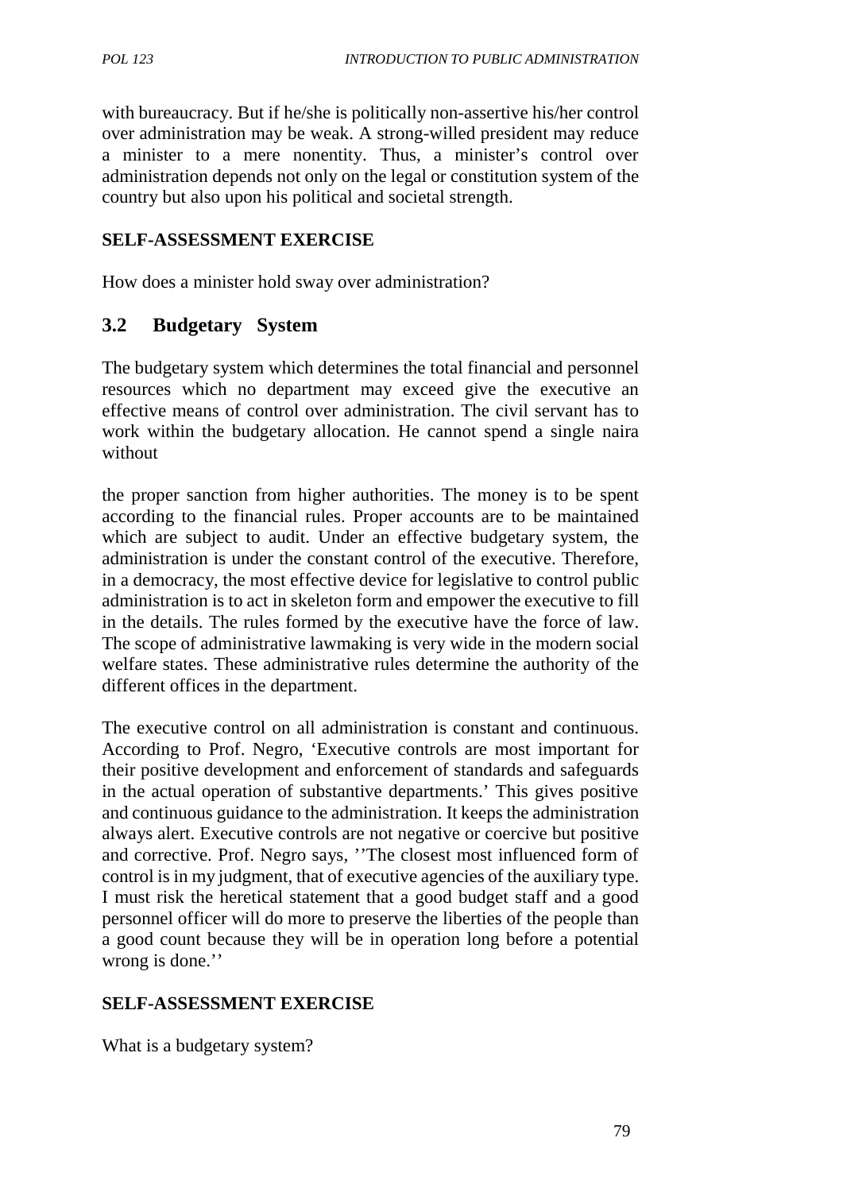with bureaucracy. But if he/she is politically non-assertive his/her control over administration may be weak. A strong-willed president may reduce a minister to a mere nonentity. Thus, a minister's control over administration depends not only on the legal or constitution system of the country but also upon his political and societal strength.

**SELF-ASSESSMENT EXERCISE**

How does a minister hold sway over administration?

## 3.2 Budgetary System

The budgetary system which determines the total financial and personnel resources which no department may exceed give the executive an effective means of control over administration. The civil servant has to work within the budgetary allocation. He cannot spend a single naira without

the proper sanction from higher authorities. The money is to be spent according to the financial rules. Proper accounts are to be maintained which are subject to audit. Under an effective budgetary system, the administration is under the constant control of the executive. Therefore, in a democracy, the most effective device for legislative to control public administration is to act in skeleton form and empower the executive to fill in the details. The rules formed by the executive have the force of law. The scope of administrative lawmaking is very wide in the modern social welfare states. These administrative rules determine the authority of the different offices in the department.

The executive control on all administration is constant and continuous. According to Prof. Negro, 'Executive controls are most important for their positive development and enforcement of standards and safeguards in the actual operation of substantive departments.' This gives positive and continuous guidance to the administration. It keeps the administration always alert. Executive controls are not negative or coercive but positive and corrective. Prof. Negro says, ''The closest most influenced form of control is in my judgment, that of executive agencies of the auxiliary type. I must risk the heretical statement that a good budget staff and a good personnel officer will do more to preserve the liberties of the people than a good count because they will be in operation long before a potential wrong is done.''

**SELF-ASSESSMENT EXERCISE**

What is a budgetary system?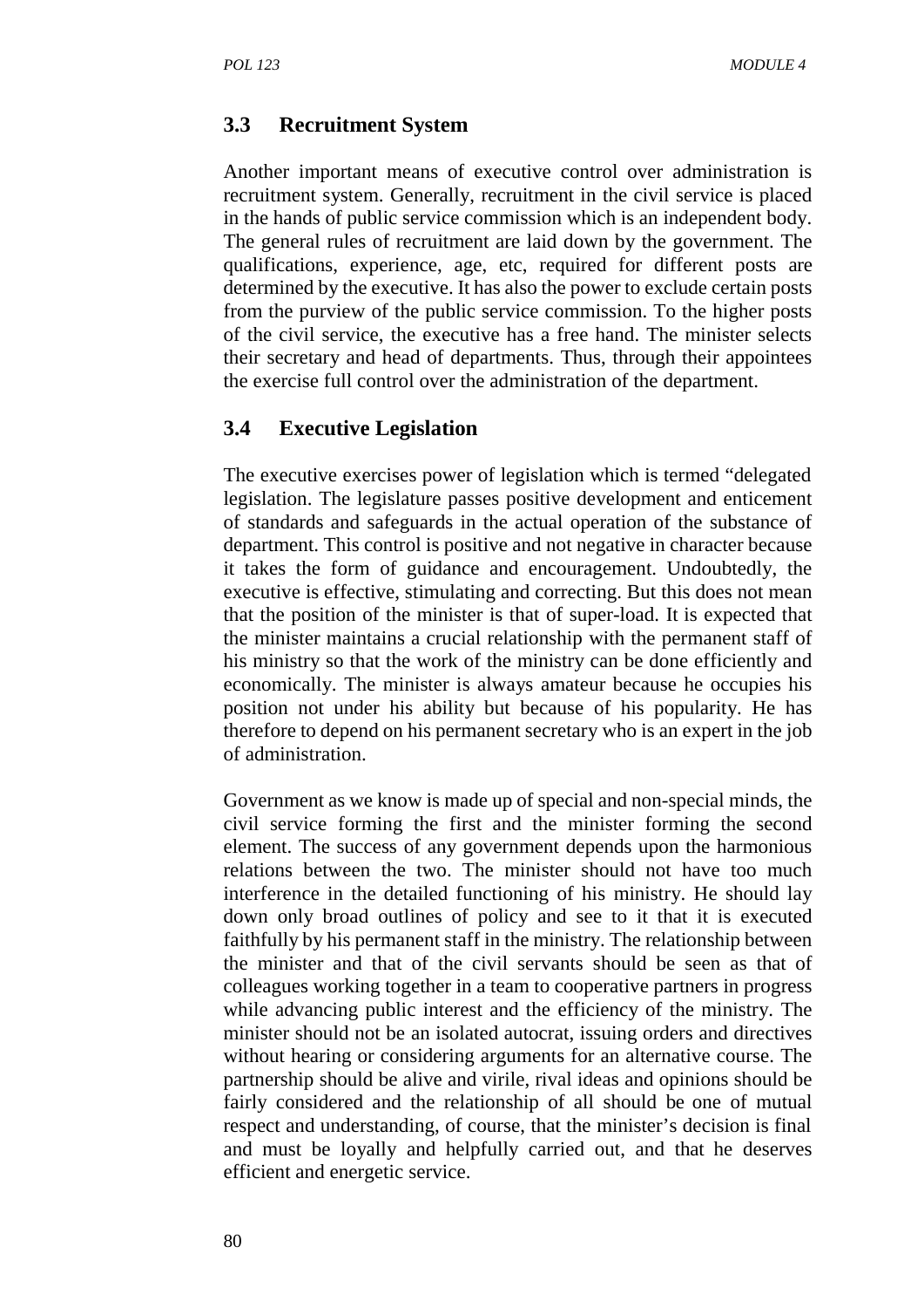### 3.3 Recruitment System

Another important means of executive control over administration is recruitment system. Generally, recruitment in the civil service is placed in the hands of public service commission which is an independent body. The general rules of recruitment are laid down by the government. The qualifications, experience, age, etc, required for different posts are determined by the executive. It has also the power to exclude certain posts from the purview of the public service commission. To the higher posts of the civil service, the executive has a free hand. The minister selects their secretary and head of departments. Thus, through their appointees the exercise full control over the administration of the department.

### 3.4 Executive Legislation

The executive exercises power of legislation which is termed "delegated legislation. The legislature passes positive development and enticement of standards and safeguards in the actual operation of the substance of department. This control is positive and not negative in character because it takes the form of guidance and encouragement. Undoubtedly, the executive is effective, stimulating and correcting. But this does not mean that the position of the minister is that of super-load. It is expected that the minister maintains a crucial relationship with the permanent staff of his ministry so that the work of the ministry can be done efficiently and economically. The minister is always amateur because he occupies his position not under his ability but because of his popularity. He has therefore to depend on his permanent secretary who is an expert in the job of administration.

Government as we know is made up of special and non-special minds, the civil service forming the first and the minister forming the second element. The success of any government depends upon the harmonious relations between the two. The minister should not have too much interference in the detailed functioning of his ministry. He should lay down only broad outlines of policy and see to it that it is executed faithfully by his permanent staff in the ministry. The relationship between the minister and that of the civil servants should be seen as that of colleagues working together in a team to cooperative partners in progress while advancing public interest and the efficiency of the ministry. The minister should not be an isolated autocrat, issuing orders and directives without hearing or considering arguments for an alternative course. The partnership should be alive and virile, rival ideas and opinions should be fairly considered and the relationship of all should be one of mutual respect and understanding, of course, that the minister's decision is final and must be loyally and helpfully carried out, and that he deserves efficient and energetic service.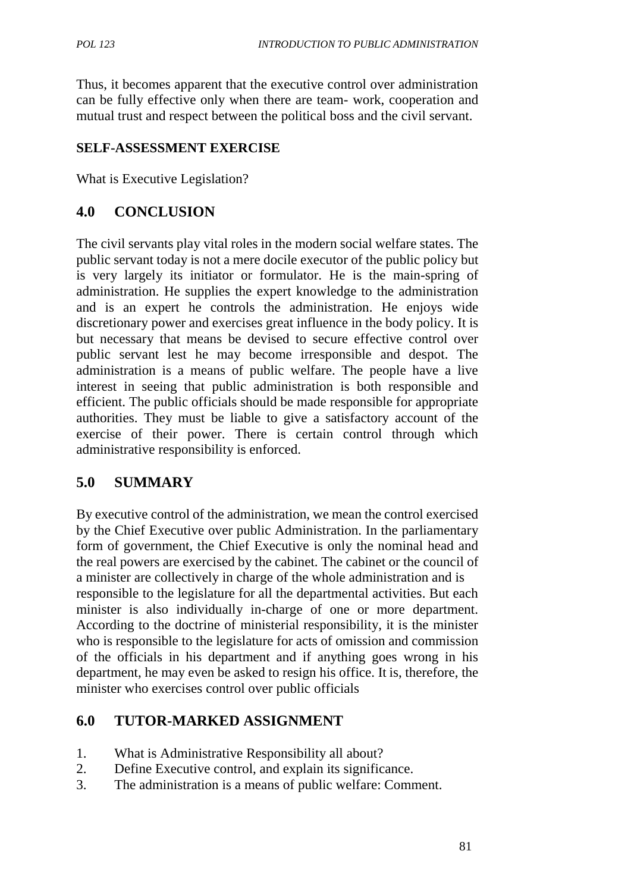Thus, it becomes apparent that the executive control over administration can be fully effective only when there are team- work, cooperation and mutual trust and respect between the political boss and the civil servant.

**SELF-ASSESSMENT EXERCISE**

What is Executive Legislation?

## 4.0 CONCLUSION

The civil servants play vital roles in the modern social welfare states. The public servant today is not a mere docile executor of the public policy but is very largely its initiator or formulator. He is the main-spring of administration. He supplies the expert knowledge to the administration and is an expert he controls the administration. He enjoys wide discretionary power and exercises great influence in the body policy. It is but necessary that means be devised to secure effective control over public servant lest he may become irresponsible and despot. The administration is a means of public welfare. The people have a live interest in seeing that public administration is both responsible and efficient. The public officials should be made responsible for appropriate authorities. They must be liable to give a satisfactory account of the exercise of their power. There is certain control through which administrative responsibility is enforced.

## 5.0 SUMMARY

By executive control of the administration, we mean the control exercised by the Chief Executive over public Administration. In the parliamentary form of government, the Chief Executive is only the nominal head and the real powers are exercised by the cabinet. The cabinet or the council of a minister are collectively in charge of the whole administration and is responsible to the legislature for all the departmental activities. But each minister is also individually in-charge of one or more department. According to the doctrine of ministerial responsibility, it is the minister who is responsible to the legislature for acts of omission and commission of the officials in his department and if anything goes wrong in his department, he may even be asked to resign his office. It is, therefore, the minister who exercises control over public officials

## 6.0 TUTOR-MARKED ASSIGNMENT

1. What is Administrative Responsibility all about?
2. Define Executive control, and explain its significance.
3. The administration is a means of public welfare: Comment.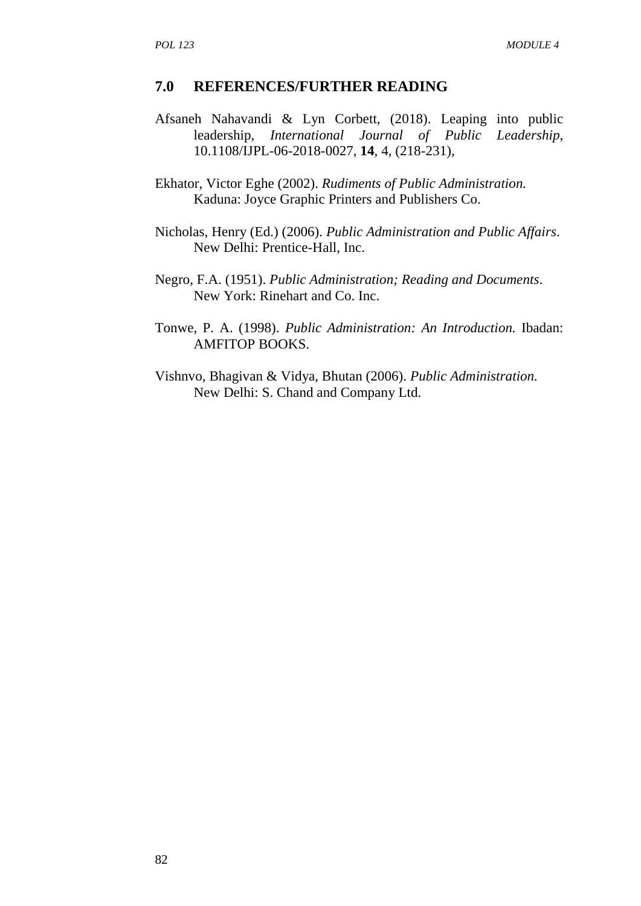## 7.0 REFERENCES/FURTHER READING

Afsaneh Nahavandi & Lyn Corbett, (2018). Leaping into public leadership, *International Journal of Public Leadership*, 10.1108/IJPL-06-2018-0027, **14**, 4, (218-231),

Ekhator, Victor Eghe (2002). *Rudiments of Public Administration.* Kaduna: Joyce Graphic Printers and Publishers Co.

Nicholas, Henry (Ed.) (2006). *Public Administration and Public Affairs*. New Delhi: Prentice-Hall, Inc.

Negro, F.A. (1951). *Public Administration; Reading and Documents*. New York: Rinehart and Co. Inc.

Tonwe, P. A. (1998). *Public Administration: An Introduction.* Ibadan: AMFITOP BOOKS.

Vishnvo, Bhagivan & Vidya, Bhutan (2006). *Public Administration.* New Delhi: S. Chand and Company Ltd.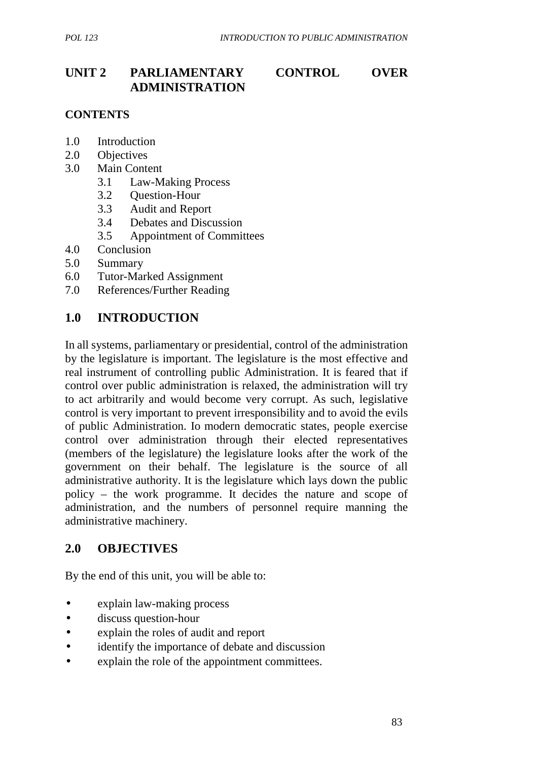# UNIT 2 PARLIAMENTARY CONTROL OVER ADMINISTRATION

**CONTENTS**

1.0 Introduction
2.0 Objectives
3.0 Main Content
  3.1 Law-Making Process
  3.2 Question-Hour
  3.3 Audit and Report
  3.4 Debates and Discussion
  3.5 Appointment of Committees
4.0 Conclusion
5.0 Summary
6.0 Tutor-Marked Assignment
7.0 References/Further Reading

## 1.0 INTRODUCTION

In all systems, parliamentary or presidential, control of the administration by the legislature is important. The legislature is the most effective and real instrument of controlling public Administration. It is feared that if control over public administration is relaxed, the administration will try to act arbitrarily and would become very corrupt. As such, legislative control is very important to prevent irresponsibility and to avoid the evils of public Administration. Io modern democratic states, people exercise control over administration through their elected representatives (members of the legislature) the legislature looks after the work of the government on their behalf. The legislature is the source of all administrative authority. It is the legislature which lays down the public policy – the work programme. It decides the nature and scope of administration, and the numbers of personnel require manning the administrative machinery.

## 2.0 OBJECTIVES

By the end of this unit, you will be able to:

- explain law-making process
- discuss question-hour
- explain the roles of audit and report
- identify the importance of debate and discussion
- explain the role of the appointment committees.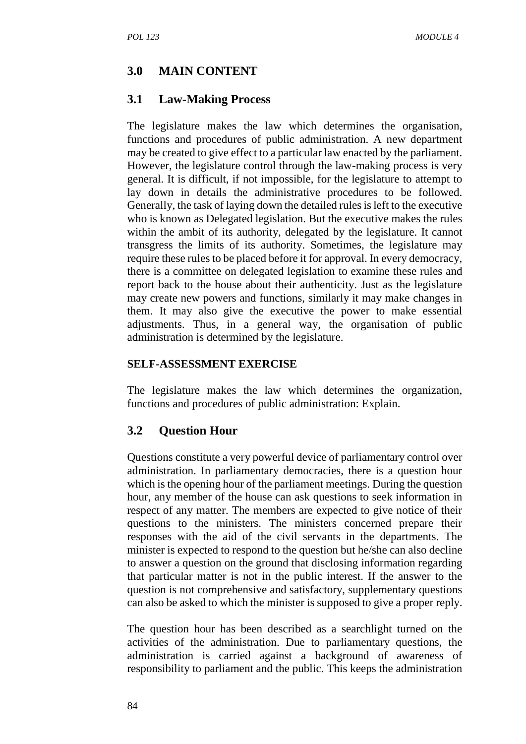## 3.0 MAIN CONTENT

### 3.1 Law-Making Process

The legislature makes the law which determines the organisation, functions and procedures of public administration. A new department may be created to give effect to a particular law enacted by the parliament. However, the legislature control through the law-making process is very general. It is difficult, if not impossible, for the legislature to attempt to lay down in details the administrative procedures to be followed. Generally, the task of laying down the detailed rules is left to the executive who is known as Delegated legislation. But the executive makes the rules within the ambit of its authority, delegated by the legislature. It cannot transgress the limits of its authority. Sometimes, the legislature may require these rules to be placed before it for approval. In every democracy, there is a committee on delegated legislation to examine these rules and report back to the house about their authenticity. Just as the legislature may create new powers and functions, similarly it may make changes in them. It may also give the executive the power to make essential adjustments. Thus, in a general way, the organisation of public administration is determined by the legislature.

**SELF-ASSESSMENT EXERCISE**

The legislature makes the law which determines the organization, functions and procedures of public administration: Explain.

### 3.2 Question Hour

Questions constitute a very powerful device of parliamentary control over administration. In parliamentary democracies, there is a question hour which is the opening hour of the parliament meetings. During the question hour, any member of the house can ask questions to seek information in respect of any matter. The members are expected to give notice of their questions to the ministers. The ministers concerned prepare their responses with the aid of the civil servants in the departments. The minister is expected to respond to the question but he/she can also decline to answer a question on the ground that disclosing information regarding that particular matter is not in the public interest. If the answer to the question is not comprehensive and satisfactory, supplementary questions can also be asked to which the minister is supposed to give a proper reply.

The question hour has been described as a searchlight turned on the activities of the administration. Due to parliamentary questions, the administration is carried against a background of awareness of responsibility to parliament and the public. This keeps the administration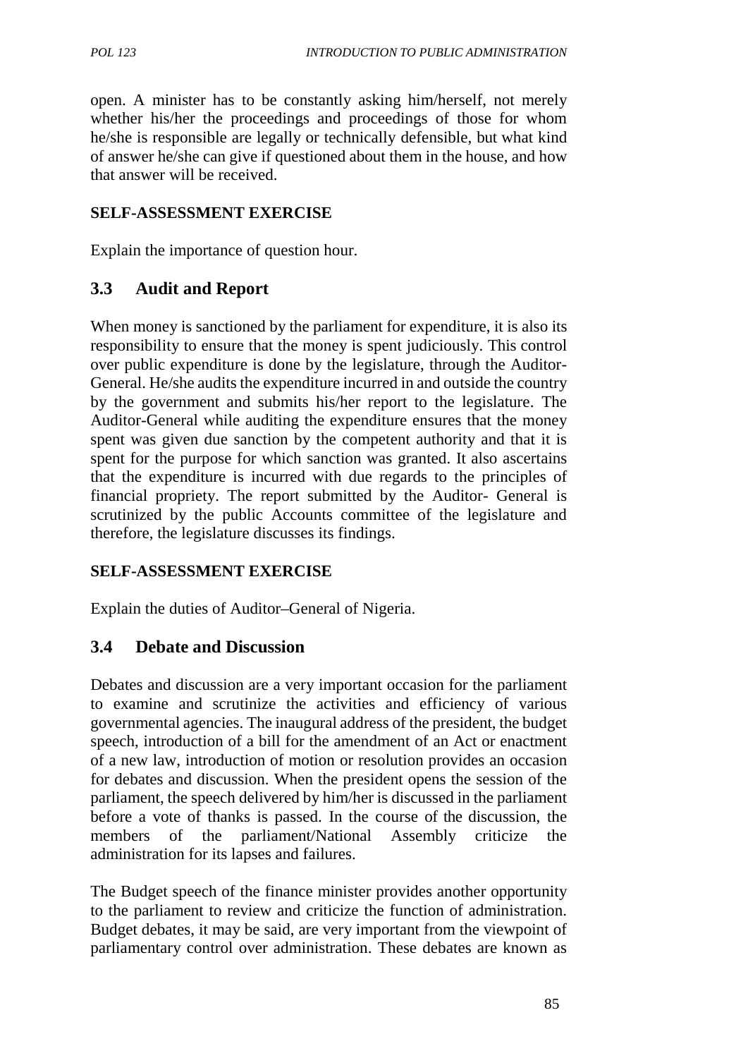open. A minister has to be constantly asking him/herself, not merely whether his/her the proceedings and proceedings of those for whom he/she is responsible are legally or technically defensible, but what kind of answer he/she can give if questioned about them in the house, and how that answer will be received.

**SELF-ASSESSMENT EXERCISE**

Explain the importance of question hour.

## 3.3 Audit and Report

When money is sanctioned by the parliament for expenditure, it is also its responsibility to ensure that the money is spent judiciously. This control over public expenditure is done by the legislature, through the Auditor-General. He/she audits the expenditure incurred in and outside the country by the government and submits his/her report to the legislature. The Auditor-General while auditing the expenditure ensures that the money spent was given due sanction by the competent authority and that it is spent for the purpose for which sanction was granted. It also ascertains that the expenditure is incurred with due regards to the principles of financial propriety. The report submitted by the Auditor- General is scrutinized by the public Accounts committee of the legislature and therefore, the legislature discusses its findings.

**SELF-ASSESSMENT EXERCISE**

Explain the duties of Auditor–General of Nigeria.

## 3.4 Debate and Discussion

Debates and discussion are a very important occasion for the parliament to examine and scrutinize the activities and efficiency of various governmental agencies. The inaugural address of the president, the budget speech, introduction of a bill for the amendment of an Act or enactment of a new law, introduction of motion or resolution provides an occasion for debates and discussion. When the president opens the session of the parliament, the speech delivered by him/her is discussed in the parliament before a vote of thanks is passed. In the course of the discussion, the members of the parliament/National Assembly criticize the administration for its lapses and failures.

The Budget speech of the finance minister provides another opportunity to the parliament to review and criticize the function of administration. Budget debates, it may be said, are very important from the viewpoint of parliamentary control over administration. These debates are known as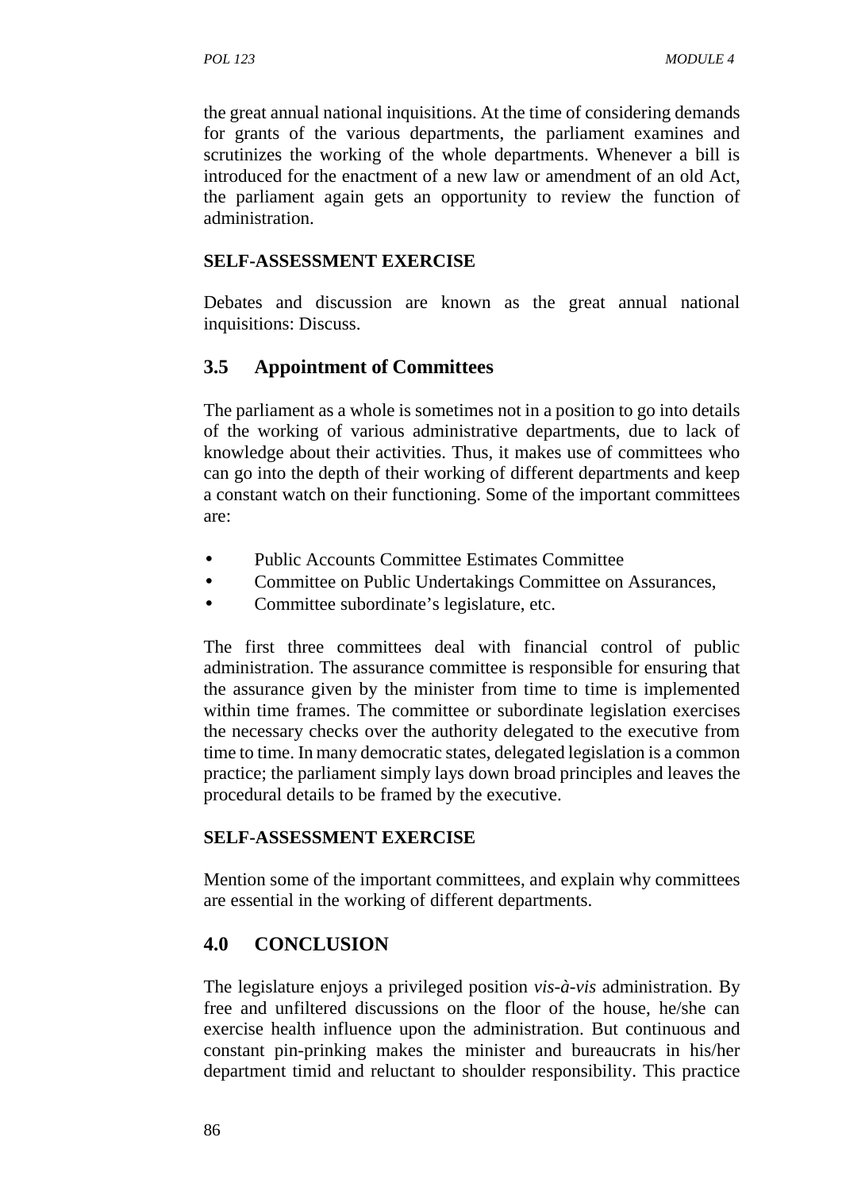the great annual national inquisitions. At the time of considering demands for grants of the various departments, the parliament examines and scrutinizes the working of the whole departments. Whenever a bill is introduced for the enactment of a new law or amendment of an old Act, the parliament again gets an opportunity to review the function of administration.

**SELF-ASSESSMENT EXERCISE**

Debates and discussion are known as the great annual national inquisitions: Discuss.

## 3.5 Appointment of Committees

The parliament as a whole is sometimes not in a position to go into details of the working of various administrative departments, due to lack of knowledge about their activities. Thus, it makes use of committees who can go into the depth of their working of different departments and keep a constant watch on their functioning. Some of the important committees are:

- Public Accounts Committee Estimates Committee
- Committee on Public Undertakings Committee on Assurances,
- Committee subordinate's legislature, etc.

The first three committees deal with financial control of public administration. The assurance committee is responsible for ensuring that the assurance given by the minister from time to time is implemented within time frames. The committee or subordinate legislation exercises the necessary checks over the authority delegated to the executive from time to time. In many democratic states, delegated legislation is a common practice; the parliament simply lays down broad principles and leaves the procedural details to be framed by the executive.

**SELF-ASSESSMENT EXERCISE**

Mention some of the important committees, and explain why committees are essential in the working of different departments.

## 4.0 CONCLUSION

The legislature enjoys a privileged position *vis-à-vis* administration. By free and unfiltered discussions on the floor of the house, he/she can exercise health influence upon the administration. But continuous and constant pin-prinking makes the minister and bureaucrats in his/her department timid and reluctant to shoulder responsibility. This practice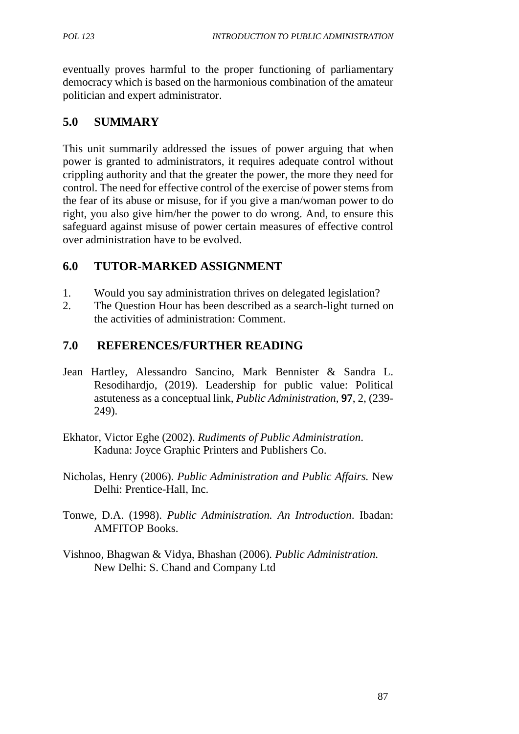eventually proves harmful to the proper functioning of parliamentary democracy which is based on the harmonious combination of the amateur politician and expert administrator.

## 5.0 SUMMARY

This unit summarily addressed the issues of power arguing that when power is granted to administrators, it requires adequate control without crippling authority and that the greater the power, the more they need for control. The need for effective control of the exercise of power stems from the fear of its abuse or misuse, for if you give a man/woman power to do right, you also give him/her the power to do wrong. And, to ensure this safeguard against misuse of power certain measures of effective control over administration have to be evolved.

## 6.0 TUTOR-MARKED ASSIGNMENT

1. Would you say administration thrives on delegated legislation?
2. The Question Hour has been described as a search-light turned on the activities of administration: Comment.

## 7.0 REFERENCES/FURTHER READING

Jean Hartley, Alessandro Sancino, Mark Bennister & Sandra L. Resodihardjo, (2019). Leadership for public value: Political astuteness as a conceptual link, *Public Administration*, **97**, 2, (239-249).

Ekhator, Victor Eghe (2002). *Rudiments of Public Administration*. Kaduna: Joyce Graphic Printers and Publishers Co.

Nicholas, Henry (2006). *Public Administration and Public Affairs.* New Delhi: Prentice-Hall, Inc.

Tonwe, D.A. (1998). *Public Administration. An Introduction*. Ibadan: AMFITOP Books.

Vishnoo, Bhagwan & Vidya, Bhashan (2006). *Public Administration.* New Delhi: S. Chand and Company Ltd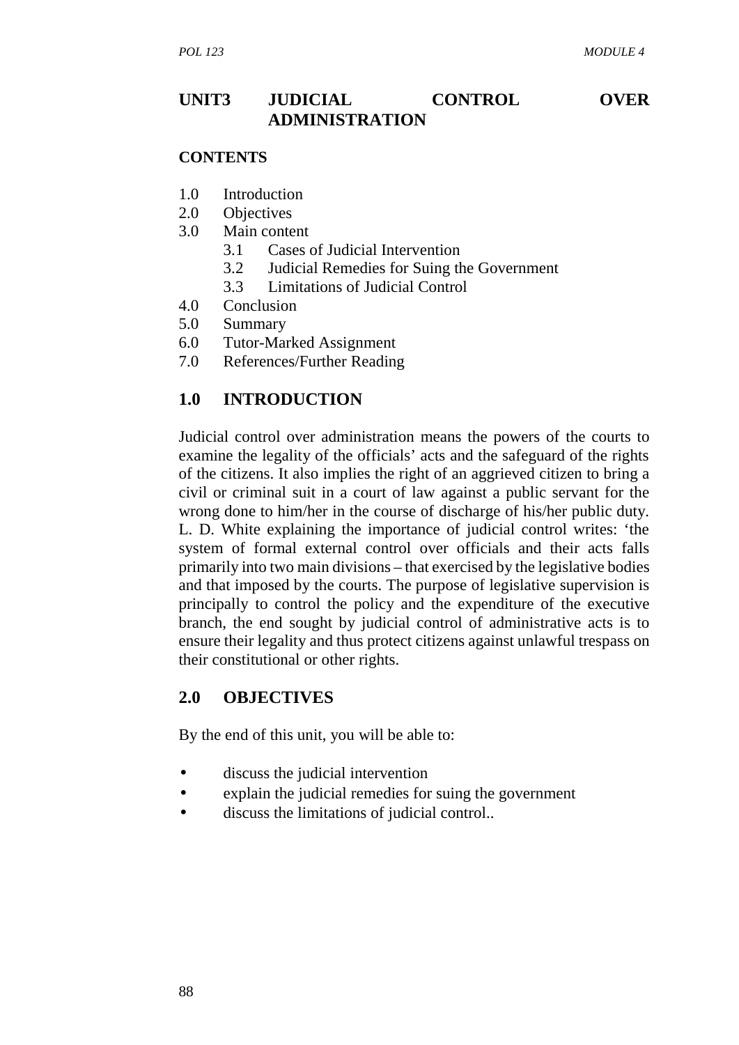## UNIT3 JUDICIAL CONTROL OVER ADMINISTRATION

**CONTENTS**

1.0 Introduction
2.0 Objectives
3.0 Main content
    3.1 Cases of Judicial Intervention
    3.2 Judicial Remedies for Suing the Government
    3.3 Limitations of Judicial Control
4.0 Conclusion
5.0 Summary
6.0 Tutor-Marked Assignment
7.0 References/Further Reading

## 1.0 INTRODUCTION

Judicial control over administration means the powers of the courts to examine the legality of the officials' acts and the safeguard of the rights of the citizens. It also implies the right of an aggrieved citizen to bring a civil or criminal suit in a court of law against a public servant for the wrong done to him/her in the course of discharge of his/her public duty. L. D. White explaining the importance of judicial control writes: 'the system of formal external control over officials and their acts falls primarily into two main divisions – that exercised by the legislative bodies and that imposed by the courts. The purpose of legislative supervision is principally to control the policy and the expenditure of the executive branch, the end sought by judicial control of administrative acts is to ensure their legality and thus protect citizens against unlawful trespass on their constitutional or other rights.

## 2.0 OBJECTIVES

By the end of this unit, you will be able to:

- discuss the judicial intervention
- explain the judicial remedies for suing the government
- discuss the limitations of judicial control..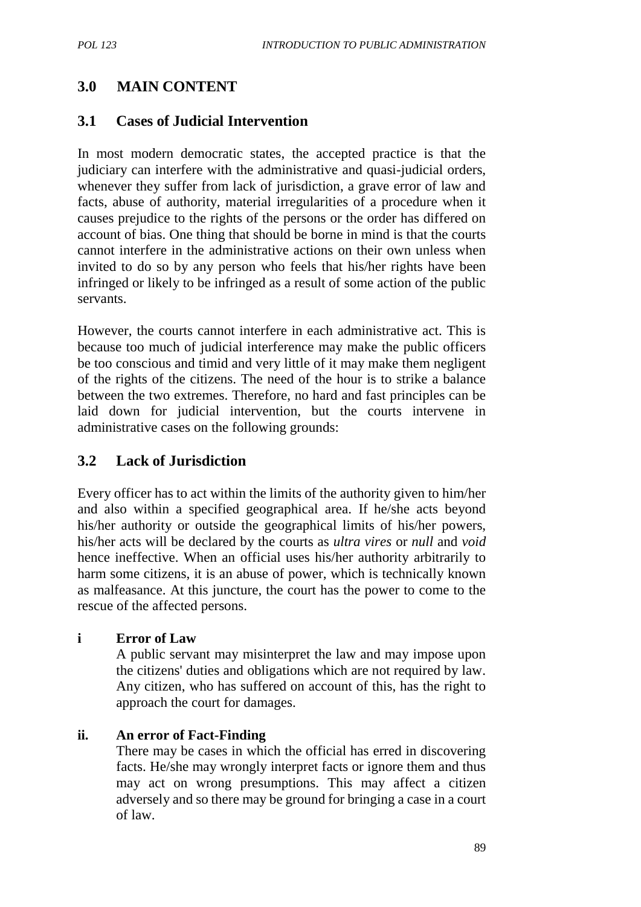## 3.0 MAIN CONTENT

### 3.1 Cases of Judicial Intervention

In most modern democratic states, the accepted practice is that the judiciary can interfere with the administrative and quasi-judicial orders, whenever they suffer from lack of jurisdiction, a grave error of law and facts, abuse of authority, material irregularities of a procedure when it causes prejudice to the rights of the persons or the order has differed on account of bias. One thing that should be borne in mind is that the courts cannot interfere in the administrative actions on their own unless when invited to do so by any person who feels that his/her rights have been infringed or likely to be infringed as a result of some action of the public servants.

However, the courts cannot interfere in each administrative act. This is because too much of judicial interference may make the public officers be too conscious and timid and very little of it may make them negligent of the rights of the citizens. The need of the hour is to strike a balance between the two extremes. Therefore, no hard and fast principles can be laid down for judicial intervention, but the courts intervene in administrative cases on the following grounds:

### 3.2 Lack of Jurisdiction

Every officer has to act within the limits of the authority given to him/her and also within a specified geographical area. If he/she acts beyond his/her authority or outside the geographical limits of his/her powers, his/her acts will be declared by the courts as *ultra vires* or *null* and *void* hence ineffective. When an official uses his/her authority arbitrarily to harm some citizens, it is an abuse of power, which is technically known as malfeasance. At this juncture, the court has the power to come to the rescue of the affected persons.

**i Error of Law**

A public servant may misinterpret the law and may impose upon the citizens' duties and obligations which are not required by law. Any citizen, who has suffered on account of this, has the right to approach the court for damages.

**ii. An error of Fact-Finding**

There may be cases in which the official has erred in discovering facts. He/she may wrongly interpret facts or ignore them and thus may act on wrong presumptions. This may affect a citizen adversely and so there may be ground for bringing a case in a court of law.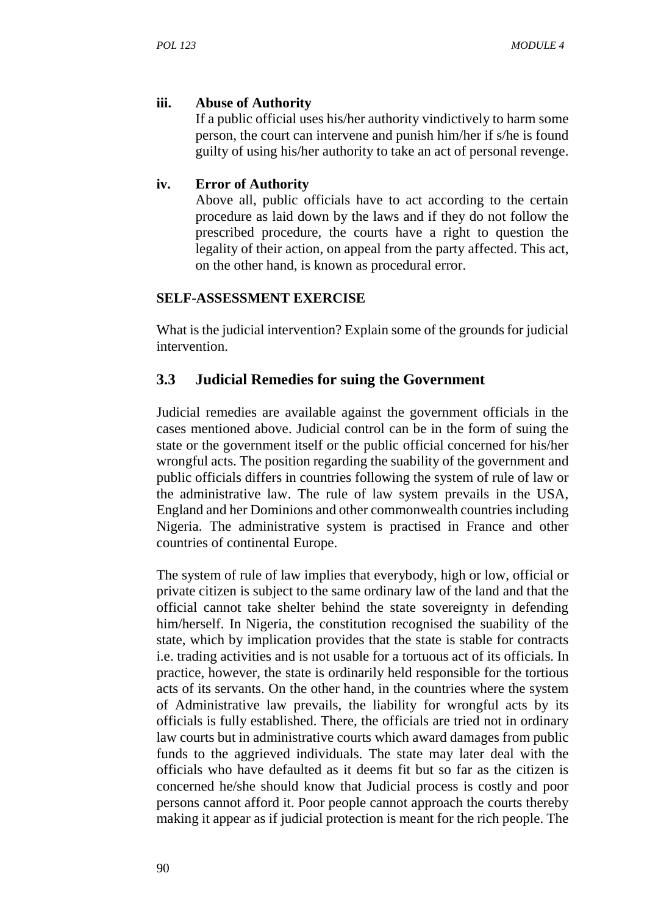**iii. Abuse of Authority**

If a public official uses his/her authority vindictively to harm some person, the court can intervene and punish him/her if s/he is found guilty of using his/her authority to take an act of personal revenge.

**iv. Error of Authority**

Above all, public officials have to act according to the certain procedure as laid down by the laws and if they do not follow the prescribed procedure, the courts have a right to question the legality of their action, on appeal from the party affected. This act, on the other hand, is known as procedural error.

**SELF-ASSESSMENT EXERCISE**

What is the judicial intervention? Explain some of the grounds for judicial intervention.

## 3.3 Judicial Remedies for suing the Government

Judicial remedies are available against the government officials in the cases mentioned above. Judicial control can be in the form of suing the state or the government itself or the public official concerned for his/her wrongful acts. The position regarding the suability of the government and public officials differs in countries following the system of rule of law or the administrative law. The rule of law system prevails in the USA, England and her Dominions and other commonwealth countries including Nigeria. The administrative system is practised in France and other countries of continental Europe.

The system of rule of law implies that everybody, high or low, official or private citizen is subject to the same ordinary law of the land and that the official cannot take shelter behind the state sovereignty in defending him/herself. In Nigeria, the constitution recognised the suability of the state, which by implication provides that the state is stable for contracts i.e. trading activities and is not usable for a tortuous act of its officials. In practice, however, the state is ordinarily held responsible for the tortious acts of its servants. On the other hand, in the countries where the system of Administrative law prevails, the liability for wrongful acts by its officials is fully established. There, the officials are tried not in ordinary law courts but in administrative courts which award damages from public funds to the aggrieved individuals. The state may later deal with the officials who have defaulted as it deems fit but so far as the citizen is concerned he/she should know that Judicial process is costly and poor persons cannot afford it. Poor people cannot approach the courts thereby making it appear as if judicial protection is meant for the rich people. The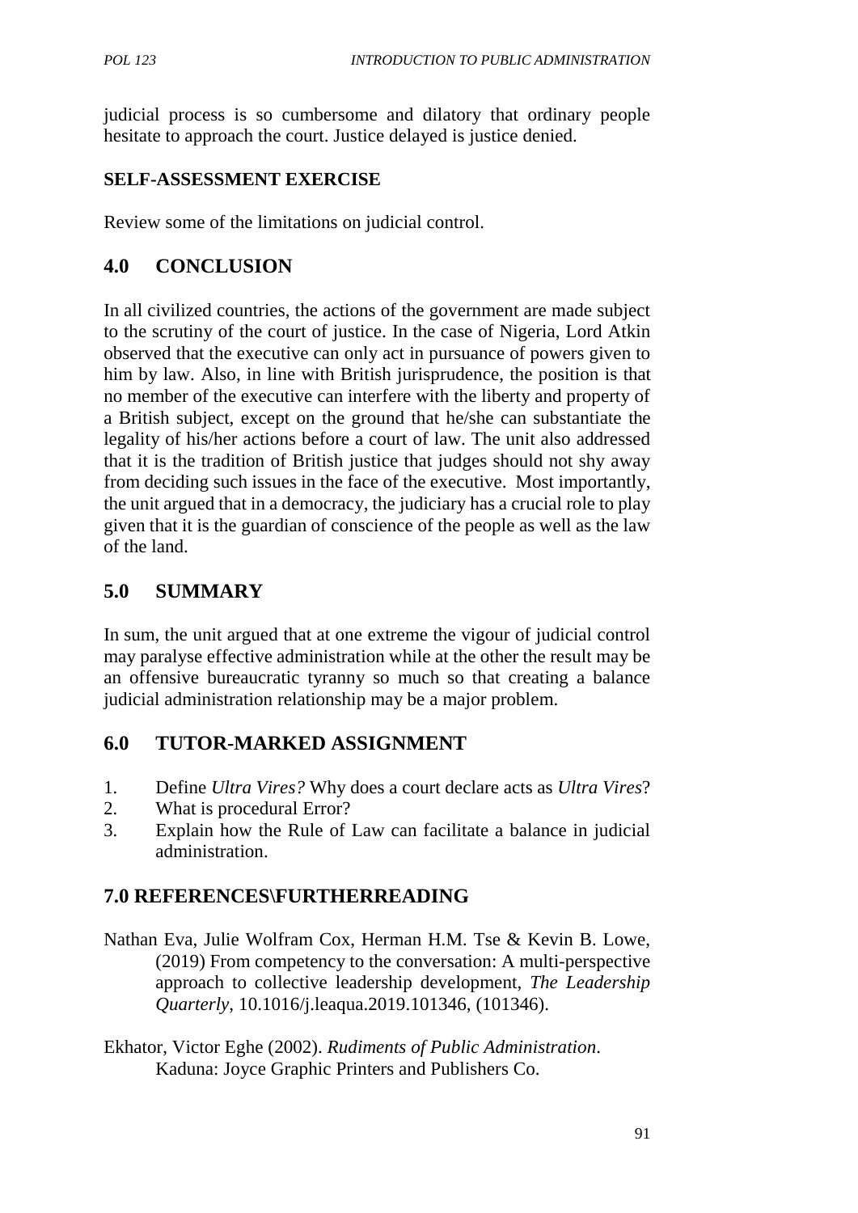judicial process is so cumbersome and dilatory that ordinary people hesitate to approach the court. Justice delayed is justice denied.

**SELF-ASSESSMENT EXERCISE**

Review some of the limitations on judicial control.

## 4.0 CONCLUSION

In all civilized countries, the actions of the government are made subject to the scrutiny of the court of justice. In the case of Nigeria, Lord Atkin observed that the executive can only act in pursuance of powers given to him by law. Also, in line with British jurisprudence, the position is that no member of the executive can interfere with the liberty and property of a British subject, except on the ground that he/she can substantiate the legality of his/her actions before a court of law. The unit also addressed that it is the tradition of British justice that judges should not shy away from deciding such issues in the face of the executive. Most importantly, the unit argued that in a democracy, the judiciary has a crucial role to play given that it is the guardian of conscience of the people as well as the law of the land.

## 5.0 SUMMARY

In sum, the unit argued that at one extreme the vigour of judicial control may paralyse effective administration while at the other the result may be an offensive bureaucratic tyranny so much so that creating a balance judicial administration relationship may be a major problem.

## 6.0 TUTOR-MARKED ASSIGNMENT

1. Define *Ultra Vires?* Why does a court declare acts as *Ultra Vires*?
2. What is procedural Error?
3. Explain how the Rule of Law can facilitate a balance in judicial administration.

## 7.0 REFERENCES\FURTHERREADING

Nathan Eva, Julie Wolfram Cox, Herman H.M. Tse & Kevin B. Lowe, (2019) From competency to the conversation: A multi-perspective approach to collective leadership development, *The Leadership Quarterly*, 10.1016/j.leaqua.2019.101346, (101346).

Ekhator, Victor Eghe (2002). *Rudiments of Public Administration*. Kaduna: Joyce Graphic Printers and Publishers Co.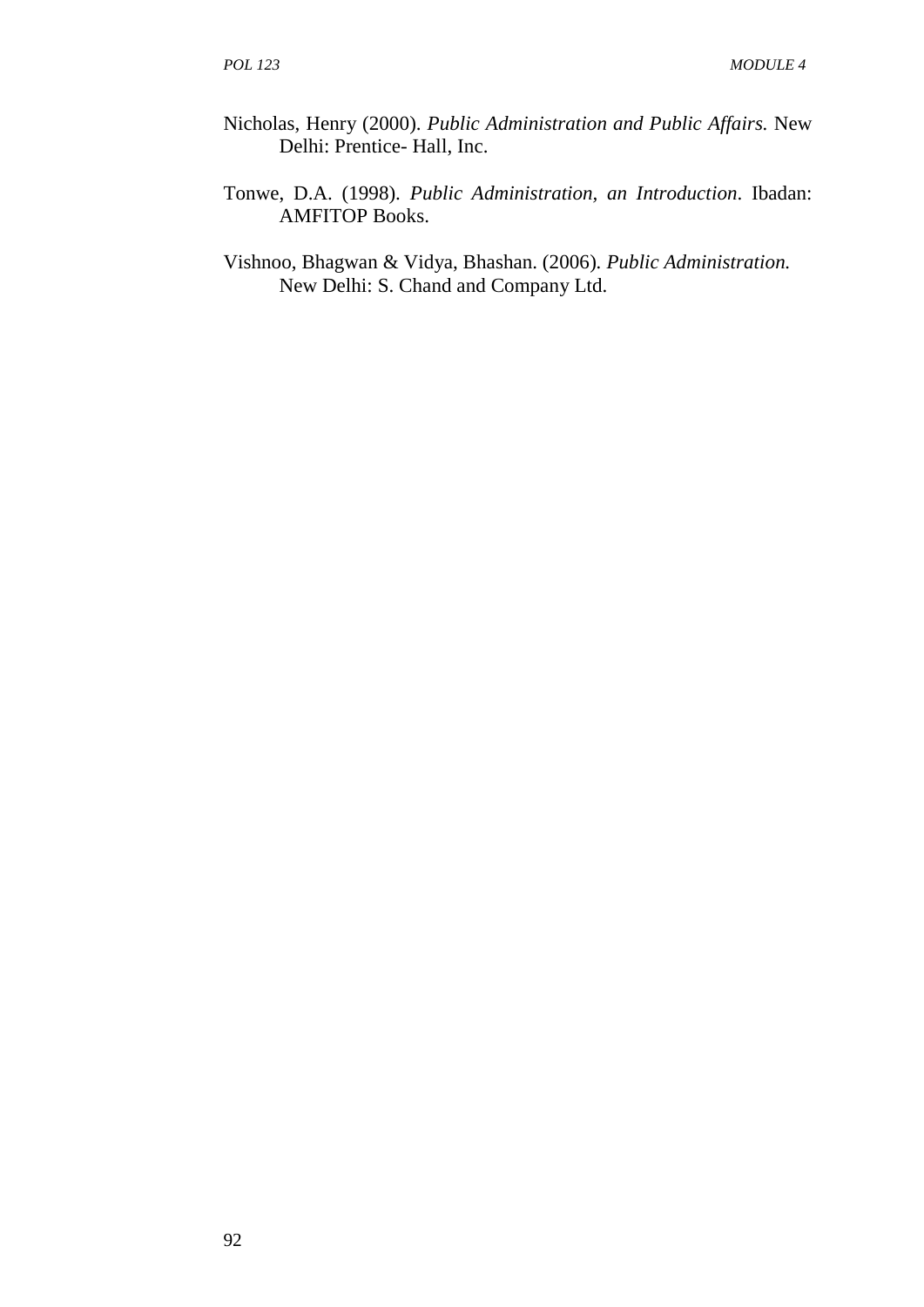Nicholas, Henry (2000). *Public Administration and Public Affairs.* New Delhi: Prentice- Hall, Inc.

Tonwe, D.A. (1998). *Public Administration, an Introduction*. Ibadan: AMFITOP Books.

Vishnoo, Bhagwan & Vidya, Bhashan. (2006). *Public Administration.* New Delhi: S. Chand and Company Ltd.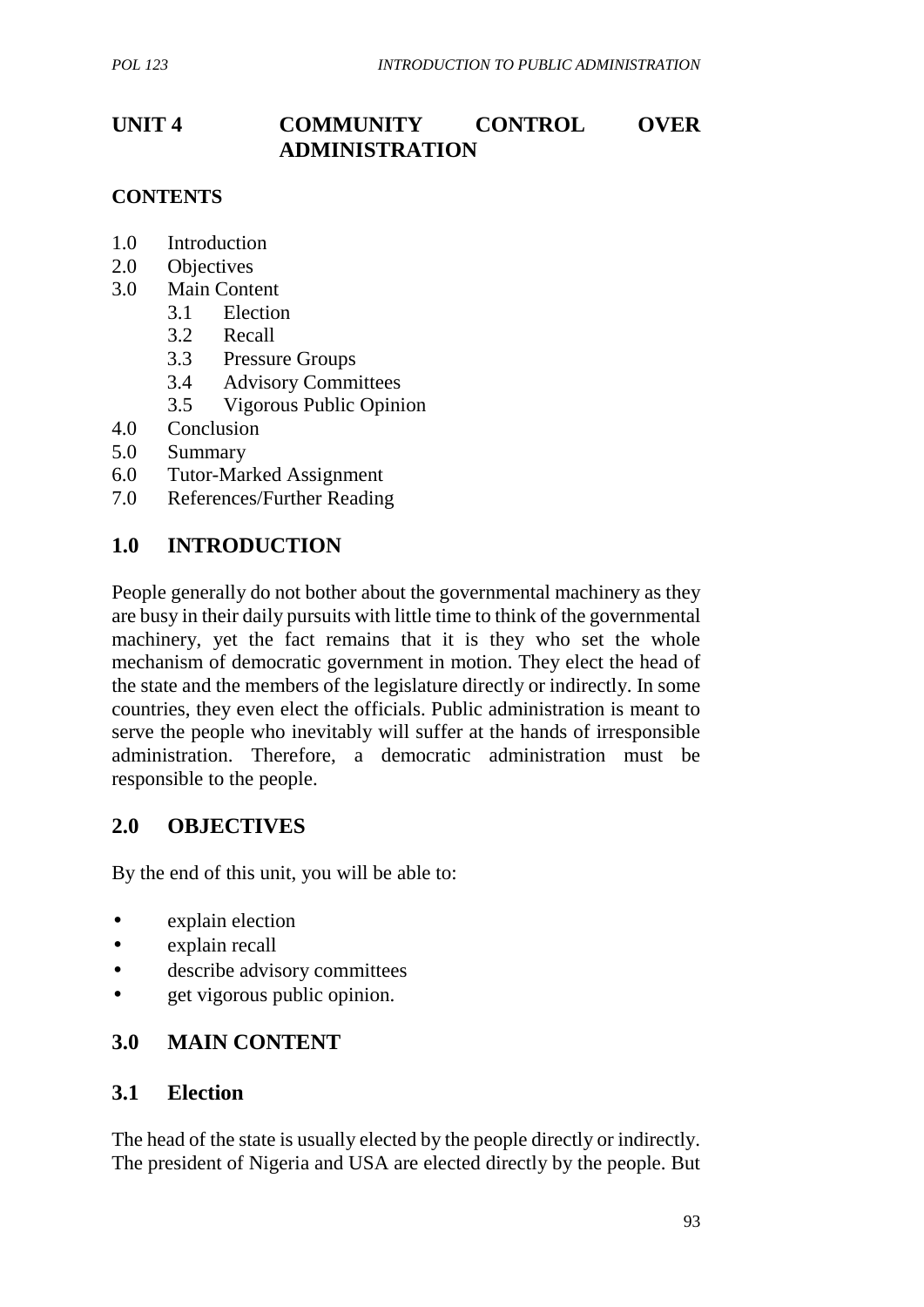# UNIT 4 COMMUNITY CONTROL OVER ADMINISTRATION

**CONTENTS**

1.0 Introduction
2.0 Objectives
3.0 Main Content
    3.1 Election
    3.2 Recall
    3.3 Pressure Groups
    3.4 Advisory Committees
    3.5 Vigorous Public Opinion
4.0 Conclusion
5.0 Summary
6.0 Tutor-Marked Assignment
7.0 References/Further Reading

## 1.0 INTRODUCTION

People generally do not bother about the governmental machinery as they are busy in their daily pursuits with little time to think of the governmental machinery, yet the fact remains that it is they who set the whole mechanism of democratic government in motion. They elect the head of the state and the members of the legislature directly or indirectly. In some countries, they even elect the officials. Public administration is meant to serve the people who inevitably will suffer at the hands of irresponsible administration. Therefore, a democratic administration must be responsible to the people.

## 2.0 OBJECTIVES

By the end of this unit, you will be able to:

- explain election
- explain recall
- describe advisory committees
- get vigorous public opinion.

## 3.0 MAIN CONTENT

### 3.1 Election

The head of the state is usually elected by the people directly or indirectly. The president of Nigeria and USA are elected directly by the people. But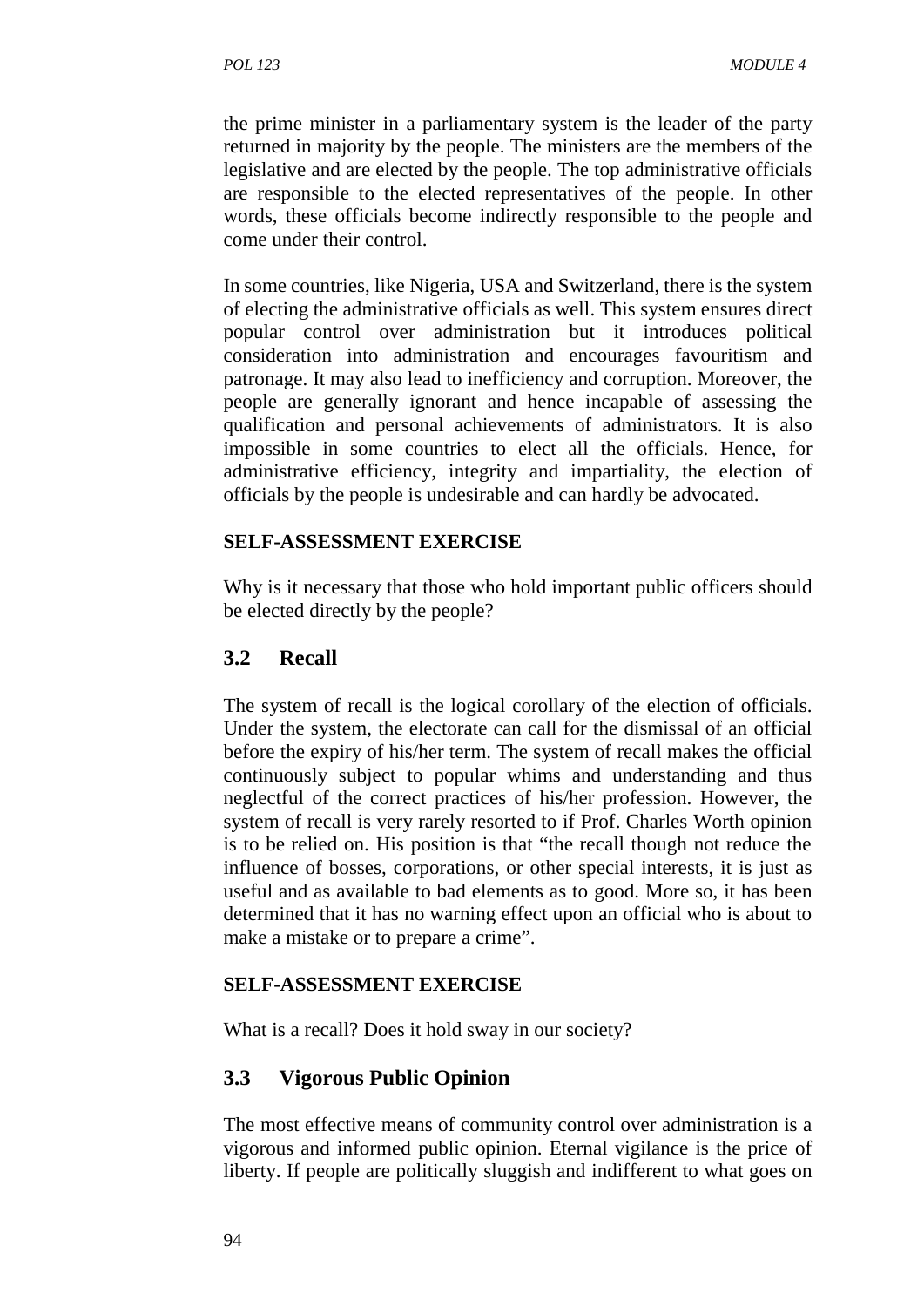the prime minister in a parliamentary system is the leader of the party returned in majority by the people. The ministers are the members of the legislative and are elected by the people. The top administrative officials are responsible to the elected representatives of the people. In other words, these officials become indirectly responsible to the people and come under their control.

In some countries, like Nigeria, USA and Switzerland, there is the system of electing the administrative officials as well. This system ensures direct popular control over administration but it introduces political consideration into administration and encourages favouritism and patronage. It may also lead to inefficiency and corruption. Moreover, the people are generally ignorant and hence incapable of assessing the qualification and personal achievements of administrators. It is also impossible in some countries to elect all the officials. Hence, for administrative efficiency, integrity and impartiality, the election of officials by the people is undesirable and can hardly be advocated.

**SELF-ASSESSMENT EXERCISE**

Why is it necessary that those who hold important public officers should be elected directly by the people?

## 3.2 Recall

The system of recall is the logical corollary of the election of officials. Under the system, the electorate can call for the dismissal of an official before the expiry of his/her term. The system of recall makes the official continuously subject to popular whims and understanding and thus neglectful of the correct practices of his/her profession. However, the system of recall is very rarely resorted to if Prof. Charles Worth opinion is to be relied on. His position is that "the recall though not reduce the influence of bosses, corporations, or other special interests, it is just as useful and as available to bad elements as to good. More so, it has been determined that it has no warning effect upon an official who is about to make a mistake or to prepare a crime".

**SELF-ASSESSMENT EXERCISE**

What is a recall? Does it hold sway in our society?

## 3.3 Vigorous Public Opinion

The most effective means of community control over administration is a vigorous and informed public opinion. Eternal vigilance is the price of liberty. If people are politically sluggish and indifferent to what goes on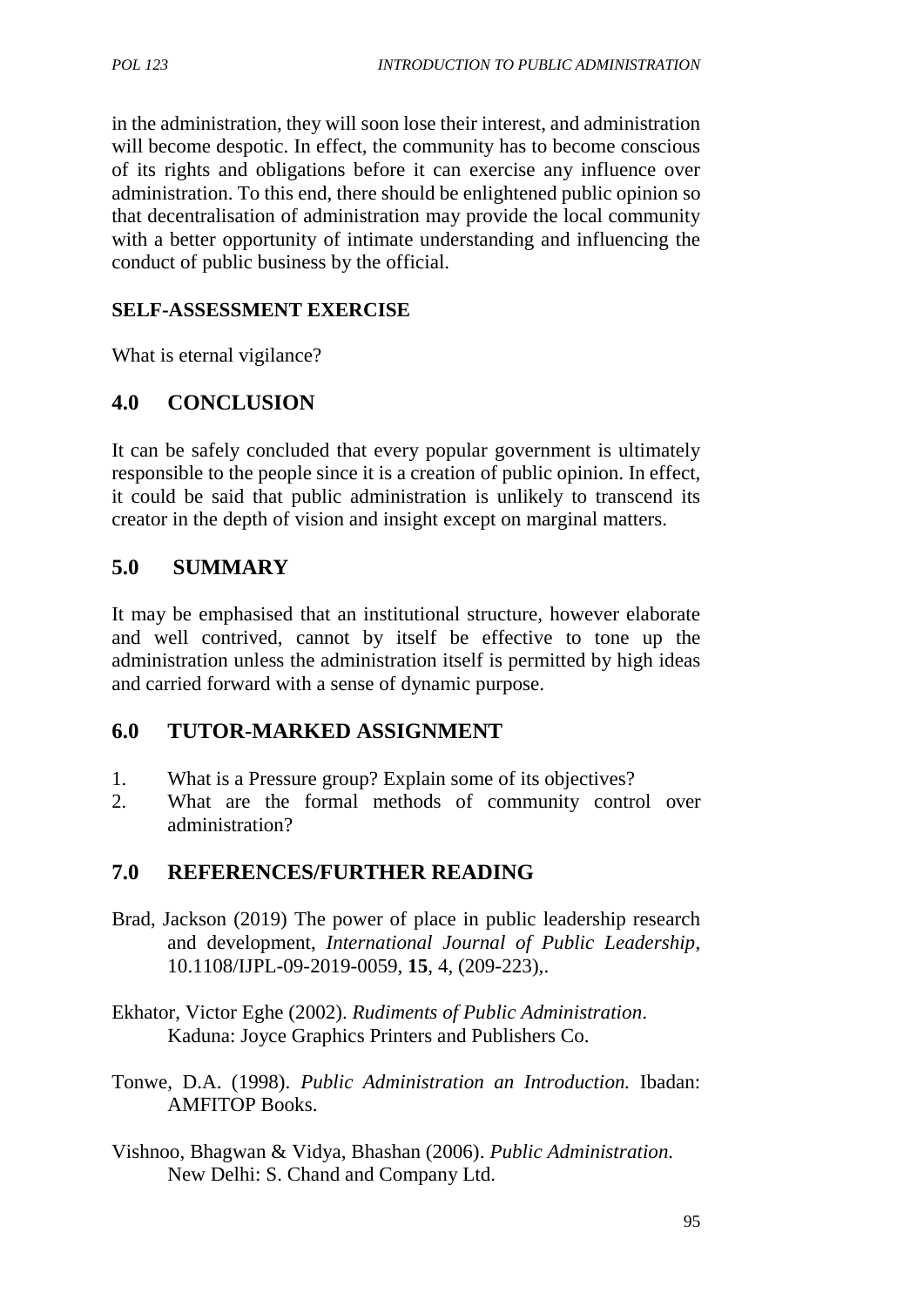in the administration, they will soon lose their interest, and administration will become despotic. In effect, the community has to become conscious of its rights and obligations before it can exercise any influence over administration. To this end, there should be enlightened public opinion so that decentralisation of administration may provide the local community with a better opportunity of intimate understanding and influencing the conduct of public business by the official.

**SELF-ASSESSMENT EXERCISE**

What is eternal vigilance?

## 4.0 CONCLUSION

It can be safely concluded that every popular government is ultimately responsible to the people since it is a creation of public opinion. In effect, it could be said that public administration is unlikely to transcend its creator in the depth of vision and insight except on marginal matters.

## 5.0 SUMMARY

It may be emphasised that an institutional structure, however elaborate and well contrived, cannot by itself be effective to tone up the administration unless the administration itself is permitted by high ideas and carried forward with a sense of dynamic purpose.

## 6.0 TUTOR-MARKED ASSIGNMENT

1. What is a Pressure group? Explain some of its objectives?
2. What are the formal methods of community control over administration?

## 7.0 REFERENCES/FURTHER READING

Brad, Jackson (2019) The power of place in public leadership research and development, *International Journal of Public Leadership*, 10.1108/IJPL-09-2019-0059, **15**, 4, (209-223),.

Ekhator, Victor Eghe (2002). *Rudiments of Public Administration*. Kaduna: Joyce Graphics Printers and Publishers Co.

Tonwe, D.A. (1998). *Public Administration an Introduction.* Ibadan: AMFITOP Books.

Vishnoo, Bhagwan & Vidya, Bhashan (2006). *Public Administration.* New Delhi: S. Chand and Company Ltd.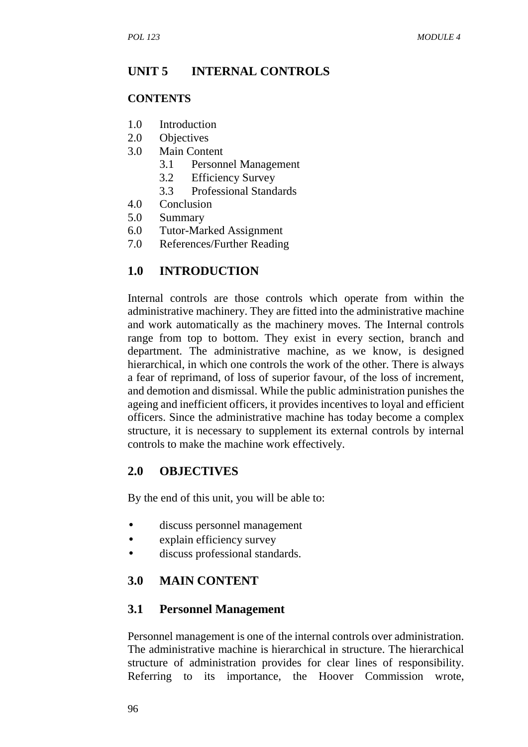# UNIT 5 INTERNAL CONTROLS

**CONTENTS**

1.0 Introduction
2.0 Objectives
3.0 Main Content
    3.1 Personnel Management
    3.2 Efficiency Survey
    3.3 Professional Standards
4.0 Conclusion
5.0 Summary
6.0 Tutor-Marked Assignment
7.0 References/Further Reading

## 1.0 INTRODUCTION

Internal controls are those controls which operate from within the administrative machinery. They are fitted into the administrative machine and work automatically as the machinery moves. The Internal controls range from top to bottom. They exist in every section, branch and department. The administrative machine, as we know, is designed hierarchical, in which one controls the work of the other. There is always a fear of reprimand, of loss of superior favour, of the loss of increment, and demotion and dismissal. While the public administration punishes the ageing and inefficient officers, it provides incentives to loyal and efficient officers. Since the administrative machine has today become a complex structure, it is necessary to supplement its external controls by internal controls to make the machine work effectively.

## 2.0 OBJECTIVES

By the end of this unit, you will be able to:

- discuss personnel management
- explain efficiency survey
- discuss professional standards.

## 3.0 MAIN CONTENT

### 3.1 Personnel Management

Personnel management is one of the internal controls over administration. The administrative machine is hierarchical in structure. The hierarchical structure of administration provides for clear lines of responsibility. Referring to its importance, the Hoover Commission wrote,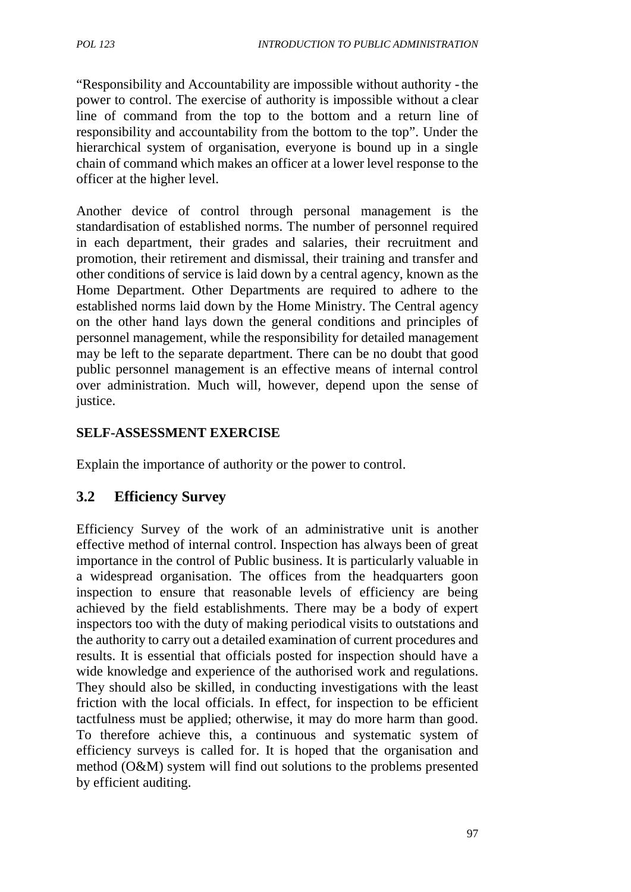"Responsibility and Accountability are impossible without authority - the power to control. The exercise of authority is impossible without a clear line of command from the top to the bottom and a return line of responsibility and accountability from the bottom to the top". Under the hierarchical system of organisation, everyone is bound up in a single chain of command which makes an officer at a lower level response to the officer at the higher level.

Another device of control through personal management is the standardisation of established norms. The number of personnel required in each department, their grades and salaries, their recruitment and promotion, their retirement and dismissal, their training and transfer and other conditions of service is laid down by a central agency, known as the Home Department. Other Departments are required to adhere to the established norms laid down by the Home Ministry. The Central agency on the other hand lays down the general conditions and principles of personnel management, while the responsibility for detailed management may be left to the separate department. There can be no doubt that good public personnel management is an effective means of internal control over administration. Much will, however, depend upon the sense of justice.

**SELF-ASSESSMENT EXERCISE**

Explain the importance of authority or the power to control.

## 3.2 Efficiency Survey

Efficiency Survey of the work of an administrative unit is another effective method of internal control. Inspection has always been of great importance in the control of Public business. It is particularly valuable in a widespread organisation. The offices from the headquarters goon inspection to ensure that reasonable levels of efficiency are being achieved by the field establishments. There may be a body of expert inspectors too with the duty of making periodical visits to outstations and the authority to carry out a detailed examination of current procedures and results. It is essential that officials posted for inspection should have a wide knowledge and experience of the authorised work and regulations. They should also be skilled, in conducting investigations with the least friction with the local officials. In effect, for inspection to be efficient tactfulness must be applied; otherwise, it may do more harm than good. To therefore achieve this, a continuous and systematic system of efficiency surveys is called for. It is hoped that the organisation and method (O&M) system will find out solutions to the problems presented by efficient auditing.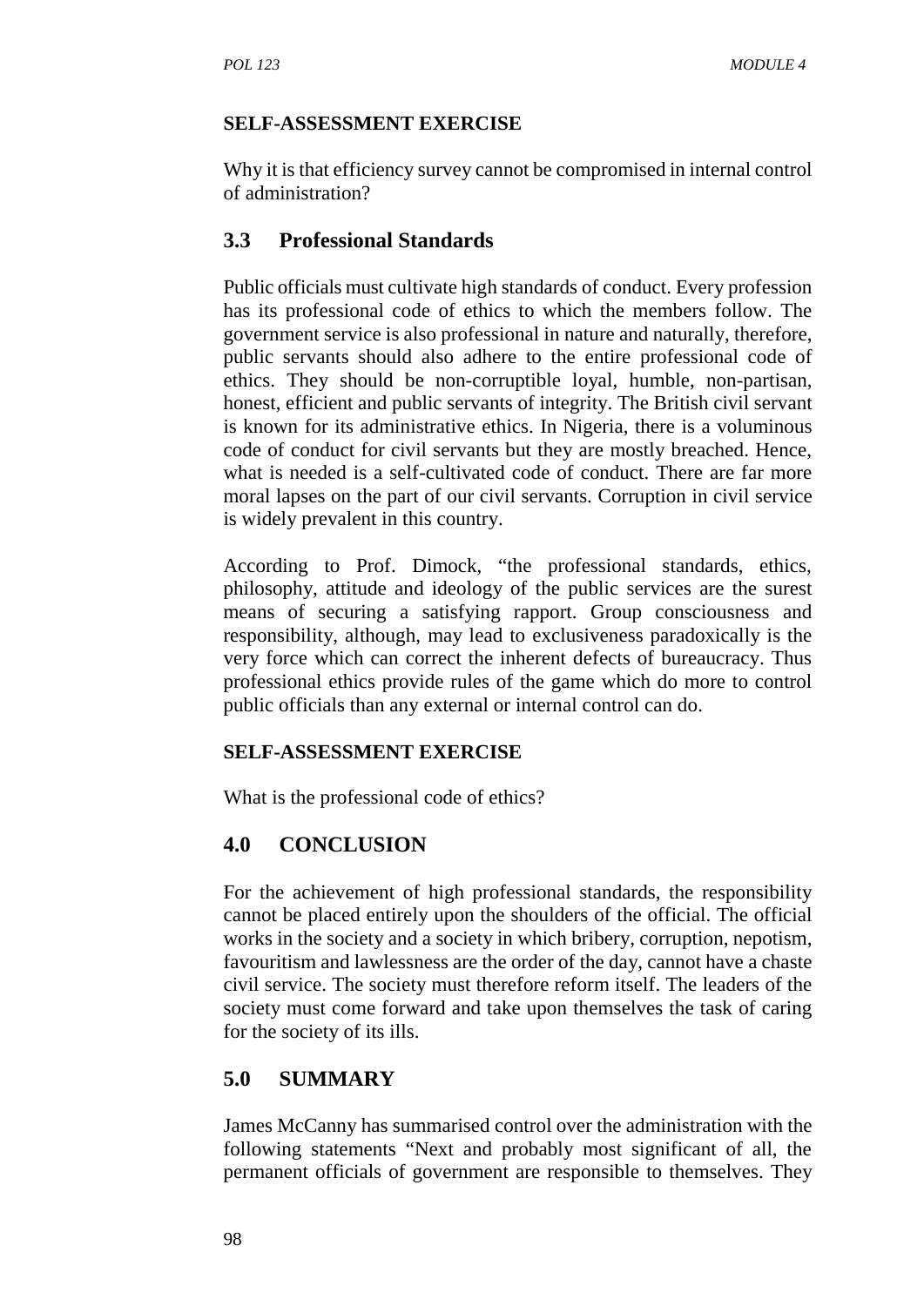**SELF-ASSESSMENT EXERCISE**

Why it is that efficiency survey cannot be compromised in internal control of administration?

## 3.3 Professional Standards

Public officials must cultivate high standards of conduct. Every profession has its professional code of ethics to which the members follow. The government service is also professional in nature and naturally, therefore, public servants should also adhere to the entire professional code of ethics. They should be non-corruptible loyal, humble, non-partisan, honest, efficient and public servants of integrity. The British civil servant is known for its administrative ethics. In Nigeria, there is a voluminous code of conduct for civil servants but they are mostly breached. Hence, what is needed is a self-cultivated code of conduct. There are far more moral lapses on the part of our civil servants. Corruption in civil service is widely prevalent in this country.

According to Prof. Dimock, "the professional standards, ethics, philosophy, attitude and ideology of the public services are the surest means of securing a satisfying rapport. Group consciousness and responsibility, although, may lead to exclusiveness paradoxically is the very force which can correct the inherent defects of bureaucracy. Thus professional ethics provide rules of the game which do more to control public officials than any external or internal control can do.

**SELF-ASSESSMENT EXERCISE**

What is the professional code of ethics?

## 4.0 CONCLUSION

For the achievement of high professional standards, the responsibility cannot be placed entirely upon the shoulders of the official. The official works in the society and a society in which bribery, corruption, nepotism, favouritism and lawlessness are the order of the day, cannot have a chaste civil service. The society must therefore reform itself. The leaders of the society must come forward and take upon themselves the task of caring for the society of its ills.

## 5.0 SUMMARY

James McCanny has summarised control over the administration with the following statements "Next and probably most significant of all, the permanent officials of government are responsible to themselves. They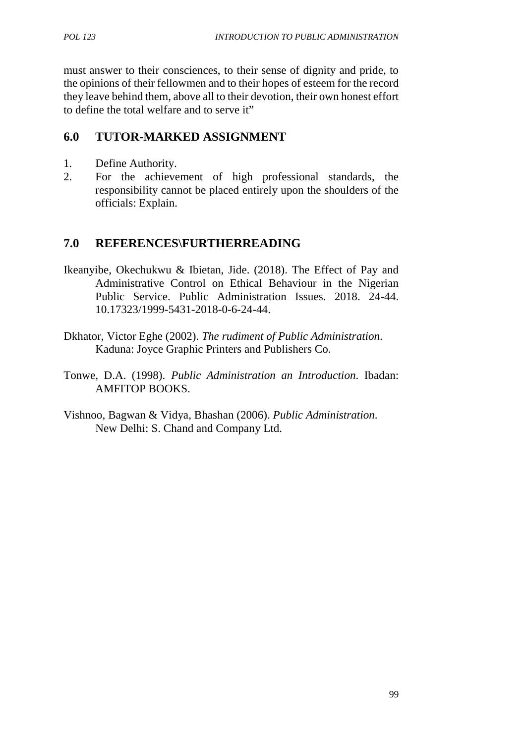must answer to their consciences, to their sense of dignity and pride, to the opinions of their fellowmen and to their hopes of esteem for the record they leave behind them, above all to their devotion, their own honest effort to define the total welfare and to serve it"

## 6.0 TUTOR-MARKED ASSIGNMENT

1. Define Authority.
2. For the achievement of high professional standards, the responsibility cannot be placed entirely upon the shoulders of the officials: Explain.

## 7.0 REFERENCES\FURTHERREADING

Ikeanyibe, Okechukwu & Ibietan, Jide. (2018). The Effect of Pay and Administrative Control on Ethical Behaviour in the Nigerian Public Service. Public Administration Issues. 2018. 24-44. 10.17323/1999-5431-2018-0-6-24-44.

Dkhator, Victor Eghe (2002). *The rudiment of Public Administration*. Kaduna: Joyce Graphic Printers and Publishers Co.

Tonwe, D.A. (1998). *Public Administration an Introduction*. Ibadan: AMFITOP BOOKS.

Vishnoo, Bagwan & Vidya, Bhashan (2006). *Public Administration*. New Delhi: S. Chand and Company Ltd.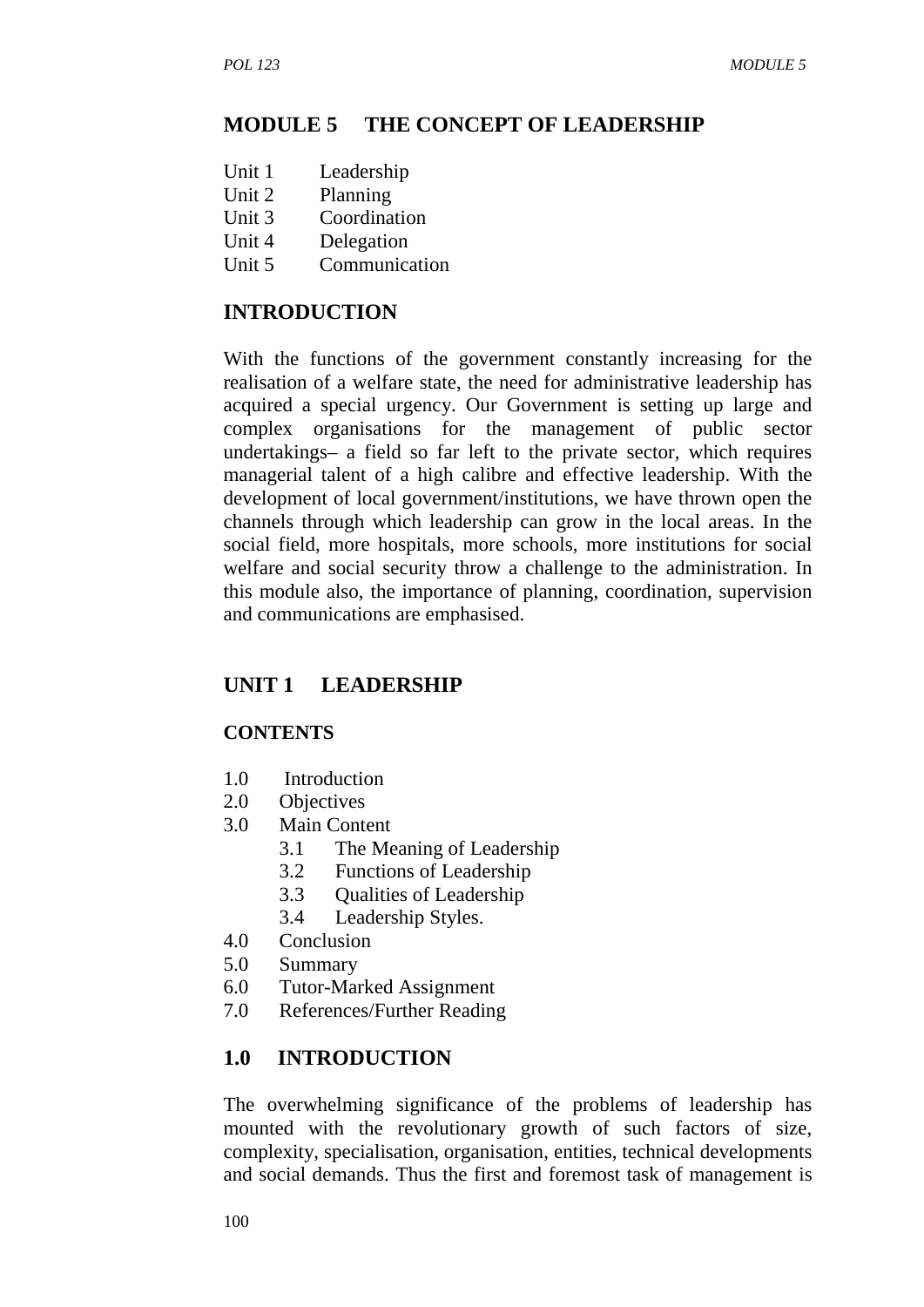# MODULE 5 THE CONCEPT OF LEADERSHIP

Unit 1 Leadership
Unit 2 Planning
Unit 3 Coordination
Unit 4 Delegation
Unit 5 Communication

## INTRODUCTION

With the functions of the government constantly increasing for the realisation of a welfare state, the need for administrative leadership has acquired a special urgency. Our Government is setting up large and complex organisations for the management of public sector undertakings– a field so far left to the private sector, which requires managerial talent of a high calibre and effective leadership. With the development of local government/institutions, we have thrown open the channels through which leadership can grow in the local areas. In the social field, more hospitals, more schools, more institutions for social welfare and social security throw a challenge to the administration. In this module also, the importance of planning, coordination, supervision and communications are emphasised.

## UNIT 1 LEADERSHIP

### CONTENTS

1.0 Introduction
2.0 Objectives
3.0 Main Content
   3.1 The Meaning of Leadership
   3.2 Functions of Leadership
   3.3 Qualities of Leadership
   3.4 Leadership Styles.
4.0 Conclusion
5.0 Summary
6.0 Tutor-Marked Assignment
7.0 References/Further Reading

## 1.0 INTRODUCTION

The overwhelming significance of the problems of leadership has mounted with the revolutionary growth of such factors of size, complexity, specialisation, organisation, entities, technical developments and social demands. Thus the first and foremost task of management is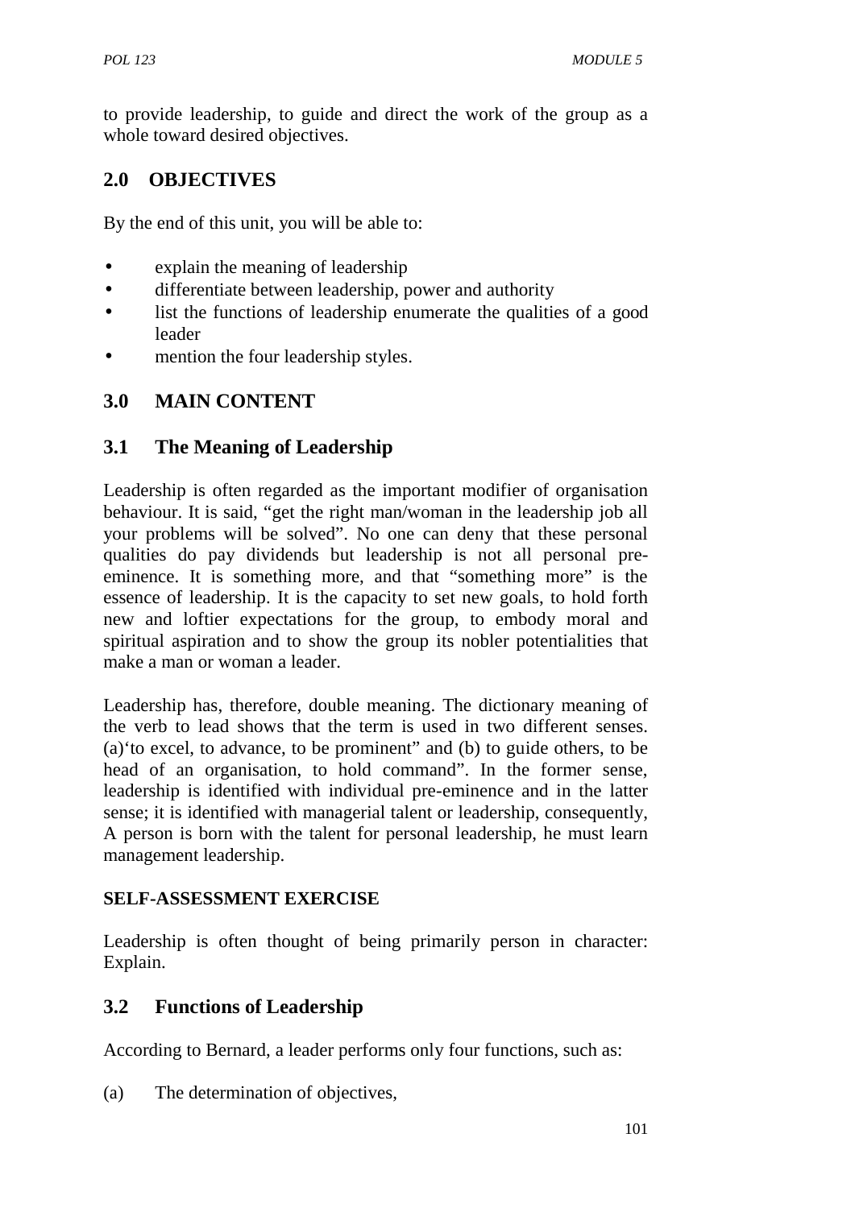to provide leadership, to guide and direct the work of the group as a whole toward desired objectives.

## 2.0 OBJECTIVES

By the end of this unit, you will be able to:

- explain the meaning of leadership
- differentiate between leadership, power and authority
- list the functions of leadership enumerate the qualities of a good leader
- mention the four leadership styles.

## 3.0 MAIN CONTENT

### 3.1 The Meaning of Leadership

Leadership is often regarded as the important modifier of organisation behaviour. It is said, "get the right man/woman in the leadership job all your problems will be solved". No one can deny that these personal qualities do pay dividends but leadership is not all personal pre-eminence. It is something more, and that "something more" is the essence of leadership. It is the capacity to set new goals, to hold forth new and loftier expectations for the group, to embody moral and spiritual aspiration and to show the group its nobler potentialities that make a man or woman a leader.

Leadership has, therefore, double meaning. The dictionary meaning of the verb to lead shows that the term is used in two different senses. (a)'to excel, to advance, to be prominent" and (b) to guide others, to be head of an organisation, to hold command". In the former sense, leadership is identified with individual pre-eminence and in the latter sense; it is identified with managerial talent or leadership, consequently, A person is born with the talent for personal leadership, he must learn management leadership.

**SELF-ASSESSMENT EXERCISE**

Leadership is often thought of being primarily person in character: Explain.

### 3.2 Functions of Leadership

According to Bernard, a leader performs only four functions, such as:

(a) The determination of objectives,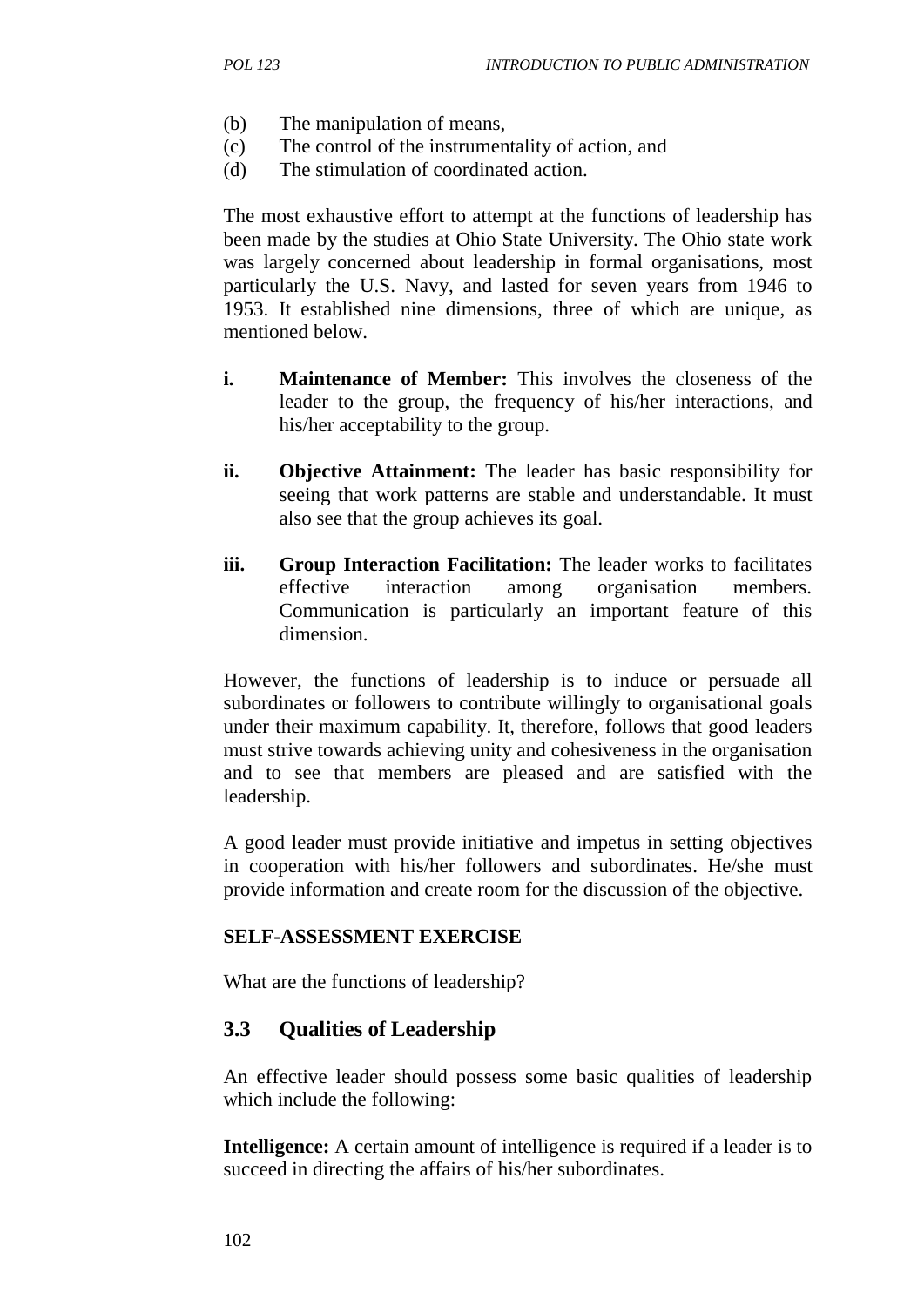(b) The manipulation of means,
(c) The control of the instrumentality of action, and
(d) The stimulation of coordinated action.

The most exhaustive effort to attempt at the functions of leadership has been made by the studies at Ohio State University. The Ohio state work was largely concerned about leadership in formal organisations, most particularly the U.S. Navy, and lasted for seven years from 1946 to 1953. It established nine dimensions, three of which are unique, as mentioned below.

i. **Maintenance of Member:** This involves the closeness of the leader to the group, the frequency of his/her interactions, and his/her acceptability to the group.

ii. **Objective Attainment:** The leader has basic responsibility for seeing that work patterns are stable and understandable. It must also see that the group achieves its goal.

iii. **Group Interaction Facilitation:** The leader works to facilitates effective interaction among organisation members. Communication is particularly an important feature of this dimension.

However, the functions of leadership is to induce or persuade all subordinates or followers to contribute willingly to organisational goals under their maximum capability. It, therefore, follows that good leaders must strive towards achieving unity and cohesiveness in the organisation and to see that members are pleased and are satisfied with the leadership.

A good leader must provide initiative and impetus in setting objectives in cooperation with his/her followers and subordinates. He/she must provide information and create room for the discussion of the objective.

**SELF-ASSESSMENT EXERCISE**

What are the functions of leadership?

## 3.3 Qualities of Leadership

An effective leader should possess some basic qualities of leadership which include the following:

**Intelligence:** A certain amount of intelligence is required if a leader is to succeed in directing the affairs of his/her subordinates.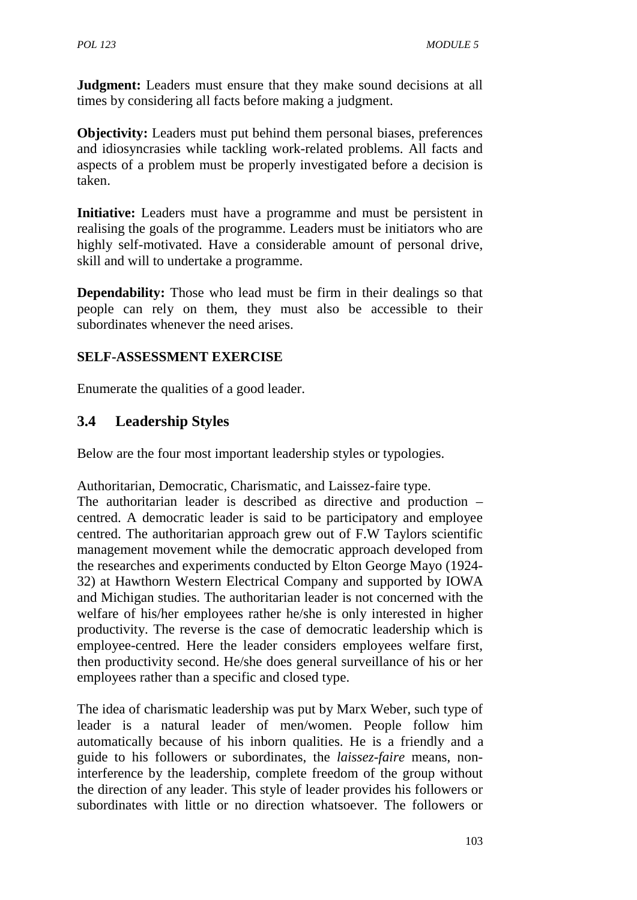**Judgment:** Leaders must ensure that they make sound decisions at all times by considering all facts before making a judgment.

**Objectivity:** Leaders must put behind them personal biases, preferences and idiosyncrasies while tackling work-related problems. All facts and aspects of a problem must be properly investigated before a decision is taken.

**Initiative:** Leaders must have a programme and must be persistent in realising the goals of the programme. Leaders must be initiators who are highly self-motivated. Have a considerable amount of personal drive, skill and will to undertake a programme.

**Dependability:** Those who lead must be firm in their dealings so that people can rely on them, they must also be accessible to their subordinates whenever the need arises.

**SELF-ASSESSMENT EXERCISE**

Enumerate the qualities of a good leader.

## 3.4 Leadership Styles

Below are the four most important leadership styles or typologies.

Authoritarian, Democratic, Charismatic, and Laissez-faire type.
The authoritarian leader is described as directive and production – centred. A democratic leader is said to be participatory and employee centred. The authoritarian approach grew out of F.W Taylors scientific management movement while the democratic approach developed from the researches and experiments conducted by Elton George Mayo (1924-32) at Hawthorn Western Electrical Company and supported by IOWA and Michigan studies. The authoritarian leader is not concerned with the welfare of his/her employees rather he/she is only interested in higher productivity. The reverse is the case of democratic leadership which is employee-centred. Here the leader considers employees welfare first, then productivity second. He/she does general surveillance of his or her employees rather than a specific and closed type.

The idea of charismatic leadership was put by Marx Weber, such type of leader is a natural leader of men/women. People follow him automatically because of his inborn qualities. He is a friendly and a guide to his followers or subordinates, the *laissez-faire* means, non-interference by the leadership, complete freedom of the group without the direction of any leader. This style of leader provides his followers or subordinates with little or no direction whatsoever. The followers or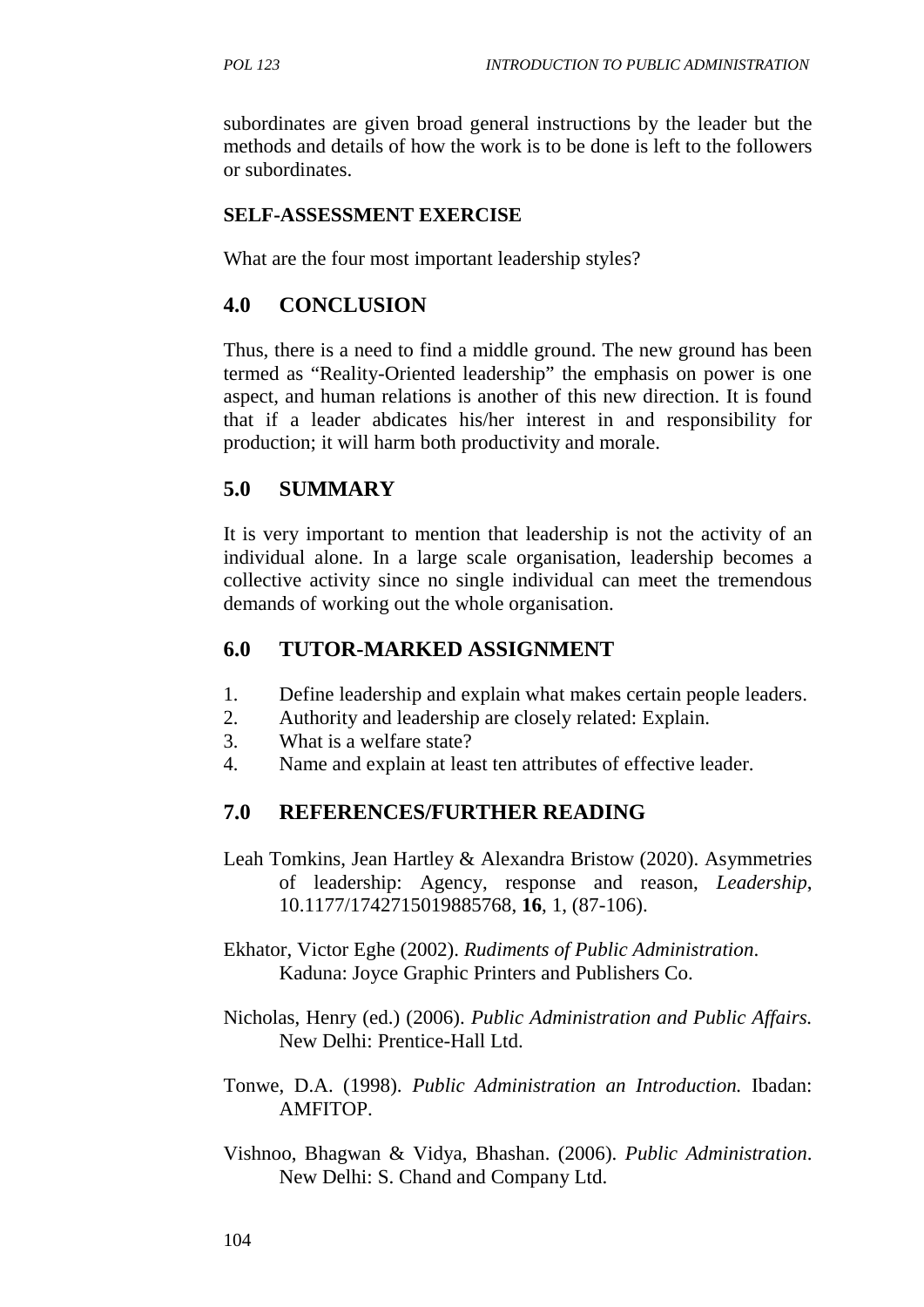subordinates are given broad general instructions by the leader but the methods and details of how the work is to be done is left to the followers or subordinates.

**SELF-ASSESSMENT EXERCISE**

What are the four most important leadership styles?

## 4.0 CONCLUSION

Thus, there is a need to find a middle ground. The new ground has been termed as "Reality-Oriented leadership" the emphasis on power is one aspect, and human relations is another of this new direction. It is found that if a leader abdicates his/her interest in and responsibility for production; it will harm both productivity and morale.

## 5.0 SUMMARY

It is very important to mention that leadership is not the activity of an individual alone. In a large scale organisation, leadership becomes a collective activity since no single individual can meet the tremendous demands of working out the whole organisation.

## 6.0 TUTOR-MARKED ASSIGNMENT

1. Define leadership and explain what makes certain people leaders.
2. Authority and leadership are closely related: Explain.
3. What is a welfare state?
4. Name and explain at least ten attributes of effective leader.

## 7.0 REFERENCES/FURTHER READING

Leah Tomkins, Jean Hartley & Alexandra Bristow (2020). Asymmetries of leadership: Agency, response and reason, *Leadership*, 10.1177/1742715019885768, **16**, 1, (87-106).

Ekhator, Victor Eghe (2002). *Rudiments of Public Administration*. Kaduna: Joyce Graphic Printers and Publishers Co.

Nicholas, Henry (ed.) (2006). *Public Administration and Public Affairs.* New Delhi: Prentice-Hall Ltd.

Tonwe, D.A. (1998). *Public Administration an Introduction.* Ibadan: AMFITOP.

Vishnoo, Bhagwan & Vidya, Bhashan. (2006). *Public Administration*. New Delhi: S. Chand and Company Ltd.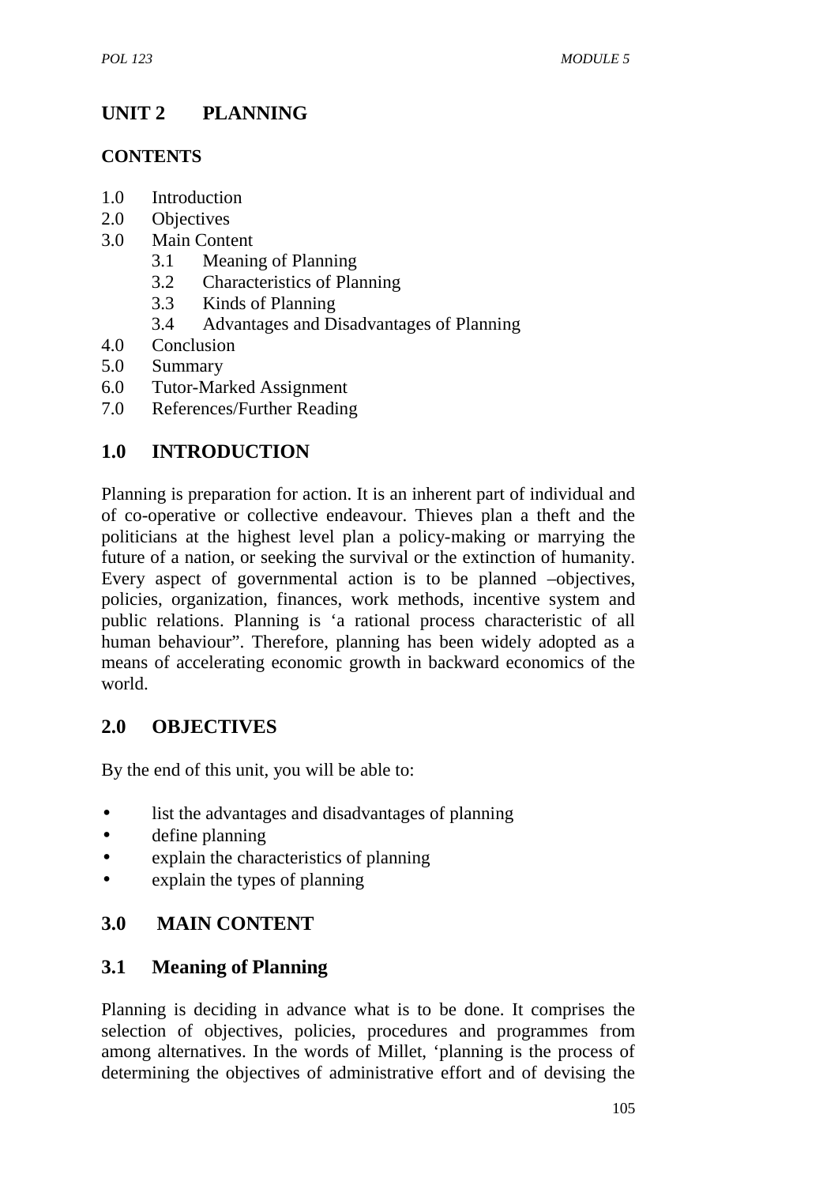# UNIT 2 PLANNING

**CONTENTS**

1.0 Introduction
2.0 Objectives
3.0 Main Content
  3.1 Meaning of Planning
  3.2 Characteristics of Planning
  3.3 Kinds of Planning
  3.4 Advantages and Disadvantages of Planning
4.0 Conclusion
5.0 Summary
6.0 Tutor-Marked Assignment
7.0 References/Further Reading

## 1.0 INTRODUCTION

Planning is preparation for action. It is an inherent part of individual and of co-operative or collective endeavour. Thieves plan a theft and the politicians at the highest level plan a policy-making or marrying the future of a nation, or seeking the survival or the extinction of humanity. Every aspect of governmental action is to be planned –objectives, policies, organization, finances, work methods, incentive system and public relations. Planning is 'a rational process characteristic of all human behaviour". Therefore, planning has been widely adopted as a means of accelerating economic growth in backward economics of the world.

## 2.0 OBJECTIVES

By the end of this unit, you will be able to:

- list the advantages and disadvantages of planning
- define planning
- explain the characteristics of planning
- explain the types of planning

## 3.0 MAIN CONTENT

### 3.1 Meaning of Planning

Planning is deciding in advance what is to be done. It comprises the selection of objectives, policies, procedures and programmes from among alternatives. In the words of Millet, 'planning is the process of determining the objectives of administrative effort and of devising the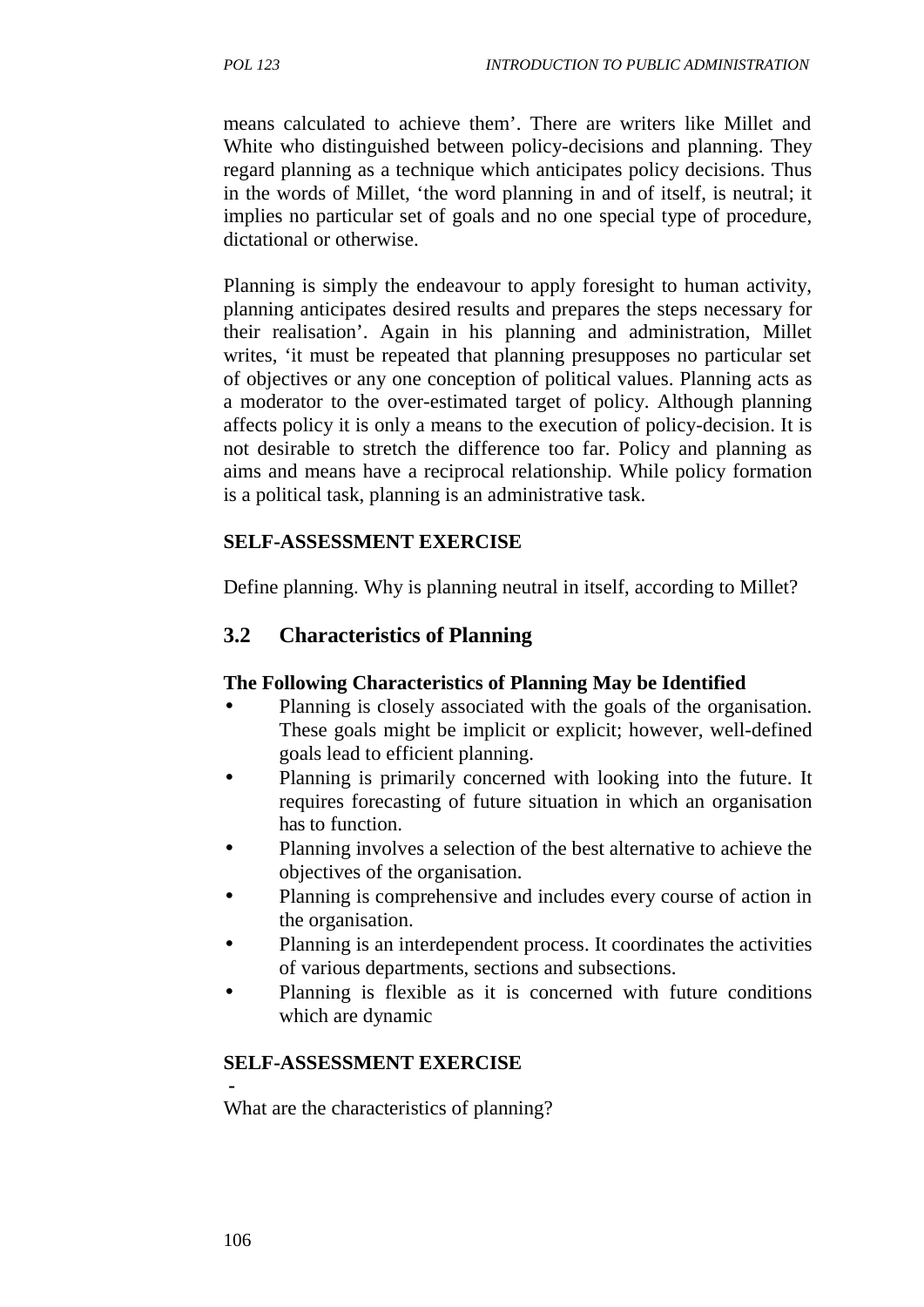means calculated to achieve them'. There are writers like Millet and White who distinguished between policy-decisions and planning. They regard planning as a technique which anticipates policy decisions. Thus in the words of Millet, 'the word planning in and of itself, is neutral; it implies no particular set of goals and no one special type of procedure, dictational or otherwise.

Planning is simply the endeavour to apply foresight to human activity, planning anticipates desired results and prepares the steps necessary for their realisation'. Again in his planning and administration, Millet writes, 'it must be repeated that planning presupposes no particular set of objectives or any one conception of political values. Planning acts as a moderator to the over-estimated target of policy. Although planning affects policy it is only a means to the execution of policy-decision. It is not desirable to stretch the difference too far. Policy and planning as aims and means have a reciprocal relationship. While policy formation is a political task, planning is an administrative task.

**SELF-ASSESSMENT EXERCISE**

Define planning. Why is planning neutral in itself, according to Millet?

## 3.2 Characteristics of Planning

**The Following Characteristics of Planning May be Identified**

- Planning is closely associated with the goals of the organisation. These goals might be implicit or explicit; however, well-defined goals lead to efficient planning.
- Planning is primarily concerned with looking into the future. It requires forecasting of future situation in which an organisation has to function.
- Planning involves a selection of the best alternative to achieve the objectives of the organisation.
- Planning is comprehensive and includes every course of action in the organisation.
- Planning is an interdependent process. It coordinates the activities of various departments, sections and subsections.
- Planning is flexible as it is concerned with future conditions which are dynamic

**SELF-ASSESSMENT EXERCISE**

-

What are the characteristics of planning?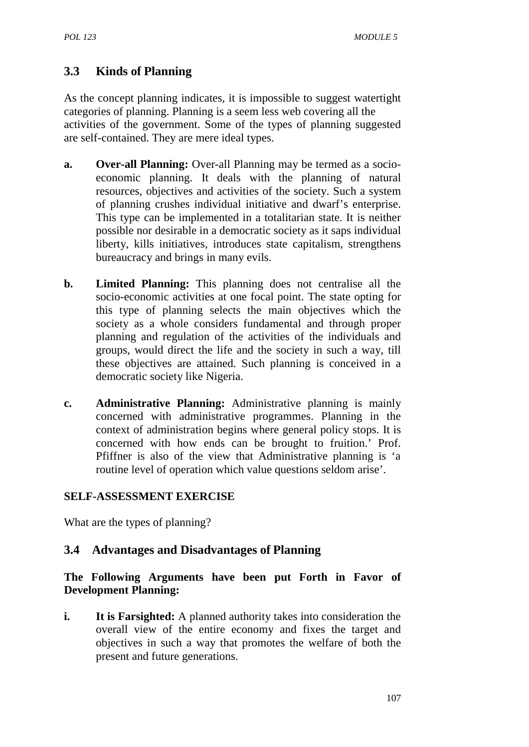## 3.3 Kinds of Planning

As the concept planning indicates, it is impossible to suggest watertight categories of planning. Planning is a seem less web covering all the activities of the government. Some of the types of planning suggested are self-contained. They are mere ideal types.

**a. Over-all Planning:** Over-all Planning may be termed as a socio-economic planning. It deals with the planning of natural resources, objectives and activities of the society. Such a system of planning crushes individual initiative and dwarf's enterprise. This type can be implemented in a totalitarian state. It is neither possible nor desirable in a democratic society as it saps individual liberty, kills initiatives, introduces state capitalism, strengthens bureaucracy and brings in many evils.

**b. Limited Planning:** This planning does not centralise all the socio-economic activities at one focal point. The state opting for this type of planning selects the main objectives which the society as a whole considers fundamental and through proper planning and regulation of the activities of the individuals and groups, would direct the life and the society in such a way, till these objectives are attained. Such planning is conceived in a democratic society like Nigeria.

**c. Administrative Planning:** Administrative planning is mainly concerned with administrative programmes. Planning in the context of administration begins where general policy stops. It is concerned with how ends can be brought to fruition.' Prof. Pfiffner is also of the view that Administrative planning is 'a routine level of operation which value questions seldom arise'.

**SELF-ASSESSMENT EXERCISE**

What are the types of planning?

## 3.4 Advantages and Disadvantages of Planning

**The Following Arguments have been put Forth in Favor of Development Planning:**

**i. It is Farsighted:** A planned authority takes into consideration the overall view of the entire economy and fixes the target and objectives in such a way that promotes the welfare of both the present and future generations.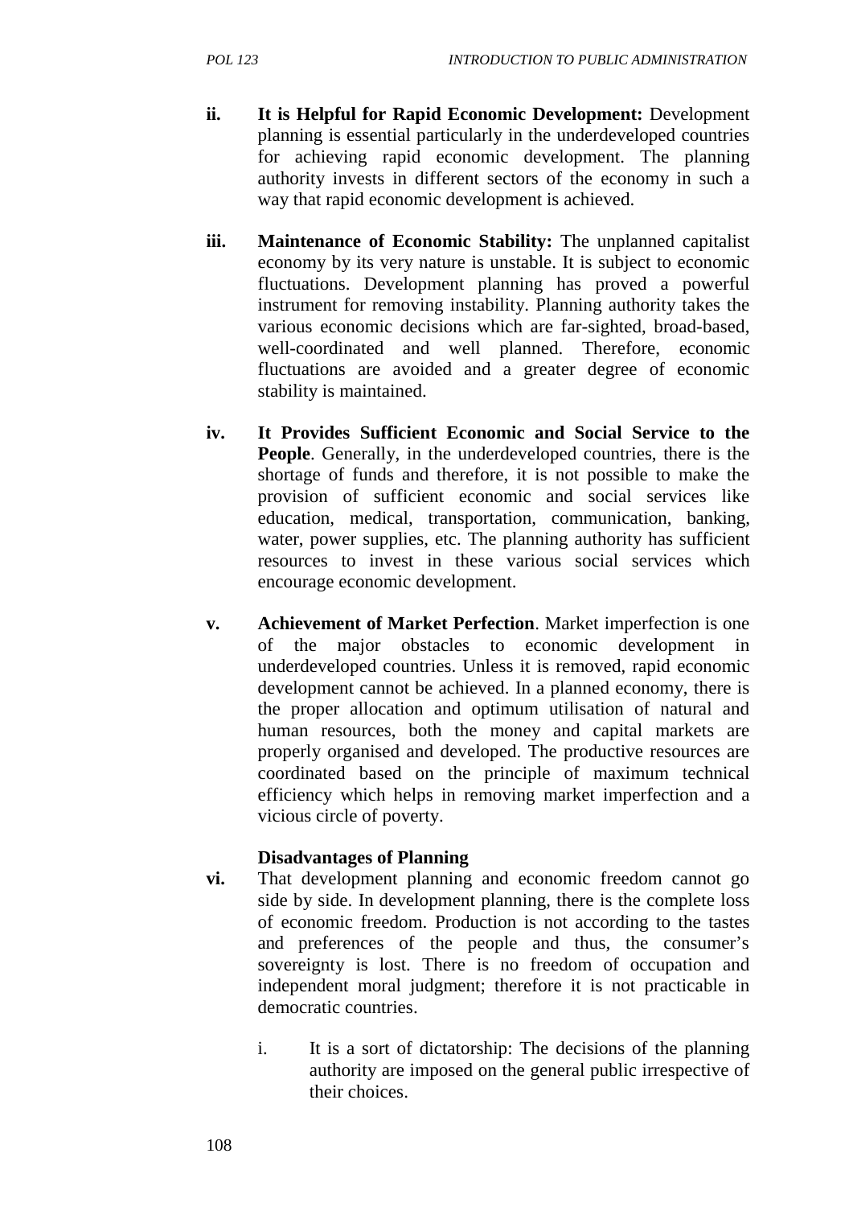ii. **It is Helpful for Rapid Economic Development:** Development planning is essential particularly in the underdeveloped countries for achieving rapid economic development. The planning authority invests in different sectors of the economy in such a way that rapid economic development is achieved.

iii. **Maintenance of Economic Stability:** The unplanned capitalist economy by its very nature is unstable. It is subject to economic fluctuations. Development planning has proved a powerful instrument for removing instability. Planning authority takes the various economic decisions which are far-sighted, broad-based, well-coordinated and well planned. Therefore, economic fluctuations are avoided and a greater degree of economic stability is maintained.

iv. **It Provides Sufficient Economic and Social Service to the People**. Generally, in the underdeveloped countries, there is the shortage of funds and therefore, it is not possible to make the provision of sufficient economic and social services like education, medical, transportation, communication, banking, water, power supplies, etc. The planning authority has sufficient resources to invest in these various social services which encourage economic development.

v. **Achievement of Market Perfection**. Market imperfection is one of the major obstacles to economic development in underdeveloped countries. Unless it is removed, rapid economic development cannot be achieved. In a planned economy, there is the proper allocation and optimum utilisation of natural and human resources, both the money and capital markets are properly organised and developed. The productive resources are coordinated based on the principle of maximum technical efficiency which helps in removing market imperfection and a vicious circle of poverty.

**Disadvantages of Planning**

vi. That development planning and economic freedom cannot go side by side. In development planning, there is the complete loss of economic freedom. Production is not according to the tastes and preferences of the people and thus, the consumer's sovereignty is lost. There is no freedom of occupation and independent moral judgment; therefore it is not practicable in democratic countries.

   i. It is a sort of dictatorship: The decisions of the planning authority are imposed on the general public irrespective of their choices.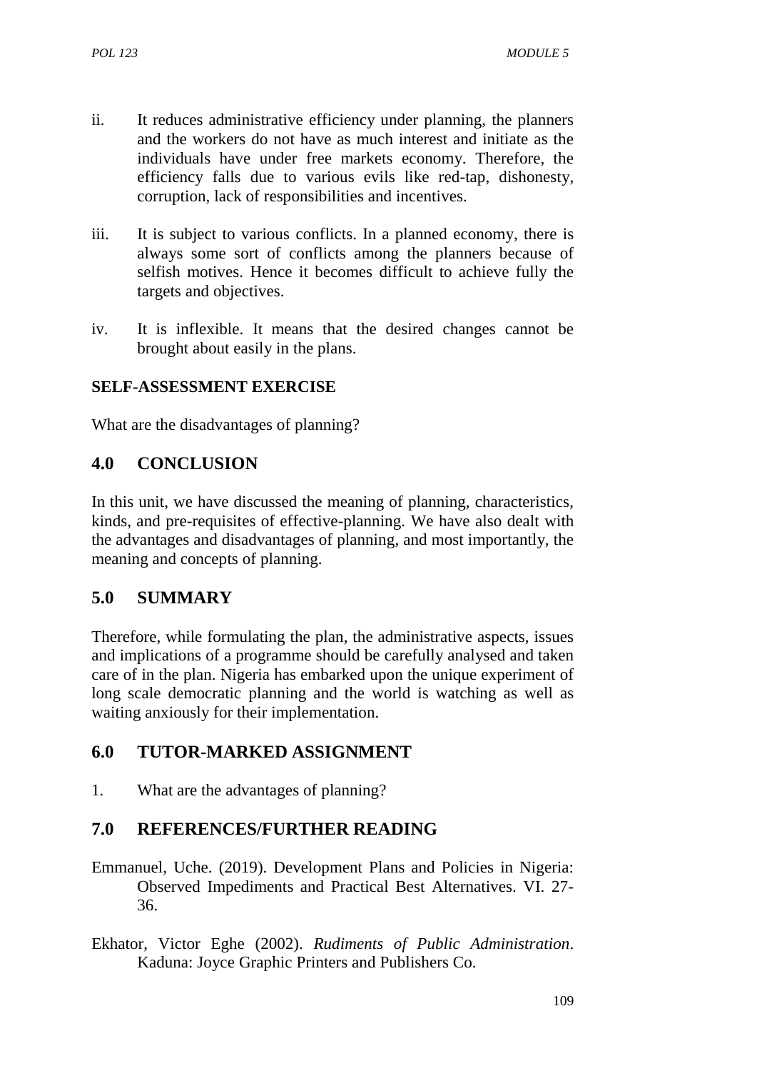ii. It reduces administrative efficiency under planning, the planners and the workers do not have as much interest and initiate as the individuals have under free markets economy. Therefore, the efficiency falls due to various evils like red-tap, dishonesty, corruption, lack of responsibilities and incentives.

iii. It is subject to various conflicts. In a planned economy, there is always some sort of conflicts among the planners because of selfish motives. Hence it becomes difficult to achieve fully the targets and objectives.

iv. It is inflexible. It means that the desired changes cannot be brought about easily in the plans.

**SELF-ASSESSMENT EXERCISE**

What are the disadvantages of planning?

## 4.0 CONCLUSION

In this unit, we have discussed the meaning of planning, characteristics, kinds, and pre-requisites of effective-planning. We have also dealt with the advantages and disadvantages of planning, and most importantly, the meaning and concepts of planning.

## 5.0 SUMMARY

Therefore, while formulating the plan, the administrative aspects, issues and implications of a programme should be carefully analysed and taken care of in the plan. Nigeria has embarked upon the unique experiment of long scale democratic planning and the world is watching as well as waiting anxiously for their implementation.

## 6.0 TUTOR-MARKED ASSIGNMENT

1. What are the advantages of planning?

## 7.0 REFERENCES/FURTHER READING

Emmanuel, Uche. (2019). Development Plans and Policies in Nigeria: Observed Impediments and Practical Best Alternatives. VI. 27-36.

Ekhator, Victor Eghe (2002). *Rudiments of Public Administration*. Kaduna: Joyce Graphic Printers and Publishers Co.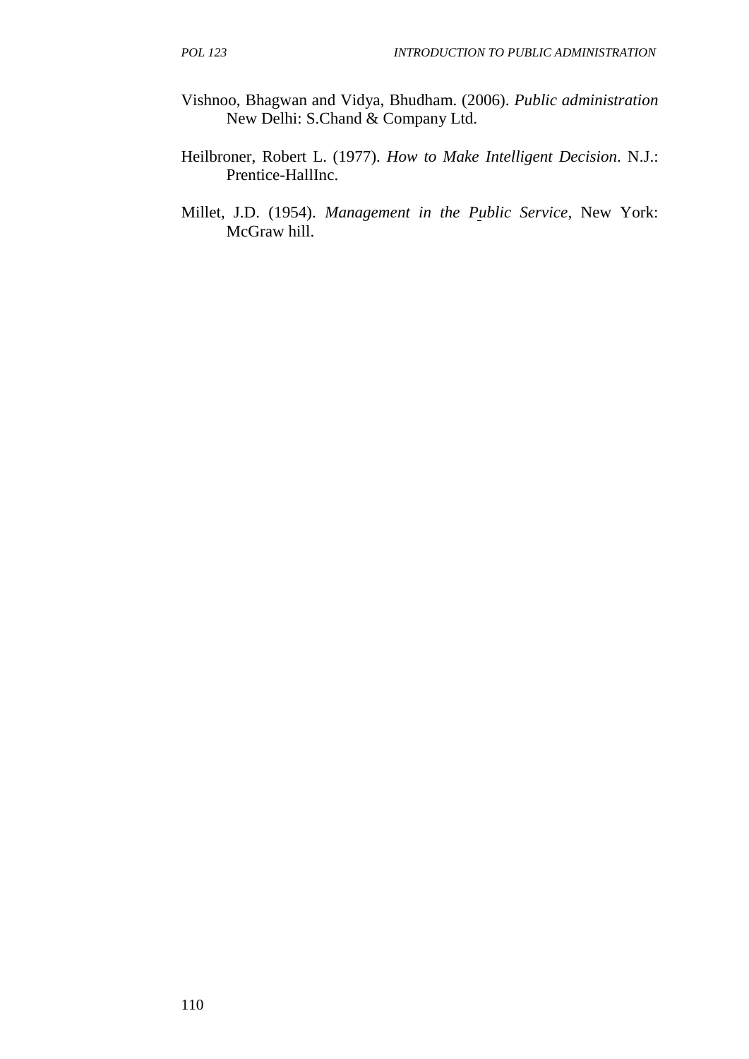Vishnoo, Bhagwan and Vidya, Bhudham. (2006). *Public administration* New Delhi: S.Chand & Company Ltd.

Heilbroner, Robert L. (1977). *How to Make Intelligent Decision*. N.J.: Prentice-HallInc.

Millet, J.D. (1954). *Management in the Public Service*, New York: McGraw hill.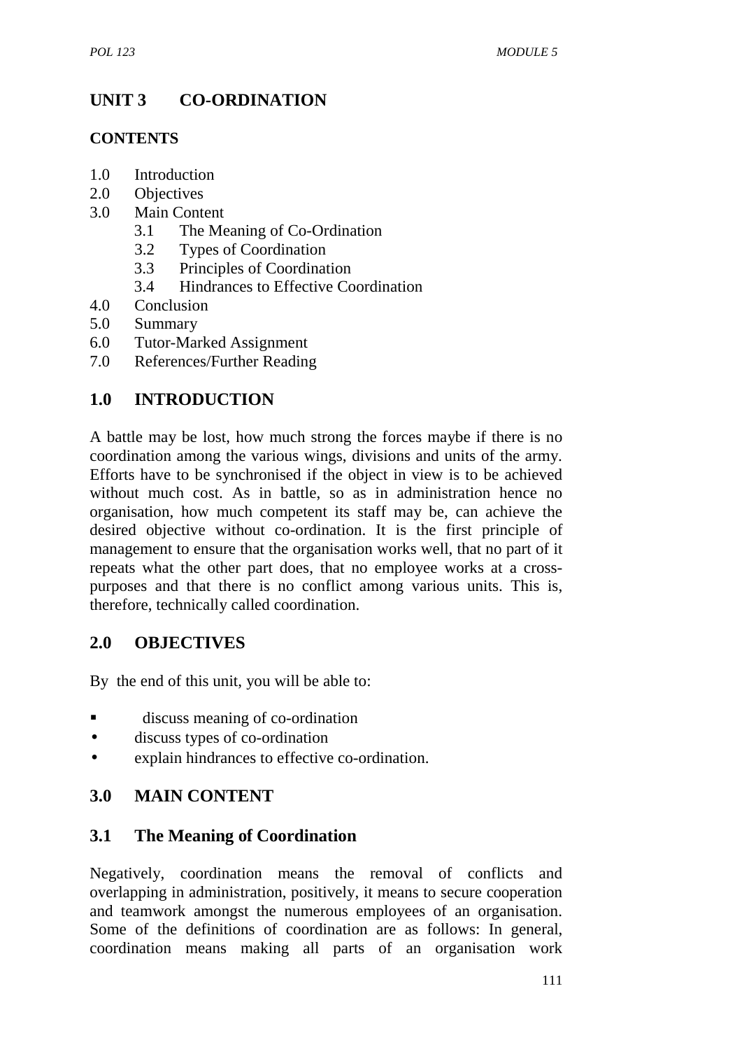# UNIT 3 CO-ORDINATION

## CONTENTS

1.0 Introduction
2.0 Objectives
3.0 Main Content
  3.1 The Meaning of Co-Ordination
  3.2 Types of Coordination
  3.3 Principles of Coordination
  3.4 Hindrances to Effective Coordination
4.0 Conclusion
5.0 Summary
6.0 Tutor-Marked Assignment
7.0 References/Further Reading

## 1.0 INTRODUCTION

A battle may be lost, how much strong the forces maybe if there is no coordination among the various wings, divisions and units of the army. Efforts have to be synchronised if the object in view is to be achieved without much cost. As in battle, so as in administration hence no organisation, how much competent its staff may be, can achieve the desired objective without co-ordination. It is the first principle of management to ensure that the organisation works well, that no part of it repeats what the other part does, that no employee works at a cross-purposes and that there is no conflict among various units. This is, therefore, technically called coordination.

## 2.0 OBJECTIVES

By the end of this unit, you will be able to:

- discuss meaning of co-ordination
- discuss types of co-ordination
- explain hindrances to effective co-ordination.

## 3.0 MAIN CONTENT

### 3.1 The Meaning of Coordination

Negatively, coordination means the removal of conflicts and overlapping in administration, positively, it means to secure cooperation and teamwork amongst the numerous employees of an organisation. Some of the definitions of coordination are as follows: In general, coordination means making all parts of an organisation work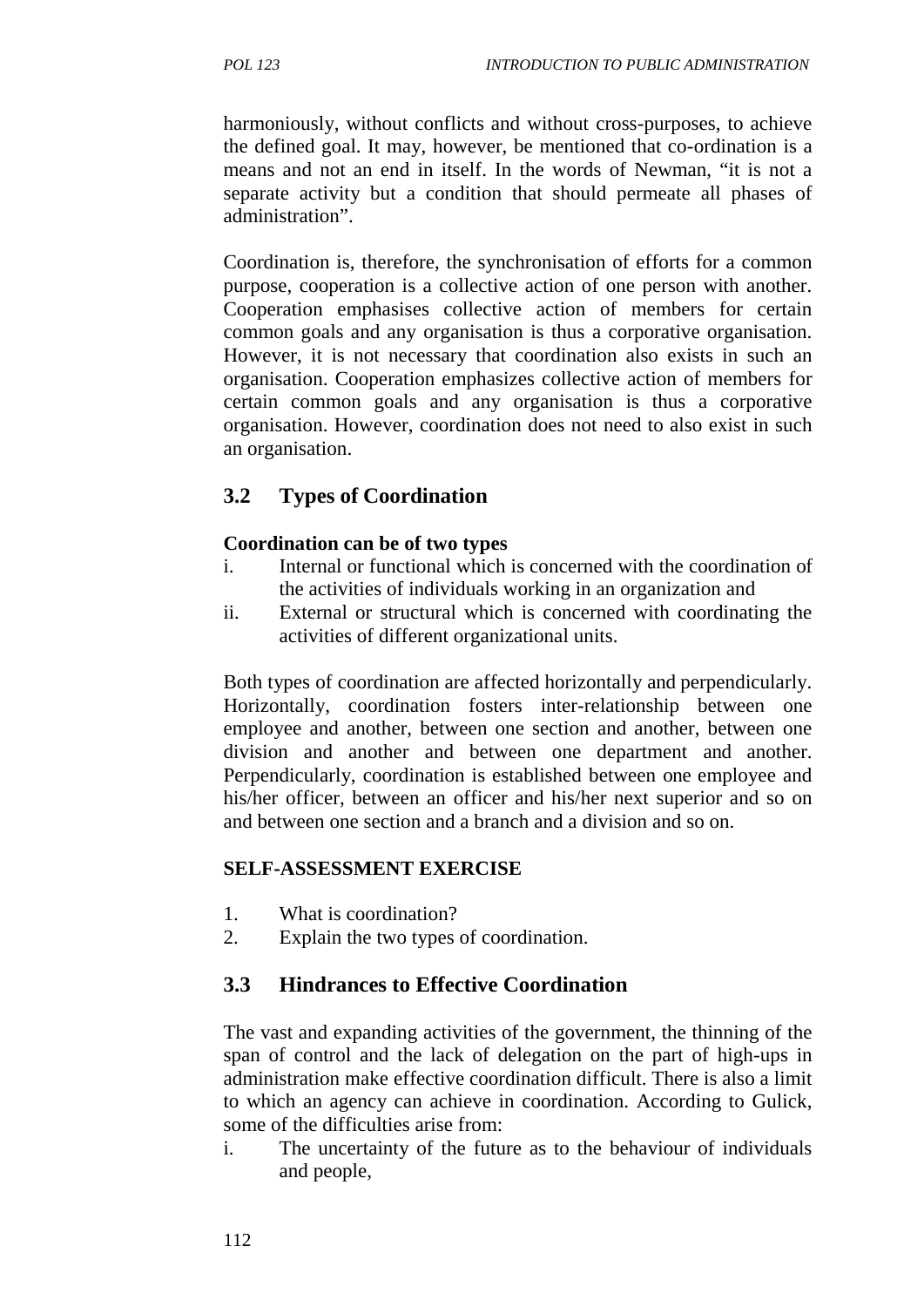harmoniously, without conflicts and without cross-purposes, to achieve the defined goal. It may, however, be mentioned that co-ordination is a means and not an end in itself. In the words of Newman, "it is not a separate activity but a condition that should permeate all phases of administration".

Coordination is, therefore, the synchronisation of efforts for a common purpose, cooperation is a collective action of one person with another. Cooperation emphasises collective action of members for certain common goals and any organisation is thus a corporative organisation. However, it is not necessary that coordination also exists in such an organisation. Cooperation emphasizes collective action of members for certain common goals and any organisation is thus a corporative organisation. However, coordination does not need to also exist in such an organisation.

## 3.2 Types of Coordination

**Coordination can be of two types**

i. Internal or functional which is concerned with the coordination of the activities of individuals working in an organization and
ii. External or structural which is concerned with coordinating the activities of different organizational units.

Both types of coordination are affected horizontally and perpendicularly. Horizontally, coordination fosters inter-relationship between one employee and another, between one section and another, between one division and another and between one department and another. Perpendicularly, coordination is established between one employee and his/her officer, between an officer and his/her next superior and so on and between one section and a branch and a division and so on.

**SELF-ASSESSMENT EXERCISE**

1. What is coordination?
2. Explain the two types of coordination.

## 3.3 Hindrances to Effective Coordination

The vast and expanding activities of the government, the thinning of the span of control and the lack of delegation on the part of high-ups in administration make effective coordination difficult. There is also a limit to which an agency can achieve in coordination. According to Gulick, some of the difficulties arise from:

i. The uncertainty of the future as to the behaviour of individuals and people,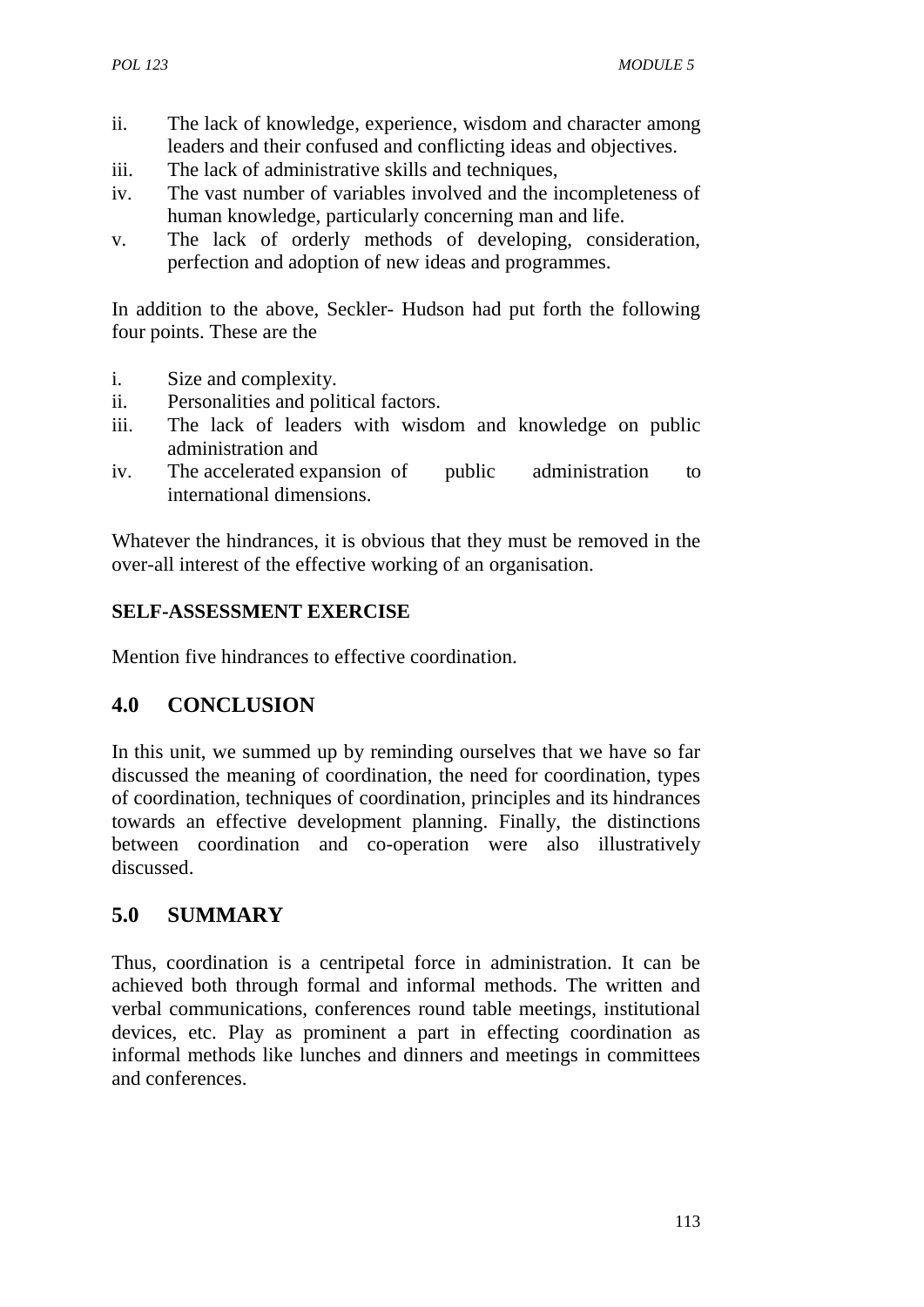ii. The lack of knowledge, experience, wisdom and character among leaders and their confused and conflicting ideas and objectives.
iii. The lack of administrative skills and techniques,
iv. The vast number of variables involved and the incompleteness of human knowledge, particularly concerning man and life.
v. The lack of orderly methods of developing, consideration, perfection and adoption of new ideas and programmes.

In addition to the above, Seckler- Hudson had put forth the following four points. These are the

i. Size and complexity.
ii. Personalities and political factors.
iii. The lack of leaders with wisdom and knowledge on public administration and
iv. The accelerated expansion of public administration to international dimensions.

Whatever the hindrances, it is obvious that they must be removed in the over-all interest of the effective working of an organisation.

**SELF-ASSESSMENT EXERCISE**

Mention five hindrances to effective coordination.

## 4.0 CONCLUSION

In this unit, we summed up by reminding ourselves that we have so far discussed the meaning of coordination, the need for coordination, types of coordination, techniques of coordination, principles and its hindrances towards an effective development planning. Finally, the distinctions between coordination and co-operation were also illustratively discussed.

## 5.0 SUMMARY

Thus, coordination is a centripetal force in administration. It can be achieved both through formal and informal methods. The written and verbal communications, conferences round table meetings, institutional devices, etc. Play as prominent a part in effecting coordination as informal methods like lunches and dinners and meetings in committees and conferences.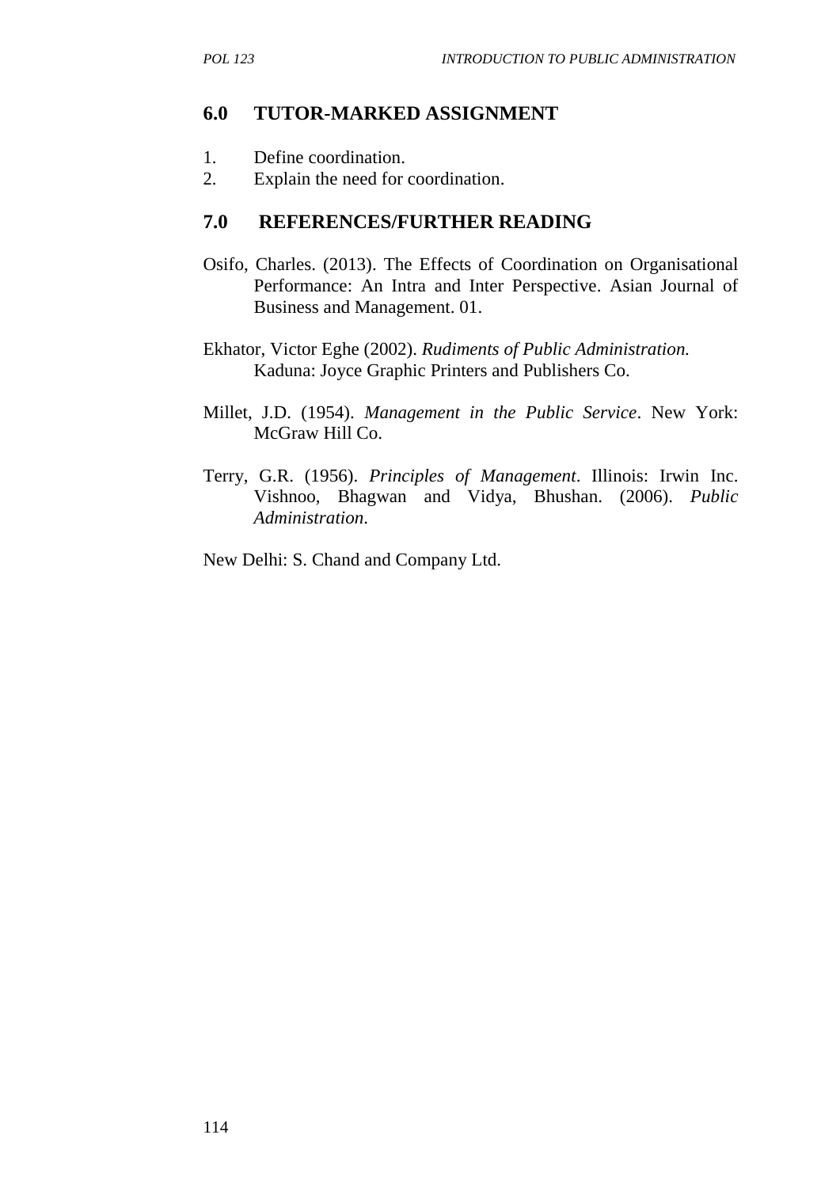## 6.0 TUTOR-MARKED ASSIGNMENT

1. Define coordination.
2. Explain the need for coordination.

## 7.0 REFERENCES/FURTHER READING

Osifo, Charles. (2013). The Effects of Coordination on Organisational Performance: An Intra and Inter Perspective. Asian Journal of Business and Management. 01.

Ekhator, Victor Eghe (2002). *Rudiments of Public Administration.* Kaduna: Joyce Graphic Printers and Publishers Co.

Millet, J.D. (1954). *Management in the Public Service*. New York: McGraw Hill Co.

Terry, G.R. (1956). *Principles of Management*. Illinois: Irwin Inc. Vishnoo, Bhagwan and Vidya, Bhushan. (2006). *Public Administration*.

New Delhi: S. Chand and Company Ltd.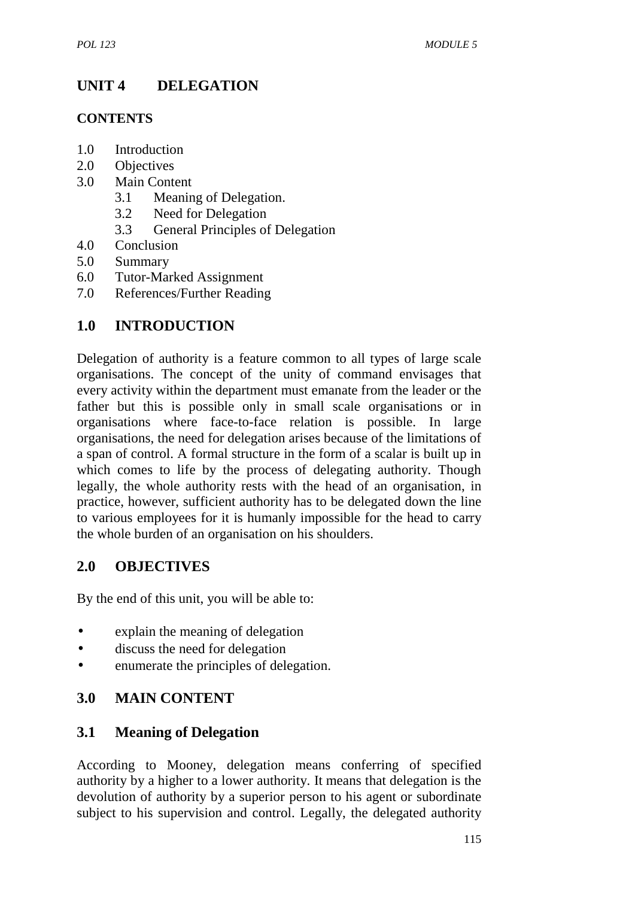# UNIT 4 DELEGATION

**CONTENTS**

1.0 Introduction
2.0 Objectives
3.0 Main Content
    3.1 Meaning of Delegation.
    3.2 Need for Delegation
    3.3 General Principles of Delegation
4.0 Conclusion
5.0 Summary
6.0 Tutor-Marked Assignment
7.0 References/Further Reading

## 1.0 INTRODUCTION

Delegation of authority is a feature common to all types of large scale organisations. The concept of the unity of command envisages that every activity within the department must emanate from the leader or the father but this is possible only in small scale organisations or in organisations where face-to-face relation is possible. In large organisations, the need for delegation arises because of the limitations of a span of control. A formal structure in the form of a scalar is built up in which comes to life by the process of delegating authority. Though legally, the whole authority rests with the head of an organisation, in practice, however, sufficient authority has to be delegated down the line to various employees for it is humanly impossible for the head to carry the whole burden of an organisation on his shoulders.

## 2.0 OBJECTIVES

By the end of this unit, you will be able to:

- explain the meaning of delegation
- discuss the need for delegation
- enumerate the principles of delegation.

## 3.0 MAIN CONTENT

### 3.1 Meaning of Delegation

According to Mooney, delegation means conferring of specified authority by a higher to a lower authority. It means that delegation is the devolution of authority by a superior person to his agent or subordinate subject to his supervision and control. Legally, the delegated authority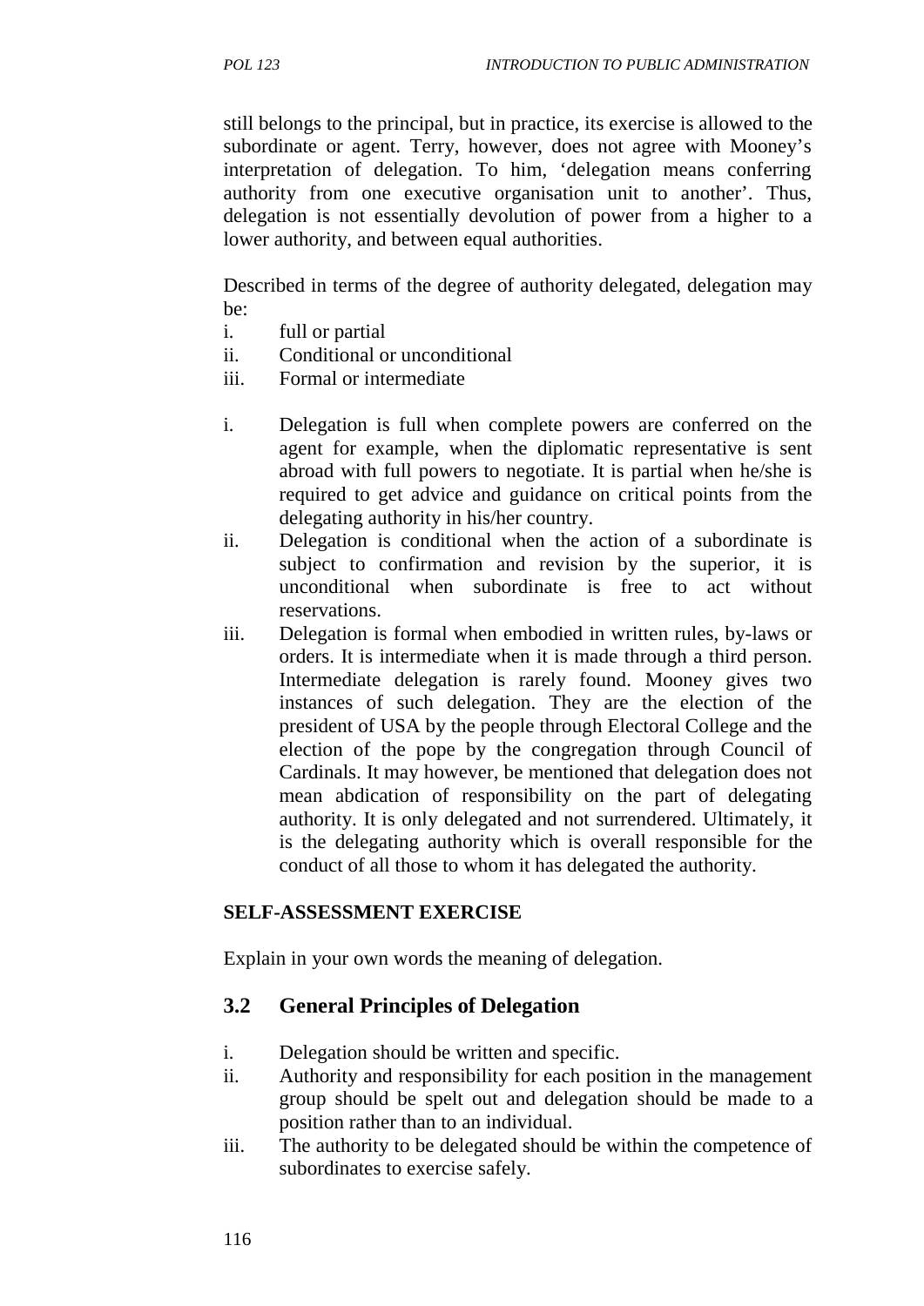still belongs to the principal, but in practice, its exercise is allowed to the subordinate or agent. Terry, however, does not agree with Mooney's interpretation of delegation. To him, 'delegation means conferring authority from one executive organisation unit to another'. Thus, delegation is not essentially devolution of power from a higher to a lower authority, and between equal authorities.

Described in terms of the degree of authority delegated, delegation may be:

i. full or partial
ii. Conditional or unconditional
iii. Formal or intermediate

i. Delegation is full when complete powers are conferred on the agent for example, when the diplomatic representative is sent abroad with full powers to negotiate. It is partial when he/she is required to get advice and guidance on critical points from the delegating authority in his/her country.
ii. Delegation is conditional when the action of a subordinate is subject to confirmation and revision by the superior, it is unconditional when subordinate is free to act without reservations.
iii. Delegation is formal when embodied in written rules, by-laws or orders. It is intermediate when it is made through a third person. Intermediate delegation is rarely found. Mooney gives two instances of such delegation. They are the election of the president of USA by the people through Electoral College and the election of the pope by the congregation through Council of Cardinals. It may however, be mentioned that delegation does not mean abdication of responsibility on the part of delegating authority. It is only delegated and not surrendered. Ultimately, it is the delegating authority which is overall responsible for the conduct of all those to whom it has delegated the authority.

**SELF-ASSESSMENT EXERCISE**

Explain in your own words the meaning of delegation.

## 3.2 General Principles of Delegation

i. Delegation should be written and specific.
ii. Authority and responsibility for each position in the management group should be spelt out and delegation should be made to a position rather than to an individual.
iii. The authority to be delegated should be within the competence of subordinates to exercise safely.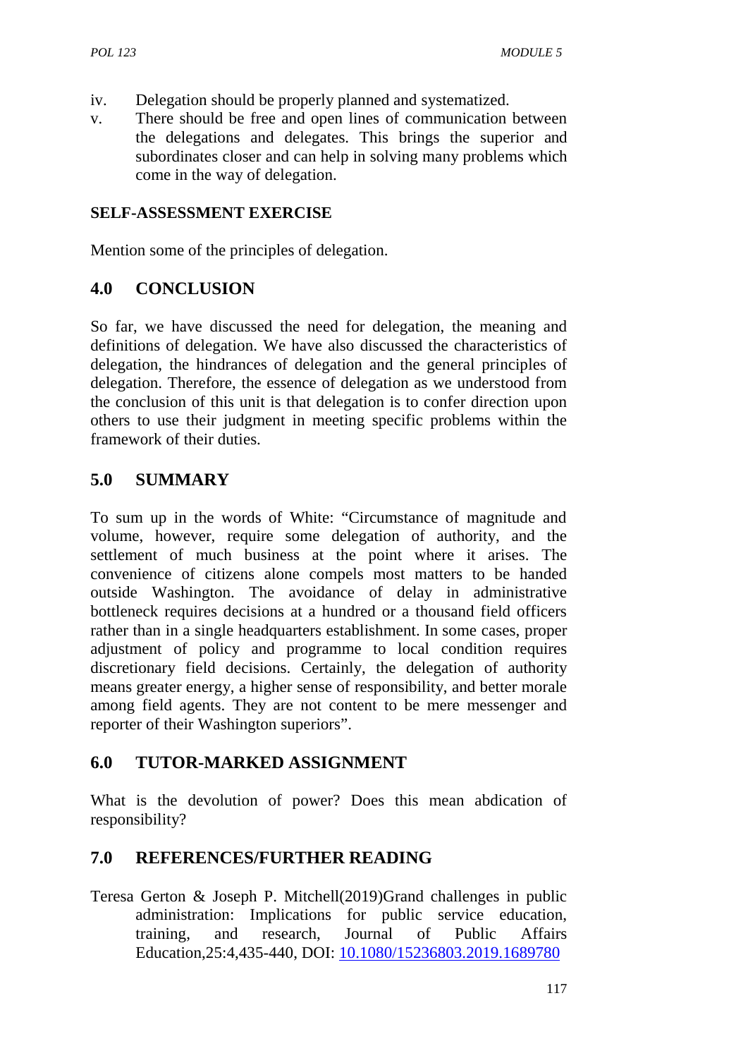iv. Delegation should be properly planned and systematized.
v. There should be free and open lines of communication between the delegations and delegates. This brings the superior and subordinates closer and can help in solving many problems which come in the way of delegation.

**SELF-ASSESSMENT EXERCISE**

Mention some of the principles of delegation.

## 4.0 CONCLUSION

So far, we have discussed the need for delegation, the meaning and definitions of delegation. We have also discussed the characteristics of delegation, the hindrances of delegation and the general principles of delegation. Therefore, the essence of delegation as we understood from the conclusion of this unit is that delegation is to confer direction upon others to use their judgment in meeting specific problems within the framework of their duties.

## 5.0 SUMMARY

To sum up in the words of White: "Circumstance of magnitude and volume, however, require some delegation of authority, and the settlement of much business at the point where it arises. The convenience of citizens alone compels most matters to be handed outside Washington. The avoidance of delay in administrative bottleneck requires decisions at a hundred or a thousand field officers rather than in a single headquarters establishment. In some cases, proper adjustment of policy and programme to local condition requires discretionary field decisions. Certainly, the delegation of authority means greater energy, a higher sense of responsibility, and better morale among field agents. They are not content to be mere messenger and reporter of their Washington superiors".

## 6.0 TUTOR-MARKED ASSIGNMENT

What is the devolution of power? Does this mean abdication of responsibility?

## 7.0 REFERENCES/FURTHER READING

Teresa Gerton & Joseph P. Mitchell(2019)Grand challenges in public administration: Implications for public service education, training, and research, Journal of Public Affairs Education,25:4,435-440, DOI: 10.1080/15236803.2019.1689780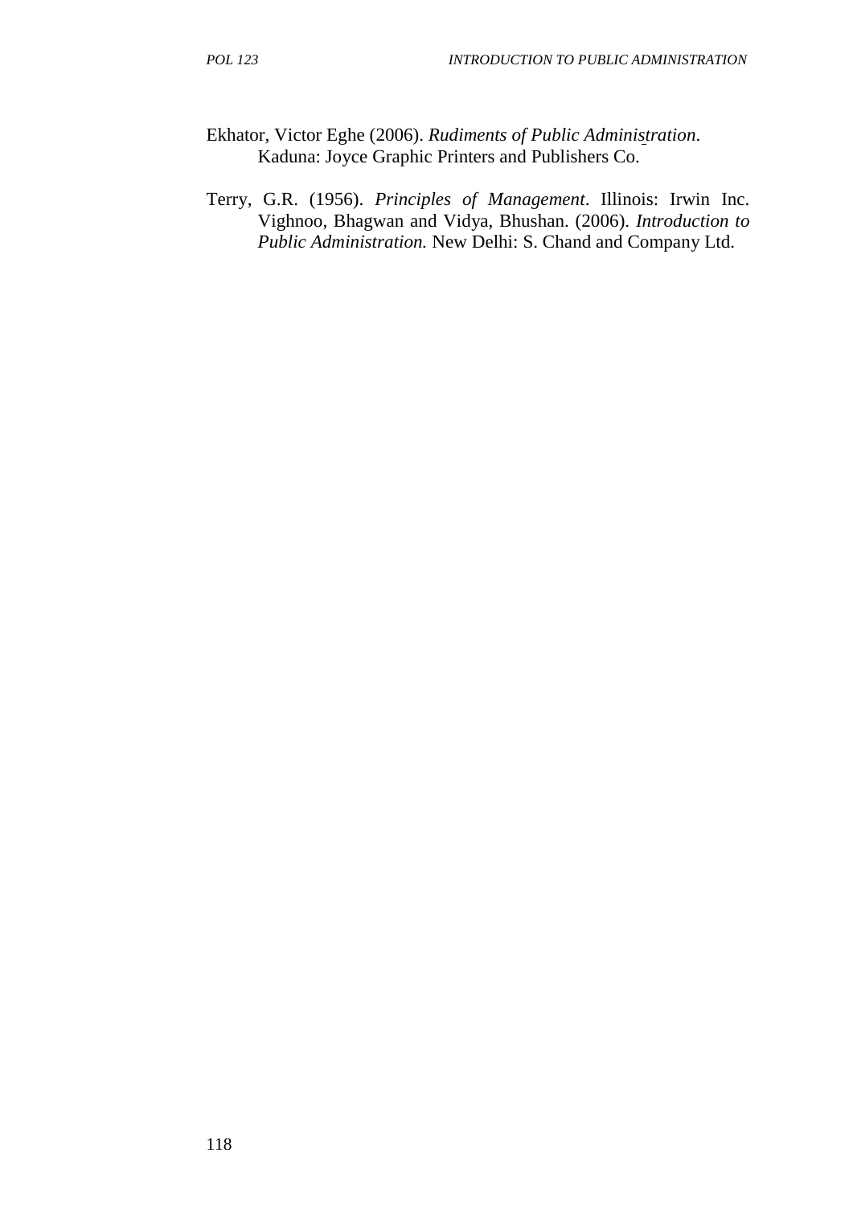Ekhator, Victor Eghe (2006). *Rudiments of Public Administration*. Kaduna: Joyce Graphic Printers and Publishers Co.

Terry, G.R. (1956). *Principles of Management*. Illinois: Irwin Inc. Vighnoo, Bhagwan and Vidya, Bhushan. (2006). *Introduction to Public Administration.* New Delhi: S. Chand and Company Ltd.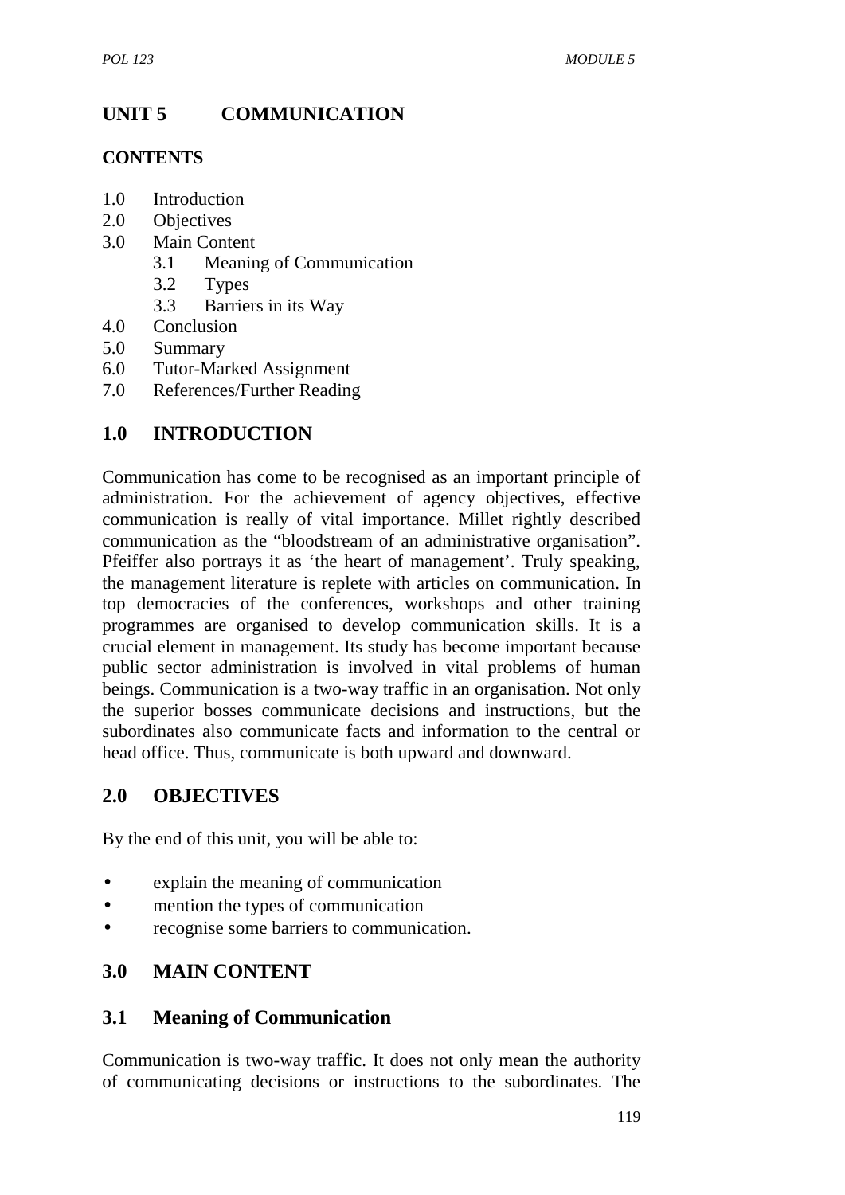# UNIT 5 COMMUNICATION

## CONTENTS

1.0 Introduction
2.0 Objectives
3.0 Main Content
 3.1 Meaning of Communication
 3.2 Types
 3.3 Barriers in its Way
4.0 Conclusion
5.0 Summary
6.0 Tutor-Marked Assignment
7.0 References/Further Reading

## 1.0 INTRODUCTION

Communication has come to be recognised as an important principle of administration. For the achievement of agency objectives, effective communication is really of vital importance. Millet rightly described communication as the "bloodstream of an administrative organisation". Pfeiffer also portrays it as 'the heart of management'. Truly speaking, the management literature is replete with articles on communication. In top democracies of the conferences, workshops and other training programmes are organised to develop communication skills. It is a crucial element in management. Its study has become important because public sector administration is involved in vital problems of human beings. Communication is a two-way traffic in an organisation. Not only the superior bosses communicate decisions and instructions, but the subordinates also communicate facts and information to the central or head office. Thus, communicate is both upward and downward.

## 2.0 OBJECTIVES

By the end of this unit, you will be able to:

- explain the meaning of communication
- mention the types of communication
- recognise some barriers to communication.

## 3.0 MAIN CONTENT

### 3.1 Meaning of Communication

Communication is two-way traffic. It does not only mean the authority of communicating decisions or instructions to the subordinates. The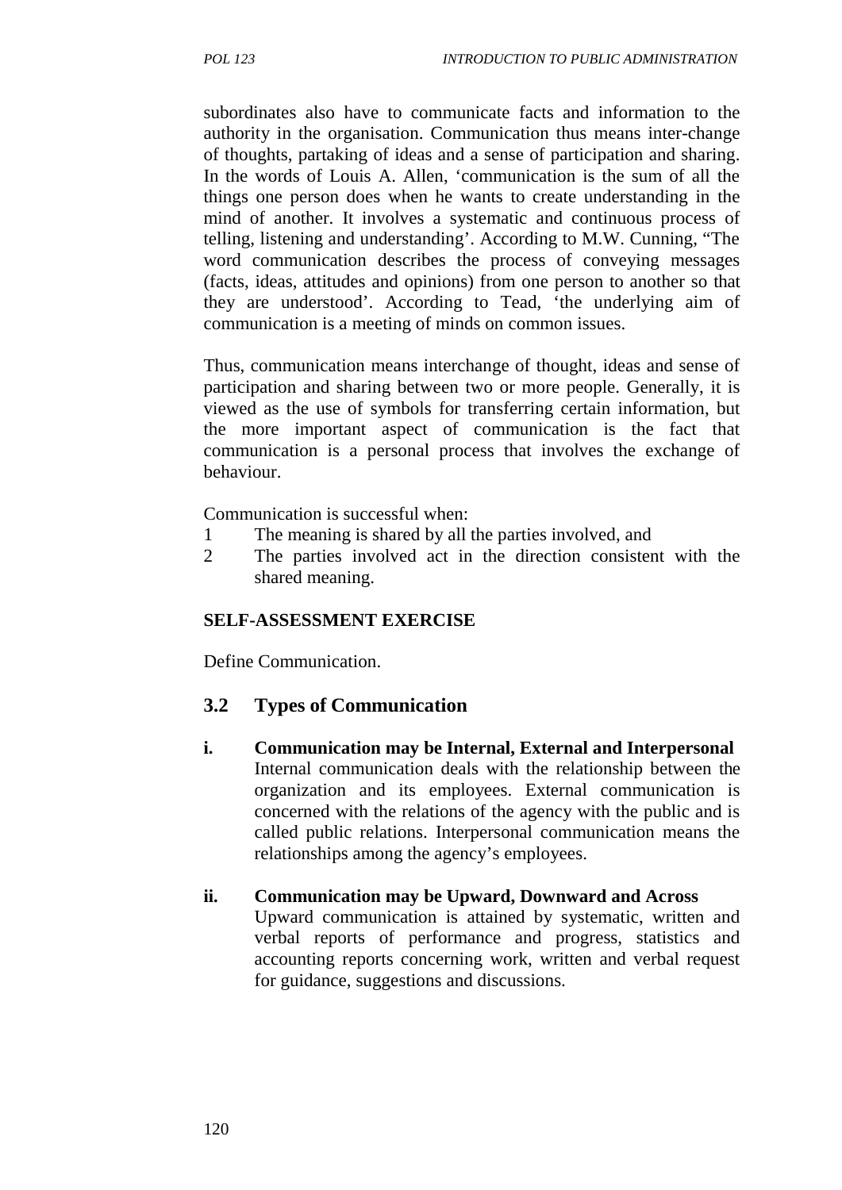subordinates also have to communicate facts and information to the authority in the organisation. Communication thus means inter-change of thoughts, partaking of ideas and a sense of participation and sharing. In the words of Louis A. Allen, 'communication is the sum of all the things one person does when he wants to create understanding in the mind of another. It involves a systematic and continuous process of telling, listening and understanding'. According to M.W. Cunning, "The word communication describes the process of conveying messages (facts, ideas, attitudes and opinions) from one person to another so that they are understood'. According to Tead, 'the underlying aim of communication is a meeting of minds on common issues.

Thus, communication means interchange of thought, ideas and sense of participation and sharing between two or more people. Generally, it is viewed as the use of symbols for transferring certain information, but the more important aspect of communication is the fact that communication is a personal process that involves the exchange of behaviour.

Communication is successful when:

1. The meaning is shared by all the parties involved, and
2. The parties involved act in the direction consistent with the shared meaning.

**SELF-ASSESSMENT EXERCISE**

Define Communication.

## 3.2 Types of Communication

**i. Communication may be Internal, External and Interpersonal**
Internal communication deals with the relationship between the organization and its employees. External communication is concerned with the relations of the agency with the public and is called public relations. Interpersonal communication means the relationships among the agency's employees.

**ii. Communication may be Upward, Downward and Across**
Upward communication is attained by systematic, written and verbal reports of performance and progress, statistics and accounting reports concerning work, written and verbal request for guidance, suggestions and discussions.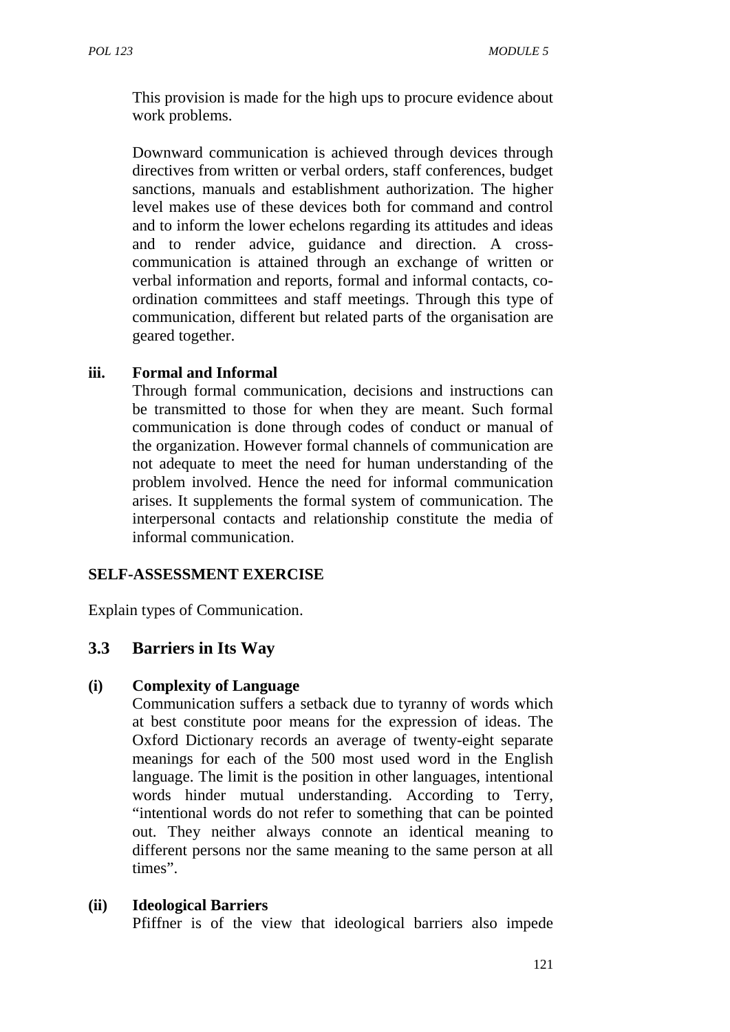This provision is made for the high ups to procure evidence about work problems.

Downward communication is achieved through devices through directives from written or verbal orders, staff conferences, budget sanctions, manuals and establishment authorization. The higher level makes use of these devices both for command and control and to inform the lower echelons regarding its attitudes and ideas and to render advice, guidance and direction. A cross-communication is attained through an exchange of written or verbal information and reports, formal and informal contacts, co-ordination committees and staff meetings. Through this type of communication, different but related parts of the organisation are geared together.

**iii. Formal and Informal**

Through formal communication, decisions and instructions can be transmitted to those for when they are meant. Such formal communication is done through codes of conduct or manual of the organization. However formal channels of communication are not adequate to meet the need for human understanding of the problem involved. Hence the need for informal communication arises. It supplements the formal system of communication. The interpersonal contacts and relationship constitute the media of informal communication.

**SELF-ASSESSMENT EXERCISE**

Explain types of Communication.

## 3.3 Barriers in Its Way

**(i) Complexity of Language**

Communication suffers a setback due to tyranny of words which at best constitute poor means for the expression of ideas. The Oxford Dictionary records an average of twenty-eight separate meanings for each of the 500 most used word in the English language. The limit is the position in other languages, intentional words hinder mutual understanding. According to Terry, "intentional words do not refer to something that can be pointed out. They neither always connote an identical meaning to different persons nor the same meaning to the same person at all times".

**(ii) Ideological Barriers**

Pfiffner is of the view that ideological barriers also impede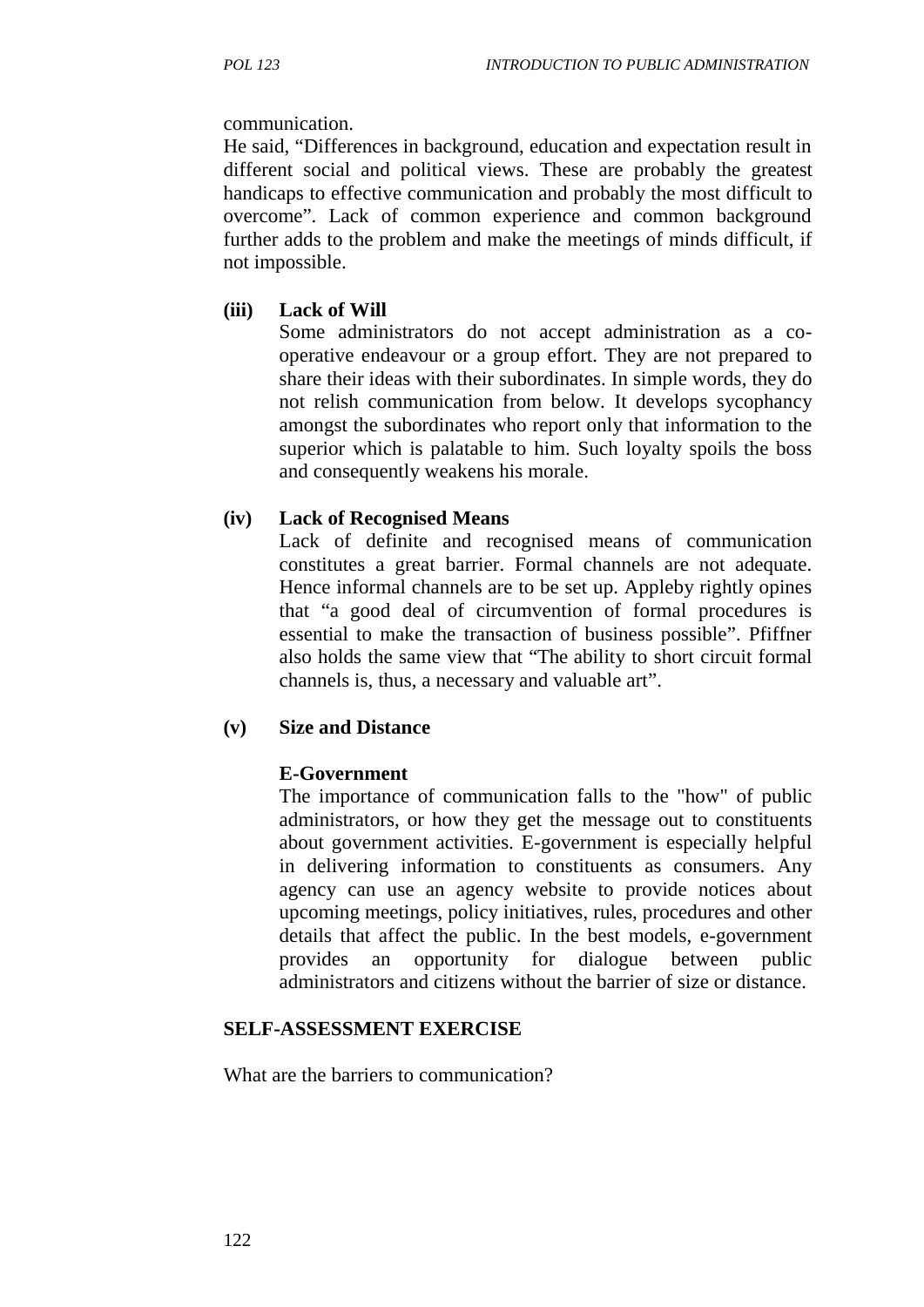communication.

He said, “Differences in background, education and expectation result in different social and political views. These are probably the greatest handicaps to effective communication and probably the most difficult to overcome”. Lack of common experience and common background further adds to the problem and make the meetings of minds difficult, if not impossible.

**(iii) Lack of Will**

Some administrators do not accept administration as a co-operative endeavour or a group effort. They are not prepared to share their ideas with their subordinates. In simple words, they do not relish communication from below. It develops sycophancy amongst the subordinates who report only that information to the superior which is palatable to him. Such loyalty spoils the boss and consequently weakens his morale.

**(iv) Lack of Recognised Means**

Lack of definite and recognised means of communication constitutes a great barrier. Formal channels are not adequate. Hence informal channels are to be set up. Appleby rightly opines that “a good deal of circumvention of formal procedures is essential to make the transaction of business possible”. Pfiffner also holds the same view that “The ability to short circuit formal channels is, thus, a necessary and valuable art”.

**(v) Size and Distance**

**E-Government**

The importance of communication falls to the "how" of public administrators, or how they get the message out to constituents about government activities. E-government is especially helpful in delivering information to constituents as consumers. Any agency can use an agency website to provide notices about upcoming meetings, policy initiatives, rules, procedures and other details that affect the public. In the best models, e-government provides an opportunity for dialogue between public administrators and citizens without the barrier of size or distance.

**SELF-ASSESSMENT EXERCISE**

What are the barriers to communication?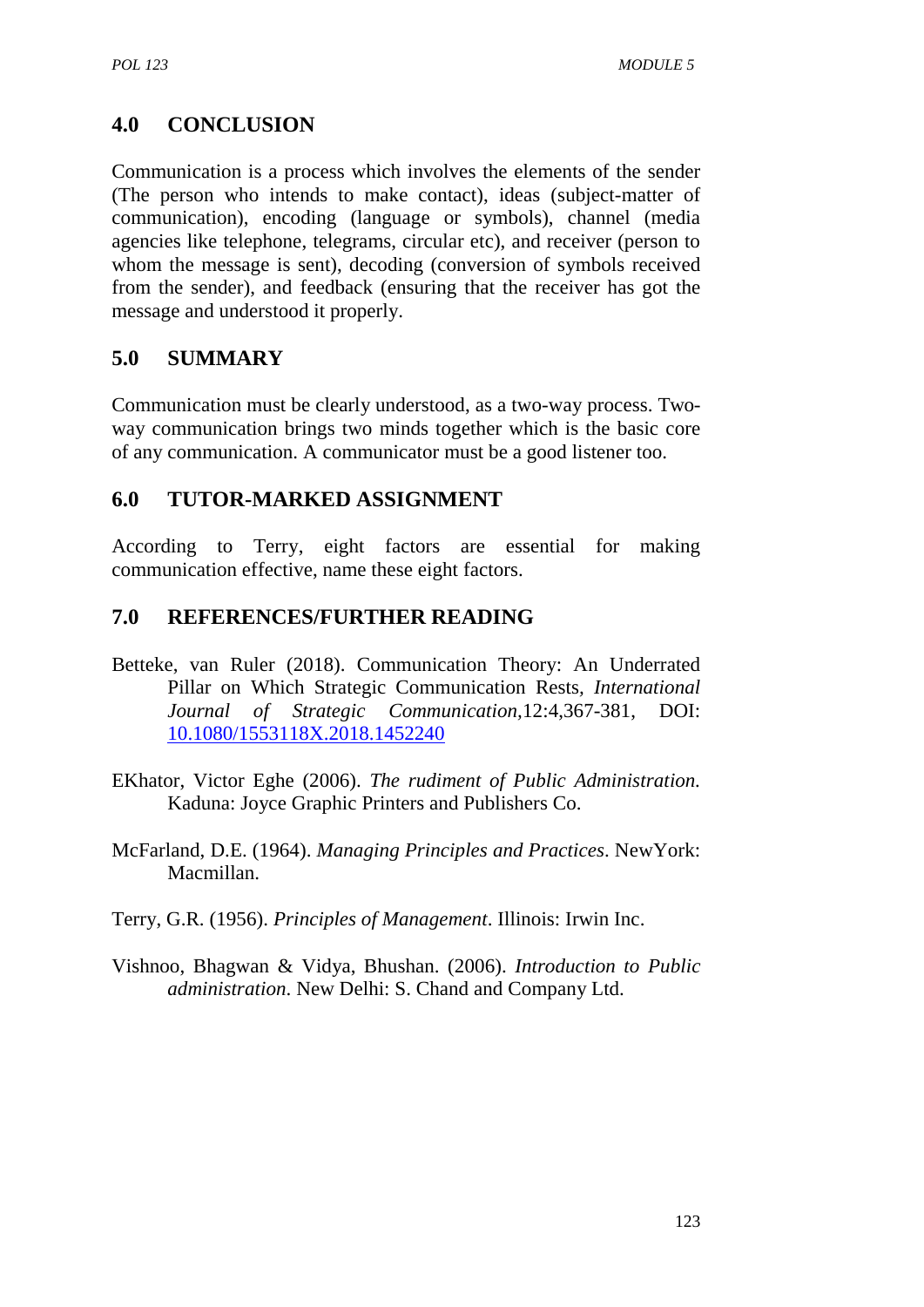## 4.0 CONCLUSION

Communication is a process which involves the elements of the sender (The person who intends to make contact), ideas (subject-matter of communication), encoding (language or symbols), channel (media agencies like telephone, telegrams, circular etc), and receiver (person to whom the message is sent), decoding (conversion of symbols received from the sender), and feedback (ensuring that the receiver has got the message and understood it properly.

## 5.0 SUMMARY

Communication must be clearly understood, as a two-way process. Two-way communication brings two minds together which is the basic core of any communication. A communicator must be a good listener too.

## 6.0 TUTOR-MARKED ASSIGNMENT

According to Terry, eight factors are essential for making communication effective, name these eight factors.

## 7.0 REFERENCES/FURTHER READING

Betteke, van Ruler (2018). Communication Theory: An Underrated Pillar on Which Strategic Communication Rests, *International Journal of Strategic Communication*,12:4,367-381, DOI: [10.1080/1553118X.2018.1452240](https://doi.org/10.1080/1553118X.2018.1452240)

EKhator, Victor Eghe (2006). *The rudiment of Public Administration*. Kaduna: Joyce Graphic Printers and Publishers Co.

McFarland, D.E. (1964). *Managing Principles and Practices*. NewYork: Macmillan.

Terry, G.R. (1956). *Principles of Management*. Illinois: Irwin Inc.

Vishnoo, Bhagwan & Vidya, Bhushan. (2006). *Introduction to Public administration*. New Delhi: S. Chand and Company Ltd.